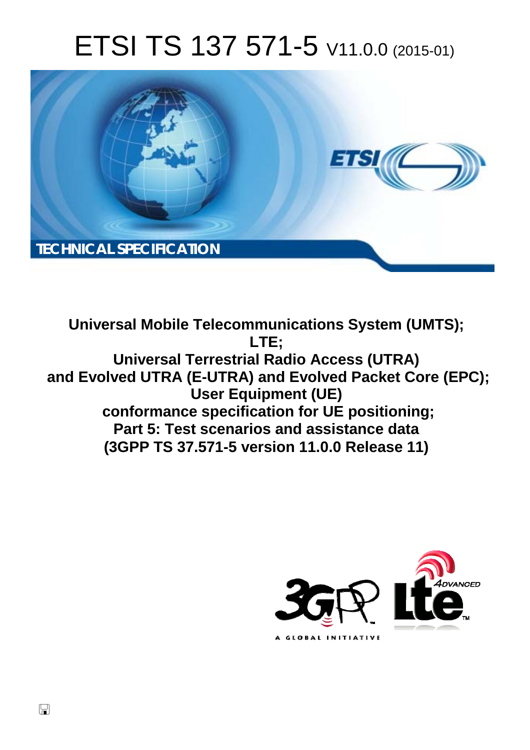# ETSI TS 137 571-5 V11.0.0 (2015-01)

TECHNICAL SPECIFICATION

**Universal Mobile Telecommunications System (UMTS);**
**LTE;**
**Universal Terrestrial Radio Access (UTRA)**
**and Evolved UTRA (E-UTRA) and Evolved Packet Core (EPC);**
**User Equipment (UE)**
**conformance specification for UE positioning;**
**Part 5: Test scenarios and assistance data**
**(3GPP TS 37.571-5 version 11.0.0 Release 11)**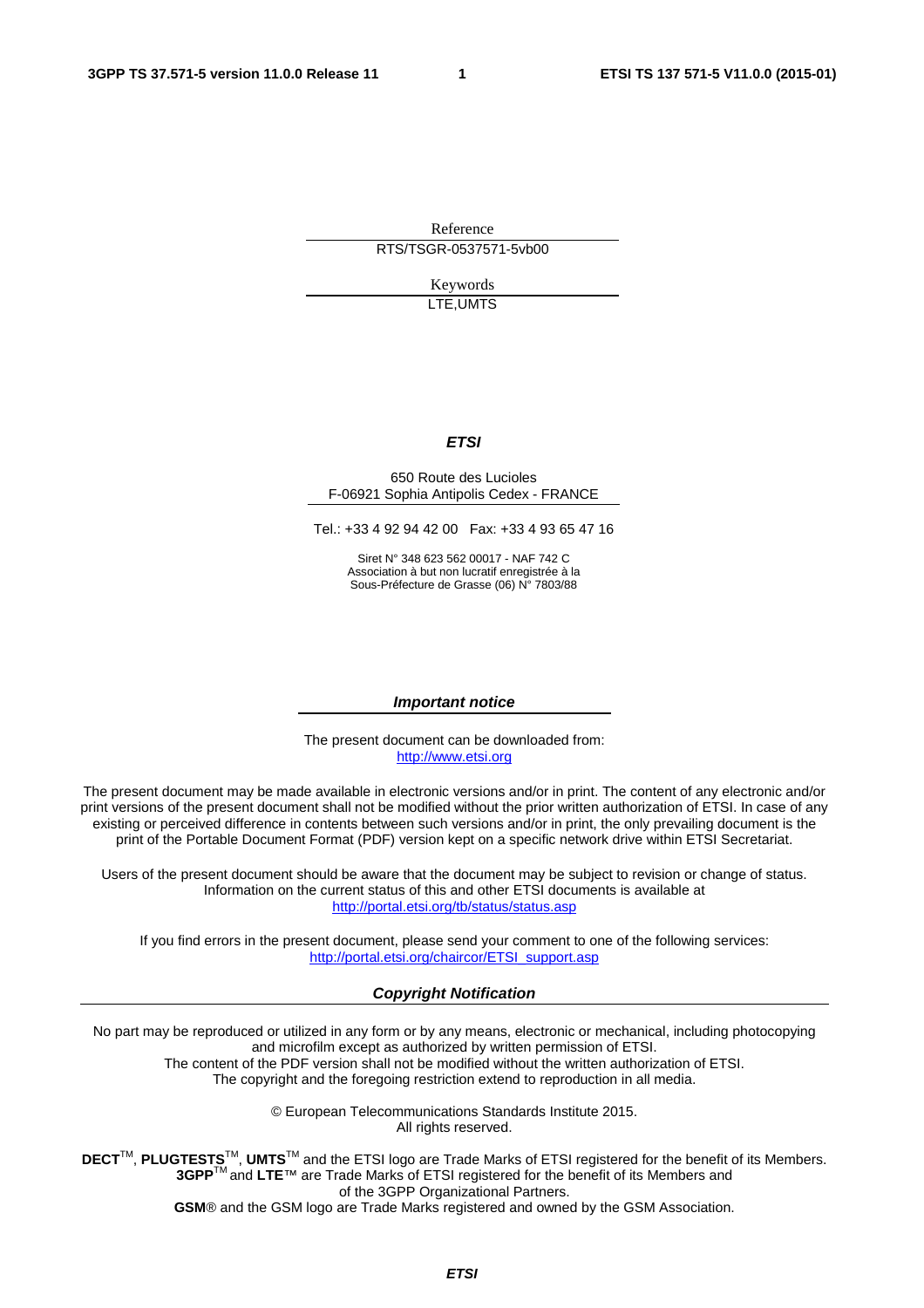Reference

RTS/TSGR-0537571-5vb00

Keywords

LTE,UMTS

***ETSI***

650 Route des Lucioles
F-06921 Sophia Antipolis Cedex - FRANCE

Tel.: +33 4 92 94 42 00 Fax: +33 4 93 65 47 16

Siret N° 348 623 562 00017 - NAF 742 C
Association à but non lucratif enregistrée à la
Sous-Préfecture de Grasse (06) N° 7803/88

***Important notice***

The present document can be downloaded from:
http://www.etsi.org

The present document may be made available in electronic versions and/or in print. The content of any electronic and/or print versions of the present document shall not be modified without the prior written authorization of ETSI. In case of any existing or perceived difference in contents between such versions and/or in print, the only prevailing document is the print of the Portable Document Format (PDF) version kept on a specific network drive within ETSI Secretariat.

Users of the present document should be aware that the document may be subject to revision or change of status. Information on the current status of this and other ETSI documents is available at
http://portal.etsi.org/tb/status/status.asp

If you find errors in the present document, please send your comment to one of the following services:
http://portal.etsi.org/chaircor/ETSI_support.asp

***Copyright Notification***

No part may be reproduced or utilized in any form or by any means, electronic or mechanical, including photocopying and microfilm except as authorized by written permission of ETSI.
The content of the PDF version shall not be modified without the written authorization of ETSI.
The copyright and the foregoing restriction extend to reproduction in all media.

© European Telecommunications Standards Institute 2015.
All rights reserved.

**DECT**™, **PLUGTESTS**™, **UMTS**™ and the ETSI logo are Trade Marks of ETSI registered for the benefit of its Members.
**3GPP**™ and **LTE**™ are Trade Marks of ETSI registered for the benefit of its Members and of the 3GPP Organizational Partners.
**GSM**® and the GSM logo are Trade Marks registered and owned by the GSM Association.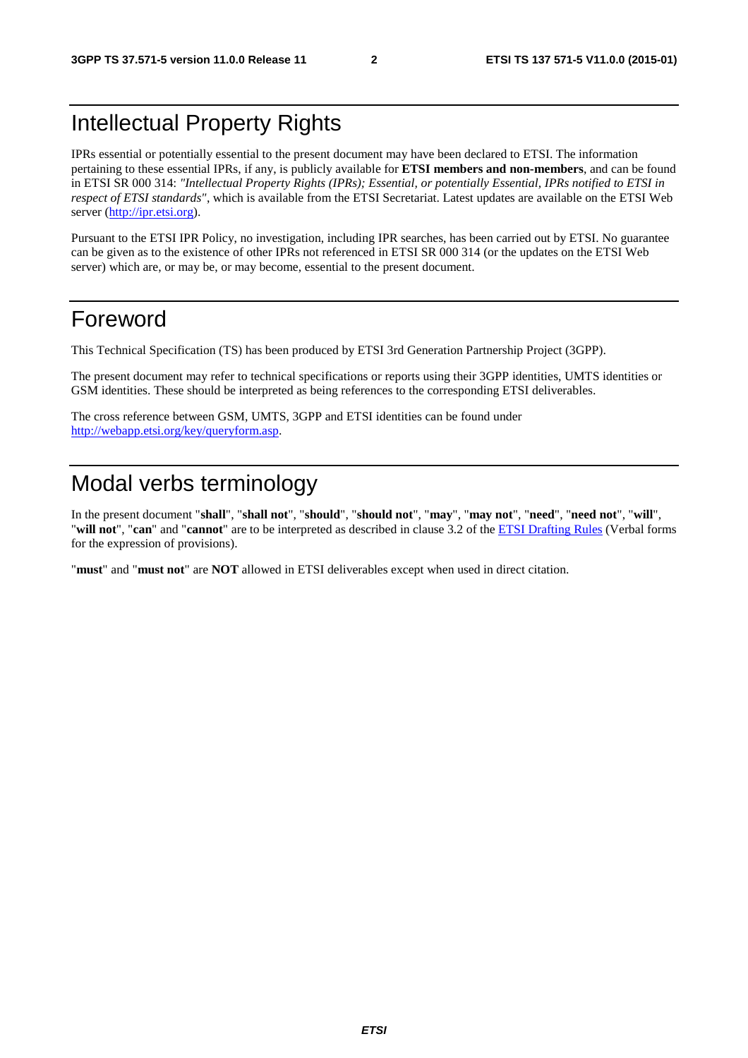# Intellectual Property Rights

IPRs essential or potentially essential to the present document may have been declared to ETSI. The information pertaining to these essential IPRs, if any, is publicly available for **ETSI members and non-members**, and can be found in ETSI SR 000 314: *"Intellectual Property Rights (IPRs); Essential, or potentially Essential, IPRs notified to ETSI in respect of ETSI standards"*, which is available from the ETSI Secretariat. Latest updates are available on the ETSI Web server (http://ipr.etsi.org).

Pursuant to the ETSI IPR Policy, no investigation, including IPR searches, has been carried out by ETSI. No guarantee can be given as to the existence of other IPRs not referenced in ETSI SR 000 314 (or the updates on the ETSI Web server) which are, or may be, or may become, essential to the present document.

# Foreword

This Technical Specification (TS) has been produced by ETSI 3rd Generation Partnership Project (3GPP).

The present document may refer to technical specifications or reports using their 3GPP identities, UMTS identities or GSM identities. These should be interpreted as being references to the corresponding ETSI deliverables.

The cross reference between GSM, UMTS, 3GPP and ETSI identities can be found under http://webapp.etsi.org/key/queryform.asp.

# Modal verbs terminology

In the present document "**shall**", "**shall not**", "**should**", "**should not**", "**may**", "**may not**", "**need**", "**need not**", "**will**", "**will not**", "**can**" and "**cannot**" are to be interpreted as described in clause 3.2 of the ETSI Drafting Rules (Verbal forms for the expression of provisions).

"**must**" and "**must not**" are **NOT** allowed in ETSI deliverables except when used in direct citation.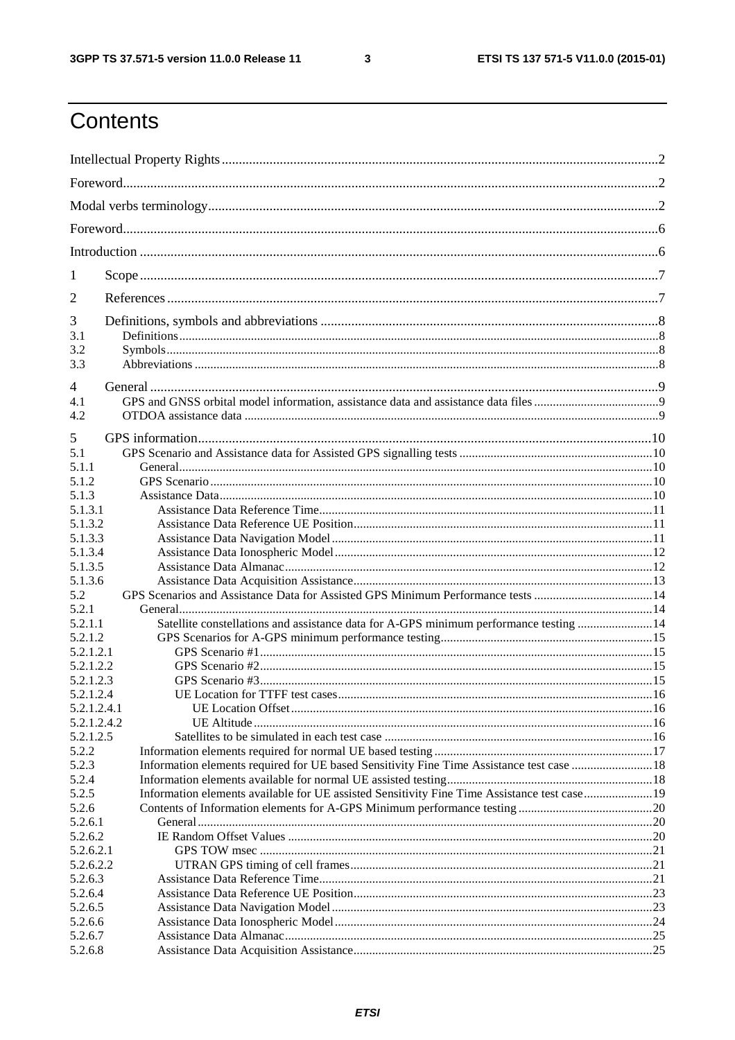# Contents

Intellectual Property Rights ..... 2

Foreword ..... 2

Modal verbs terminology ..... 2

Foreword ..... 6

Introduction ..... 6

1 Scope ..... 7

2 References ..... 7

3 Definitions, symbols and abbreviations ..... 8

3.1 Definitions ..... 8

3.2 Symbols ..... 8

3.3 Abbreviations ..... 8

4 General ..... 9

4.1 GPS and GNSS orbital model information, assistance data and assistance data files ..... 9

4.2 OTDOA assistance data ..... 9

5 GPS information ..... 10

5.1 GPS Scenario and Assistance data for Assisted GPS signalling tests ..... 10

5.1.1 General ..... 10

5.1.2 GPS Scenario ..... 10

5.1.3 Assistance Data ..... 10

5.1.3.1 Assistance Data Reference Time ..... 11

5.1.3.2 Assistance Data Reference UE Position ..... 11

5.1.3.3 Assistance Data Navigation Model ..... 11

5.1.3.4 Assistance Data Ionospheric Model ..... 12

5.1.3.5 Assistance Data Almanac ..... 12

5.1.3.6 Assistance Data Acquisition Assistance ..... 13

5.2 GPS Scenarios and Assistance Data for Assisted GPS Minimum Performance tests ..... 14

5.2.1 General ..... 14

5.2.1.1 Satellite constellations and assistance data for A-GPS minimum performance testing ..... 14

5.2.1.2 GPS Scenarios for A-GPS minimum performance testing ..... 15

5.2.1.2.1 GPS Scenario #1 ..... 15

5.2.1.2.2 GPS Scenario #2 ..... 15

5.2.1.2.3 GPS Scenario #3 ..... 15

5.2.1.2.4 UE Location for TTFF test cases ..... 16

5.2.1.2.4.1 UE Location Offset ..... 16

5.2.1.2.4.2 UE Altitude ..... 16

5.2.1.2.5 Satellites to be simulated in each test case ..... 16

5.2.2 Information elements required for normal UE based testing ..... 17

5.2.3 Information elements required for UE based Sensitivity Fine Time Assistance test case ..... 18

5.2.4 Information elements available for normal UE assisted testing ..... 18

5.2.5 Information elements available for UE assisted Sensitivity Fine Time Assistance test case ..... 19

5.2.6 Contents of Information elements for A-GPS Minimum performance testing ..... 20

5.2.6.1 General ..... 20

5.2.6.2 IE Random Offset Values ..... 20

5.2.6.2.1 GPS TOW msec ..... 21

5.2.6.2.2 UTRAN GPS timing of cell frames ..... 21

5.2.6.3 Assistance Data Reference Time ..... 21

5.2.6.4 Assistance Data Reference Position ..... 23

5.2.6.5 Assistance Data Navigation Model ..... 23

5.2.6.6 Assistance Data Ionospheric Model ..... 24

5.2.6.7 Assistance Data Almanac ..... 25

5.2.6.8 Assistance Data Acquisition Assistance ..... 25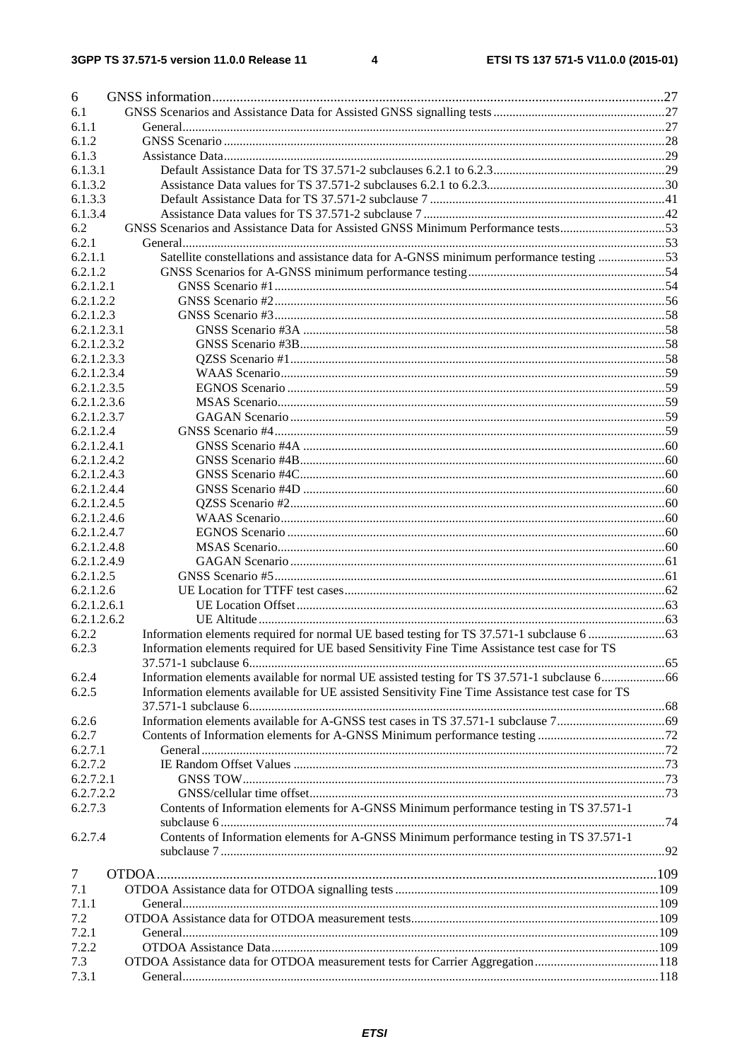6 GNSS information ....27
6.1 GNSS Scenarios and Assistance Data for Assisted GNSS signalling tests ....27
6.1.1 General ....27
6.1.2 GNSS Scenario ....28
6.1.3 Assistance Data ....29
6.1.3.1 Default Assistance Data for TS 37.571-2 subclauses 6.2.1 to 6.2.3 ....29
6.1.3.2 Assistance Data values for TS 37.571-2 subclauses 6.2.1 to 6.2.3 ....30
6.1.3.3 Default Assistance Data for TS 37.571-2 subclause 7 ....41
6.1.3.4 Assistance Data values for TS 37.571-2 subclause 7 ....42
6.2 GNSS Scenarios and Assistance Data for Assisted GNSS Minimum Performance tests ....53
6.2.1 General ....53
6.2.1.1 Satellite constellations and assistance data for A-GNSS minimum performance testing ....53
6.2.1.2 GNSS Scenarios for A-GNSS minimum performance testing ....54
6.2.1.2.1 GNSS Scenario #1 ....54
6.2.1.2.2 GNSS Scenario #2 ....56
6.2.1.2.3 GNSS Scenario #3 ....58
6.2.1.2.3.1 GNSS Scenario #3A ....58
6.2.1.2.3.2 GNSS Scenario #3B ....58
6.2.1.2.3.3 QZSS Scenario #1 ....58
6.2.1.2.3.4 WAAS Scenario ....59
6.2.1.2.3.5 EGNOS Scenario ....59
6.2.1.2.3.6 MSAS Scenario ....59
6.2.1.2.3.7 GAGAN Scenario ....59
6.2.1.2.4 GNSS Scenario #4 ....59
6.2.1.2.4.1 GNSS Scenario #4A ....60
6.2.1.2.4.2 GNSS Scenario #4B ....60
6.2.1.2.4.3 GNSS Scenario #4C ....60
6.2.1.2.4.4 GNSS Scenario #4D ....60
6.2.1.2.4.5 QZSS Scenario #2 ....60
6.2.1.2.4.6 WAAS Scenario ....60
6.2.1.2.4.7 EGNOS Scenario ....60
6.2.1.2.4.8 MSAS Scenario ....60
6.2.1.2.4.9 GAGAN Scenario ....61
6.2.1.2.5 GNSS Scenario #5 ....61
6.2.1.2.6 UE Location for TTFF cases ....62
6.2.1.2.6.1 UE Location Offset ....63
6.2.1.2.6.2 UE Altitude ....63
6.2.2 Information elements required for normal UE based testing for TS 37.571-1 subclause 6 ....63
6.2.3 Information elements required for UE based Sensitivity Fine Time Assistance test case for TS 37.571-1 subclause 6 ....65
6.2.4 Information elements available for normal UE assisted testing for TS 37.571-1 subclause 6 ....66
6.2.5 Information elements available for UE assisted Sensitivity Fine Time Assistance test case for TS 37.571-1 subclause 6 ....68
6.2.6 Information elements available for A-GNSS test cases in TS 37.571-1 subclause 7 ....69
6.2.7 Contents of Information elements for A-GNSS Minimum performance testing ....72
6.2.7.1 General ....72
6.2.7.2 IE Random Offset Values ....73
6.2.7.2.1 GNSS TOW ....73
6.2.7.2.2 GNSS/cellular time offset ....73
6.2.7.3 Contents of Information elements for A-GNSS Minimum performance testing in TS 37.571-1 subclause 6 ....74
6.2.7.4 Contents of Information elements for A-GNSS Minimum performance testing in TS 37.571-1 subclause 7 ....92

7 OTDOA ....109
7.1 OTDOA Assistance data for OTDOA signalling tests ....109
7.1.1 General ....109
7.2 OTDOA Assistance data for OTDOA measurement tests ....109
7.2.1 General ....109
7.2.2 OTDOA Assistance Data ....109
7.3 OTDOA Assistance data for OTDOA measurement tests for Carrier Aggregation ....118
7.3.1 General ....118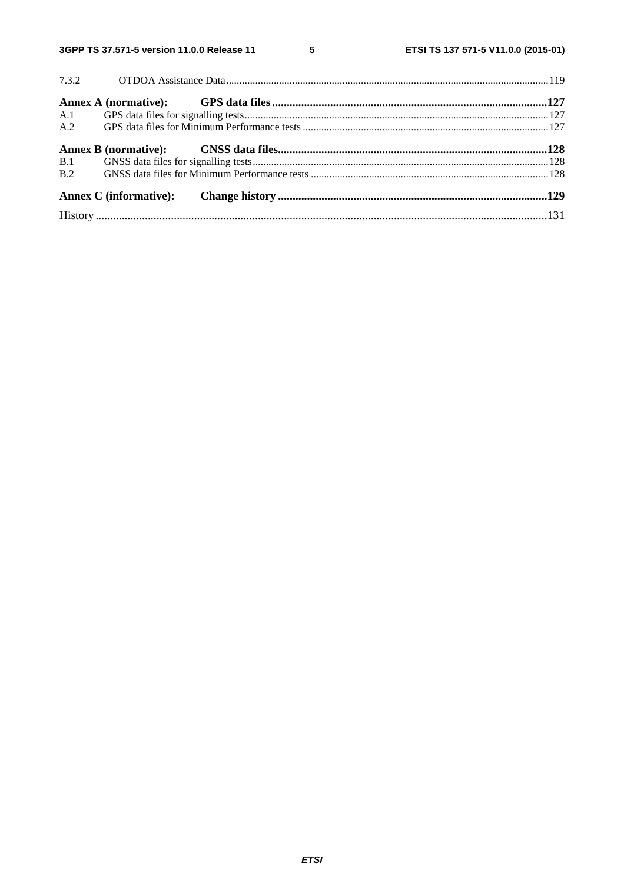7.3.2 OTDOA Assistance Data ... 119

**Annex A (normative): GPS data files ... 127**

A.1 GPS data files for signalling tests ... 127

A.2 GPS data files for Minimum Performance tests ... 127

**Annex B (normative): GNSS data files ... 128**

B.1 GNSS data files for signalling tests ... 128

B.2 GNSS data files for Minimum Performance tests ... 128

**Annex C (informative): Change history ... 129**

History ... 131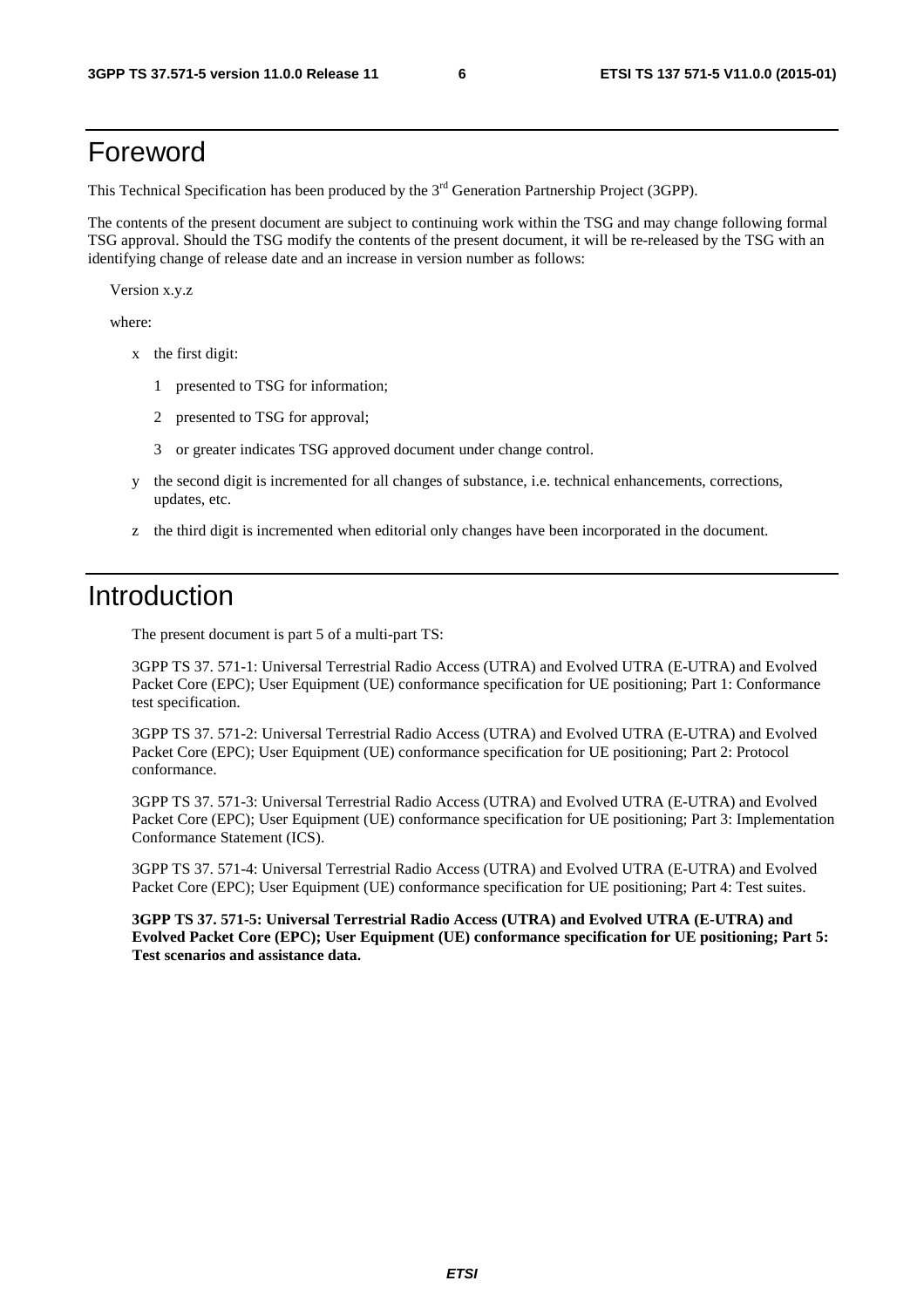# Foreword

This Technical Specification has been produced by the 3rd Generation Partnership Project (3GPP).

The contents of the present document are subject to continuing work within the TSG and may change following formal TSG approval. Should the TSG modify the contents of the present document, it will be re-released by the TSG with an identifying change of release date and an increase in version number as follows:

Version x.y.z

where:

- x the first digit:
  - 1 presented to TSG for information;
  - 2 presented to TSG for approval;
  - 3 or greater indicates TSG approved document under change control.
- y the second digit is incremented for all changes of substance, i.e. technical enhancements, corrections, updates, etc.
- z the third digit is incremented when editorial only changes have been incorporated in the document.

# Introduction

The present document is part 5 of a multi-part TS:

3GPP TS 37. 571-1: Universal Terrestrial Radio Access (UTRA) and Evolved UTRA (E-UTRA) and Evolved Packet Core (EPC); User Equipment (UE) conformance specification for UE positioning; Part 1: Conformance test specification.

3GPP TS 37. 571-2: Universal Terrestrial Radio Access (UTRA) and Evolved UTRA (E-UTRA) and Evolved Packet Core (EPC); User Equipment (UE) conformance specification for UE positioning; Part 2: Protocol conformance.

3GPP TS 37. 571-3: Universal Terrestrial Radio Access (UTRA) and Evolved UTRA (E-UTRA) and Evolved Packet Core (EPC); User Equipment (UE) conformance specification for UE positioning; Part 3: Implementation Conformance Statement (ICS).

3GPP TS 37. 571-4: Universal Terrestrial Radio Access (UTRA) and Evolved UTRA (E-UTRA) and Evolved Packet Core (EPC); User Equipment (UE) conformance specification for UE positioning; Part 4: Test suites.

**3GPP TS 37. 571-5: Universal Terrestrial Radio Access (UTRA) and Evolved UTRA (E-UTRA) and Evolved Packet Core (EPC); User Equipment (UE) conformance specification for UE positioning; Part 5: Test scenarios and assistance data.**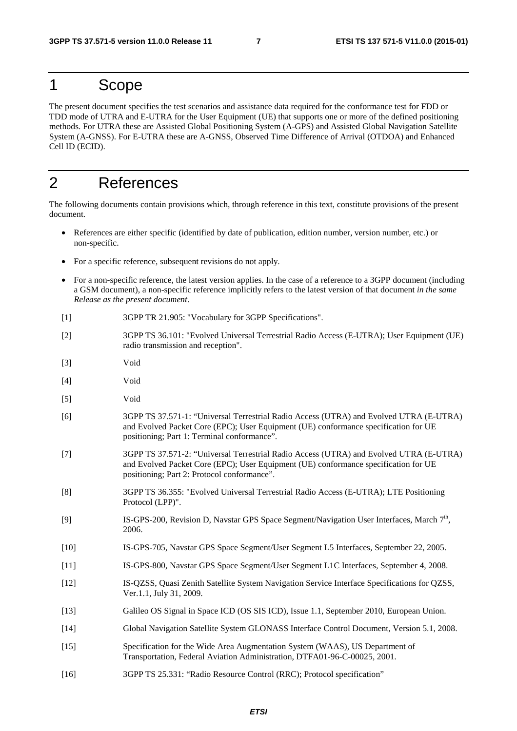# 1 Scope

The present document specifies the test scenarios and assistance data required for the conformance test for FDD or TDD mode of UTRA and E-UTRA for the User Equipment (UE) that supports one or more of the defined positioning methods. For UTRA these are Assisted Global Positioning System (A-GPS) and Assisted Global Navigation Satellite System (A-GNSS). For E-UTRA these are A-GNSS, Observed Time Difference of Arrival (OTDOA) and Enhanced Cell ID (ECID).

# 2 References

The following documents contain provisions which, through reference in this text, constitute provisions of the present document.

- References are either specific (identified by date of publication, edition number, version number, etc.) or non-specific.
- For a specific reference, subsequent revisions do not apply.
- For a non-specific reference, the latest version applies. In the case of a reference to a 3GPP document (including a GSM document), a non-specific reference implicitly refers to the latest version of that document *in the same Release as the present document*.

[1] 3GPP TR 21.905: "Vocabulary for 3GPP Specifications".

[2] 3GPP TS 36.101: "Evolved Universal Terrestrial Radio Access (E-UTRA); User Equipment (UE) radio transmission and reception".

[3] Void

[4] Void

[5] Void

[6] 3GPP TS 37.571-1: "Universal Terrestrial Radio Access (UTRA) and Evolved UTRA (E-UTRA) and Evolved Packet Core (EPC); User Equipment (UE) conformance specification for UE positioning; Part 1: Terminal conformance".

[7] 3GPP TS 37.571-2: "Universal Terrestrial Radio Access (UTRA) and Evolved UTRA (E-UTRA) and Evolved Packet Core (EPC); User Equipment (UE) conformance specification for UE positioning; Part 2: Protocol conformance".

[8] 3GPP TS 36.355: "Evolved Universal Terrestrial Radio Access (E-UTRA); LTE Positioning Protocol (LPP)".

[9] IS-GPS-200, Revision D, Navstar GPS Space Segment/Navigation User Interfaces, March 7th, 2006.

[10] IS-GPS-705, Navstar GPS Space Segment/User Segment L5 Interfaces, September 22, 2005.

[11] IS-GPS-800, Navstar GPS Space Segment/User Segment L1C Interfaces, September 4, 2008.

[12] IS-QZSS, Quasi Zenith Satellite System Navigation Service Interface Specifications for QZSS, Ver.1.1, July 31, 2009.

[13] Galileo OS Signal in Space ICD (OS SIS ICD), Issue 1.1, September 2010, European Union.

[14] Global Navigation Satellite System GLONASS Interface Control Document, Version 5.1, 2008.

[15] Specification for the Wide Area Augmentation System (WAAS), US Department of Transportation, Federal Aviation Administration, DTFA01-96-C-00025, 2001.

[16] 3GPP TS 25.331: "Radio Resource Control (RRC); Protocol specification"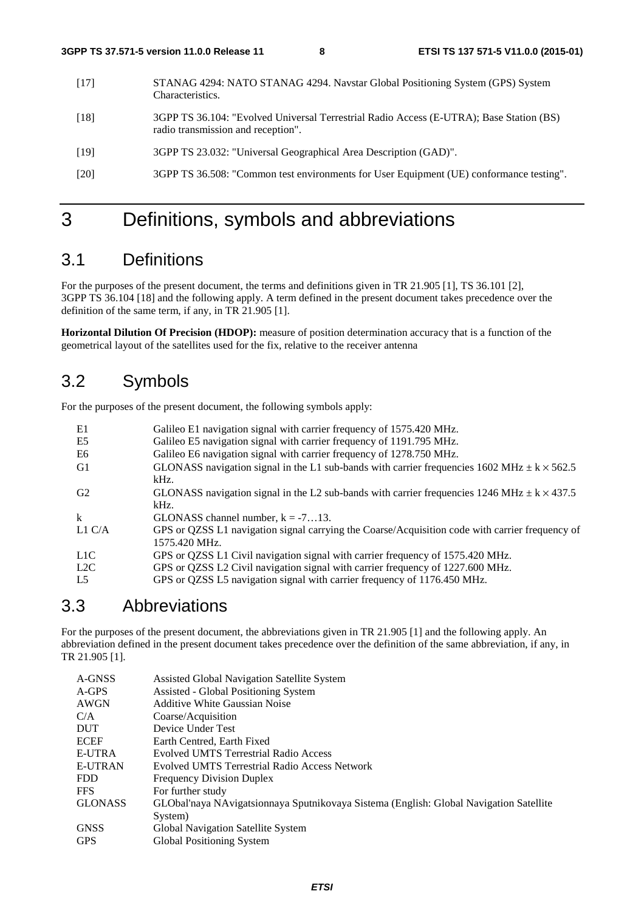[17] STANAG 4294: NATO STANAG 4294. Navstar Global Positioning System (GPS) System Characteristics.

[18] 3GPP TS 36.104: "Evolved Universal Terrestrial Radio Access (E-UTRA); Base Station (BS) radio transmission and reception".

[19] 3GPP TS 23.032: "Universal Geographical Area Description (GAD)".

[20] 3GPP TS 36.508: "Common test environments for User Equipment (UE) conformance testing".

# 3 Definitions, symbols and abbreviations

## 3.1 Definitions

For the purposes of the present document, the terms and definitions given in TR 21.905 [1], TS 36.101 [2], 3GPP TS 36.104 [18] and the following apply. A term defined in the present document takes precedence over the definition of the same term, if any, in TR 21.905 [1].

**Horizontal Dilution Of Precision (HDOP):** measure of position determination accuracy that is a function of the geometrical layout of the satellites used for the fix, relative to the receiver antenna

## 3.2 Symbols

For the purposes of the present document, the following symbols apply:

E1 Galileo E1 navigation signal with carrier frequency of 1575.420 MHz.
E5 Galileo E5 navigation signal with carrier frequency of 1191.795 MHz.
E6 Galileo E6 navigation signal with carrier frequency of 1278.750 MHz.
G1 GLONASS navigation signal in the L1 sub-bands with carrier frequencies 1602 MHz $\pm k \times 562.5$ kHz.
G2 GLONASS navigation signal in the L2 sub-bands with carrier frequencies 1246 MHz $\pm k \times 437.5$ kHz.
k GLONASS channel number, $k = -7…13$.
L1 C/A GPS or QZSS L1 navigation signal carrying the Coarse/Acquisition code with carrier frequency of 1575.420 MHz.
L1C GPS or QZSS L1 Civil navigation signal with carrier frequency of 1575.420 MHz.
L2C GPS or QZSS L2 Civil navigation signal with carrier frequency of 1227.600 MHz.
L5 GPS or QZSS L5 navigation signal with carrier frequency of 1176.450 MHz.

## 3.3 Abbreviations

For the purposes of the present document, the abbreviations given in TR 21.905 [1] and the following apply. An abbreviation defined in the present document takes precedence over the definition of the same abbreviation, if any, in TR 21.905 [1].

A-GNSS Assisted Global Navigation Satellite System
A-GPS Assisted - Global Positioning System
AWGN Additive White Gaussian Noise
C/A Coarse/Acquisition
DUT Device Under Test
ECEF Earth Centred, Earth Fixed
E-UTRA Evolved UMTS Terrestrial Radio Access
E-UTRAN Evolved UMTS Terrestrial Radio Access Network
FDD Frequency Division Duplex
FFS For further study
GLONASS GLObal'naya NAvigatsionnaya Sputnikovaya Sistema (English: Global Navigation Satellite System)
GNSS Global Navigation Satellite System
GPS Global Positioning System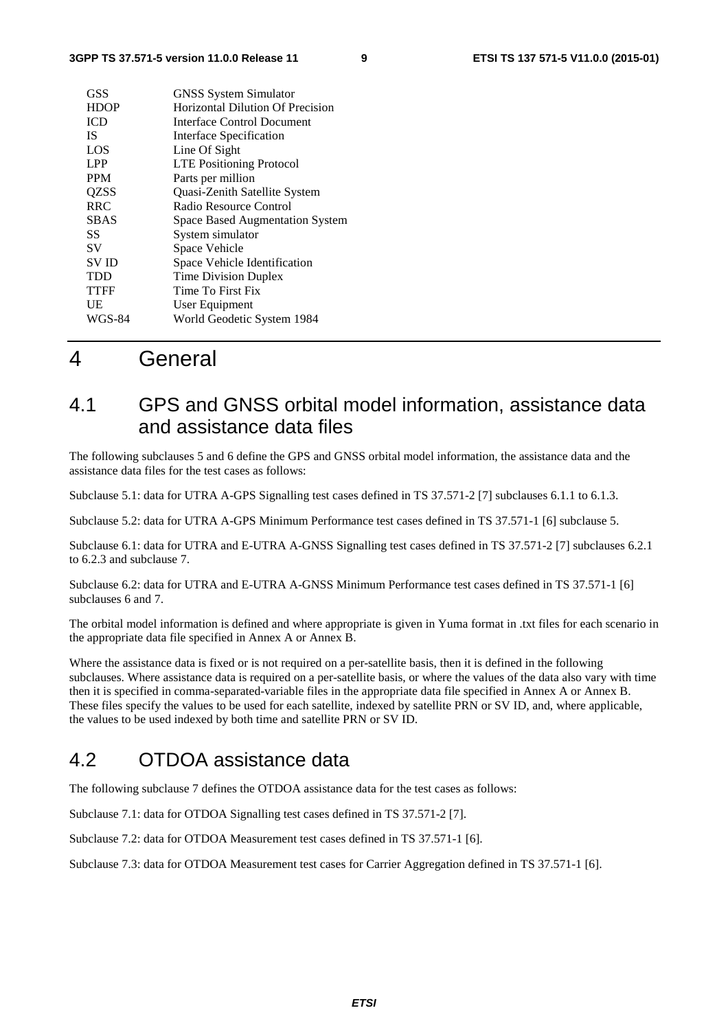| | |
|---|---|
| GSS | GNSS System Simulator |
| HDOP | Horizontal Dilution Of Precision |
| ICD | Interface Control Document |
| IS | Interface Specification |
| LOS | Line Of Sight |
| LPP | LTE Positioning Protocol |
| PPM | Parts per million |
| QZSS | Quasi-Zenith Satellite System |
| RRC | Radio Resource Control |
| SBAS | Space Based Augmentation System |
| SS | System simulator |
| SV | Space Vehicle |
| SV ID | Space Vehicle Identification |
| TDD | Time Division Duplex |
| TTFF | Time To First Fix |
| UE | User Equipment |
| WGS-84 | World Geodetic System 1984 |

# 4 General

## 4.1 GPS and GNSS orbital model information, assistance data and assistance data files

The following subclauses 5 and 6 define the GPS and GNSS orbital model information, the assistance data and the assistance data files for the test cases as follows:

Subclause 5.1: data for UTRA A-GPS Signalling test cases defined in TS 37.571-2 [7] subclauses 6.1.1 to 6.1.3.

Subclause 5.2: data for UTRA A-GPS Minimum Performance test cases defined in TS 37.571-1 [6] subclause 5.

Subclause 6.1: data for UTRA and E-UTRA A-GNSS Signalling test cases defined in TS 37.571-2 [7] subclauses 6.2.1 to 6.2.3 and subclause 7.

Subclause 6.2: data for UTRA and E-UTRA A-GNSS Minimum Performance test cases defined in TS 37.571-1 [6] subclauses 6 and 7.

The orbital model information is defined and where appropriate is given in Yuma format in .txt files for each scenario in the appropriate data file specified in Annex A or Annex B.

Where the assistance data is fixed or is not required on a per-satellite basis, then it is defined in the following subclauses. Where assistance data is required on a per-satellite basis, or where the values of the data also vary with time then it is specified in comma-separated-variable files in the appropriate data file specified in Annex A or Annex B. These files specify the values to be used for each satellite, indexed by satellite PRN or SV ID, and, where applicable, the values to be used indexed by both time and satellite PRN or SV ID.

## 4.2 OTDOA assistance data

The following subclause 7 defines the OTDOA assistance data for the test cases as follows:

Subclause 7.1: data for OTDOA Signalling test cases defined in TS 37.571-2 [7].

Subclause 7.2: data for OTDOA Measurement test cases defined in TS 37.571-1 [6].

Subclause 7.3: data for OTDOA Measurement test cases for Carrier Aggregation defined in TS 37.571-1 [6].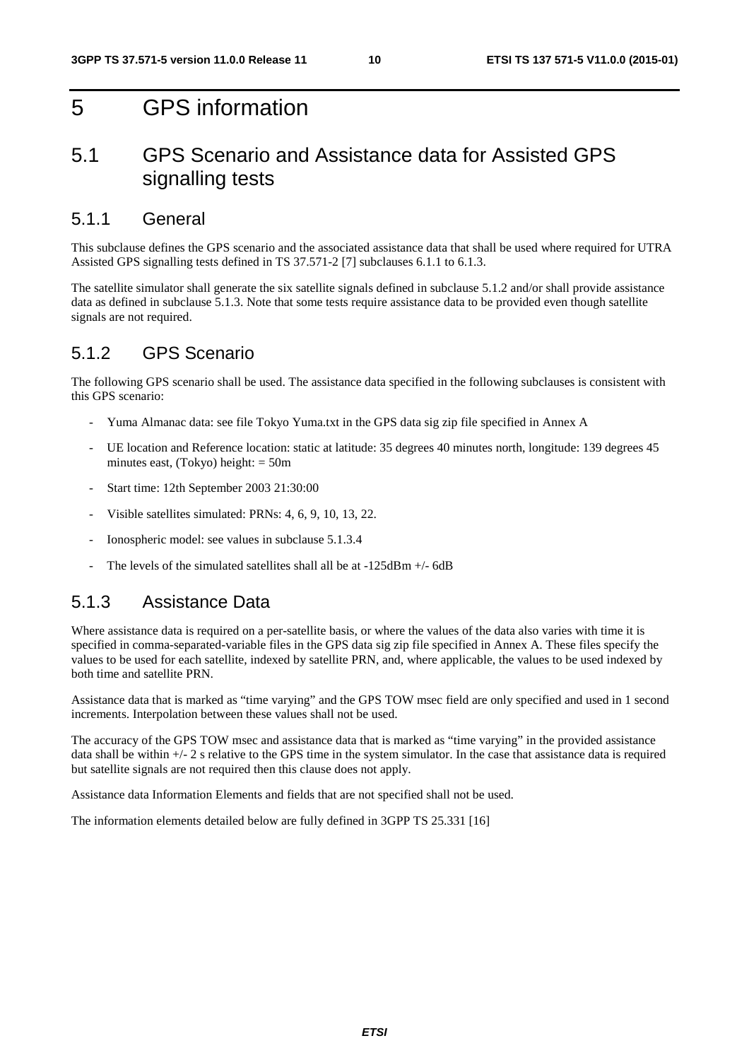# 5 GPS information

## 5.1 GPS Scenario and Assistance data for Assisted GPS signalling tests

### 5.1.1 General

This subclause defines the GPS scenario and the associated assistance data that shall be used where required for UTRA Assisted GPS signalling tests defined in TS 37.571-2 [7] subclauses 6.1.1 to 6.1.3.

The satellite simulator shall generate the six satellite signals defined in subclause 5.1.2 and/or shall provide assistance data as defined in subclause 5.1.3. Note that some tests require assistance data to be provided even though satellite signals are not required.

### 5.1.2 GPS Scenario

The following GPS scenario shall be used. The assistance data specified in the following subclauses is consistent with this GPS scenario:

- Yuma Almanac data: see file Tokyo Yuma.txt in the GPS data sig zip file specified in Annex A
- UE location and Reference location: static at latitude: 35 degrees 40 minutes north, longitude: 139 degrees 45 minutes east, (Tokyo) height: = 50m
- Start time: 12th September 2003 21:30:00
- Visible satellites simulated: PRNs: 4, 6, 9, 10, 13, 22.
- Ionospheric model: see values in subclause 5.1.3.4
- The levels of the simulated satellites shall all be at -125dBm +/- 6dB

### 5.1.3 Assistance Data

Where assistance data is required on a per-satellite basis, or where the values of the data also varies with time it is specified in comma-separated-variable files in the GPS data sig zip file specified in Annex A. These files specify the values to be used for each satellite, indexed by satellite PRN, and, where applicable, the values to be used indexed by both time and satellite PRN.

Assistance data that is marked as "time varying" and the GPS TOW msec field are only specified and used in 1 second increments. Interpolation between these values shall not be used.

The accuracy of the GPS TOW msec and assistance data that is marked as "time varying" in the provided assistance data shall be within +/- 2 s relative to the GPS time in the system simulator. In the case that assistance data is required but satellite signals are not required then this clause does not apply.

Assistance data Information Elements and fields that are not specified shall not be used.

The information elements detailed below are fully defined in 3GPP TS 25.331 [16]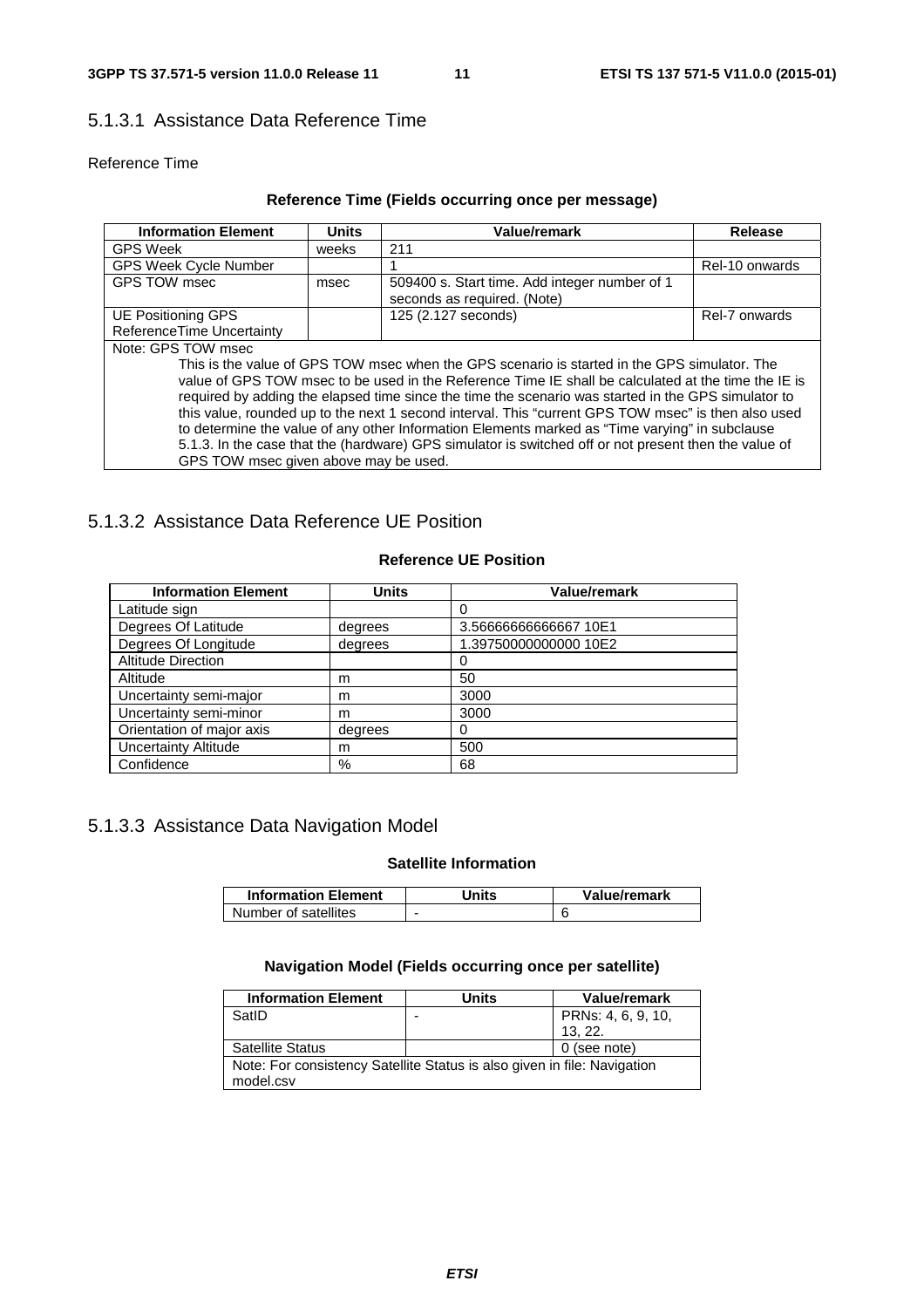### 5.1.3.1 Assistance Data Reference Time

Reference Time

**Reference Time (Fields occurring once per message)**

| Information Element | Units | Value/remark | Release |
|---|---|---|---|
| GPS Week | weeks | 211 | |
| GPS Week Cycle Number | | 1 | Rel-10 onwards |
| GPS TOW msec | msec | 509400 s. Start time. Add integer number of 1 seconds as required. (Note) | |
| UE Positioning GPS ReferenceTime Uncertainty | | 125 (2.127 seconds) | Rel-7 onwards |
| Note: GPS TOW msec<br>This is the value of GPS TOW msec when the GPS scenario is started in the GPS simulator. The value of GPS TOW msec to be used in the Reference Time IE shall be calculated at the time the IE is required by adding the elapsed time since the time the scenario was started in the GPS simulator to this value, rounded up to the next 1 second interval. This "current GPS TOW msec" is then also used to determine the value of any other Information Elements marked as "Time varying" in subclause 5.1.3. In the case that the (hardware) GPS simulator is switched off or not present then the value of GPS TOW msec given above may be used. | | | |

### 5.1.3.2 Assistance Data Reference UE Position

**Reference UE Position**

| Information Element | Units | Value/remark |
|---|---|---|
| Latitude sign | | 0 |
| Degrees Of Latitude | degrees | 3.56666666666667 10E1 |
| Degrees Of Longitude | degrees | 1.39750000000000 10E2 |
| Altitude Direction | | 0 |
| Altitude | m | 50 |
| Uncertainty semi-major | m | 3000 |
| Uncertainty semi-minor | m | 3000 |
| Orientation of major axis | degrees | 0 |
| Uncertainty Altitude | m | 500 |
| Confidence | % | 68 |

### 5.1.3.3 Assistance Data Navigation Model

**Satellite Information**

| Information Element | Units | Value/remark |
|---|---|---|
| Number of satellites | - | 6 |

**Navigation Model (Fields occurring once per satellite)**

| Information Element | Units | Value/remark |
|---|---|---|
| SatID | - | PRNs: 4, 6, 9, 10, 13, 22. |
| Satellite Status | | 0 (see note) |
| Note: For consistency Satellite Status is also given in file: Navigation model.csv | | |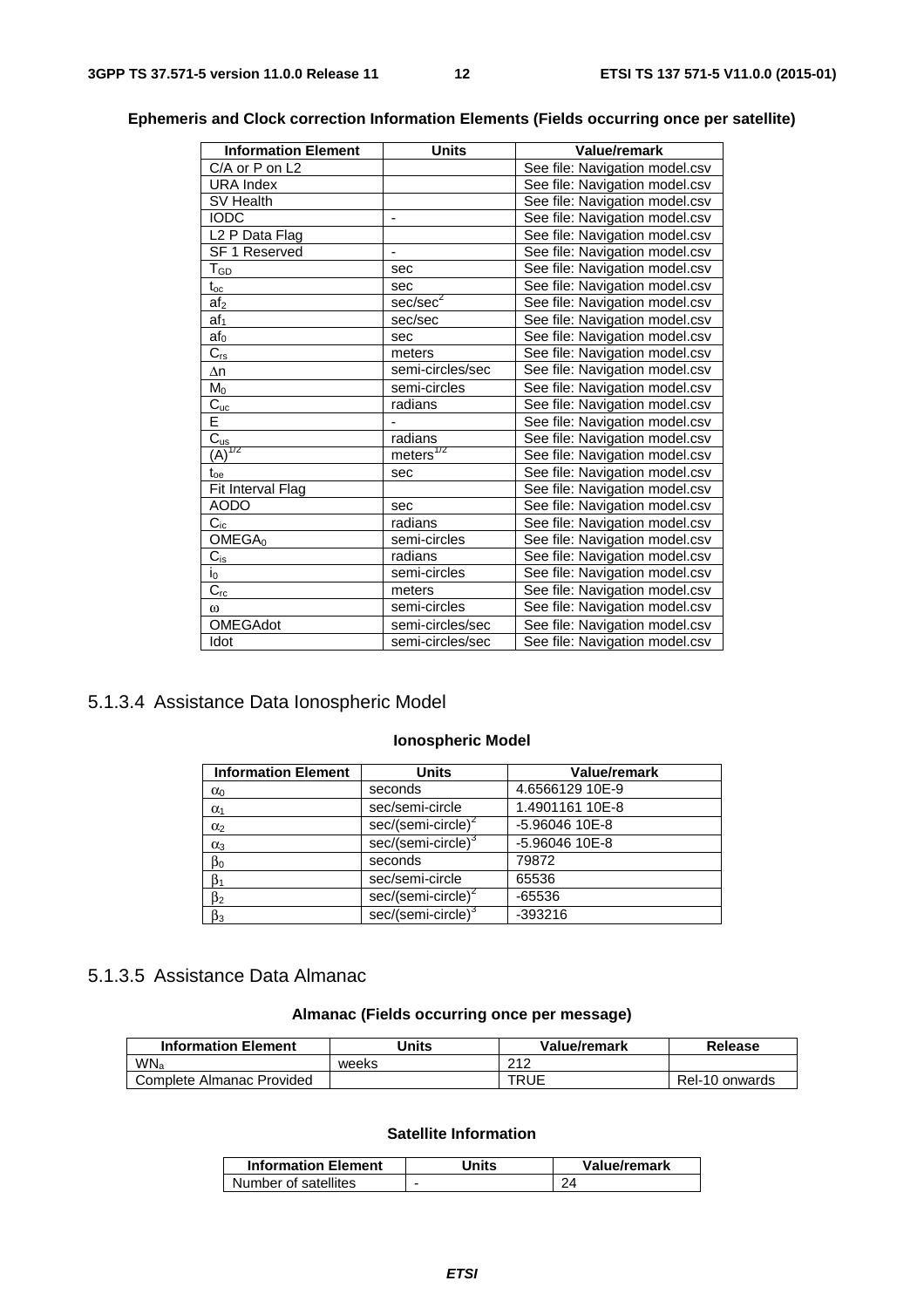**Ephemeris and Clock correction Information Elements (Fields occurring once per satellite)**

| Information Element | Units | Value/remark |
|---|---|---|
| C/A or P on L2 | | See file: Navigation model.csv |
| URA Index | | See file: Navigation model.csv |
| SV Health | | See file: Navigation model.csv |
| IODC | - | See file: Navigation model.csv |
| L2 P Data Flag | | See file: Navigation model.csv |
| SF 1 Reserved | - | See file: Navigation model.csv |
| $T_{GD}$ | sec | See file: Navigation model.csv |
| $t_{oc}$ | sec | See file: Navigation model.csv |
| $af_2$ | $sec/sec^2$ | See file: Navigation model.csv |
| $af_1$ | sec/sec | See file: Navigation model.csv |
| $af_0$ | sec | See file: Navigation model.csv |
| $C_{rs}$ | meters | See file: Navigation model.csv |
| $\Delta n$ | semi-circles/sec | See file: Navigation model.csv |
| $M_0$ | semi-circles | See file: Navigation model.csv |
| $C_{uc}$ | radians | See file: Navigation model.csv |
| E | - | See file: Navigation model.csv |
| $C_{us}$ | radians | See file: Navigation model.csv |
| $(A)^{1/2}$ | $meters^{1/2}$ | See file: Navigation model.csv |
| $t_{oe}$ | sec | See file: Navigation model.csv |
| Fit Interval Flag | | See file: Navigation model.csv |
| AODO | sec | See file: Navigation model.csv |
| $C_{ic}$ | radians | See file: Navigation model.csv |
| $OMEGA_0$ | semi-circles | See file: Navigation model.csv |
| $C_{is}$ | radians | See file: Navigation model.csv |
| $i_0$ | semi-circles | See file: Navigation model.csv |
| $C_{rc}$ | meters | See file: Navigation model.csv |
| $\omega$ | semi-circles | See file: Navigation model.csv |
| OMEGAdot | semi-circles/sec | See file: Navigation model.csv |
| Idot | semi-circles/sec | See file: Navigation model.csv |

### 5.1.3.4 Assistance Data Ionospheric Model

**Ionospheric Model**

| Information Element | Units | Value/remark |
|---|---|---|
| $\alpha_0$ | seconds | 4.6566129 10E-9 |
| $\alpha_1$ | sec/semi-circle | 1.4901161 10E-8 |
| $\alpha_2$ | $sec/(semi\text{-}circle)^2$ | -5.96046 10E-8 |
| $\alpha_3$ | $sec/(semi\text{-}circle)^3$ | -5.96046 10E-8 |
| $\beta_0$ | seconds | 79872 |
| $\beta_1$ | sec/semi-circle | 65536 |
| $\beta_2$ | $sec/(semi\text{-}circle)^2$ | -65536 |
| $\beta_3$ | $sec/(semi\text{-}circle)^3$ | -393216 |

### 5.1.3.5 Assistance Data Almanac

**Almanac (Fields occurring once per message)**

| Information Element | Units | Value/remark | Release |
|---|---|---|---|
| $WN_a$ | weeks | 212 | |
| Complete Almanac Provided | | TRUE | Rel-10 onwards |

**Satellite Information**

| Information Element | Units | Value/remark |
|---|---|---|
| Number of satellites | - | 24 |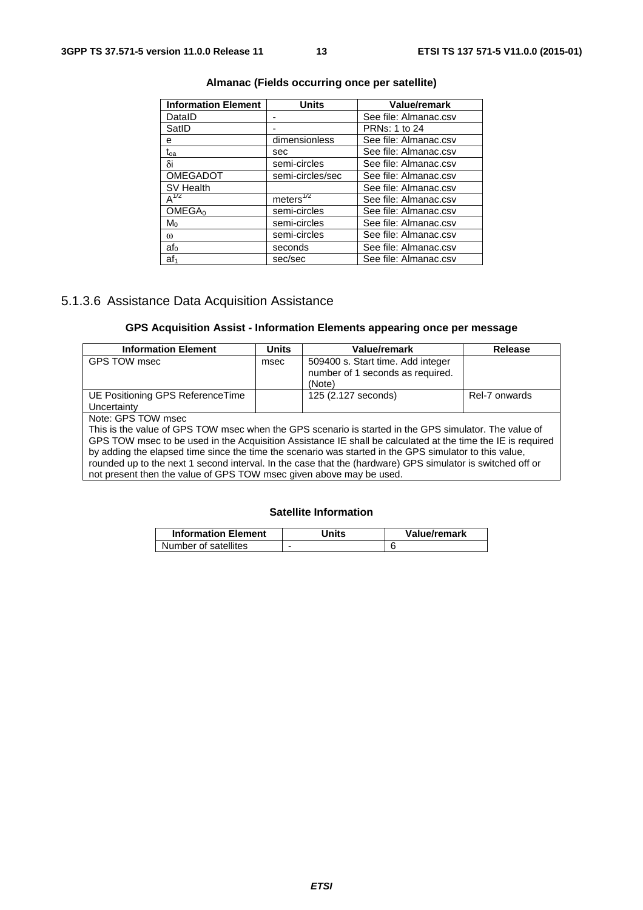**Almanac (Fields occurring once per satellite)**

| Information Element | Units | Value/remark |
|---|---|---|
| DataID | - | See file: Almanac.csv |
| SatID | - | PRNs: 1 to 24 |
| e | dimensionless | See file: Almanac.csv |
| $t_{oa}$ | sec | See file: Almanac.csv |
| $\delta i$ | semi-circles | See file: Almanac.csv |
| OMEGADOT | semi-circles/sec | See file: Almanac.csv |
| SV Health | | See file: Almanac.csv |
| $A^{1/2}$ | $meters^{1/2}$ | See file: Almanac.csv |
| $OMEGA_0$ | semi-circles | See file: Almanac.csv |
| $M_0$ | semi-circles | See file: Almanac.csv |
| $\omega$ | semi-circles | See file: Almanac.csv |
| $af_0$ | seconds | See file: Almanac.csv |
| $af_1$ | sec/sec | See file: Almanac.csv |

### 5.1.3.6 Assistance Data Acquisition Assistance

**GPS Acquisition Assist - Information Elements appearing once per message**

| Information Element | Units | Value/remark | Release |
|---|---|---|---|
| GPS TOW msec | msec | 509400 s. Start time. Add integer number of 1 seconds as required. (Note) | |
| UE Positioning GPS ReferenceTime Uncertainty | | 125 (2.127 seconds) | Rel-7 onwards |
| Note: GPS TOW msec<br>This is the value of GPS TOW msec when the GPS scenario is started in the GPS simulator. The value of GPS TOW msec to be used in the Acquisition Assistance IE shall be calculated at the time the IE is required by adding the elapsed time since the time the scenario was started in the GPS simulator to this value, rounded up to the next 1 second interval. In the case that the (hardware) GPS simulator is switched off or not present then the value of GPS TOW msec given above may be used. | | | |

**Satellite Information**

| Information Element | Units | Value/remark |
|---|---|---|
| Number of satellites | - | 6 |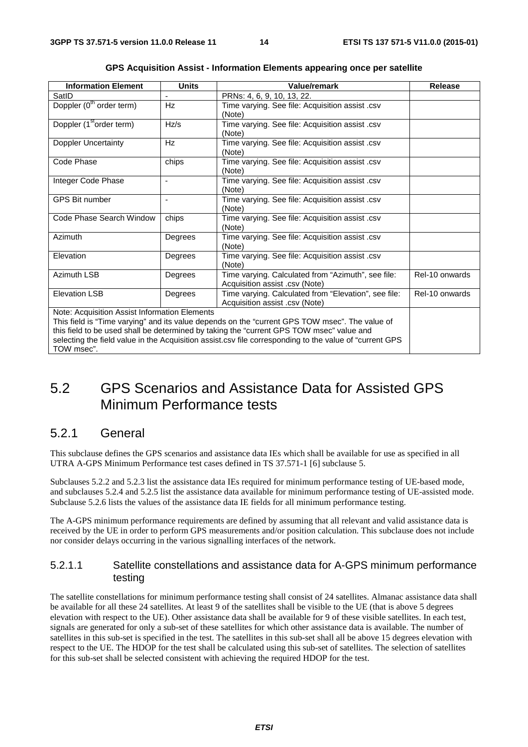**GPS Acquisition Assist - Information Elements appearing once per satellite**

| Information Element | Units | Value/remark | Release |
|---|---|---|---|
| SatID | - | PRNs: 4, 6, 9, 10, 13, 22. | |
| Doppler (0[th] order term) | Hz | Time varying. See file: Acquisition assist .csv (Note) | |
| Doppler (1[st]order term) | Hz/s | Time varying. See file: Acquisition assist .csv (Note) | |
| Doppler Uncertainty | Hz | Time varying. See file: Acquisition assist .csv (Note) | |
| Code Phase | chips | Time varying. See file: Acquisition assist .csv (Note) | |
| Integer Code Phase | - | Time varying. See file: Acquisition assist .csv (Note) | |
| GPS Bit number | - | Time varying. See file: Acquisition assist .csv (Note) | |
| Code Phase Search Window | chips | Time varying. See file: Acquisition assist .csv (Note) | |
| Azimuth | Degrees | Time varying. See file: Acquisition assist .csv (Note) | |
| Elevation | Degrees | Time varying. See file: Acquisition assist .csv (Note) | |
| Azimuth LSB | Degrees | Time varying. Calculated from "Azimuth", see file: Acquisition assist .csv (Note) | Rel-10 onwards |
| Elevation LSB | Degrees | Time varying. Calculated from "Elevation", see file: Acquisition assist .csv (Note) | Rel-10 onwards |
| Note: Acquisition Assist Information Elements<br>This field is "Time varying" and its value depends on the "current GPS TOW msec". The value of this field to be used shall be determined by taking the "current GPS TOW msec" value and selecting the field value in the Acquisition assist.csv file corresponding to the value of "current GPS TOW msec". | | | |

# 5.2 GPS Scenarios and Assistance Data for Assisted GPS Minimum Performance tests

## 5.2.1 General

This subclause defines the GPS scenarios and assistance data IEs which shall be available for use as specified in all UTRA A-GPS Minimum Performance test cases defined in TS 37.571-1 [6] subclause 5.

Subclauses 5.2.2 and 5.2.3 list the assistance data IEs required for minimum performance testing of UE-based mode, and subclauses 5.2.4 and 5.2.5 list the assistance data available for minimum performance testing of UE-assisted mode. Subclause 5.2.6 lists the values of the assistance data IE fields for all minimum performance testing.

The A-GPS minimum performance requirements are defined by assuming that all relevant and valid assistance data is received by the UE in order to perform GPS measurements and/or position calculation. This subclause does not include nor consider delays occurring in the various signalling interfaces of the network.

### 5.2.1.1 Satellite constellations and assistance data for A-GPS minimum performance testing

The satellite constellations for minimum performance testing shall consist of 24 satellites. Almanac assistance data shall be available for all these 24 satellites. At least 9 of the satellites shall be visible to the UE (that is above 5 degrees elevation with respect to the UE). Other assistance data shall be available for 9 of these visible satellites. In each test, signals are generated for only a sub-set of these satellites for which other assistance data is available. The number of satellites in this sub-set is specified in the test. The satellites in this sub-set shall all be above 15 degrees elevation with respect to the UE. The HDOP for the test shall be calculated using this sub-set of satellites. The selection of satellites for this sub-set shall be selected consistent with achieving the required HDOP for the test.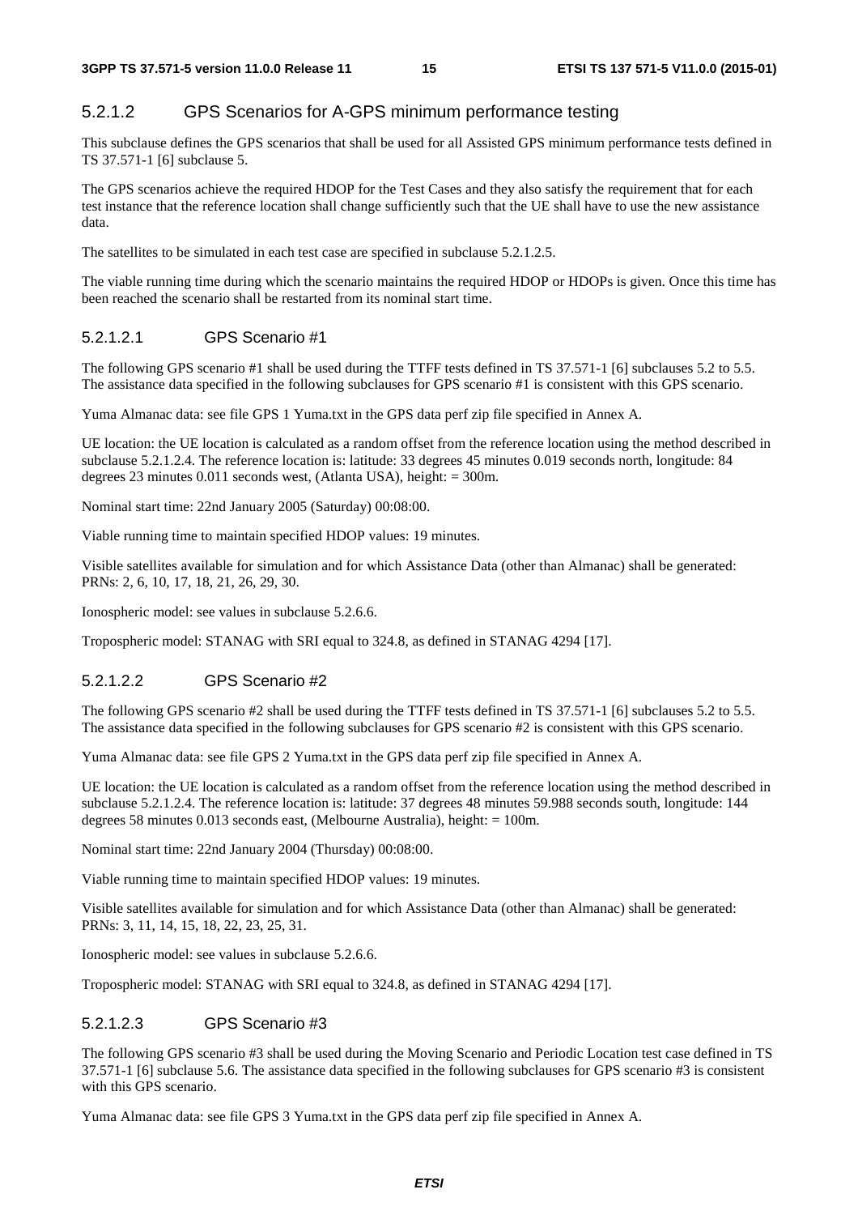#### 5.2.1.2 GPS Scenarios for A-GPS minimum performance testing

This subclause defines the GPS scenarios that shall be used for all Assisted GPS minimum performance tests defined in TS 37.571-1 [6] subclause 5.

The GPS scenarios achieve the required HDOP for the Test Cases and they also satisfy the requirement that for each test instance that the reference location shall change sufficiently such that the UE shall have to use the new assistance data.

The satellites to be simulated in each test case are specified in subclause 5.2.1.2.5.

The viable running time during which the scenario maintains the required HDOP or HDOPs is given. Once this time has been reached the scenario shall be restarted from its nominal start time.

##### 5.2.1.2.1 GPS Scenario #1

The following GPS scenario #1 shall be used during the TTFF tests defined in TS 37.571-1 [6] subclauses 5.2 to 5.5. The assistance data specified in the following subclauses for GPS scenario #1 is consistent with this GPS scenario.

Yuma Almanac data: see file GPS 1 Yuma.txt in the GPS data perf zip file specified in Annex A.

UE location: the UE location is calculated as a random offset from the reference location using the method described in subclause 5.2.1.2.4. The reference location is: latitude: 33 degrees 45 minutes 0.019 seconds north, longitude: 84 degrees 23 minutes 0.011 seconds west, (Atlanta USA), height: = 300m.

Nominal start time: 22nd January 2005 (Saturday) 00:08:00.

Viable running time to maintain specified HDOP values: 19 minutes.

Visible satellites available for simulation and for which Assistance Data (other than Almanac) shall be generated: PRNs: 2, 6, 10, 17, 18, 21, 26, 29, 30.

Ionospheric model: see values in subclause 5.2.6.6.

Tropospheric model: STANAG with SRI equal to 324.8, as defined in STANAG 4294 [17].

##### 5.2.1.2.2 GPS Scenario #2

The following GPS scenario #2 shall be used during the TTFF tests defined in TS 37.571-1 [6] subclauses 5.2 to 5.5. The assistance data specified in the following subclauses for GPS scenario #2 is consistent with this GPS scenario.

Yuma Almanac data: see file GPS 2 Yuma.txt in the GPS data perf zip file specified in Annex A.

UE location: the UE location is calculated as a random offset from the reference location using the method described in subclause 5.2.1.2.4. The reference location is: latitude: 37 degrees 48 minutes 59.988 seconds south, longitude: 144 degrees 58 minutes 0.013 seconds east, (Melbourne Australia), height: = 100m.

Nominal start time: 22nd January 2004 (Thursday) 00:08:00.

Viable running time to maintain specified HDOP values: 19 minutes.

Visible satellites available for simulation and for which Assistance Data (other than Almanac) shall be generated: PRNs: 3, 11, 14, 15, 18, 22, 23, 25, 31.

Ionospheric model: see values in subclause 5.2.6.6.

Tropospheric model: STANAG with SRI equal to 324.8, as defined in STANAG 4294 [17].

##### 5.2.1.2.3 GPS Scenario #3

The following GPS scenario #3 shall be used during the Moving Scenario and Periodic Location test case defined in TS 37.571-1 [6] subclause 5.6. The assistance data specified in the following subclauses for GPS scenario #3 is consistent with this GPS scenario.

Yuma Almanac data: see file GPS 3 Yuma.txt in the GPS data perf zip file specified in Annex A.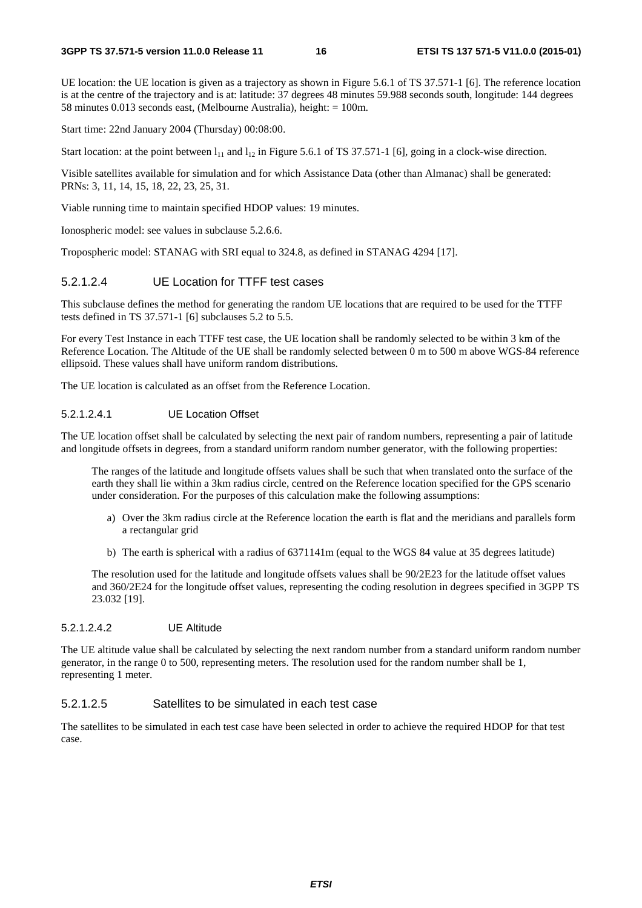UE location: the UE location is given as a trajectory as shown in Figure 5.6.1 of TS 37.571-1 [6]. The reference location is at the centre of the trajectory and is at: latitude: 37 degrees 48 minutes 59.988 seconds south, longitude: 144 degrees 58 minutes 0.013 seconds east, (Melbourne Australia), height: = 100m.

Start time: 22nd January 2004 (Thursday) 00:08:00.

Start location: at the point between $l_{11}$ and $l_{12}$ in Figure 5.6.1 of TS 37.571-1 [6], going in a clock-wise direction.

Visible satellites available for simulation and for which Assistance Data (other than Almanac) shall be generated: PRNs: 3, 11, 14, 15, 18, 22, 23, 25, 31.

Viable running time to maintain specified HDOP values: 19 minutes.

Ionospheric model: see values in subclause 5.2.6.6.

Tropospheric model: STANAG with SRI equal to 324.8, as defined in STANAG 4294 [17].

#### 5.2.1.2.4 UE Location for TTFF test cases

This subclause defines the method for generating the random UE locations that are required to be used for the TTFF tests defined in TS 37.571-1 [6] subclauses 5.2 to 5.5.

For every Test Instance in each TTFF test case, the UE location shall be randomly selected to be within 3 km of the Reference Location. The Altitude of the UE shall be randomly selected between 0 m to 500 m above WGS-84 reference ellipsoid. These values shall have uniform random distributions.

The UE location is calculated as an offset from the Reference Location.

##### 5.2.1.2.4.1 UE Location Offset

The UE location offset shall be calculated by selecting the next pair of random numbers, representing a pair of latitude and longitude offsets in degrees, from a standard uniform random number generator, with the following properties:

> The ranges of the latitude and longitude offsets values shall be such that when translated onto the surface of the earth they shall lie within a 3km radius circle, centred on the Reference location specified for the GPS scenario under consideration. For the purposes of this calculation make the following assumptions:
>
> a) Over the 3km radius circle at the Reference location the earth is flat and the meridians and parallels form a rectangular grid
>
> b) The earth is spherical with a radius of 6371141m (equal to the WGS 84 value at 35 degrees latitude)
>
> The resolution used for the latitude and longitude offsets values shall be 90/2E23 for the latitude offset values and 360/2E24 for the longitude offset values, representing the coding resolution in degrees specified in 3GPP TS 23.032 [19].

##### 5.2.1.2.4.2 UE Altitude

The UE altitude value shall be calculated by selecting the next random number from a standard uniform random number generator, in the range 0 to 500, representing meters. The resolution used for the random number shall be 1, representing 1 meter.

#### 5.2.1.2.5 Satellites to be simulated in each test case

The satellites to be simulated in each test case have been selected in order to achieve the required HDOP for that test case.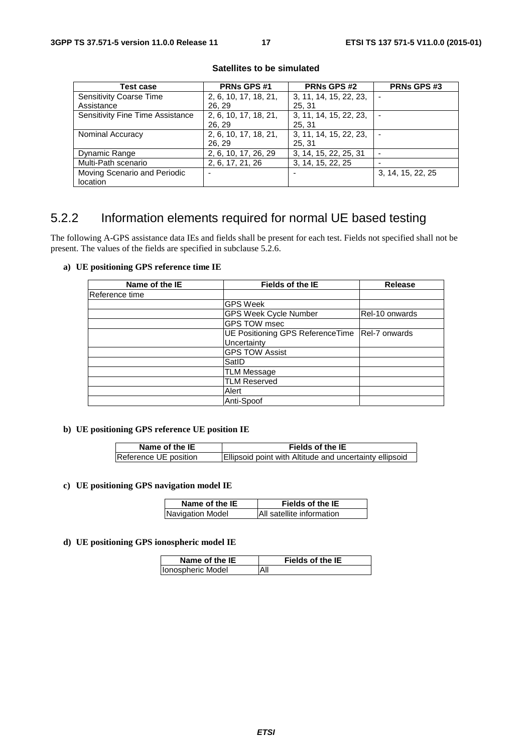**Satellites to be simulated**

| Test case | PRNs GPS #1 | PRNs GPS #2 | PRNs GPS #3 |
|---|---|---|---|
| Sensitivity Coarse Time Assistance | 2, 6, 10, 17, 18, 21, 26, 29 | 3, 11, 14, 15, 22, 23, 25, 31 | - |
| Sensitivity Fine Time Assistance | 2, 6, 10, 17, 18, 21, 26, 29 | 3, 11, 14, 15, 22, 23, 25, 31 | - |
| Nominal Accuracy | 2, 6, 10, 17, 18, 21, 26, 29 | 3, 11, 14, 15, 22, 23, 25, 31 | - |
| Dynamic Range | 2, 6, 10, 17, 26, 29 | 3, 14, 15, 22, 25, 31 | - |
| Multi-Path scenario | 2, 6, 17, 21, 26 | 3, 14, 15, 22, 25 | - |
| Moving Scenario and Periodic location | - | - | 3, 14, 15, 22, 25 |

## 5.2.2 Information elements required for normal UE based testing

The following A-GPS assistance data IEs and fields shall be present for each test. Fields not specified shall not be present. The values of the fields are specified in subclause 5.2.6.

**a) UE positioning GPS reference time IE**

| Name of the IE | Fields of the IE | Release |
|---|---|---|
| Reference time | | |
| | GPS Week | |
| | GPS Week Cycle Number | Rel-10 onwards |
| | GPS TOW msec | |
| | UE Positioning GPS ReferenceTime Uncertainty | Rel-7 onwards |
| | GPS TOW Assist | |
| | SatID | |
| | TLM Message | |
| | TLM Reserved | |
| | Alert | |
| | Anti-Spoof | |

**b) UE positioning GPS reference UE position IE**

| Name of the IE | Fields of the IE |
|---|---|
| Reference UE position | Ellipsoid point with Altitude and uncertainty ellipsoid |

**c) UE positioning GPS navigation model IE**

| Name of the IE | Fields of the IE |
|---|---|
| Navigation Model | All satellite information |

**d) UE positioning GPS ionospheric model IE**

| Name of the IE | Fields of the IE |
|---|---|
| Ionospheric Model | All |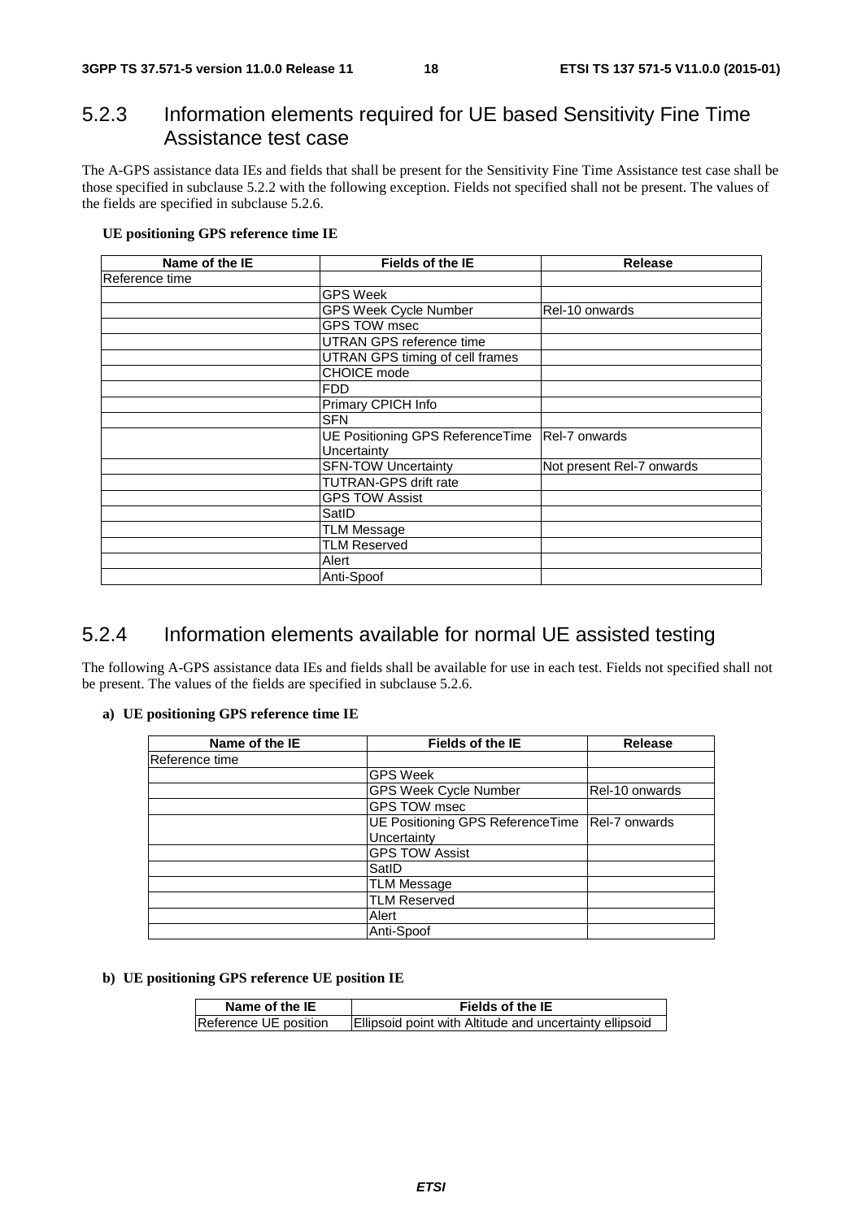### 5.2.3 Information elements required for UE based Sensitivity Fine Time Assistance test case

The A-GPS assistance data IEs and fields that shall be present for the Sensitivity Fine Time Assistance test case shall be those specified in subclause 5.2.2 with the following exception. Fields not specified shall not be present. The values of the fields are specified in subclause 5.2.6.

**UE positioning GPS reference time IE**

| Name of the IE | Fields of the IE | Release |
|---|---|---|
| Reference time | | |
| | GPS Week | |
| | GPS Week Cycle Number | Rel-10 onwards |
| | GPS TOW msec | |
| | UTRAN GPS reference time | |
| | UTRAN GPS timing of cell frames | |
| | CHOICE mode | |
| | FDD | |
| | Primary CPICH Info | |
| | SFN | |
| | UE Positioning GPS ReferenceTime Uncertainty | Rel-7 onwards |
| | SFN-TOW Uncertainty | Not present Rel-7 onwards |
| | TUTRAN-GPS drift rate | |
| | GPS TOW Assist | |
| | SatID | |
| | TLM Message | |
| | TLM Reserved | |
| | Alert | |
| | Anti-Spoof | |

### 5.2.4 Information elements available for normal UE assisted testing

The following A-GPS assistance data IEs and fields shall be available for use in each test. Fields not specified shall not be present. The values of the fields are specified in subclause 5.2.6.

**a) UE positioning GPS reference time IE**

| Name of the IE | Fields of the IE | Release |
|---|---|---|
| Reference time | | |
| | GPS Week | |
| | GPS Week Cycle Number | Rel-10 onwards |
| | GPS TOW msec | |
| | UE Positioning GPS ReferenceTime Uncertainty | Rel-7 onwards |
| | GPS TOW Assist | |
| | SatID | |
| | TLM Message | |
| | TLM Reserved | |
| | Alert | |
| | Anti-Spoof | |

**b) UE positioning GPS reference UE position IE**

| Name of the IE | Fields of the IE |
|---|---|
| Reference UE position | Ellipsoid point with Altitude and uncertainty ellipsoid |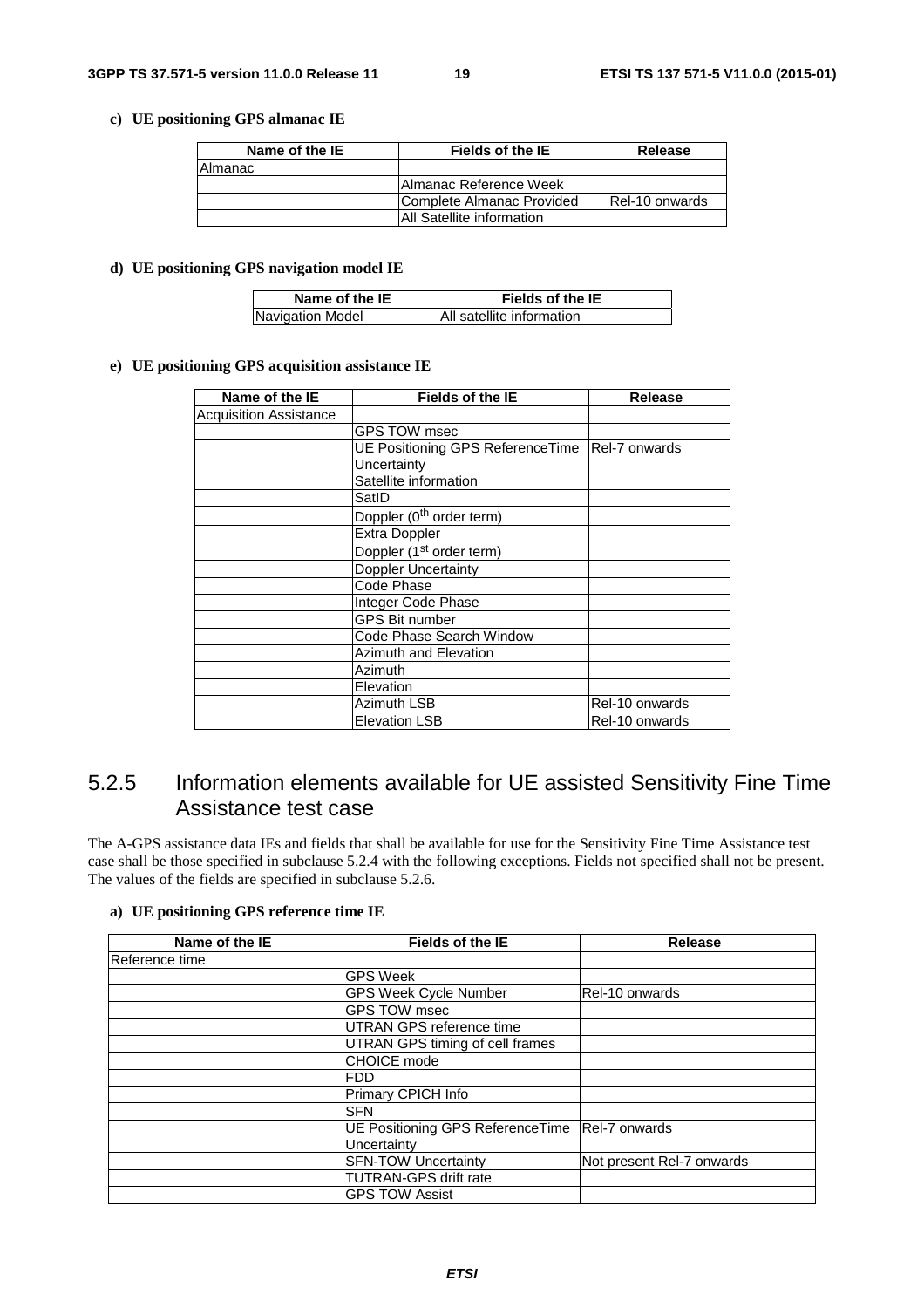**c) UE positioning GPS almanac IE**

| Name of the IE | Fields of the IE | Release |
| --- | --- | --- |
| Almanac | | |
| | Almanac Reference Week | |
| | Complete Almanac Provided | Rel-10 onwards |
| | All Satellite information | |

**d) UE positioning GPS navigation model IE**

| Name of the IE | Fields of the IE |
| --- | --- |
| Navigation Model | All satellite information |

**e) UE positioning GPS acquisition assistance IE**

| Name of the IE | Fields of the IE | Release |
| --- | --- | --- |
| Acquisition Assistance | | |
| | GPS TOW msec | |
| | UE Positioning GPS ReferenceTime Uncertainty | Rel-7 onwards |
| | Satellite information | |
| | SatID | |
| | Doppler ($0^{th}$ order term) | |
| | Extra Doppler | |
| | Doppler ($1^{st}$ order term) | |
| | Doppler Uncertainty | |
| | Code Phase | |
| | Integer Code Phase | |
| | GPS Bit number | |
| | Code Phase Search Window | |
| | Azimuth and Elevation | |
| | Azimuth | |
| | Elevation | |
| | Azimuth LSB | Rel-10 onwards |
| | Elevation LSB | Rel-10 onwards |

## 5.2.5 Information elements available for UE assisted Sensitivity Fine Time Assistance test case

The A-GPS assistance data IEs and fields that shall be available for use for the Sensitivity Fine Time Assistance test case shall be those specified in subclause 5.2.4 with the following exceptions. Fields not specified shall not be present. The values of the fields are specified in subclause 5.2.6.

**a) UE positioning GPS reference time IE**

| Name of the IE | Fields of the IE | Release |
| --- | --- | --- |
| Reference time | | |
| | GPS Week | |
| | GPS Week Cycle Number | Rel-10 onwards |
| | GPS TOW msec | |
| | UTRAN GPS reference time | |
| | UTRAN GPS timing of cell frames | |
| | CHOICE mode | |
| | FDD | |
| | Primary CPICH Info | |
| | SFN | |
| | UE Positioning GPS ReferenceTime Uncertainty | Rel-7 onwards |
| | SFN-TOW Uncertainty | Not present Rel-7 onwards |
| | TUTRAN-GPS drift rate | |
| | GPS TOW Assist | |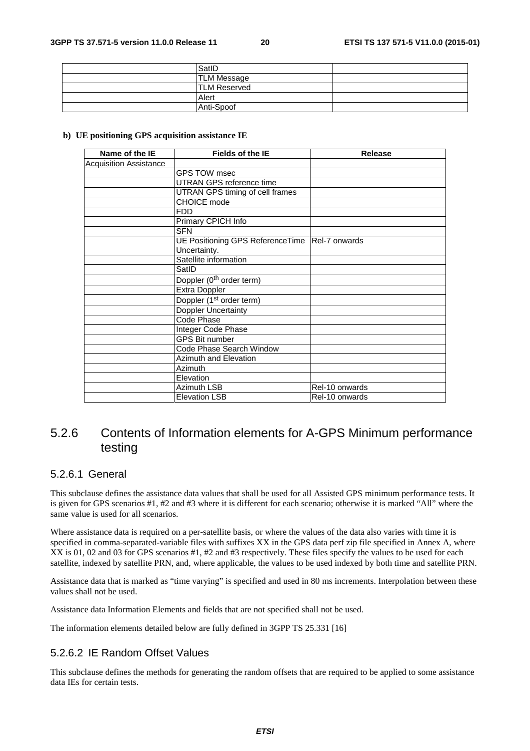| | SatID | |
|---|---|---|
| | TLM Message | |
| | TLM Reserved | |
| | Alert | |
| | Anti-Spoof | |

**b) UE positioning GPS acquisition assistance IE**

| Name of the IE | Fields of the IE | Release |
|---|---|---|
| Acquisition Assistance | | |
| | GPS TOW msec | |
| | UTRAN GPS reference time | |
| | UTRAN GPS timing of cell frames | |
| | CHOICE mode | |
| | FDD | |
| | Primary CPICH Info | |
| | SFN | |
| | UE Positioning GPS ReferenceTime Uncertainty. | Rel-7 onwards |
| | Satellite information | |
| | SatID | |
| | Doppler (0th order term) | |
| | Extra Doppler | |
| | Doppler (1st order term) | |
| | Doppler Uncertainty | |
| | Code Phase | |
| | Integer Code Phase | |
| | GPS Bit number | |
| | Code Phase Search Window | |
| | Azimuth and Elevation | |
| | Azimuth | |
| | Elevation | |
| | Azimuth LSB | Rel-10 onwards |
| | Elevation LSB | Rel-10 onwards |

### 5.2.6 Contents of Information elements for A-GPS Minimum performance testing

#### 5.2.6.1 General

This subclause defines the assistance data values that shall be used for all Assisted GPS minimum performance tests. It is given for GPS scenarios #1, #2 and #3 where it is different for each scenario; otherwise it is marked "All" where the same value is used for all scenarios.

Where assistance data is required on a per-satellite basis, or where the values of the data also varies with time it is specified in comma-separated-variable files with suffixes XX in the GPS data perf zip file specified in Annex A, where XX is 01, 02 and 03 for GPS scenarios #1, #2 and #3 respectively. These files specify the values to be used for each satellite, indexed by satellite PRN, and, where applicable, the values to be used indexed by both time and satellite PRN.

Assistance data that is marked as "time varying" is specified and used in 80 ms increments. Interpolation between these values shall not be used.

Assistance data Information Elements and fields that are not specified shall not be used.

The information elements detailed below are fully defined in 3GPP TS 25.331 [16]

#### 5.2.6.2 IE Random Offset Values

This subclause defines the methods for generating the random offsets that are required to be applied to some assistance data IEs for certain tests.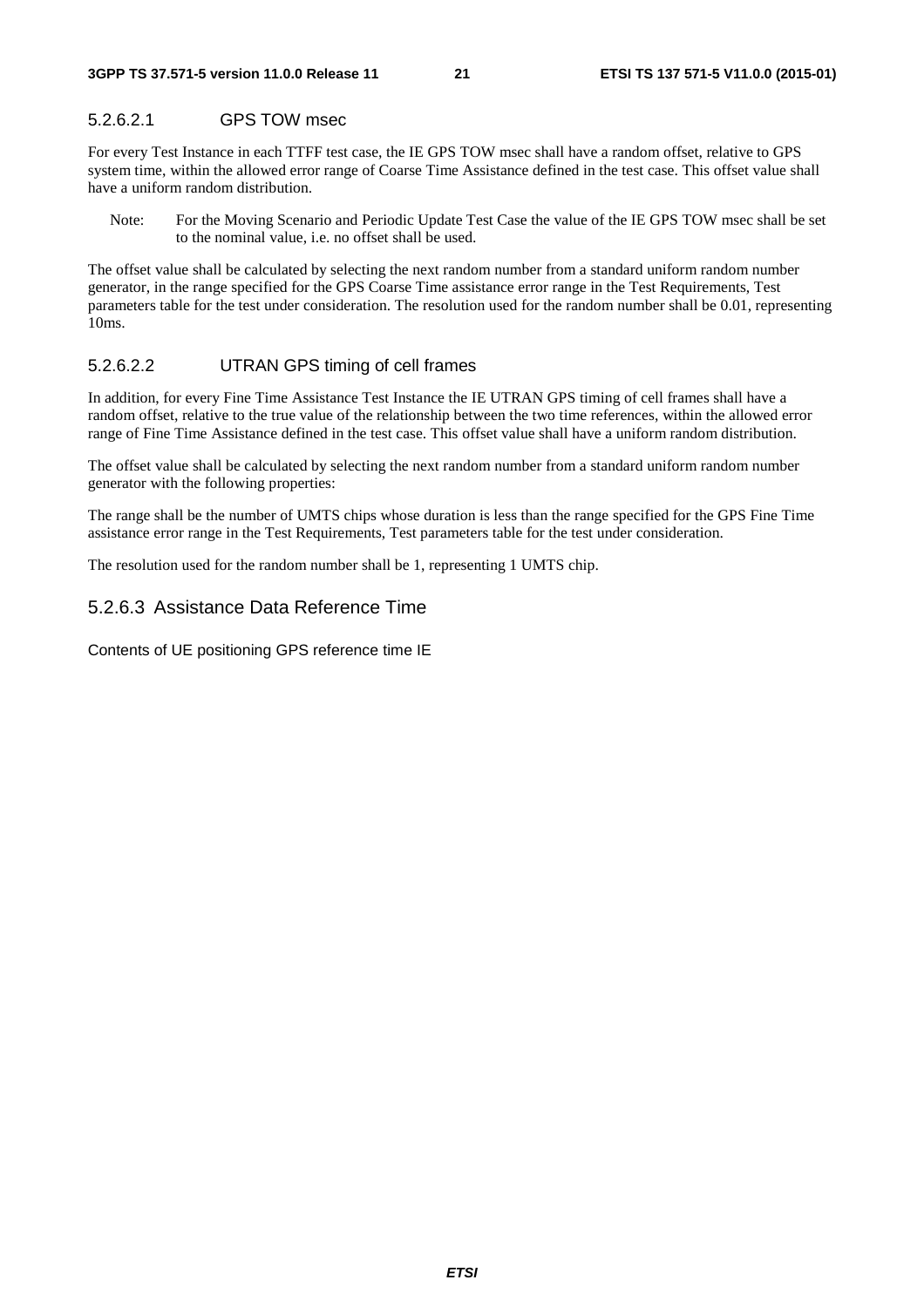#### 5.2.6.2.1 GPS TOW msec

For every Test Instance in each TTFF test case, the IE GPS TOW msec shall have a random offset, relative to GPS system time, within the allowed error range of Coarse Time Assistance defined in the test case. This offset value shall have a uniform random distribution.

Note: For the Moving Scenario and Periodic Update Test Case the value of the IE GPS TOW msec shall be set to the nominal value, i.e. no offset shall be used.

The offset value shall be calculated by selecting the next random number from a standard uniform random number generator, in the range specified for the GPS Coarse Time assistance error range in the Test Requirements, Test parameters table for the test under consideration. The resolution used for the random number shall be 0.01, representing 10ms.

#### 5.2.6.2.2 UTRAN GPS timing of cell frames

In addition, for every Fine Time Assistance Test Instance the IE UTRAN GPS timing of cell frames shall have a random offset, relative to the true value of the relationship between the two time references, within the allowed error range of Fine Time Assistance defined in the test case. This offset value shall have a uniform random distribution.

The offset value shall be calculated by selecting the next random number from a standard uniform random number generator with the following properties:

The range shall be the number of UMTS chips whose duration is less than the range specified for the GPS Fine Time assistance error range in the Test Requirements, Test parameters table for the test under consideration.

The resolution used for the random number shall be 1, representing 1 UMTS chip.

### 5.2.6.3 Assistance Data Reference Time

Contents of UE positioning GPS reference time IE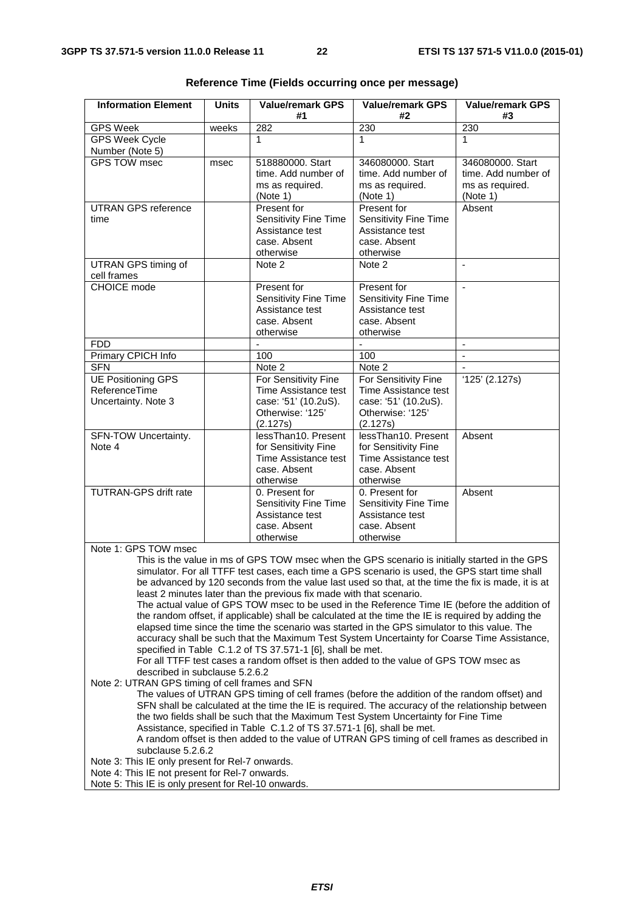**Reference Time (Fields occurring once per message)**

| Information Element | Units | Value/remark GPS #1 | Value/remark GPS #2 | Value/remark GPS #3 |
|---|---|---|---|---|
| GPS Week | weeks | 282 | 230 | 230 |
| GPS Week Cycle Number (Note 5) | | 1 | 1 | 1 |
| GPS TOW msec | msec | 518880000. Start time. Add number of ms as required. (Note 1) | 346080000. Start time. Add number of ms as required. (Note 1) | 346080000. Start time. Add number of ms as required. (Note 1) |
| UTRAN GPS reference time | | Present for Sensitivity Fine Time Assistance test case. Absent otherwise | Present for Sensitivity Fine Time Assistance test case. Absent otherwise | Absent |
| UTRAN GPS timing of cell frames | | Note 2 | Note 2 | - |
| CHOICE mode | | Present for Sensitivity Fine Time Assistance test case. Absent otherwise | Present for Sensitivity Fine Time Assistance test case. Absent otherwise | - |
| FDD | | - | - | - |
| Primary CPICH Info | | 100 | 100 | - |
| SFN | | Note 2 | Note 2 | - |
| UE Positioning GPS ReferenceTime Uncertainty. Note 3 | | For Sensitivity Fine Time Assistance test case: '51' (10.2uS). Otherwise: '125' (2.127s) | For Sensitivity Fine Time Assistance test case: '51' (10.2uS). Otherwise: '125' (2.127s) | '125' (2.127s) |
| SFN-TOW Uncertainty. Note 4 | | lessThan10. Present for Sensitivity Fine Time Assistance test case. Absent otherwise | lessThan10. Present for Sensitivity Fine Time Assistance test case. Absent otherwise | Absent |
| TUTRAN-GPS drift rate | | 0. Present for Sensitivity Fine Time Assistance test case. Absent otherwise | 0. Present for Sensitivity Fine Time Assistance test case. Absent otherwise | Absent |

Note 1: GPS TOW msec

This is the value in ms of GPS TOW msec when the GPS scenario is initially started in the GPS simulator. For all TTFF test cases, each time a GPS scenario is used, the GPS start time shall be advanced by 120 seconds from the value last used so that, at the time the fix is made, it is at least 2 minutes later than the previous fix made with that scenario.

The actual value of GPS TOW msec to be used in the Reference Time IE (before the addition of the random offset, if applicable) shall be calculated at the time the IE is required by adding the elapsed time since the time the scenario was started in the GPS simulator to this value. The accuracy shall be such that the Maximum Test System Uncertainty for Coarse Time Assistance, specified in Table C.1.2 of TS 37.571-1 [6], shall be met.

For all TTFF test cases a random offset is then added to the value of GPS TOW msec as described in subclause 5.2.6.2

Note 2: UTRAN GPS timing of cell frames and SFN

The values of UTRAN GPS timing of cell frames (before the addition of the random offset) and SFN shall be calculated at the time the IE is required. The accuracy of the relationship between the two fields shall be such that the Maximum Test System Uncertainty for Fine Time Assistance, specified in Table C.1.2 of TS 37.571-1 [6], shall be met.

A random offset is then added to the value of UTRAN GPS timing of cell frames as described in subclause 5.2.6.2

Note 3: This IE only present for Rel-7 onwards.

Note 4: This IE not present for Rel-7 onwards.

Note 5: This IE is only present for Rel-10 onwards.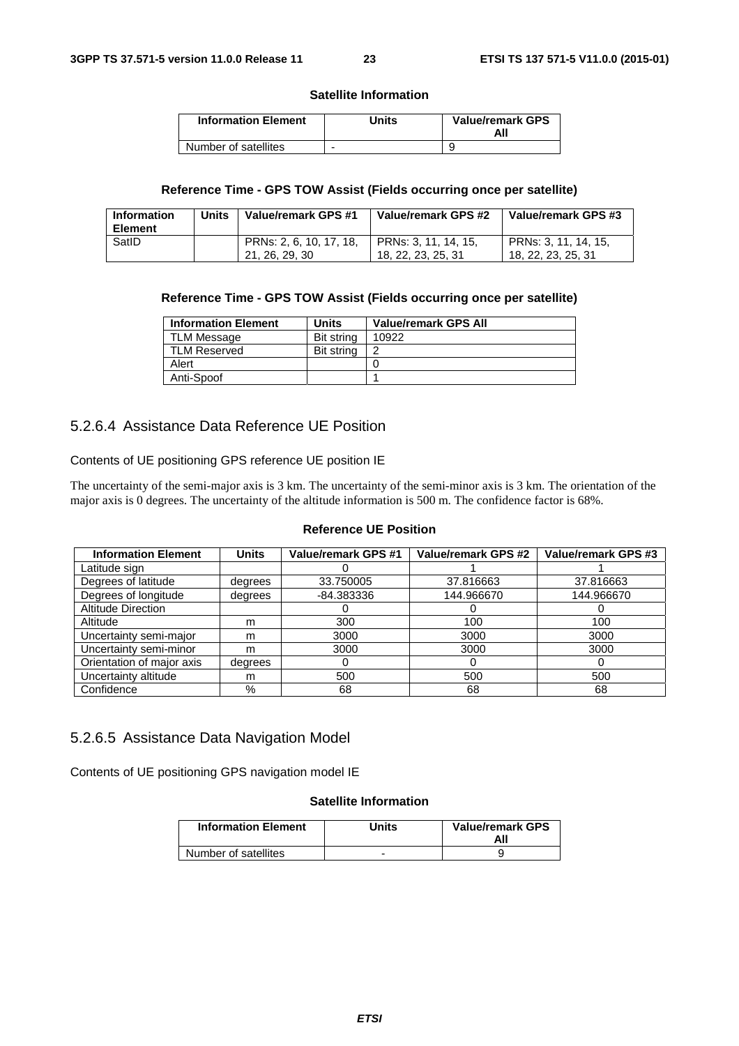**Satellite Information**

| Information Element | Units | Value/remark GPS All |
| --- | --- | --- |
| Number of satellites | - | 9 |

**Reference Time - GPS TOW Assist (Fields occurring once per satellite)**

| Information Element | Units | Value/remark GPS #1 | Value/remark GPS #2 | Value/remark GPS #3 |
| --- | --- | --- | --- | --- |
| SatID | | PRNs: 2, 6, 10, 17, 18, 21, 26, 29, 30 | PRNs: 3, 11, 14, 15, 18, 22, 23, 25, 31 | PRNs: 3, 11, 14, 15, 18, 22, 23, 25, 31 |

**Reference Time - GPS TOW Assist (Fields occurring once per satellite)**

| Information Element | Units | Value/remark GPS All |
| --- | --- | --- |
| TLM Message | Bit string | 10922 |
| TLM Reserved | Bit string | 2 |
| Alert | | 0 |
| Anti-Spoof | | 1 |

### 5.2.6.4 Assistance Data Reference UE Position

Contents of UE positioning GPS reference UE position IE

The uncertainty of the semi-major axis is 3 km. The uncertainty of the semi-minor axis is 3 km. The orientation of the major axis is 0 degrees. The uncertainty of the altitude information is 500 m. The confidence factor is 68%.

**Reference UE Position**

| Information Element | Units | Value/remark GPS #1 | Value/remark GPS #2 | Value/remark GPS #3 |
| --- | --- | --- | --- | --- |
| Latitude sign | | 0 | 1 | 1 |
| Degrees of latitude | degrees | 33.750005 | 37.816663 | 37.816663 |
| Degrees of longitude | degrees | -84.383336 | 144.966670 | 144.966670 |
| Altitude Direction | | 0 | 0 | 0 |
| Altitude | m | 300 | 100 | 100 |
| Uncertainty semi-major | m | 3000 | 3000 | 3000 |
| Uncertainty semi-minor | m | 3000 | 3000 | 3000 |
| Orientation of major axis | degrees | 0 | 0 | 0 |
| Uncertainty altitude | m | 500 | 500 | 500 |
| Confidence | % | 68 | 68 | 68 |

### 5.2.6.5 Assistance Data Navigation Model

Contents of UE positioning GPS navigation model IE

**Satellite Information**

| Information Element | Units | Value/remark GPS All |
| --- | --- | --- |
| Number of satellites | - | 9 |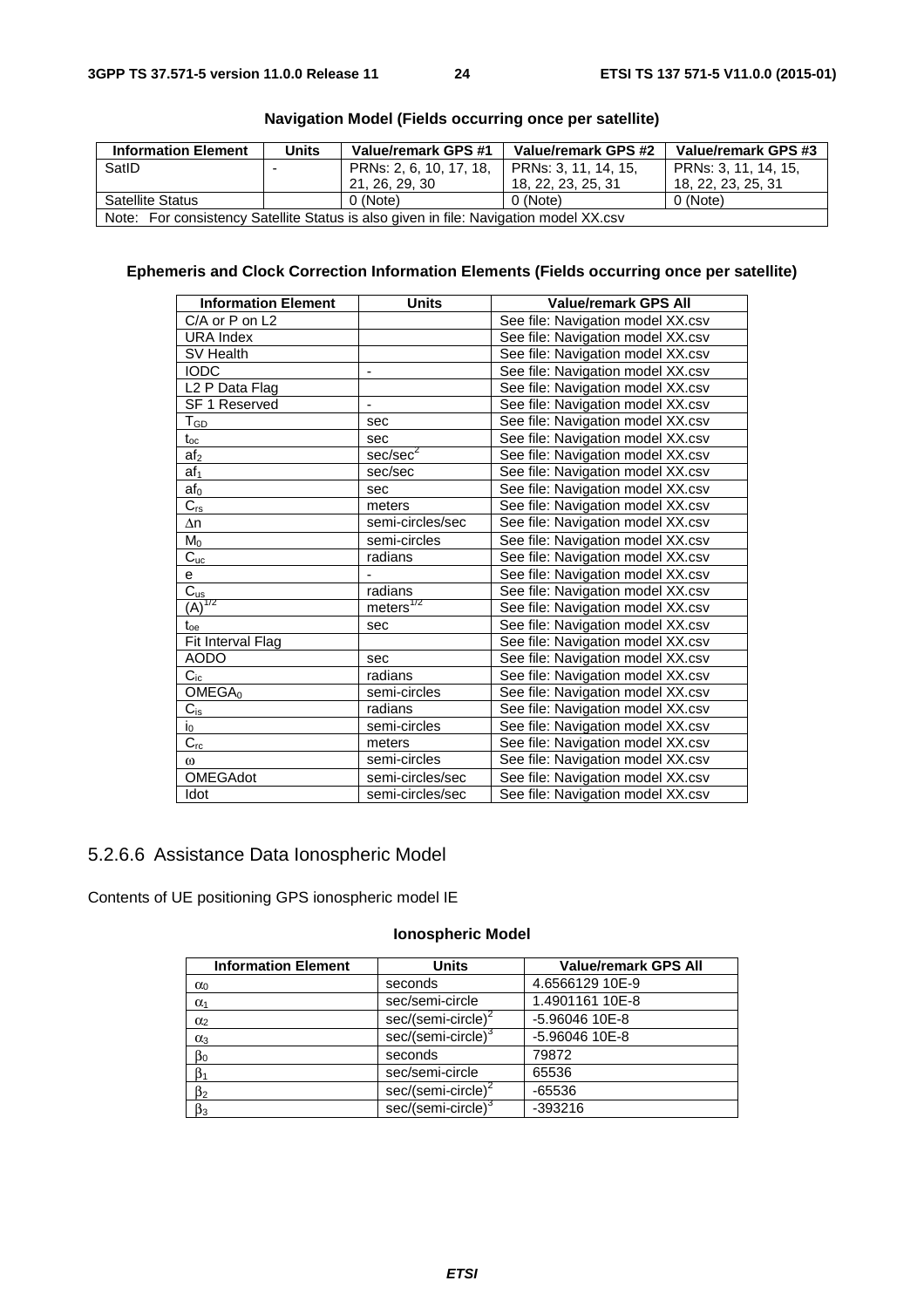**Navigation Model (Fields occurring once per satellite)**

| Information Element | Units | Value/remark GPS #1 | Value/remark GPS #2 | Value/remark GPS #3 |
|---|---|---|---|---|
| SatID | - | PRNs: 2, 6, 10, 17, 18, 21, 26, 29, 30 | PRNs: 3, 11, 14, 15, 18, 22, 23, 25, 31 | PRNs: 3, 11, 14, 15, 18, 22, 23, 25, 31 |
| Satellite Status | | 0 (Note) | 0 (Note) | 0 (Note) |
| Note: For consistency Satellite Status is also given in file: Navigation model XX.csv | | | | |

**Ephemeris and Clock Correction Information Elements (Fields occurring once per satellite)**

| Information Element | Units | Value/remark GPS All |
|---|---|---|
| C/A or P on L2 | | See file: Navigation model XX.csv |
| URA Index | | See file: Navigation model XX.csv |
| SV Health | | See file: Navigation model XX.csv |
| IODC | - | See file: Navigation model XX.csv |
| L2 P Data Flag | | See file: Navigation model XX.csv |
| SF 1 Reserved | - | See file: Navigation model XX.csv |
| $T_{GD}$ | sec | See file: Navigation model XX.csv |
| $t_{oc}$ | sec | See file: Navigation model XX.csv |
| $af_2$ | sec/sec$^2$ | See file: Navigation model XX.csv |
| $af_1$ | sec/sec | See file: Navigation model XX.csv |
| $af_0$ | sec | See file: Navigation model XX.csv |
| $C_{rs}$ | meters | See file: Navigation model XX.csv |
| $\Delta n$ | semi-circles/sec | See file: Navigation model XX.csv |
| $M_0$ | semi-circles | See file: Navigation model XX.csv |
| $C_{uc}$ | radians | See file: Navigation model XX.csv |
| e | - | See file: Navigation model XX.csv |
| $C_{us}$ | radians | See file: Navigation model XX.csv |
| $(A)^{1/2}$ | meters$^{1/2}$ | See file: Navigation model XX.csv |
| $t_{oe}$ | sec | See file: Navigation model XX.csv |
| Fit Interval Flag | | See file: Navigation model XX.csv |
| AODO | sec | See file: Navigation model XX.csv |
| $C_{ic}$ | radians | See file: Navigation model XX.csv |
| $OMEGA_0$ | semi-circles | See file: Navigation model XX.csv |
| $C_{is}$ | radians | See file: Navigation model XX.csv |
| $i_0$ | semi-circles | See file: Navigation model XX.csv |
| $C_{rc}$ | meters | See file: Navigation model XX.csv |
| $\omega$ | semi-circles | See file: Navigation model XX.csv |
| OMEGAdot | semi-circles/sec | See file: Navigation model XX.csv |
| Idot | semi-circles/sec | See file: Navigation model XX.csv |

## 5.2.6.6 Assistance Data Ionospheric Model

Contents of UE positioning GPS ionospheric model IE

**Ionospheric Model**

| Information Element | Units | Value/remark GPS All |
|---|---|---|
| $\alpha_0$ | seconds | 4.6566129 10E-9 |
| $\alpha_1$ | sec/semi-circle | 1.4901161 10E-8 |
| $\alpha_2$ | sec/(semi-circle)$^2$ | -5.96046 10E-8 |
| $\alpha_3$ | sec/(semi-circle)$^3$ | -5.96046 10E-8 |
| $\beta_0$ | seconds | 79872 |
| $\beta_1$ | sec/semi-circle | 65536 |
| $\beta_2$ | sec/(semi-circle)$^2$ | -65536 |
| $\beta_3$ | sec/(semi-circle)$^3$ | -393216 |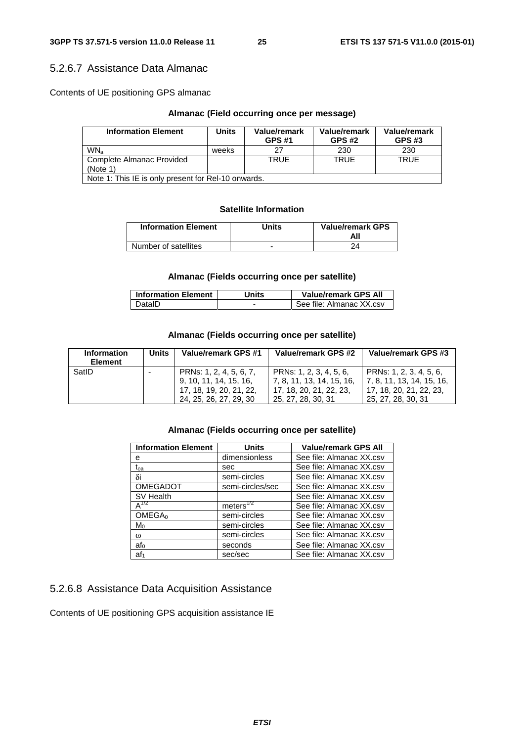### 5.2.6.7 Assistance Data Almanac

Contents of UE positioning GPS almanac

**Almanac (Field occurring once per message)**

| Information Element | Units | Value/remark GPS #1 | Value/remark GPS #2 | Value/remark GPS #3 |
|---|---|---|---|---|
| $WN_a$ | weeks | 27 | 230 | 230 |
| Complete Almanac Provided (Note 1) | | TRUE | TRUE | TRUE |
| Note 1: This IE is only present for Rel-10 onwards. | | | | |

**Satellite Information**

| Information Element | Units | Value/remark GPS All |
|---|---|---|
| Number of satellites | - | 24 |

**Almanac (Fields occurring once per satellite)**

| Information Element | Units | Value/remark GPS All |
|---|---|---|
| DataID | - | See file: Almanac XX.csv |

**Almanac (Fields occurring once per satellite)**

| Information Element | Units | Value/remark GPS #1 | Value/remark GPS #2 | Value/remark GPS #3 |
|---|---|---|---|---|
| SatID | - | PRNs: 1, 2, 4, 5, 6, 7, 9, 10, 11, 14, 15, 16, 17, 18, 19, 20, 21, 22, 24, 25, 26, 27, 29, 30 | PRNs: 1, 2, 3, 4, 5, 6, 7, 8, 11, 13, 14, 15, 16, 17, 18, 20, 21, 22, 23, 25, 27, 28, 30, 31 | PRNs: 1, 2, 3, 4, 5, 6, 7, 8, 11, 13, 14, 15, 16, 17, 18, 20, 21, 22, 23, 25, 27, 28, 30, 31 |

**Almanac (Fields occurring once per satellite)**

| Information Element | Units | Value/remark GPS All |
|---|---|---|
| e | dimensionless | See file: Almanac XX.csv |
| $t_{oa}$ | sec | See file: Almanac XX.csv |
| $\delta i$ | semi-circles | See file: Almanac XX.csv |
| OMEGADOT | semi-circles/sec | See file: Almanac XX.csv |
| SV Health | | See file: Almanac XX.csv |
| $A^{1/2}$ | $meters^{1/2}$ | See file: Almanac XX.csv |
| $OMEGA_0$ | semi-circles | See file: Almanac XX.csv |
| $M_0$ | semi-circles | See file: Almanac XX.csv |
| $\omega$ | semi-circles | See file: Almanac XX.csv |
| $af_0$ | seconds | See file: Almanac XX.csv |
| $af_1$ | sec/sec | See file: Almanac XX.csv |

### 5.2.6.8 Assistance Data Acquisition Assistance

Contents of UE positioning GPS acquisition assistance IE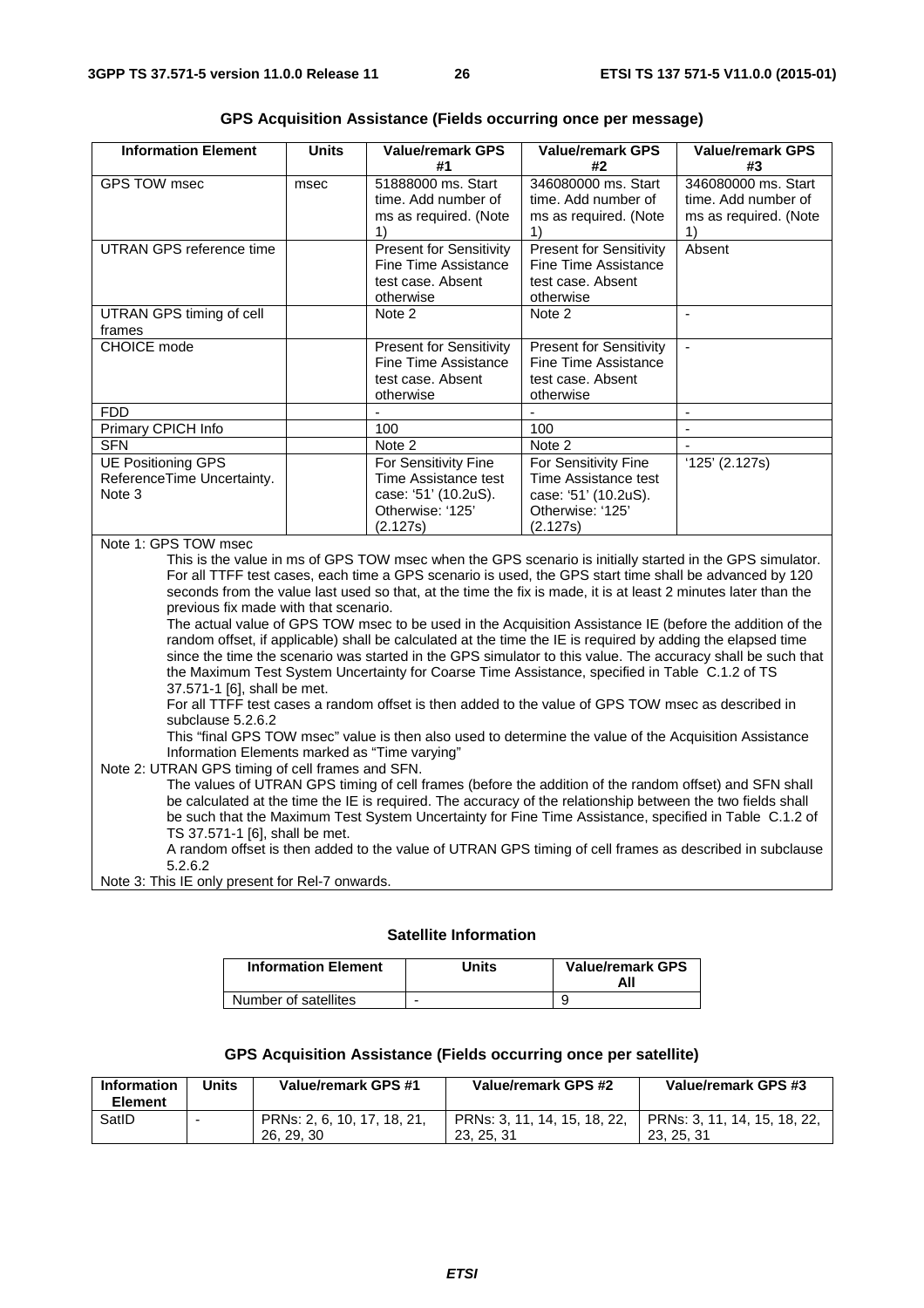**GPS Acquisition Assistance (Fields occurring once per message)**

| Information Element | Units | Value/remark GPS #1 | Value/remark GPS #2 | Value/remark GPS #3 |
|---|---|---|---|---|
| GPS TOW msec | msec | 51888000 ms. Start time. Add number of ms as required. (Note 1) | 346080000 ms. Start time. Add number of ms as required. (Note 1) | 346080000 ms. Start time. Add number of ms as required. (Note 1) |
| UTRAN GPS reference time | | Present for Sensitivity Fine Time Assistance test case. Absent otherwise | Present for Sensitivity Fine Time Assistance test case. Absent otherwise | Absent |
| UTRAN GPS timing of cell frames | | Note 2 | Note 2 | - |
| CHOICE mode | | Present for Sensitivity Fine Time Assistance test case. Absent otherwise | Present for Sensitivity Fine Time Assistance test case. Absent otherwise | - |
| FDD | | - | - | - |
| Primary CPICH Info | | 100 | 100 | - |
| SFN | | Note 2 | Note 2 | - |
| UE Positioning GPS ReferenceTime Uncertainty. Note 3 | | For Sensitivity Fine Time Assistance test case: '51' (10.2uS). Otherwise: '125' (2.127s) | For Sensitivity Fine Time Assistance test case: '51' (10.2uS). Otherwise: '125' (2.127s) | '125' (2.127s) |

Note 1: GPS TOW msec

This is the value in ms of GPS TOW msec when the GPS scenario is initially started in the GPS simulator. For all TTFF test cases, each time a GPS scenario is used, the GPS start time shall be advanced by 120 seconds from the value last used so that, at the time the fix is made, it is at least 2 minutes later than the previous fix made with that scenario.

The actual value of GPS TOW msec to be used in the Acquisition Assistance IE (before the addition of the random offset, if applicable) shall be calculated at the time the IE is required by adding the elapsed time since the time the scenario was started in the GPS simulator to this value. The accuracy shall be such that the Maximum Test System Uncertainty for Coarse Time Assistance, specified in Table C.1.2 of TS 37.571-1 [6], shall be met.

For all TTFF test cases a random offset is then added to the value of GPS TOW msec as described in subclause 5.2.6.2

This "final GPS TOW msec" value is then also used to determine the value of the Acquisition Assistance Information Elements marked as "Time varying"

Note 2: UTRAN GPS timing of cell frames and SFN.

The values of UTRAN GPS timing of cell frames (before the addition of the random offset) and SFN shall be calculated at the time the IE is required. The accuracy of the relationship between the two fields shall be such that the Maximum Test System Uncertainty for Fine Time Assistance, specified in Table C.1.2 of TS 37.571-1 [6], shall be met.

A random offset is then added to the value of UTRAN GPS timing of cell frames as described in subclause 5.2.6.2

Note 3: This IE only present for Rel-7 onwards.

**Satellite Information**

| Information Element | Units | Value/remark GPS All |
|---|---|---|
| Number of satellites | - | 9 |

**GPS Acquisition Assistance (Fields occurring once per satellite)**

| Information Element | Units | Value/remark GPS #1 | Value/remark GPS #2 | Value/remark GPS #3 |
|---|---|---|---|---|
| SatID | - | PRNs: 2, 6, 10, 17, 18, 21, 26, 29, 30 | PRNs: 3, 11, 14, 15, 18, 22, 23, 25, 31 | PRNs: 3, 11, 14, 15, 18, 22, 23, 25, 31 |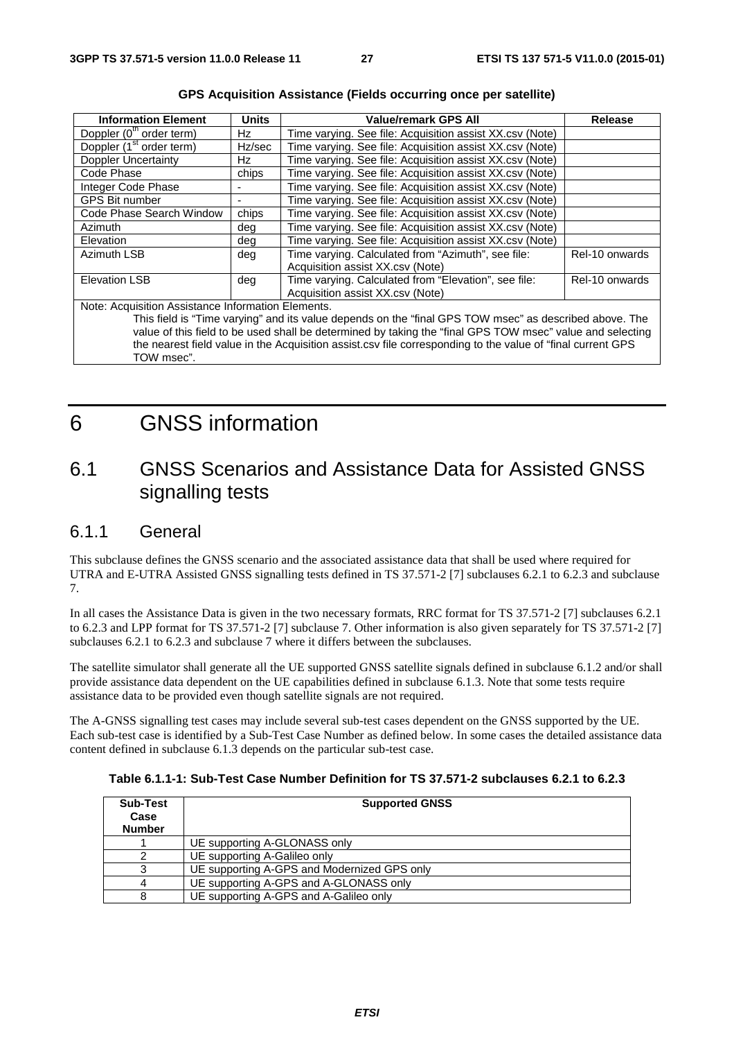**GPS Acquisition Assistance (Fields occurring once per satellite)**

| Information Element | Units | Value/remark GPS All | Release |
|---|---|---|---|
| Doppler (0$^{th}$ order term) | Hz | Time varying. See file: Acquisition assist XX.csv (Note) | |
| Doppler (1$^{st}$ order term) | Hz/sec | Time varying. See file: Acquisition assist XX.csv (Note) | |
| Doppler Uncertainty | Hz | Time varying. See file: Acquisition assist XX.csv (Note) | |
| Code Phase | chips | Time varying. See file: Acquisition assist XX.csv (Note) | |
| Integer Code Phase | - | Time varying. See file: Acquisition assist XX.csv (Note) | |
| GPS Bit number | - | Time varying. See file: Acquisition assist XX.csv (Note) | |
| Code Phase Search Window | chips | Time varying. See file: Acquisition assist XX.csv (Note) | |
| Azimuth | deg | Time varying. See file: Acquisition assist XX.csv (Note) | |
| Elevation | deg | Time varying. See file: Acquisition assist XX.csv (Note) | |
| Azimuth LSB | deg | Time varying. Calculated from "Azimuth", see file: Acquisition assist XX.csv (Note) | Rel-10 onwards |
| Elevation LSB | deg | Time varying. Calculated from "Elevation", see file: Acquisition assist XX.csv (Note) | Rel-10 onwards |
| Note: Acquisition Assistance Information Elements. This field is "Time varying" and its value depends on the "final GPS TOW msec" as described above. The value of this field to be used shall be determined by taking the "final GPS TOW msec" value and selecting the nearest field value in the Acquisition assist.csv file corresponding to the value of "final current GPS TOW msec". | | | |

# 6 GNSS information

## 6.1 GNSS Scenarios and Assistance Data for Assisted GNSS signalling tests

### 6.1.1 General

This subclause defines the GNSS scenario and the associated assistance data that shall be used where required for UTRA and E-UTRA Assisted GNSS signalling tests defined in TS 37.571-2 [7] subclauses 6.2.1 to 6.2.3 and subclause 7.

In all cases the Assistance Data is given in the two necessary formats, RRC format for TS 37.571-2 [7] subclauses 6.2.1 to 6.2.3 and LPP format for TS 37.571-2 [7] subclause 7. Other information is also given separately for TS 37.571-2 [7] subclauses 6.2.1 to 6.2.3 and subclause 7 where it differs between the subclauses.

The satellite simulator shall generate all the UE supported GNSS satellite signals defined in subclause 6.1.2 and/or shall provide assistance data dependent on the UE capabilities defined in subclause 6.1.3. Note that some tests require assistance data to be provided even though satellite signals are not required.

The A-GNSS signalling test cases may include several sub-test cases dependent on the GNSS supported by the UE. Each sub-test case is identified by a Sub-Test Case Number as defined below. In some cases the detailed assistance data content defined in subclause 6.1.3 depends on the particular sub-test case.

**Table 6.1.1-1: Sub-Test Case Number Definition for TS 37.571-2 subclauses 6.2.1 to 6.2.3**

| Sub-Test Case Number | Supported GNSS |
|---|---|
| 1 | UE supporting A-GLONASS only |
| 2 | UE supporting A-Galileo only |
| 3 | UE supporting A-GPS and Modernized GPS only |
| 4 | UE supporting A-GPS and A-GLONASS only |
| 8 | UE supporting A-GPS and A-Galileo only |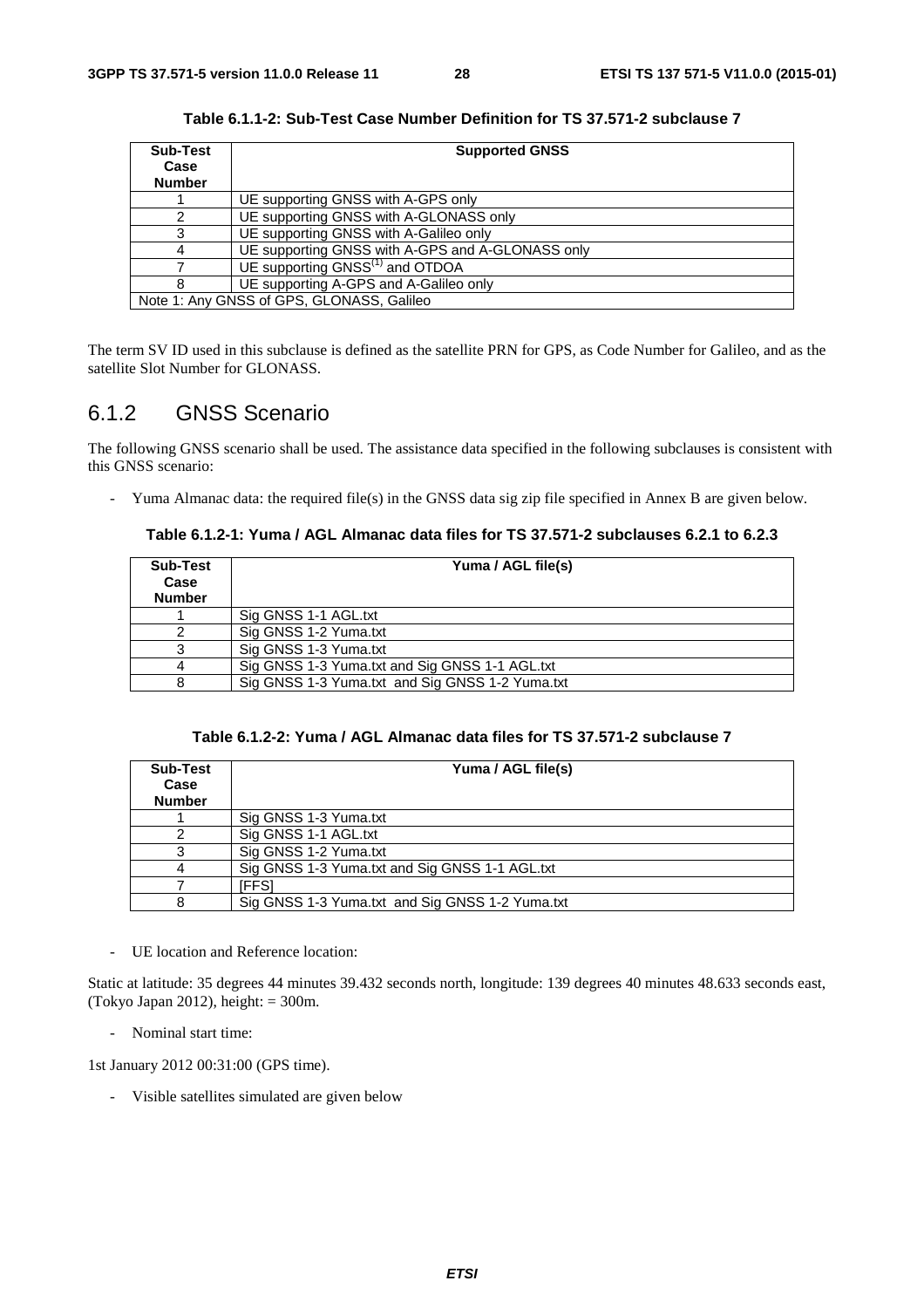**Table 6.1.1-2: Sub-Test Case Number Definition for TS 37.571-2 subclause 7**

| Sub-Test Case Number | Supported GNSS |
|---|---|
| 1 | UE supporting GNSS with A-GPS only |
| 2 | UE supporting GNSS with A-GLONASS only |
| 3 | UE supporting GNSS with A-Galileo only |
| 4 | UE supporting GNSS with A-GPS and A-GLONASS only |
| 7 | UE supporting GNSS[(1)] and OTDOA |
| 8 | UE supporting A-GPS and A-Galileo only |
| Note 1: Any GNSS of GPS, GLONASS, Galileo | |

The term SV ID used in this subclause is defined as the satellite PRN for GPS, as Code Number for Galileo, and as the satellite Slot Number for GLONASS.

## 6.1.2 GNSS Scenario

The following GNSS scenario shall be used. The assistance data specified in the following subclauses is consistent with this GNSS scenario:

- Yuma Almanac data: the required file(s) in the GNSS data sig zip file specified in Annex B are given below.

**Table 6.1.2-1: Yuma / AGL Almanac data files for TS 37.571-2 subclauses 6.2.1 to 6.2.3**

| Sub-Test Case Number | Yuma / AGL file(s) |
|---|---|
| 1 | Sig GNSS 1-1 AGL.txt |
| 2 | Sig GNSS 1-2 Yuma.txt |
| 3 | Sig GNSS 1-3 Yuma.txt |
| 4 | Sig GNSS 1-3 Yuma.txt and Sig GNSS 1-1 AGL.txt |
| 8 | Sig GNSS 1-3 Yuma.txt and Sig GNSS 1-2 Yuma.txt |

**Table 6.1.2-2: Yuma / AGL Almanac data files for TS 37.571-2 subclause 7**

| Sub-Test Case Number | Yuma / AGL file(s) |
|---|---|
| 1 | Sig GNSS 1-3 Yuma.txt |
| 2 | Sig GNSS 1-1 AGL.txt |
| 3 | Sig GNSS 1-2 Yuma.txt |
| 4 | Sig GNSS 1-3 Yuma.txt and Sig GNSS 1-1 AGL.txt |
| 7 | [FFS] |
| 8 | Sig GNSS 1-3 Yuma.txt and Sig GNSS 1-2 Yuma.txt |

- UE location and Reference location:

Static at latitude: 35 degrees 44 minutes 39.432 seconds north, longitude: 139 degrees 40 minutes 48.633 seconds east, (Tokyo Japan 2012), height: = 300m.

- Nominal start time:

1st January 2012 00:31:00 (GPS time).

- Visible satellites simulated are given below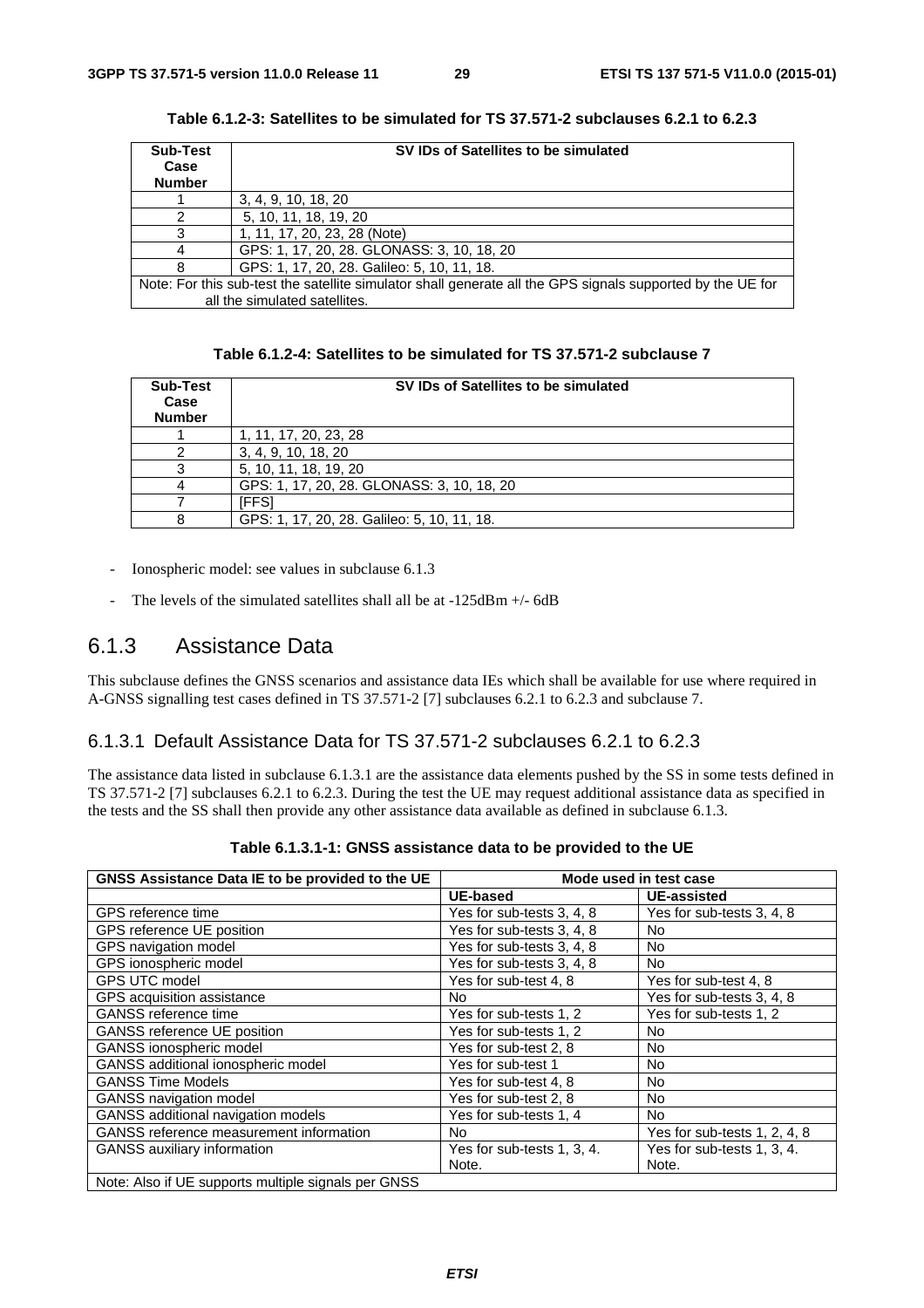**Table 6.1.2-3: Satellites to be simulated for TS 37.571-2 subclauses 6.2.1 to 6.2.3**

| Sub-Test Case Number | SV IDs of Satellites to be simulated |
|---|---|
| 1 | 3, 4, 9, 10, 18, 20 |
| 2 | 5, 10, 11, 18, 19, 20 |
| 3 | 1, 11, 17, 20, 23, 28 (Note) |
| 4 | GPS: 1, 17, 20, 28. GLONASS: 3, 10, 18, 20 |
| 8 | GPS: 1, 17, 20, 28. Galileo: 5, 10, 11, 18. |
| Note: For this sub-test the satellite simulator shall generate all the GPS signals supported by the UE for all the simulated satellites. | |

**Table 6.1.2-4: Satellites to be simulated for TS 37.571-2 subclause 7**

| Sub-Test Case Number | SV IDs of Satellites to be simulated |
|---|---|
| 1 | 1, 11, 17, 20, 23, 28 |
| 2 | 3, 4, 9, 10, 18, 20 |
| 3 | 5, 10, 11, 18, 19, 20 |
| 4 | GPS: 1, 17, 20, 28. GLONASS: 3, 10, 18, 20 |
| 7 | [FFS] |
| 8 | GPS: 1, 17, 20, 28. Galileo: 5, 10, 11, 18. |

- Ionospheric model: see values in subclause 6.1.3
- The levels of the simulated satellites shall all be at -125dBm +/- 6dB

## 6.1.3 Assistance Data

This subclause defines the GNSS scenarios and assistance data IEs which shall be available for use where required in A-GNSS signalling test cases defined in TS 37.571-2 [7] subclauses 6.2.1 to 6.2.3 and subclause 7.

### 6.1.3.1 Default Assistance Data for TS 37.571-2 subclauses 6.2.1 to 6.2.3

The assistance data listed in subclause 6.1.3.1 are the assistance data elements pushed by the SS in some tests defined in TS 37.571-2 [7] subclauses 6.2.1 to 6.2.3. During the test the UE may request additional assistance data as specified in the tests and the SS shall then provide any other assistance data available as defined in subclause 6.1.3.

**Table 6.1.3.1-1: GNSS assistance data to be provided to the UE**

| GNSS Assistance Data IE to be provided to the UE | Mode used in test case | |
|---|---|---|
| | UE-based | UE-assisted |
| GPS reference time | Yes for sub-tests 3, 4, 8 | Yes for sub-tests 3, 4, 8 |
| GPS reference UE position | Yes for sub-tests 3, 4, 8 | No |
| GPS navigation model | Yes for sub-tests 3, 4, 8 | No |
| GPS ionospheric model | Yes for sub-tests 3, 4, 8 | No |
| GPS UTC model | Yes for sub-test 4, 8 | Yes for sub-test 4, 8 |
| GPS acquisition assistance | No | Yes for sub-tests 3, 4, 8 |
| GANSS reference time | Yes for sub-tests 1, 2 | Yes for sub-tests 1, 2 |
| GANSS reference UE position | Yes for sub-tests 1, 2 | No |
| GANSS ionospheric model | Yes for sub-test 2, 8 | No |
| GANSS additional ionospheric model | Yes for sub-test 1 | No |
| GANSS Time Models | Yes for sub-test 4, 8 | No |
| GANSS navigation model | Yes for sub-test 2, 8 | No |
| GANSS additional navigation models | Yes for sub-tests 1, 4 | No |
| GANSS reference measurement information | No | Yes for sub-tests 1, 2, 4, 8 |
| GANSS auxiliary information | Yes for sub-tests 1, 3, 4. Note. | Yes for sub-tests 1, 3, 4. Note. |
| Note: Also if UE supports multiple signals per GNSS | | |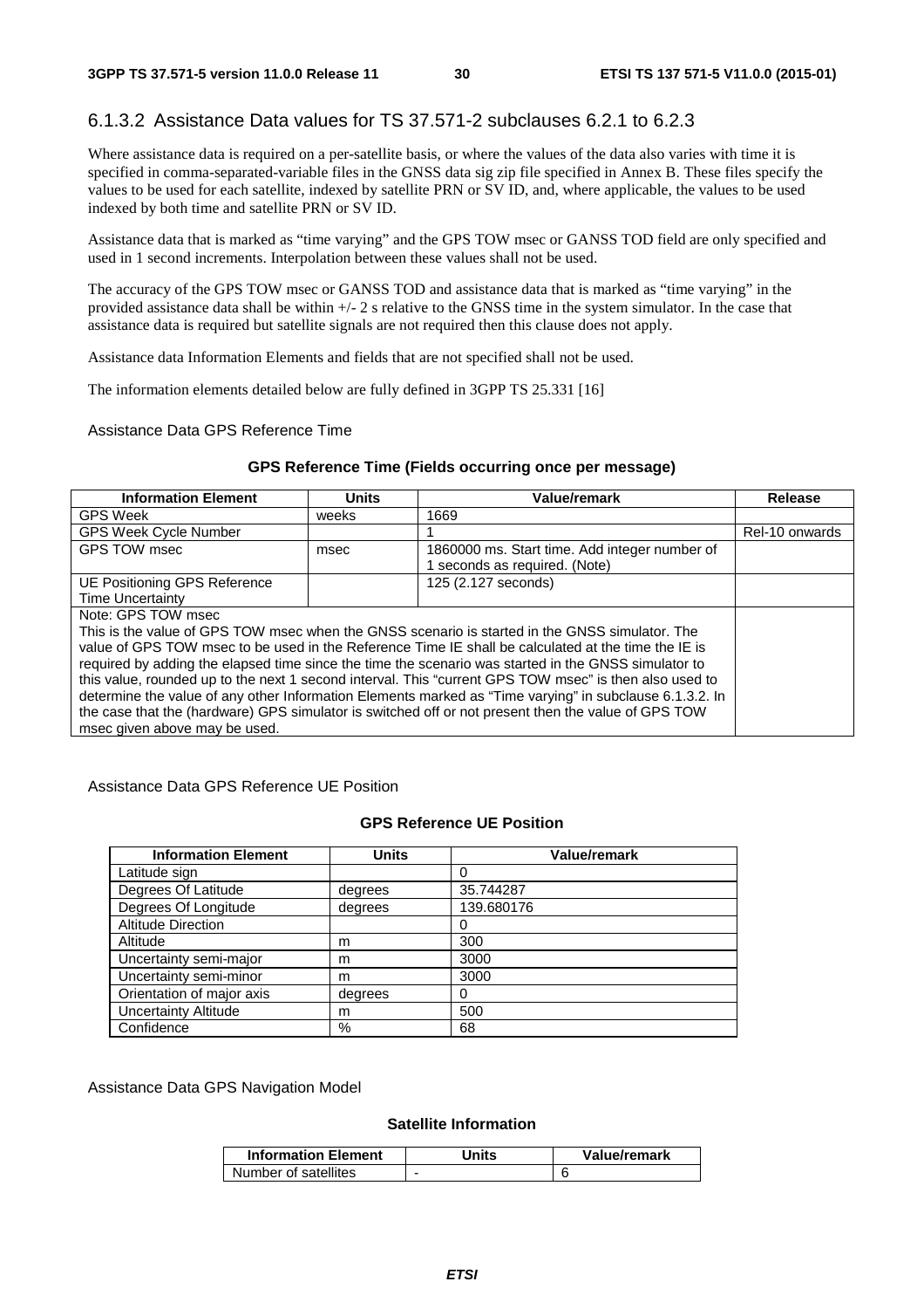### 6.1.3.2 Assistance Data values for TS 37.571-2 subclauses 6.2.1 to 6.2.3

Where assistance data is required on a per-satellite basis, or where the values of the data also varies with time it is specified in comma-separated-variable files in the GNSS data sig zip file specified in Annex B. These files specify the values to be used for each satellite, indexed by satellite PRN or SV ID, and, where applicable, the values to be used indexed by both time and satellite PRN or SV ID.

Assistance data that is marked as "time varying" and the GPS TOW msec or GANSS TOD field are only specified and used in 1 second increments. Interpolation between these values shall not be used.

The accuracy of the GPS TOW msec or GANSS TOD and assistance data that is marked as "time varying" in the provided assistance data shall be within +/- 2 s relative to the GNSS time in the system simulator. In the case that assistance data is required but satellite signals are not required then this clause does not apply.

Assistance data Information Elements and fields that are not specified shall not be used.

The information elements detailed below are fully defined in 3GPP TS 25.331 [16]

Assistance Data GPS Reference Time

**GPS Reference Time (Fields occurring once per message)**

| Information Element | Units | Value/remark | Release |
|---|---|---|---|
| GPS Week | weeks | 1669 | |
| GPS Week Cycle Number | | 1 | Rel-10 onwards |
| GPS TOW msec | msec | 1860000 ms. Start time. Add integer number of 1 seconds as required. (Note) | |
| UE Positioning GPS Reference Time Uncertainty | | 125 (2.127 seconds) | |
| Note: GPS TOW msec<br>This is the value of GPS TOW msec when the GNSS scenario is started in the GNSS simulator. The value of GPS TOW msec to be used in the Reference Time IE shall be calculated at the time the IE is required by adding the elapsed time since the time the scenario was started in the GNSS simulator to this value, rounded up to the next 1 second interval. This "current GPS TOW msec" is then also used to determine the value of any other Information Elements marked as "Time varying" in subclause 6.1.3.2. In the case that the (hardware) GPS simulator is switched off or not present then the value of GPS TOW msec given above may be used. | | | |

Assistance Data GPS Reference UE Position

**GPS Reference UE Position**

| Information Element | Units | Value/remark |
|---|---|---|
| Latitude sign | | 0 |
| Degrees Of Latitude | degrees | 35.744287 |
| Degrees Of Longitude | degrees | 139.680176 |
| Altitude Direction | | 0 |
| Altitude | m | 300 |
| Uncertainty semi-major | m | 3000 |
| Uncertainty semi-minor | m | 3000 |
| Orientation of major axis | degrees | 0 |
| Uncertainty Altitude | m | 500 |
| Confidence | % | 68 |

Assistance Data GPS Navigation Model

**Satellite Information**

| Information Element | Units | Value/remark |
|---|---|---|
| Number of satellites | - | 6 |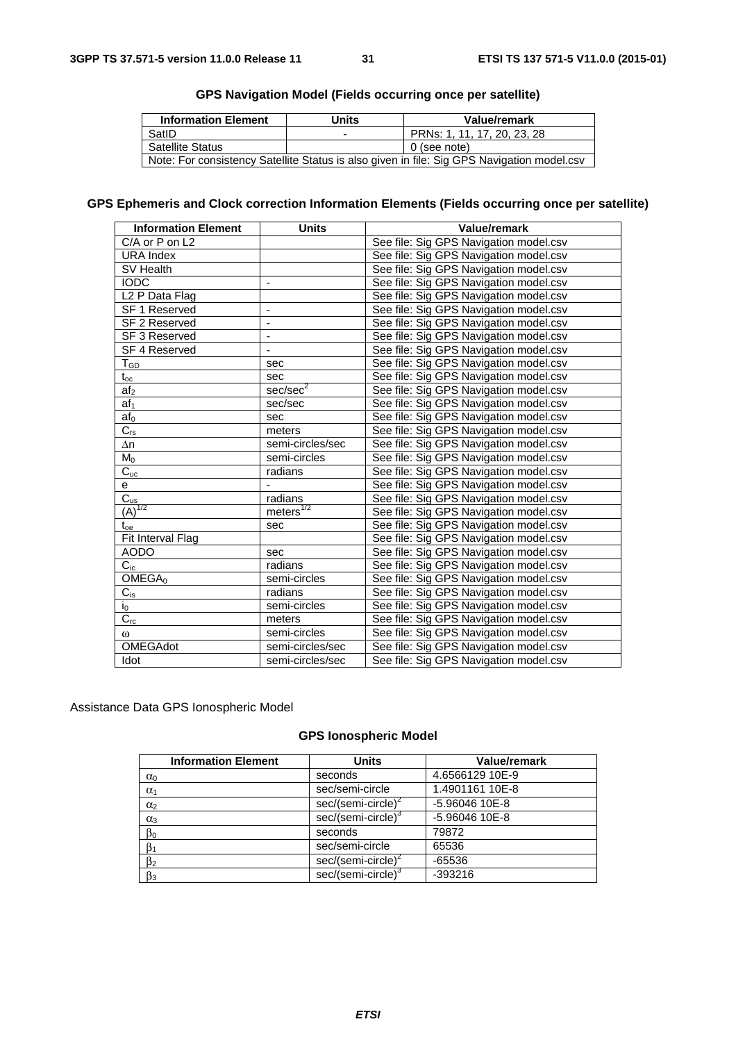**GPS Navigation Model (Fields occurring once per satellite)**

| Information Element | Units | Value/remark |
| --- | --- | --- |
| SatID | - | PRNs: 1, 11, 17, 20, 23, 28 |
| Satellite Status | | 0 (see note) |
| Note: For consistency Satellite Status is also given in file: Sig GPS Navigation model.csv | | |

**GPS Ephemeris and Clock correction Information Elements (Fields occurring once per satellite)**

| Information Element | Units | Value/remark |
| --- | --- | --- |
| C/A or P on L2 | | See file: Sig GPS Navigation model.csv |
| URA Index | | See file: Sig GPS Navigation model.csv |
| SV Health | | See file: Sig GPS Navigation model.csv |
| IODC | - | See file: Sig GPS Navigation model.csv |
| L2 P Data Flag | | See file: Sig GPS Navigation model.csv |
| SF 1 Reserved | - | See file: Sig GPS Navigation model.csv |
| SF 2 Reserved | - | See file: Sig GPS Navigation model.csv |
| SF 3 Reserved | - | See file: Sig GPS Navigation model.csv |
| SF 4 Reserved | - | See file: Sig GPS Navigation model.csv |
| $T_{GD}$ | sec | See file: Sig GPS Navigation model.csv |
| $t_{oc}$ | sec | See file: Sig GPS Navigation model.csv |
| $af_2$ | $sec/sec^2$ | See file: Sig GPS Navigation model.csv |
| $af_1$ | sec/sec | See file: Sig GPS Navigation model.csv |
| $af_0$ | sec | See file: Sig GPS Navigation model.csv |
| $C_{rs}$ | meters | See file: Sig GPS Navigation model.csv |
| $\Delta n$ | semi-circles/sec | See file: Sig GPS Navigation model.csv |
| $M_0$ | semi-circles | See file: Sig GPS Navigation model.csv |
| $C_{uc}$ | radians | See file: Sig GPS Navigation model.csv |
| e | - | See file: Sig GPS Navigation model.csv |
| $C_{us}$ | radians | See file: Sig GPS Navigation model.csv |
| $(A)^{1/2}$ | $meters^{1/2}$ | See file: Sig GPS Navigation model.csv |
| $t_{oe}$ | sec | See file: Sig GPS Navigation model.csv |
| Fit Interval Flag | | See file: Sig GPS Navigation model.csv |
| AODO | sec | See file: Sig GPS Navigation model.csv |
| $C_{ic}$ | radians | See file: Sig GPS Navigation model.csv |
| $OMEGA_0$ | semi-circles | See file: Sig GPS Navigation model.csv |
| $C_{is}$ | radians | See file: Sig GPS Navigation model.csv |
| $i_0$ | semi-circles | See file: Sig GPS Navigation model.csv |
| $C_{rc}$ | meters | See file: Sig GPS Navigation model.csv |
| $\omega$ | semi-circles | See file: Sig GPS Navigation model.csv |
| OMEGAdot | semi-circles/sec | See file: Sig GPS Navigation model.csv |
| Idot | semi-circles/sec | See file: Sig GPS Navigation model.csv |

Assistance Data GPS Ionospheric Model

**GPS Ionospheric Model**

| Information Element | Units | Value/remark |
| --- | --- | --- |
| $\alpha_0$ | seconds | 4.6566129 10E-9 |
| $\alpha_1$ | sec/semi-circle | 1.4901161 10E-8 |
| $\alpha_2$ | $sec/(semi\text{-}circle)^2$ | -5.96046 10E-8 |
| $\alpha_3$ | $sec/(semi\text{-}circle)^3$ | -5.96046 10E-8 |
| $\beta_0$ | seconds | 79872 |
| $\beta_1$ | sec/semi-circle | 65536 |
| $\beta_2$ | $sec/(semi\text{-}circle)^2$ | -65536 |
| $\beta_3$ | $sec/(semi\text{-}circle)^3$ | -393216 |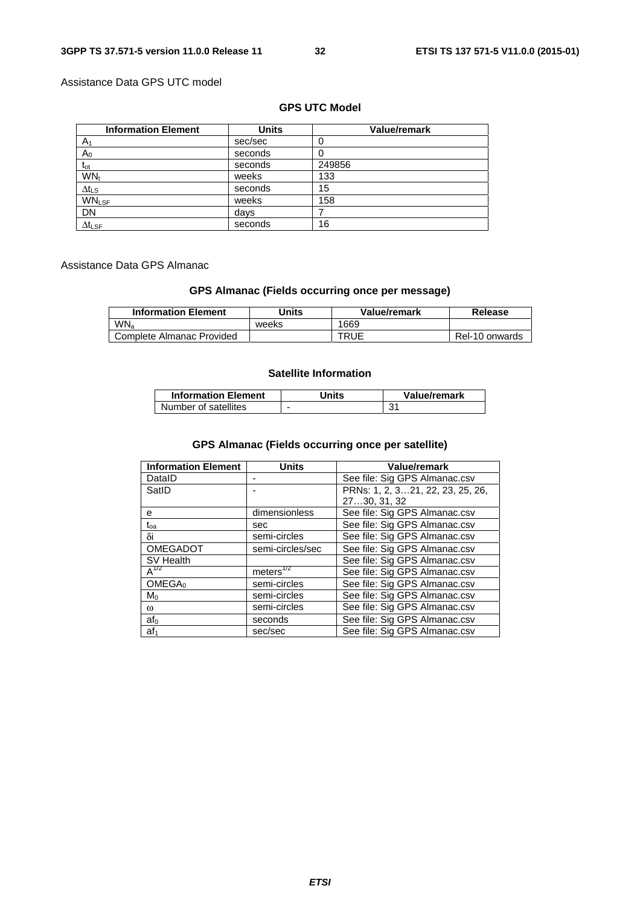Assistance Data GPS UTC model

**GPS UTC Model**

| Information Element | Units | Value/remark |
|---|---|---|
| $A_1$ | sec/sec | 0 |
| $A_0$ | seconds | 0 |
| $t_{ot}$ | seconds | 249856 |
| $WN_t$ | weeks | 133 |
| $\Delta t_{LS}$ | seconds | 15 |
| $WN_{LSF}$ | weeks | 158 |
| DN | days | 7 |
| $\Delta t_{LSF}$ | seconds | 16 |

Assistance Data GPS Almanac

**GPS Almanac (Fields occurring once per message)**

| Information Element | Units | Value/remark | Release |
|---|---|---|---|
| $WN_a$ | weeks | 1669 | |
| Complete Almanac Provided | | TRUE | Rel-10 onwards |

**Satellite Information**

| Information Element | Units | Value/remark |
|---|---|---|
| Number of satellites | - | 31 |

**GPS Almanac (Fields occurring once per satellite)**

| Information Element | Units | Value/remark |
|---|---|---|
| DataID | - | See file: Sig GPS Almanac.csv |
| SatID | - | PRNs: 1, 2, 3…21, 22, 23, 25, 26, 27…30, 31, 32 |
| e | dimensionless | See file: Sig GPS Almanac.csv |
| $t_{oa}$ | sec | See file: Sig GPS Almanac.csv |
| $\delta i$ | semi-circles | See file: Sig GPS Almanac.csv |
| OMEGADOT | semi-circles/sec | See file: Sig GPS Almanac.csv |
| SV Health | | See file: Sig GPS Almanac.csv |
| $A^{1/2}$ | $meters^{1/2}$ | See file: Sig GPS Almanac.csv |
| $OMEGA_0$ | semi-circles | See file: Sig GPS Almanac.csv |
| $M_0$ | semi-circles | See file: Sig GPS Almanac.csv |
| $\omega$ | semi-circles | See file: Sig GPS Almanac.csv |
| $af_0$ | seconds | See file: Sig GPS Almanac.csv |
| $af_1$ | sec/sec | See file: Sig GPS Almanac.csv |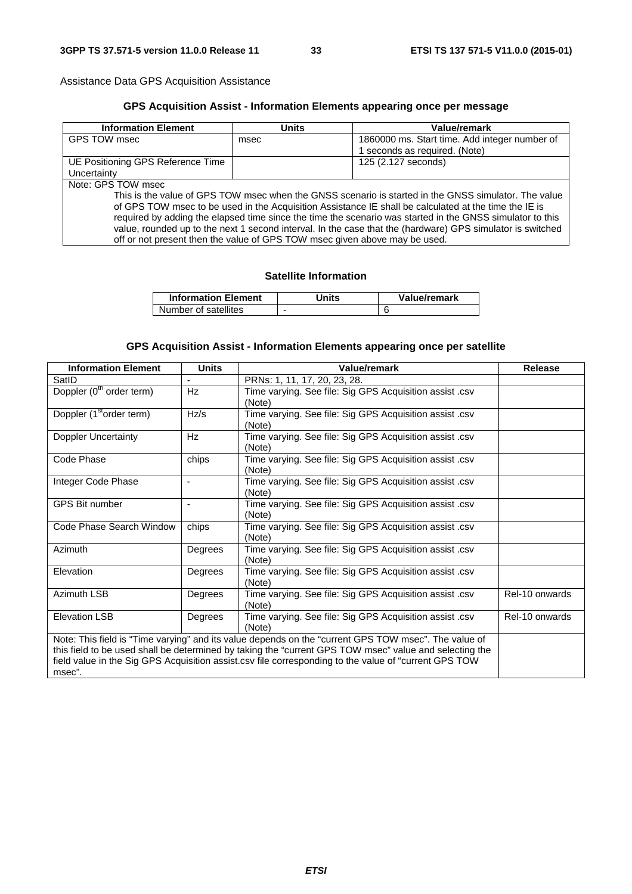Assistance Data GPS Acquisition Assistance

**GPS Acquisition Assist - Information Elements appearing once per message**

| Information Element | Units | Value/remark |
|---|---|---|
| GPS TOW msec | msec | 1860000 ms. Start time. Add integer number of 1 seconds as required. (Note) |
| UE Positioning GPS Reference Time Uncertainty | | 125 (2.127 seconds) |
| Note: GPS TOW msec<br>This is the value of GPS TOW msec when the GNSS scenario is started in the GNSS simulator. The value of GPS TOW msec to be used in the Acquisition Assistance IE shall be calculated at the time the IE is required by adding the elapsed time since the time the scenario was started in the GNSS simulator to this value, rounded up to the next 1 second interval. In the case that the (hardware) GPS simulator is switched off or not present then the value of GPS TOW msec given above may be used. | | |

**Satellite Information**

| Information Element | Units | Value/remark |
|---|---|---|
| Number of satellites | - | 6 |

**GPS Acquisition Assist - Information Elements appearing once per satellite**

| Information Element | Units | Value/remark | Release |
|---|---|---|---|
| SatID | - | PRNs: 1, 11, 17, 20, 23, 28. | |
| Doppler (0th order term) | Hz | Time varying. See file: Sig GPS Acquisition assist .csv (Note) | |
| Doppler (1st order term) | Hz/s | Time varying. See file: Sig GPS Acquisition assist .csv (Note) | |
| Doppler Uncertainty | Hz | Time varying. See file: Sig GPS Acquisition assist .csv (Note) | |
| Code Phase | chips | Time varying. See file: Sig GPS Acquisition assist .csv (Note) | |
| Integer Code Phase | - | Time varying. See file: Sig GPS Acquisition assist .csv (Note) | |
| GPS Bit number | - | Time varying. See file: Sig GPS Acquisition assist .csv (Note) | |
| Code Phase Search Window | chips | Time varying. See file: Sig GPS Acquisition assist .csv (Note) | |
| Azimuth | Degrees | Time varying. See file: Sig GPS Acquisition assist .csv (Note) | |
| Elevation | Degrees | Time varying. See file: Sig GPS Acquisition assist .csv (Note) | |
| Azimuth LSB | Degrees | Time varying. See file: Sig GPS Acquisition assist .csv (Note) | Rel-10 onwards |
| Elevation LSB | Degrees | Time varying. See file: Sig GPS Acquisition assist .csv (Note) | Rel-10 onwards |
| Note: This field is "Time varying" and its value depends on the "current GPS TOW msec". The value of this field to be used shall be determined by taking the "current GPS TOW msec" value and selecting the field value in the Sig GPS Acquisition assist.csv file corresponding to the value of "current GPS TOW msec". | | | |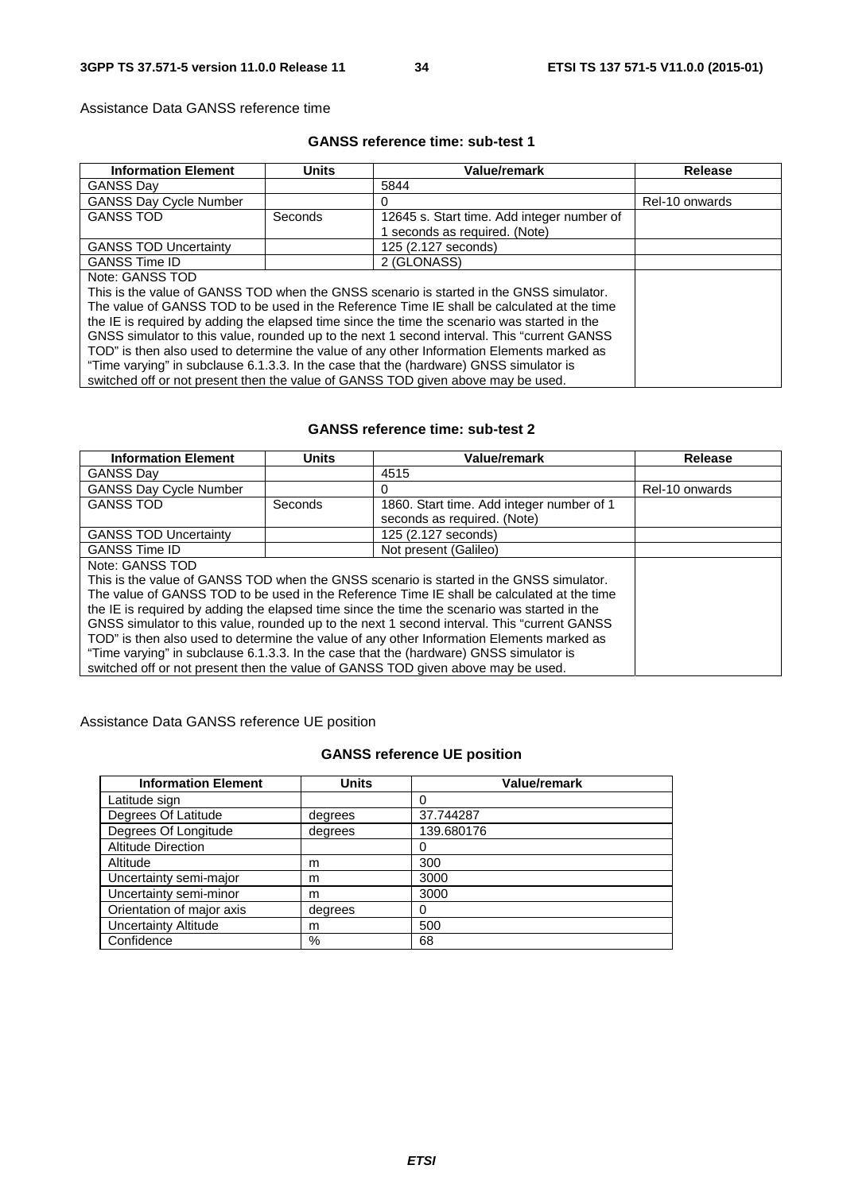Assistance Data GANSS reference time

**GANSS reference time: sub-test 1**

| Information Element | Units | Value/remark | Release |
|---|---|---|---|
| GANSS Day | | 5844 | |
| GANSS Day Cycle Number | | 0 | Rel-10 onwards |
| GANSS TOD | Seconds | 12645 s. Start time. Add integer number of 1 seconds as required. (Note) | |
| GANSS TOD Uncertainty | | 125 (2.127 seconds) | |
| GANSS Time ID | | 2 (GLONASS) | |
| Note: GANSS TOD<br>This is the value of GANSS TOD when the GNSS scenario is started in the GNSS simulator. The value of GANSS TOD to be used in the Reference Time IE shall be calculated at the time the IE is required by adding the elapsed time since the time the scenario was started in the GNSS simulator to this value, rounded up to the next 1 second interval. This "current GANSS TOD" is then also used to determine the value of any other Information Elements marked as "Time varying" in subclause 6.1.3.3. In the case that the (hardware) GNSS simulator is switched off or not present then the value of GANSS TOD given above may be used. | | | |

**GANSS reference time: sub-test 2**

| Information Element | Units | Value/remark | Release |
|---|---|---|---|
| GANSS Day | | 4515 | |
| GANSS Day Cycle Number | | 0 | Rel-10 onwards |
| GANSS TOD | Seconds | 1860. Start time. Add integer number of 1 seconds as required. (Note) | |
| GANSS TOD Uncertainty | | 125 (2.127 seconds) | |
| GANSS Time ID | | Not present (Galileo) | |
| Note: GANSS TOD<br>This is the value of GANSS TOD when the GNSS scenario is started in the GNSS simulator. The value of GANSS TOD to be used in the Reference Time IE shall be calculated at the time the IE is required by adding the elapsed time since the time the scenario was started in the GNSS simulator to this value, rounded up to the next 1 second interval. This "current GANSS TOD" is then also used to determine the value of any other Information Elements marked as "Time varying" in subclause 6.1.3.3. In the case that the (hardware) GNSS simulator is switched off or not present then the value of GANSS TOD given above may be used. | | | |

Assistance Data GANSS reference UE position

**GANSS reference UE position**

| Information Element | Units | Value/remark |
|---|---|---|
| Latitude sign | | 0 |
| Degrees Of Latitude | degrees | 37.744287 |
| Degrees Of Longitude | degrees | 139.680176 |
| Altitude Direction | | 0 |
| Altitude | m | 300 |
| Uncertainty semi-major | m | 3000 |
| Uncertainty semi-minor | m | 3000 |
| Orientation of major axis | degrees | 0 |
| Uncertainty Altitude | m | 500 |
| Confidence | % | 68 |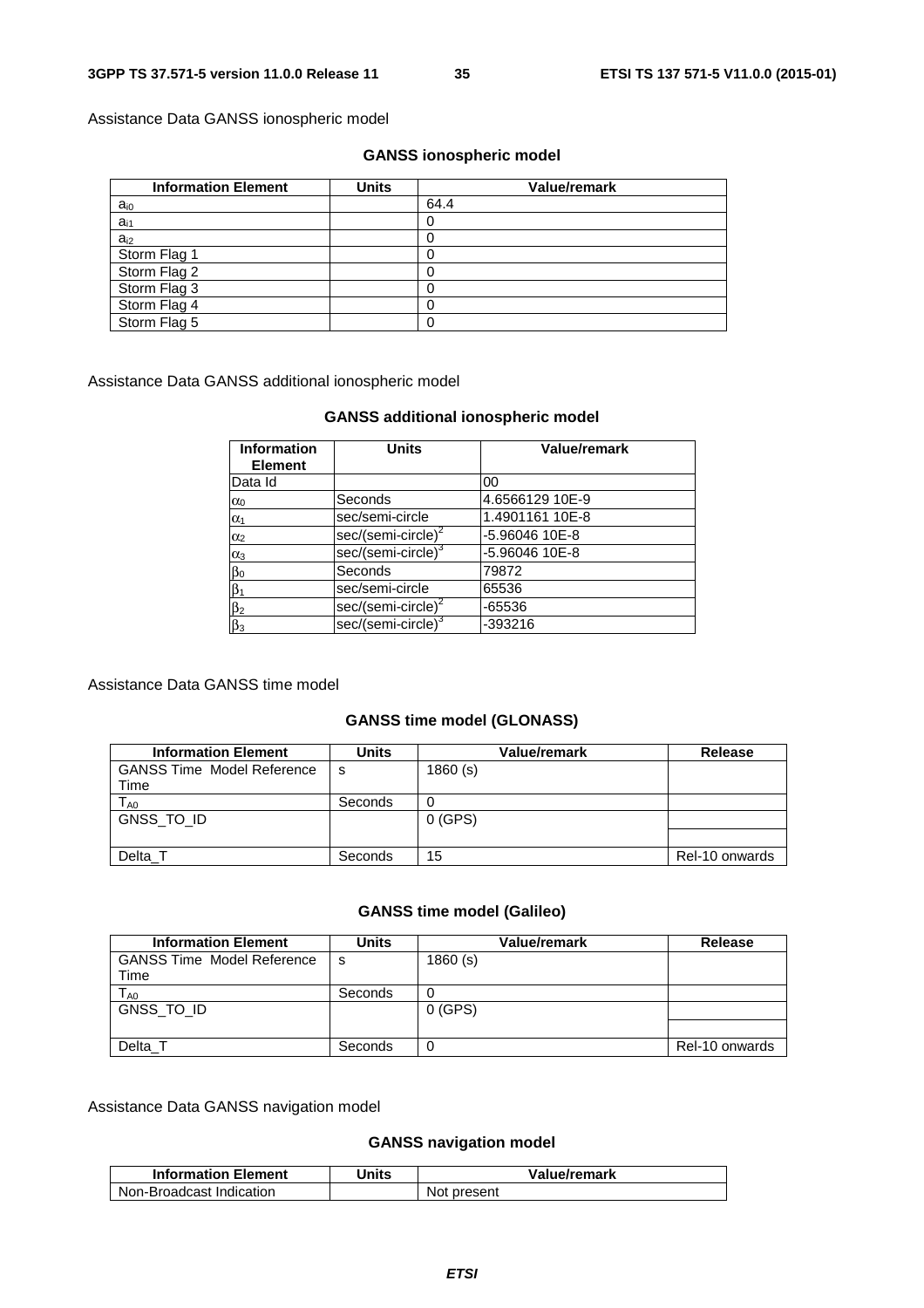Assistance Data GANSS ionospheric model

**GANSS ionospheric model**

| Information Element | Units | Value/remark |
|---|---|---|
| $a_{i0}$ | | 64.4 |
| $a_{i1}$ | | 0 |
| $a_{i2}$ | | 0 |
| Storm Flag 1 | | 0 |
| Storm Flag 2 | | 0 |
| Storm Flag 3 | | 0 |
| Storm Flag 4 | | 0 |
| Storm Flag 5 | | 0 |

Assistance Data GANSS additional ionospheric model

**GANSS additional ionospheric model**

| Information Element | Units | Value/remark |
|---|---|---|
| Data Id | | 00 |
| $\alpha_0$ | Seconds | 4.6566129 10E-9 |
| $\alpha_1$ | sec/semi-circle | 1.4901161 10E-8 |
| $\alpha_2$ | sec/(semi-circle)$^2$ | -5.96046 10E-8 |
| $\alpha_3$ | sec/(semi-circle)$^3$ | -5.96046 10E-8 |
| $\beta_0$ | Seconds | 79872 |
| $\beta_1$ | sec/semi-circle | 65536 |
| $\beta_2$ | sec/(semi-circle)$^2$ | -65536 |
| $\beta_3$ | sec/(semi-circle)$^3$ | -393216 |

Assistance Data GANSS time model

**GANSS time model (GLONASS)**

| Information Element | Units | Value/remark | Release |
|---|---|---|---|
| GANSS Time Model Reference Time | s | 1860 (s) | |
| $T_{A0}$ | Seconds | 0 | |
| GNSS_TO_ID | | 0 (GPS) | |
| Delta_T | Seconds | 15 | Rel-10 onwards |

**GANSS time model (Galileo)**

| Information Element | Units | Value/remark | Release |
|---|---|---|---|
| GANSS Time Model Reference Time | s | 1860 (s) | |
| $T_{A0}$ | Seconds | 0 | |
| GNSS_TO_ID | | 0 (GPS) | |
| Delta_T | Seconds | 0 | Rel-10 onwards |

Assistance Data GANSS navigation model

**GANSS navigation model**

| Information Element | Units | Value/remark |
|---|---|---|
| Non-Broadcast Indication | | Not present |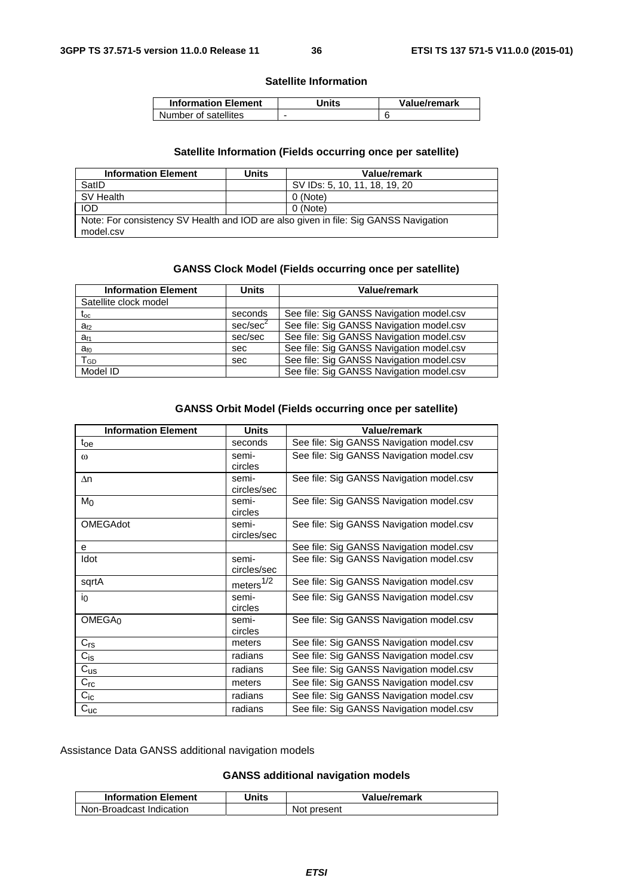**Satellite Information**

| Information Element | Units | Value/remark |
|---|---|---|
| Number of satellites | - | 6 |

**Satellite Information (Fields occurring once per satellite)**

| Information Element | Units | Value/remark |
|---|---|---|
| SatID | | SV IDs: 5, 10, 11, 18, 19, 20 |
| SV Health | | 0 (Note) |
| IOD | | 0 (Note) |
| Note: For consistency SV Health and IOD are also given in file: Sig GANSS Navigation model.csv | | |

**GANSS Clock Model (Fields occurring once per satellite)**

| Information Element | Units | Value/remark |
|---|---|---|
| Satellite clock model | | |
| $t_{oc}$ | seconds | See file: Sig GANSS Navigation model.csv |
| $a_{f2}$ | sec/sec$^2$ | See file: Sig GANSS Navigation model.csv |
| $a_{f1}$ | sec/sec | See file: Sig GANSS Navigation model.csv |
| $a_{f0}$ | sec | See file: Sig GANSS Navigation model.csv |
| $T_{GD}$ | sec | See file: Sig GANSS Navigation model.csv |
| Model ID | | See file: Sig GANSS Navigation model.csv |

**GANSS Orbit Model (Fields occurring once per satellite)**

| Information Element | Units | Value/remark |
|---|---|---|
| $t_{oe}$ | seconds | See file: Sig GANSS Navigation model.csv |
| $\omega$ | semi-circles | See file: Sig GANSS Navigation model.csv |
| $\Delta n$ | semi-circles/sec | See file: Sig GANSS Navigation model.csv |
| $M_0$ | semi-circles | See file: Sig GANSS Navigation model.csv |
| OMEGAdot | semi-circles/sec | See file: Sig GANSS Navigation model.csv |
| e | | See file: Sig GANSS Navigation model.csv |
| Idot | semi-circles/sec | See file: Sig GANSS Navigation model.csv |
| sqrtA | meters$^{1/2}$ | See file: Sig GANSS Navigation model.csv |
| $i_0$ | semi-circles | See file: Sig GANSS Navigation model.csv |
| $OMEGA_0$ | semi-circles | See file: Sig GANSS Navigation model.csv |
| $C_{rs}$ | meters | See file: Sig GANSS Navigation model.csv |
| $C_{is}$ | radians | See file: Sig GANSS Navigation model.csv |
| $C_{us}$ | radians | See file: Sig GANSS Navigation model.csv |
| $C_{rc}$ | meters | See file: Sig GANSS Navigation model.csv |
| $C_{ic}$ | radians | See file: Sig GANSS Navigation model.csv |
| $C_{uc}$ | radians | See file: Sig GANSS Navigation model.csv |

Assistance Data GANSS additional navigation models

**GANSS additional navigation models**

| Information Element | Units | Value/remark |
|---|---|---|
| Non-Broadcast Indication | | Not present |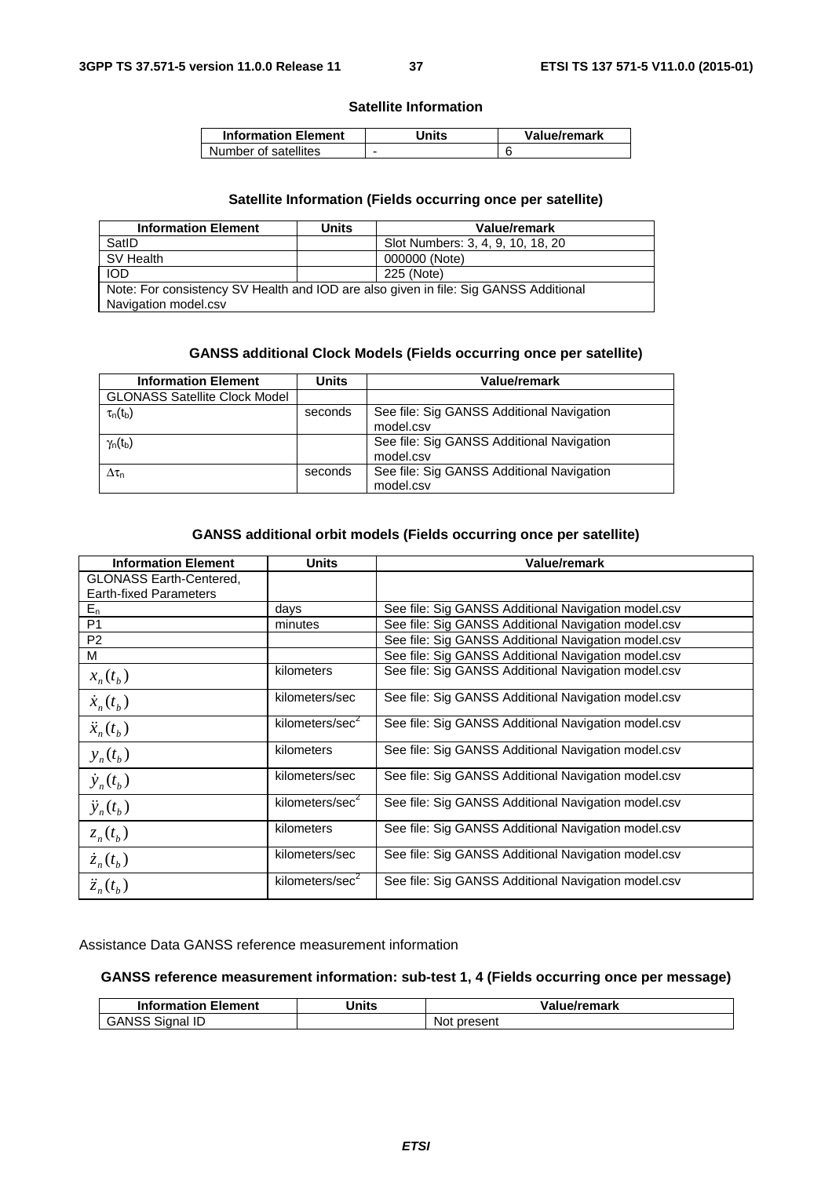**Satellite Information**

| Information Element | Units | Value/remark |
|---|---|---|
| Number of satellites | - | 6 |

**Satellite Information (Fields occurring once per satellite)**

| Information Element | Units | Value/remark |
|---|---|---|
| SatID | | Slot Numbers: 3, 4, 9, 10, 18, 20 |
| SV Health | | 000000 (Note) |
| IOD | | 225 (Note) |
| Note: For consistency SV Health and IOD are also given in file: Sig GANSS Additional Navigation model.csv | | |

**GANSS additional Clock Models (Fields occurring once per satellite)**

| Information Element | Units | Value/remark |
|---|---|---|
| GLONASS Satellite Clock Model | | |
| $\tau_n(t_b)$ | seconds | See file: Sig GANSS Additional Navigation model.csv |
| $\gamma_n(t_b)$ | | See file: Sig GANSS Additional Navigation model.csv |
| $\Delta\tau_n$ | seconds | See file: Sig GANSS Additional Navigation model.csv |

**GANSS additional orbit models (Fields occurring once per satellite)**

| Information Element | Units | Value/remark |
|---|---|---|
| GLONASS Earth-Centered, Earth-fixed Parameters | | |
| $E_n$ | days | See file: Sig GANSS Additional Navigation model.csv |
| P1 | minutes | See file: Sig GANSS Additional Navigation model.csv |
| P2 | | See file: Sig GANSS Additional Navigation model.csv |
| M | | See file: Sig GANSS Additional Navigation model.csv |
| $x_n(t_b)$ | kilometers | See file: Sig GANSS Additional Navigation model.csv |
| $\dot{x}_n(t_b)$ | kilometers/sec | See file: Sig GANSS Additional Navigation model.csv |
| $\ddot{x}_n(t_b)$ | kilometers/sec$^2$ | See file: Sig GANSS Additional Navigation model.csv |
| $y_n(t_b)$ | kilometers | See file: Sig GANSS Additional Navigation model.csv |
| $\dot{y}_n(t_b)$ | kilometers/sec | See file: Sig GANSS Additional Navigation model.csv |
| $\ddot{y}_n(t_b)$ | kilometers/sec$^2$ | See file: Sig GANSS Additional Navigation model.csv |
| $z_n(t_b)$ | kilometers | See file: Sig GANSS Additional Navigation model.csv |
| $\dot{z}_n(t_b)$ | kilometers/sec | See file: Sig GANSS Additional Navigation model.csv |
| $\ddot{z}_n(t_b)$ | kilometers/sec$^2$ | See file: Sig GANSS Additional Navigation model.csv |

Assistance Data GANSS reference measurement information

**GANSS reference measurement information: sub-test 1, 4 (Fields occurring once per message)**

| Information Element | Units | Value/remark |
|---|---|---|
| GANSS Signal ID | | Not present |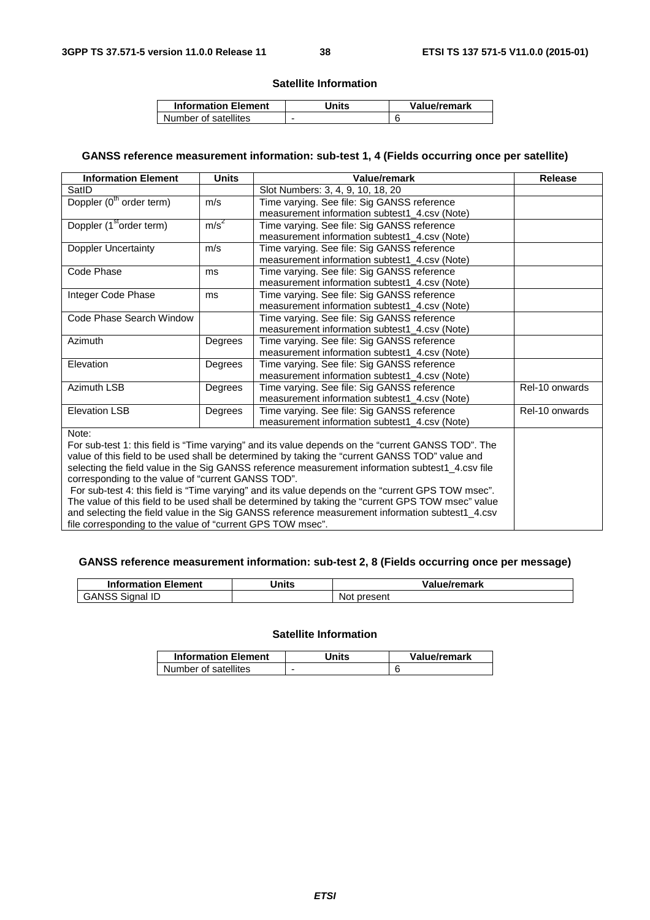**Satellite Information**

| Information Element | Units | Value/remark |
|---|---|---|
| Number of satellites | - | 6 |

**GANSS reference measurement information: sub-test 1, 4 (Fields occurring once per satellite)**

| Information Element | Units | Value/remark | Release |
|---|---|---|---|
| SatID | | Slot Numbers: 3, 4, 9, 10, 18, 20 | |
| Doppler (0th order term) | m/s | Time varying. See file: Sig GANSS reference measurement information subtest1_4.csv (Note) | |
| Doppler (1st order term) | m/s$^2$ | Time varying. See file: Sig GANSS reference measurement information subtest1_4.csv (Note) | |
| Doppler Uncertainty | m/s | Time varying. See file: Sig GANSS reference measurement information subtest1_4.csv (Note) | |
| Code Phase | ms | Time varying. See file: Sig GANSS reference measurement information subtest1_4.csv (Note) | |
| Integer Code Phase | ms | Time varying. See file: Sig GANSS reference measurement information subtest1_4.csv (Note) | |
| Code Phase Search Window | | Time varying. See file: Sig GANSS reference measurement information subtest1_4.csv (Note) | |
| Azimuth | Degrees | Time varying. See file: Sig GANSS reference measurement information subtest1_4.csv (Note) | |
| Elevation | Degrees | Time varying. See file: Sig GANSS reference measurement information subtest1_4.csv (Note) | |
| Azimuth LSB | Degrees | Time varying. See file: Sig GANSS reference measurement information subtest1_4.csv (Note) | Rel-10 onwards |
| Elevation LSB | Degrees | Time varying. See file: Sig GANSS reference measurement information subtest1_4.csv (Note) | Rel-10 onwards |
| Note: For sub-test 1: this field is "Time varying" and its value depends on the "current GANSS TOD". The value of this field to be used shall be determined by taking the "current GANSS TOD" value and selecting the field value in the Sig GANSS reference measurement information subtest1_4.csv file corresponding to the value of "current GANSS TOD". For sub-test 4: this field is "Time varying" and its value depends on the "current GPS TOW msec". The value of this field to be used shall be determined by taking the "current GPS TOW msec" value and selecting the field value in the Sig GANSS reference measurement information subtest1_4.csv file corresponding to the value of "current GPS TOW msec". | | | |

**GANSS reference measurement information: sub-test 2, 8 (Fields occurring once per message)**

| Information Element | Units | Value/remark |
|---|---|---|
| GANSS Signal ID | | Not present |

**Satellite Information**

| Information Element | Units | Value/remark |
|---|---|---|
| Number of satellites | - | 6 |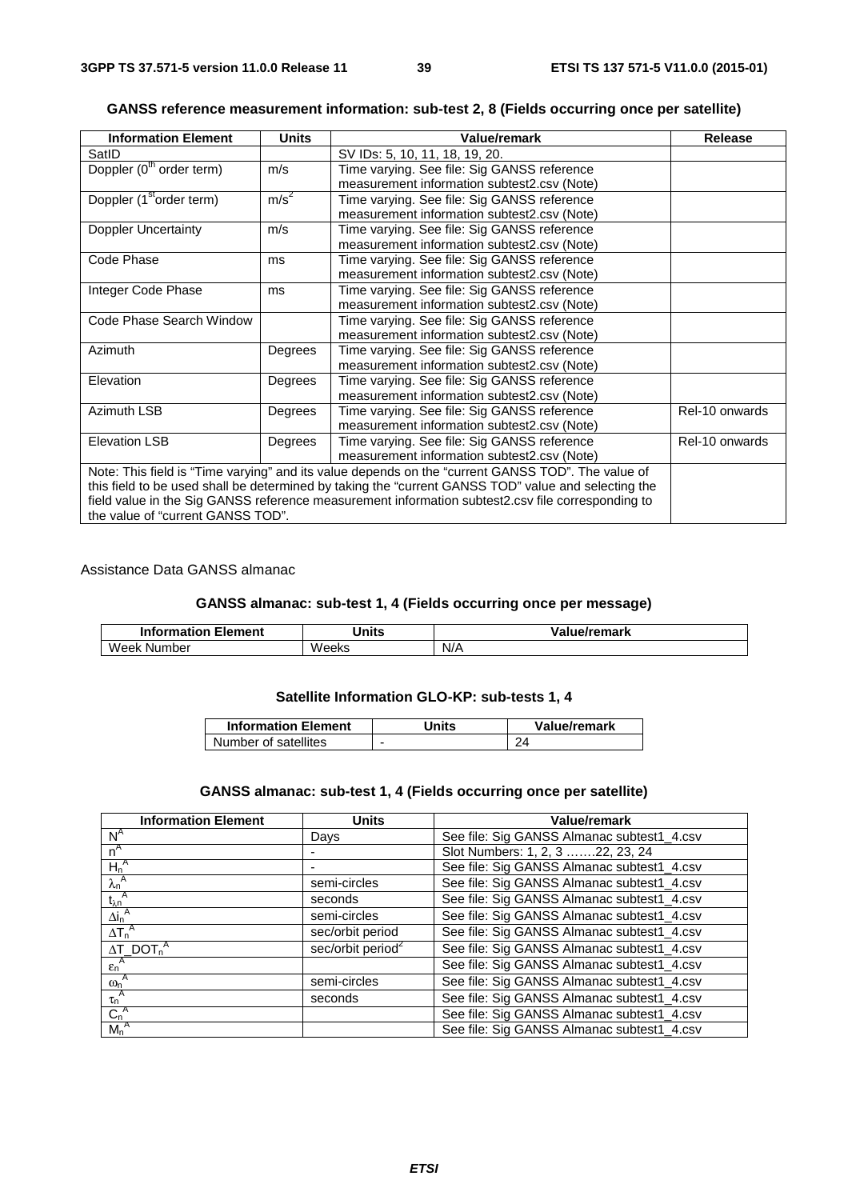**GANSS reference measurement information: sub-test 2, 8 (Fields occurring once per satellite)**

| Information Element | Units | Value/remark | Release |
|---|---|---|---|
| SatID | | SV IDs: 5, 10, 11, 18, 19, 20. | |
| Doppler ($0^{th}$ order term) | m/s | Time varying. See file: Sig GANSS reference measurement information subtest2.csv (Note) | |
| Doppler ($1^{st}$order term) | $m/s^2$ | Time varying. See file: Sig GANSS reference measurement information subtest2.csv (Note) | |
| Doppler Uncertainty | m/s | Time varying. See file: Sig GANSS reference measurement information subtest2.csv (Note) | |
| Code Phase | ms | Time varying. See file: Sig GANSS reference measurement information subtest2.csv (Note) | |
| Integer Code Phase | ms | Time varying. See file: Sig GANSS reference measurement information subtest2.csv (Note) | |
| Code Phase Search Window | | Time varying. See file: Sig GANSS reference measurement information subtest2.csv (Note) | |
| Azimuth | Degrees | Time varying. See file: Sig GANSS reference measurement information subtest2.csv (Note) | |
| Elevation | Degrees | Time varying. See file: Sig GANSS reference measurement information subtest2.csv (Note) | |
| Azimuth LSB | Degrees | Time varying. See file: Sig GANSS reference measurement information subtest2.csv (Note) | Rel-10 onwards |
| Elevation LSB | Degrees | Time varying. See file: Sig GANSS reference measurement information subtest2.csv (Note) | Rel-10 onwards |
| Note: This field is "Time varying" and its value depends on the "current GANSS TOD". The value of this field to be used shall be determined by taking the "current GANSS TOD" value and selecting the field value in the Sig GANSS reference measurement information subtest2.csv file corresponding to the value of "current GANSS TOD". | | | |

Assistance Data GANSS almanac

**GANSS almanac: sub-test 1, 4 (Fields occurring once per message)**

| Information Element | Units | Value/remark |
|---|---|---|
| Week Number | Weeks | N/A |

**Satellite Information GLO-KP: sub-tests 1, 4**

| Information Element | Units | Value/remark |
|---|---|---|
| Number of satellites | - | 24 |

**GANSS almanac: sub-test 1, 4 (Fields occurring once per satellite)**

| Information Element | Units | Value/remark |
|---|---|---|
| $N^A$ | Days | See file: Sig GANSS Almanac subtest1_4.csv |
| $n^A$ | - | Slot Numbers: 1, 2, 3 …….22, 23, 24 |
| $H_n^A$ | - | See file: Sig GANSS Almanac subtest1_4.csv |
| $\lambda_n^A$ | semi-circles | See file: Sig GANSS Almanac subtest1_4.csv |
| $t_{\lambda n}^A$ | seconds | See file: Sig GANSS Almanac subtest1_4.csv |
| $\Delta i_n^A$ | semi-circles | See file: Sig GANSS Almanac subtest1_4.csv |
| $\Delta T_n^A$ | sec/orbit period | See file: Sig GANSS Almanac subtest1_4.csv |
| $\Delta T\_DOT_n^A$ | sec/orbit period$^2$ | See file: Sig GANSS Almanac subtest1_4.csv |
| $\varepsilon_n^A$ | | See file: Sig GANSS Almanac subtest1_4.csv |
| $\omega_n^A$ | semi-circles | See file: Sig GANSS Almanac subtest1_4.csv |
| $\tau_n^A$ | seconds | See file: Sig GANSS Almanac subtest1_4.csv |
| $C_n^A$ | | See file: Sig GANSS Almanac subtest1_4.csv |
| $M_n^A$ | | See file: Sig GANSS Almanac subtest1_4.csv |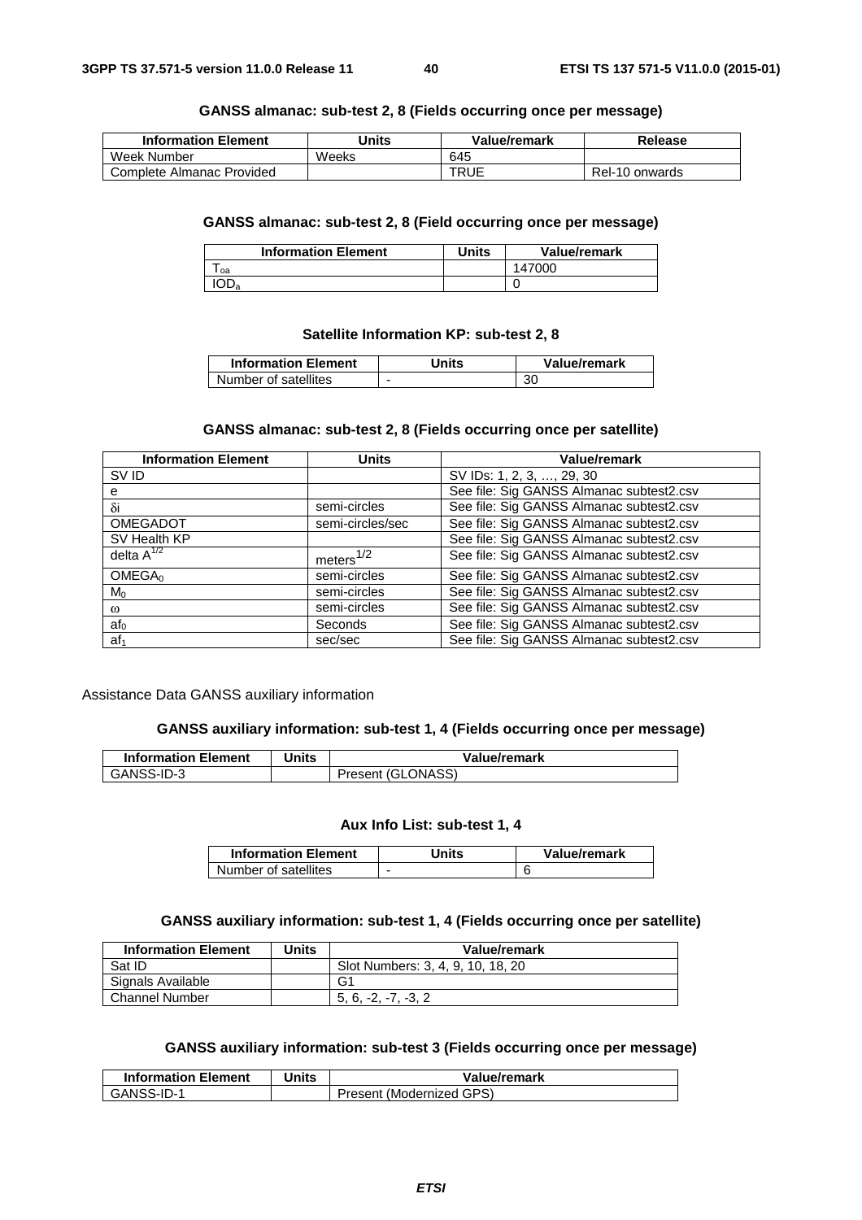**GANSS almanac: sub-test 2, 8 (Fields occurring once per message)**

| Information Element | Units | Value/remark | Release |
|---|---|---|---|
| Week Number | Weeks | 645 | |
| Complete Almanac Provided | | TRUE | Rel-10 onwards |

**GANSS almanac: sub-test 2, 8 (Field occurring once per message)**

| Information Element | Units | Value/remark |
|---|---|---|
| $T_{oa}$ | | 147000 |
| $IOD_a$ | | 0 |

**Satellite Information KP: sub-test 2, 8**

| Information Element | Units | Value/remark |
|---|---|---|
| Number of satellites | - | 30 |

**GANSS almanac: sub-test 2, 8 (Fields occurring once per satellite)**

| Information Element | Units | Value/remark |
|---|---|---|
| SV ID | | SV IDs: 1, 2, 3, …, 29, 30 |
| e | | See file: Sig GANSS Almanac subtest2.csv |
| $\delta i$ | semi-circles | See file: Sig GANSS Almanac subtest2.csv |
| OMEGADOT | semi-circles/sec | See file: Sig GANSS Almanac subtest2.csv |
| SV Health KP | | See file: Sig GANSS Almanac subtest2.csv |
| delta $A^{1/2}$ | $meters^{1/2}$ | See file: Sig GANSS Almanac subtest2.csv |
| $OMEGA_0$ | semi-circles | See file: Sig GANSS Almanac subtest2.csv |
| $M_0$ | semi-circles | See file: Sig GANSS Almanac subtest2.csv |
| $\omega$ | semi-circles | See file: Sig GANSS Almanac subtest2.csv |
| $af_0$ | Seconds | See file: Sig GANSS Almanac subtest2.csv |
| $af_1$ | sec/sec | See file: Sig GANSS Almanac subtest2.csv |

Assistance Data GANSS auxiliary information

**GANSS auxiliary information: sub-test 1, 4 (Fields occurring once per message)**

| Information Element | Units | Value/remark |
|---|---|---|
| GANSS-ID-3 | | Present (GLONASS) |

**Aux Info List: sub-test 1, 4**

| Information Element | Units | Value/remark |
|---|---|---|
| Number of satellites | - | 6 |

**GANSS auxiliary information: sub-test 1, 4 (Fields occurring once per satellite)**

| Information Element | Units | Value/remark |
|---|---|---|
| Sat ID | | Slot Numbers: 3, 4, 9, 10, 18, 20 |
| Signals Available | | G1 |
| Channel Number | | 5, 6, -2, -7, -3, 2 |

**GANSS auxiliary information: sub-test 3 (Fields occurring once per message)**

| Information Element | Units | Value/remark |
|---|---|---|
| GANSS-ID-1 | | Present (Modernized GPS) |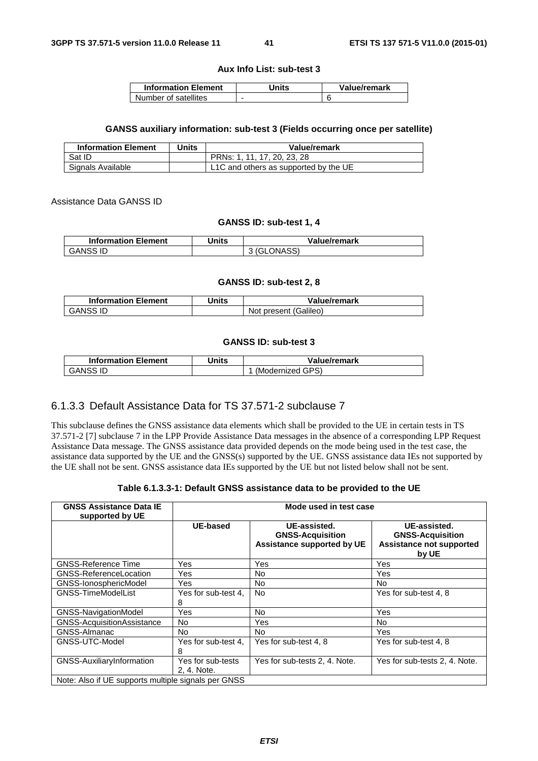**Aux Info List: sub-test 3**

| Information Element | Units | Value/remark |
|---|---|---|
| Number of satellites | - | 6 |

**GANSS auxiliary information: sub-test 3 (Fields occurring once per satellite)**

| Information Element | Units | Value/remark |
|---|---|---|
| Sat ID | | PRNs: 1, 11, 17, 20, 23, 28 |
| Signals Available | | L1C and others as supported by the UE |

Assistance Data GANSS ID

**GANSS ID: sub-test 1, 4**

| Information Element | Units | Value/remark |
|---|---|---|
| GANSS ID | | 3 (GLONASS) |

**GANSS ID: sub-test 2, 8**

| Information Element | Units | Value/remark |
|---|---|---|
| GANSS ID | | Not present (Galileo) |

**GANSS ID: sub-test 3**

| Information Element | Units | Value/remark |
|---|---|---|
| GANSS ID | | 1 (Modernized GPS) |

### 6.1.3.3 Default Assistance Data for TS 37.571-2 subclause 7

This subclause defines the GNSS assistance data elements which shall be provided to the UE in certain tests in TS 37.571-2 [7] subclause 7 in the LPP Provide Assistance Data messages in the absence of a corresponding LPP Request Assistance Data message. The GNSS assistance data provided depends on the mode being used in the test case, the assistance data supported by the UE and the GNSS(s) supported by the UE. GNSS assistance data IEs not supported by the UE shall not be sent. GNSS assistance data IEs supported by the UE but not listed below shall not be sent.

**Table 6.1.3.3-1: Default GNSS assistance data to be provided to the UE**

| GNSS Assistance Data IE supported by UE | Mode used in test case | | |
|---|---|---|---|
| | **UE-based** | **UE-assisted. GNSS-Acquisition Assistance supported by UE** | **UE-assisted. GNSS-Acquisition Assistance not supported by UE** |
| GNSS-Reference Time | Yes | Yes | Yes |
| GNSS-ReferenceLocation | Yes | No | Yes |
| GNSS-IonosphericModel | Yes | No | No |
| GNSS-TimeModelList | Yes for sub-test 4, 8 | No | Yes for sub-test 4, 8 |
| GNSS-NavigationModel | Yes | No | Yes |
| GNSS-AcquisitionAssistance | No | Yes | No |
| GNSS-Almanac | No | No | Yes |
| GNSS-UTC-Model | Yes for sub-test 4, 8 | Yes for sub-test 4, 8 | Yes for sub-test 4, 8 |
| GNSS-AuxiliaryInformation | Yes for sub-tests 2, 4. Note. | Yes for sub-tests 2, 4. Note. | Yes for sub-tests 2, 4. Note. |
| Note: Also if UE supports multiple signals per GNSS | | | |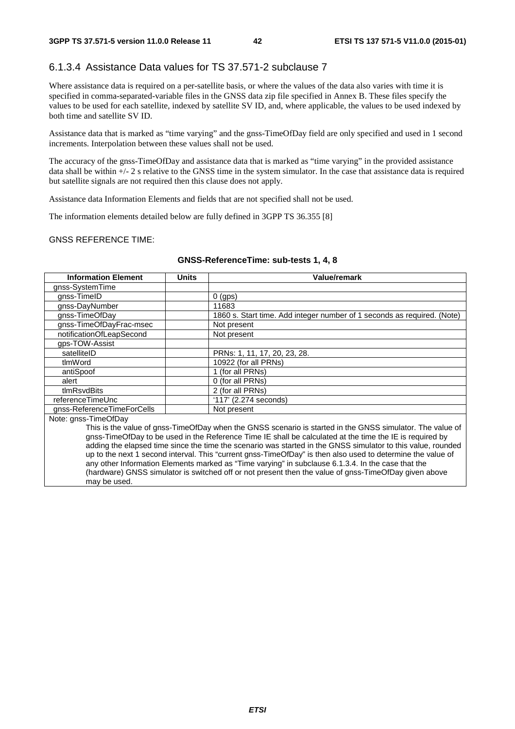### 6.1.3.4 Assistance Data values for TS 37.571-2 subclause 7

Where assistance data is required on a per-satellite basis, or where the values of the data also varies with time it is specified in comma-separated-variable files in the GNSS data zip file specified in Annex B. These files specify the values to be used for each satellite, indexed by satellite SV ID, and, where applicable, the values to be used indexed by both time and satellite SV ID.

Assistance data that is marked as "time varying" and the gnss-TimeOfDay field are only specified and used in 1 second increments. Interpolation between these values shall not be used.

The accuracy of the gnss-TimeOfDay and assistance data that is marked as "time varying" in the provided assistance data shall be within +/- 2 s relative to the GNSS time in the system simulator. In the case that assistance data is required but satellite signals are not required then this clause does not apply.

Assistance data Information Elements and fields that are not specified shall not be used.

The information elements detailed below are fully defined in 3GPP TS 36.355 [8]

GNSS REFERENCE TIME:

**GNSS-ReferenceTime: sub-tests 1, 4, 8**

| Information Element | Units | Value/remark |
|---|---|---|
| gnss-SystemTime | | |
| gnss-TimeID | | 0 (gps) |
| gnss-DayNumber | | 11683 |
| gnss-TimeOfDay | | 1860 s. Start time. Add integer number of 1 seconds as required. (Note) |
| gnss-TimeOfDayFrac-msec | | Not present |
| notificationOfLeapSecond | | Not present |
| gps-TOW-Assist | | |
| satelliteID | | PRNs: 1, 11, 17, 20, 23, 28. |
| tlmWord | | 10922 (for all PRNs) |
| antiSpoof | | 1 (for all PRNs) |
| alert | | 0 (for all PRNs) |
| tlmRsvdBits | | 2 (for all PRNs) |
| referenceTimeUnc | | '117' (2.274 seconds) |
| gnss-ReferenceTimeForCells | | Not present |
| Note: gnss-TimeOfDay<br>This is the value of gnss-TimeOfDay when the GNSS scenario is started in the GNSS simulator. The value of gnss-TimeOfDay to be used in the Reference Time IE shall be calculated at the time the IE is required by adding the elapsed time since the time the scenario was started in the GNSS simulator to this value, rounded up to the next 1 second interval. This "current gnss-TimeOfDay" is then also used to determine the value of any other Information Elements marked as "Time varying" in subclause 6.1.3.4. In the case that the (hardware) GNSS simulator is switched off or not present then the value of gnss-TimeOfDay given above may be used. | | |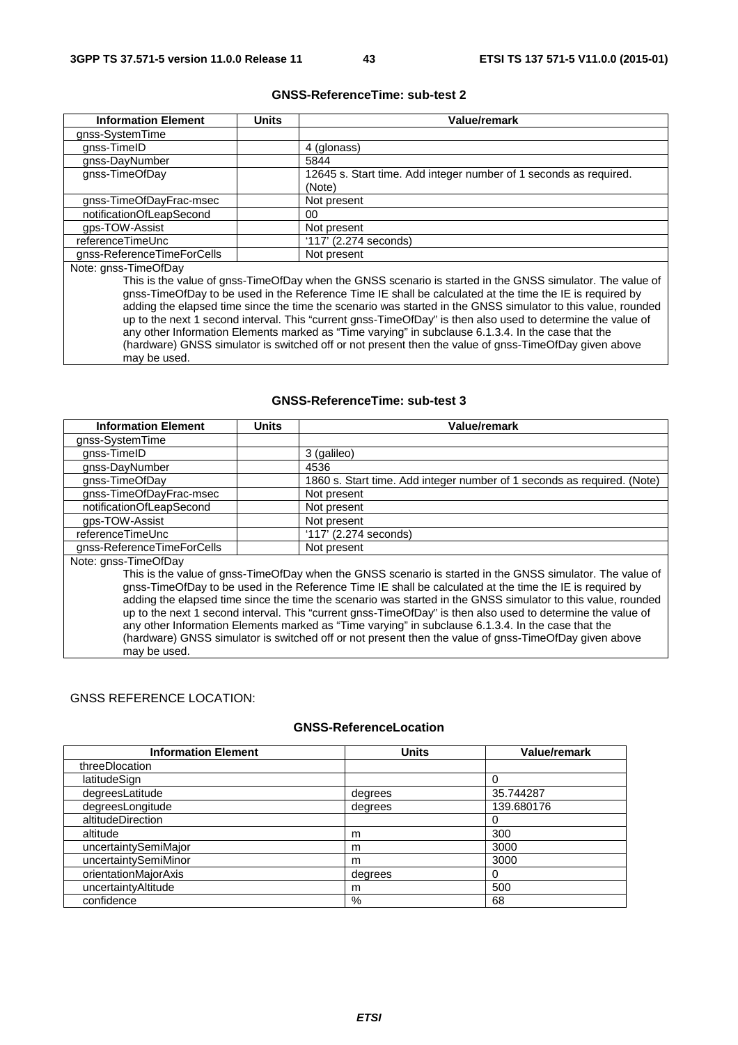**GNSS-ReferenceTime: sub-test 2**

| Information Element | Units | Value/remark |
|---|---|---|
| gnss-SystemTime | | |
| gnss-TimeID | | 4 (glonass) |
| gnss-DayNumber | | 5844 |
| gnss-TimeOfDay | | 12645 s. Start time. Add integer number of 1 seconds as required. (Note) |
| gnss-TimeOfDayFrac-msec | | Not present |
| notificationOfLeapSecond | | 00 |
| gps-TOW-Assist | | Not present |
| referenceTimeUnc | | '117' (2.274 seconds) |
| gnss-ReferenceTimeForCells | | Not present |
| Note: gnss-TimeOfDay<br>This is the value of gnss-TimeOfDay when the GNSS scenario is started in the GNSS simulator. The value of gnss-TimeOfDay to be used in the Reference Time IE shall be calculated at the time the IE is required by adding the elapsed time since the time the scenario was started in the GNSS simulator to this value, rounded up to the next 1 second interval. This "current gnss-TimeOfDay" is then also used to determine the value of any other Information Elements marked as "Time varying" in subclause 6.1.3.4. In the case that the (hardware) GNSS simulator is switched off or not present then the value of gnss-TimeOfDay given above may be used. | | |

**GNSS-ReferenceTime: sub-test 3**

| Information Element | Units | Value/remark |
|---|---|---|
| gnss-SystemTime | | |
| gnss-TimeID | | 3 (galileo) |
| gnss-DayNumber | | 4536 |
| gnss-TimeOfDay | | 1860 s. Start time. Add integer number of 1 seconds as required. (Note) |
| gnss-TimeOfDayFrac-msec | | Not present |
| notificationOfLeapSecond | | Not present |
| gps-TOW-Assist | | Not present |
| referenceTimeUnc | | '117' (2.274 seconds) |
| gnss-ReferenceTimeForCells | | Not present |
| Note: gnss-TimeOfDay<br>This is the value of gnss-TimeOfDay when the GNSS scenario is started in the GNSS simulator. The value of gnss-TimeOfDay to be used in the Reference Time IE shall be calculated at the time the IE is required by adding the elapsed time since the time the scenario was started in the GNSS simulator to this value, rounded up to the next 1 second interval. This "current gnss-TimeOfDay" is then also used to determine the value of any other Information Elements marked as "Time varying" in subclause 6.1.3.4. In the case that the (hardware) GNSS simulator is switched off or not present then the value of gnss-TimeOfDay given above may be used. | | |

GNSS REFERENCE LOCATION:

**GNSS-ReferenceLocation**

| Information Element | Units | Value/remark |
|---|---|---|
| threeDlocation | | |
| latitudeSign | | 0 |
| degreesLatitude | degrees | 35.744287 |
| degreesLongitude | degrees | 139.680176 |
| altitudeDirection | | 0 |
| altitude | m | 300 |
| uncertaintySemiMajor | m | 3000 |
| uncertaintySemiMinor | m | 3000 |
| orientationMajorAxis | degrees | 0 |
| uncertaintyAltitude | m | 500 |
| confidence | % | 68 |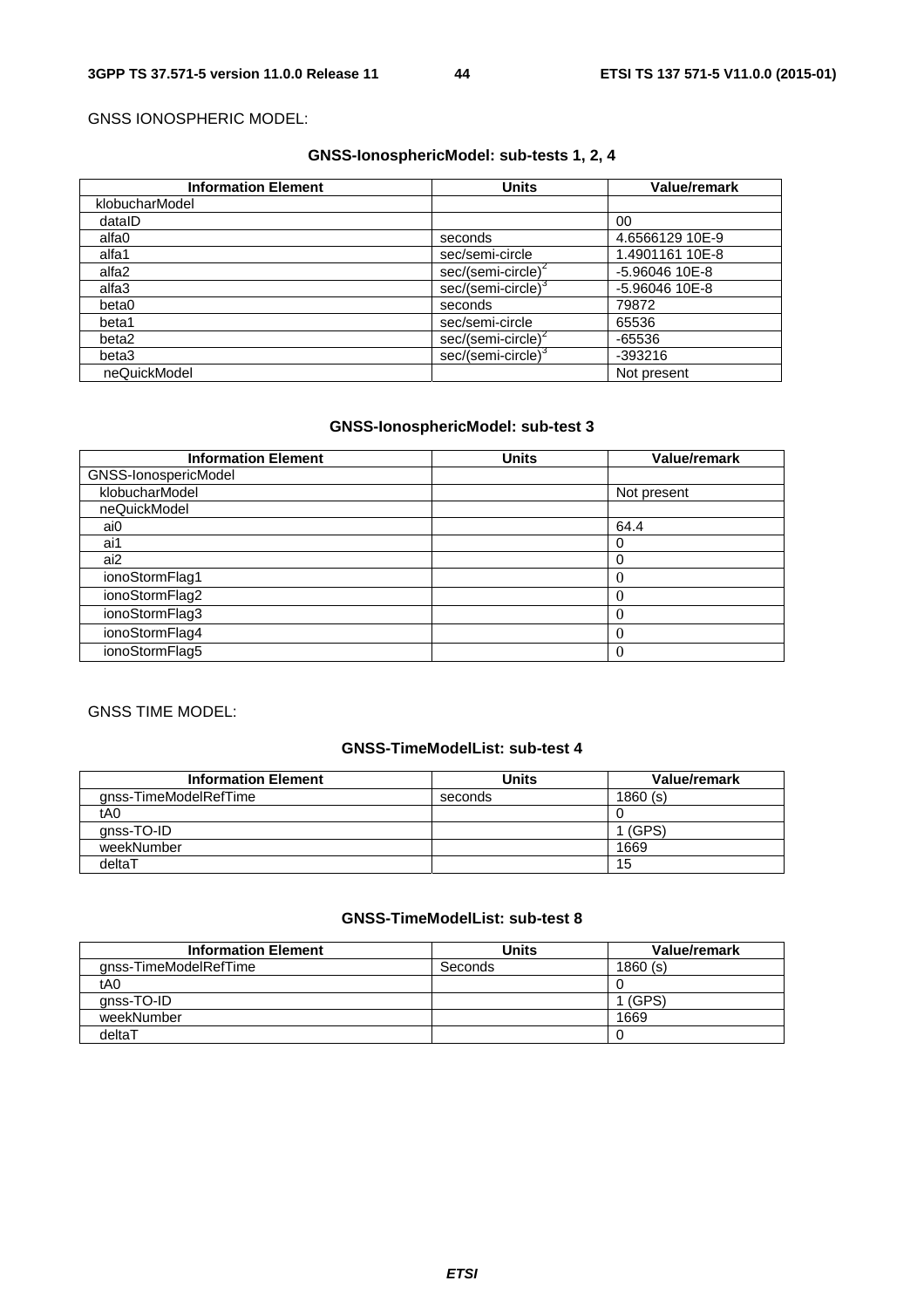GNSS IONOSPHERIC MODEL:

**GNSS-IonosphericModel: sub-tests 1, 2, 4**

| Information Element | Units | Value/remark |
|---|---|---|
| klobucharModel | | |
| dataID | | 00 |
| alfa0 | seconds | 4.6566129 10E-9 |
| alfa1 | sec/semi-circle | 1.4901161 10E-8 |
| alfa2 | sec/(semi-circle)$^2$ | -5.96046 10E-8 |
| alfa3 | sec/(semi-circle)$^3$ | -5.96046 10E-8 |
| beta0 | seconds | 79872 |
| beta1 | sec/semi-circle | 65536 |
| beta2 | sec/(semi-circle)$^2$ | -65536 |
| beta3 | sec/(semi-circle)$^3$ | -393216 |
| neQuickModel | | Not present |

**GNSS-IonosphericModel: sub-test 3**

| Information Element | Units | Value/remark |
|---|---|---|
| GNSS-IonospericModel | | |
| klobucharModel | | Not present |
| neQuickModel | | |
| ai0 | | 64.4 |
| ai1 | | 0 |
| ai2 | | 0 |
| ionoStormFlag1 | | 0 |
| ionoStormFlag2 | | 0 |
| ionoStormFlag3 | | 0 |
| ionoStormFlag4 | | 0 |
| ionoStormFlag5 | | 0 |

GNSS TIME MODEL:

**GNSS-TimeModelList: sub-test 4**

| Information Element | Units | Value/remark |
|---|---|---|
| gnss-TimeModelRefTime | seconds | 1860 (s) |
| tA0 | | 0 |
| gnss-TO-ID | | 1 (GPS) |
| weekNumber | | 1669 |
| deltaT | | 15 |

**GNSS-TimeModelList: sub-test 8**

| Information Element | Units | Value/remark |
|---|---|---|
| gnss-TimeModelRefTime | Seconds | 1860 (s) |
| tA0 | | 0 |
| gnss-TO-ID | | 1 (GPS) |
| weekNumber | | 1669 |
| deltaT | | 0 |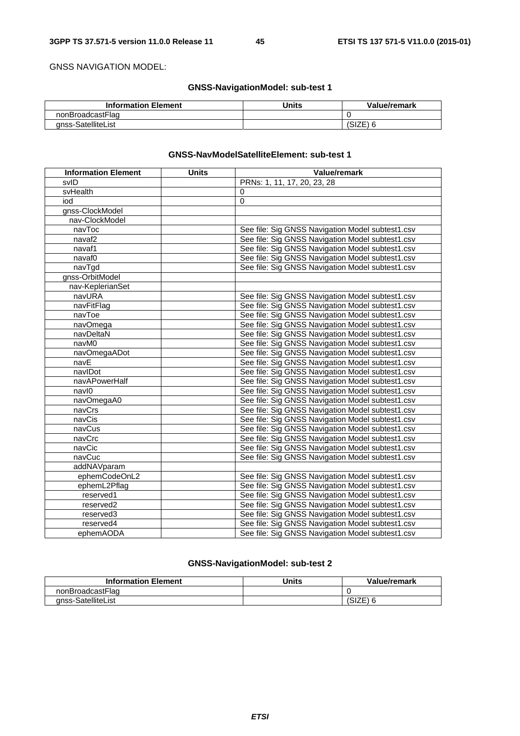GNSS NAVIGATION MODEL:

### GNSS-NavigationModel: sub-test 1

| Information Element | Units | Value/remark |
|---|---|---|
| nonBroadcastFlag | | 0 |
| gnss-SatelliteList | | (SIZE) 6 |

### GNSS-NavModelSatelliteElement: sub-test 1

| Information Element | Units | Value/remark |
|---|---|---|
| svID | | PRNs: 1, 11, 17, 20, 23, 28 |
| svHealth | | 0 |
| iod | | 0 |
| gnss-ClockModel | | |
| nav-ClockModel | | |
| navToc | | See file: Sig GNSS Navigation Model subtest1.csv |
| navaf2 | | See file: Sig GNSS Navigation Model subtest1.csv |
| navaf1 | | See file: Sig GNSS Navigation Model subtest1.csv |
| navaf0 | | See file: Sig GNSS Navigation Model subtest1.csv |
| navTgd | | See file: Sig GNSS Navigation Model subtest1.csv |
| gnss-OrbitModel | | |
| nav-KeplerianSet | | |
| navURA | | See file: Sig GNSS Navigation Model subtest1.csv |
| navFitFlag | | See file: Sig GNSS Navigation Model subtest1.csv |
| navToe | | See file: Sig GNSS Navigation Model subtest1.csv |
| navOmega | | See file: Sig GNSS Navigation Model subtest1.csv |
| navDeltaN | | See file: Sig GNSS Navigation Model subtest1.csv |
| navM0 | | See file: Sig GNSS Navigation Model subtest1.csv |
| navOmegaADot | | See file: Sig GNSS Navigation Model subtest1.csv |
| navE | | See file: Sig GNSS Navigation Model subtest1.csv |
| navIDot | | See file: Sig GNSS Navigation Model subtest1.csv |
| navAPowerHalf | | See file: Sig GNSS Navigation Model subtest1.csv |
| navI0 | | See file: Sig GNSS Navigation Model subtest1.csv |
| navOmegaA0 | | See file: Sig GNSS Navigation Model subtest1.csv |
| navCrs | | See file: Sig GNSS Navigation Model subtest1.csv |
| navCis | | See file: Sig GNSS Navigation Model subtest1.csv |
| navCus | | See file: Sig GNSS Navigation Model subtest1.csv |
| navCrc | | See file: Sig GNSS Navigation Model subtest1.csv |
| navCic | | See file: Sig GNSS Navigation Model subtest1.csv |
| navCuc | | See file: Sig GNSS Navigation Model subtest1.csv |
| addNAVparam | | |
| ephemCodeOnL2 | | See file: Sig GNSS Navigation Model subtest1.csv |
| ephemL2Pflag | | See file: Sig GNSS Navigation Model subtest1.csv |
| reserved1 | | See file: Sig GNSS Navigation Model subtest1.csv |
| reserved2 | | See file: Sig GNSS Navigation Model subtest1.csv |
| reserved3 | | See file: Sig GNSS Navigation Model subtest1.csv |
| reserved4 | | See file: Sig GNSS Navigation Model subtest1.csv |
| ephemAODA | | See file: Sig GNSS Navigation Model subtest1.csv |

### GNSS-NavigationModel: sub-test 2

| Information Element | Units | Value/remark |
|---|---|---|
| nonBroadcastFlag | | 0 |
| gnss-SatelliteList | | (SIZE) 6 |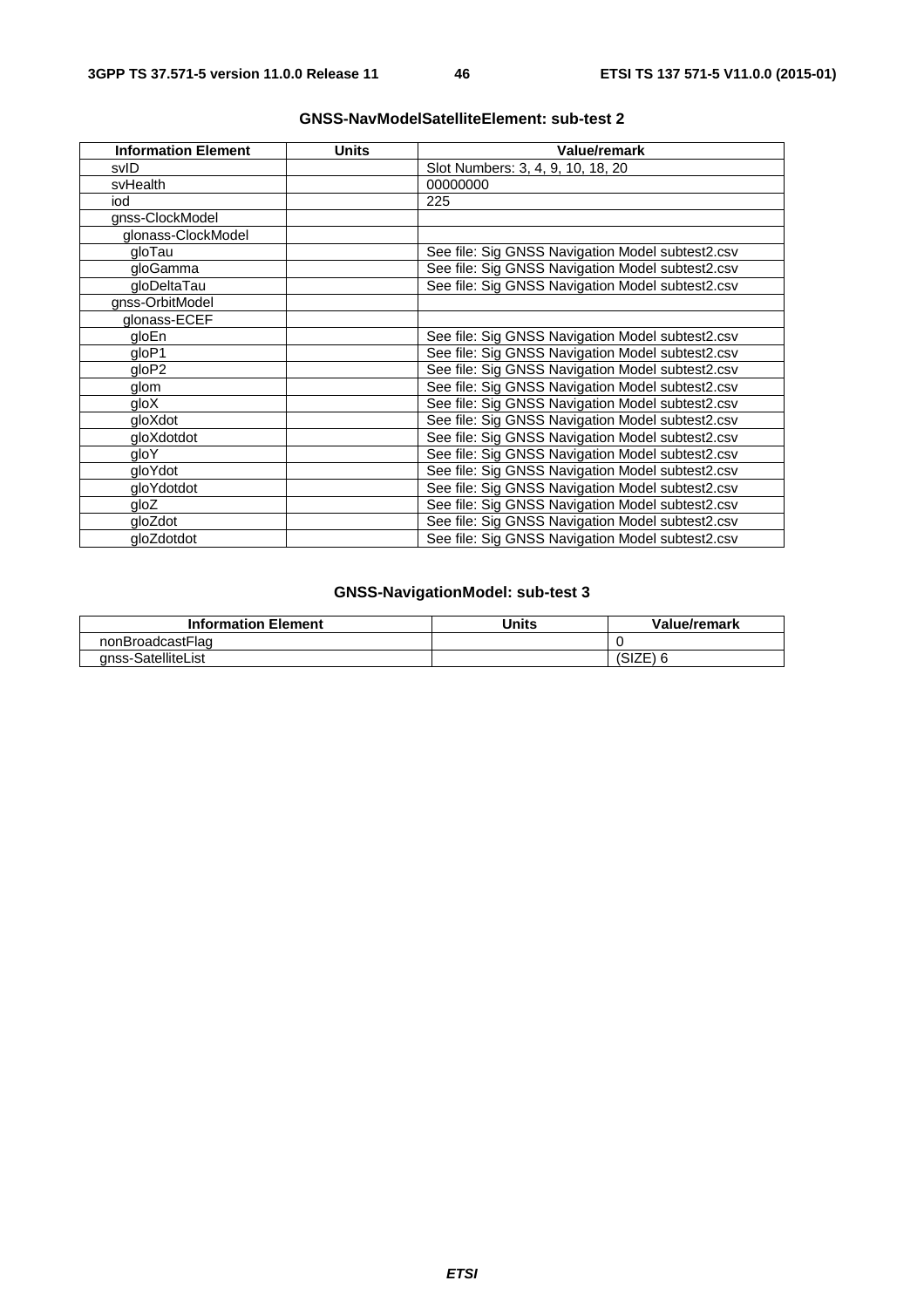**GNSS-NavModelSatelliteElement: sub-test 2**

| Information Element | Units | Value/remark |
|---|---|---|
| svID | | Slot Numbers: 3, 4, 9, 10, 18, 20 |
| svHealth | | 00000000 |
| iod | | 225 |
| gnss-ClockModel | | |
| glonass-ClockModel | | |
| gloTau | | See file: Sig GNSS Navigation Model subtest2.csv |
| gloGamma | | See file: Sig GNSS Navigation Model subtest2.csv |
| gloDeltaTau | | See file: Sig GNSS Navigation Model subtest2.csv |
| gnss-OrbitModel | | |
| glonass-ECEF | | |
| gloEn | | See file: Sig GNSS Navigation Model subtest2.csv |
| gloP1 | | See file: Sig GNSS Navigation Model subtest2.csv |
| gloP2 | | See file: Sig GNSS Navigation Model subtest2.csv |
| glom | | See file: Sig GNSS Navigation Model subtest2.csv |
| gloX | | See file: Sig GNSS Navigation Model subtest2.csv |
| gloXdot | | See file: Sig GNSS Navigation Model subtest2.csv |
| gloXdotdot | | See file: Sig GNSS Navigation Model subtest2.csv |
| gloY | | See file: Sig GNSS Navigation Model subtest2.csv |
| gloYdot | | See file: Sig GNSS Navigation Model subtest2.csv |
| gloYdotdot | | See file: Sig GNSS Navigation Model subtest2.csv |
| gloZ | | See file: Sig GNSS Navigation Model subtest2.csv |
| gloZdot | | See file: Sig GNSS Navigation Model subtest2.csv |
| gloZdotdot | | See file: Sig GNSS Navigation Model subtest2.csv |

**GNSS-NavigationModel: sub-test 3**

| Information Element | Units | Value/remark |
|---|---|---|
| nonBroadcastFlag | | 0 |
| gnss-SatelliteList | | (SIZE) 6 |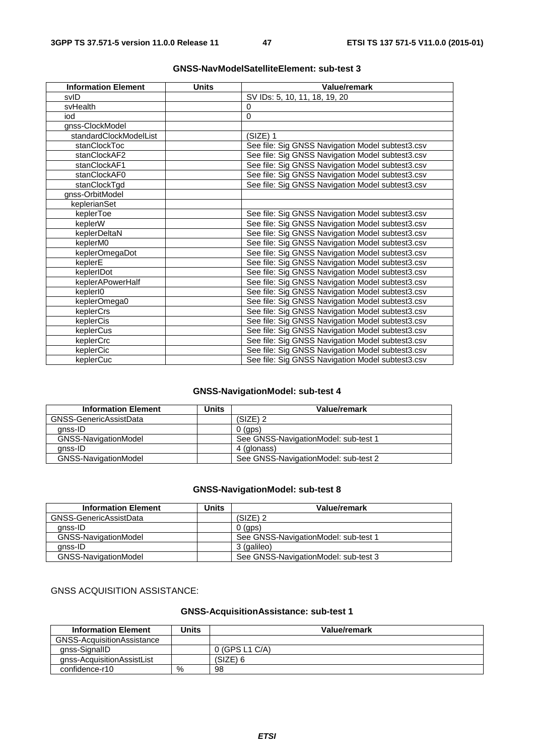**GNSS-NavModelSatelliteElement: sub-test 3**

| Information Element | Units | Value/remark |
|---|---|---|
| svID | | SV IDs: 5, 10, 11, 18, 19, 20 |
| svHealth | | 0 |
| iod | | 0 |
| gnss-ClockModel | | |
| standardClockModelList | | (SIZE) 1 |
| stanClockToc | | See file: Sig GNSS Navigation Model subtest3.csv |
| stanClockAF2 | | See file: Sig GNSS Navigation Model subtest3.csv |
| stanClockAF1 | | See file: Sig GNSS Navigation Model subtest3.csv |
| stanClockAF0 | | See file: Sig GNSS Navigation Model subtest3.csv |
| stanClockTgd | | See file: Sig GNSS Navigation Model subtest3.csv |
| gnss-OrbitModel | | |
| keplerianSet | | |
| keplerToe | | See file: Sig GNSS Navigation Model subtest3.csv |
| keplerW | | See file: Sig GNSS Navigation Model subtest3.csv |
| keplerDeltaN | | See file: Sig GNSS Navigation Model subtest3.csv |
| keplerM0 | | See file: Sig GNSS Navigation Model subtest3.csv |
| keplerOmegaDot | | See file: Sig GNSS Navigation Model subtest3.csv |
| keplerE | | See file: Sig GNSS Navigation Model subtest3.csv |
| keplerIDot | | See file: Sig GNSS Navigation Model subtest3.csv |
| keplerAPowerHalf | | See file: Sig GNSS Navigation Model subtest3.csv |
| keplerI0 | | See file: Sig GNSS Navigation Model subtest3.csv |
| keplerOmega0 | | See file: Sig GNSS Navigation Model subtest3.csv |
| keplerCrs | | See file: Sig GNSS Navigation Model subtest3.csv |
| keplerCis | | See file: Sig GNSS Navigation Model subtest3.csv |
| keplerCus | | See file: Sig GNSS Navigation Model subtest3.csv |
| keplerCrc | | See file: Sig GNSS Navigation Model subtest3.csv |
| keplerCic | | See file: Sig GNSS Navigation Model subtest3.csv |
| keplerCuc | | See file: Sig GNSS Navigation Model subtest3.csv |

**GNSS-NavigationModel: sub-test 4**

| Information Element | Units | Value/remark |
|---|---|---|
| GNSS-GenericAssistData | | (SIZE) 2 |
| gnss-ID | | 0 (gps) |
| GNSS-NavigationModel | | See GNSS-NavigationModel: sub-test 1 |
| gnss-ID | | 4 (glonass) |
| GNSS-NavigationModel | | See GNSS-NavigationModel: sub-test 2 |

**GNSS-NavigationModel: sub-test 8**

| Information Element | Units | Value/remark |
|---|---|---|
| GNSS-GenericAssistData | | (SIZE) 2 |
| gnss-ID | | 0 (gps) |
| GNSS-NavigationModel | | See GNSS-NavigationModel: sub-test 1 |
| gnss-ID | | 3 (galileo) |
| GNSS-NavigationModel | | See GNSS-NavigationModel: sub-test 3 |

GNSS ACQUISITION ASSISTANCE:

**GNSS-AcquisitionAssistance: sub-test 1**

| Information Element | Units | Value/remark |
|---|---|---|
| GNSS-AcquisitionAssistance | | |
| gnss-SignalID | | 0 (GPS L1 C/A) |
| gnss-AcquisitionAssistList | | (SIZE) 6 |
| confidence-r10 | % | 98 |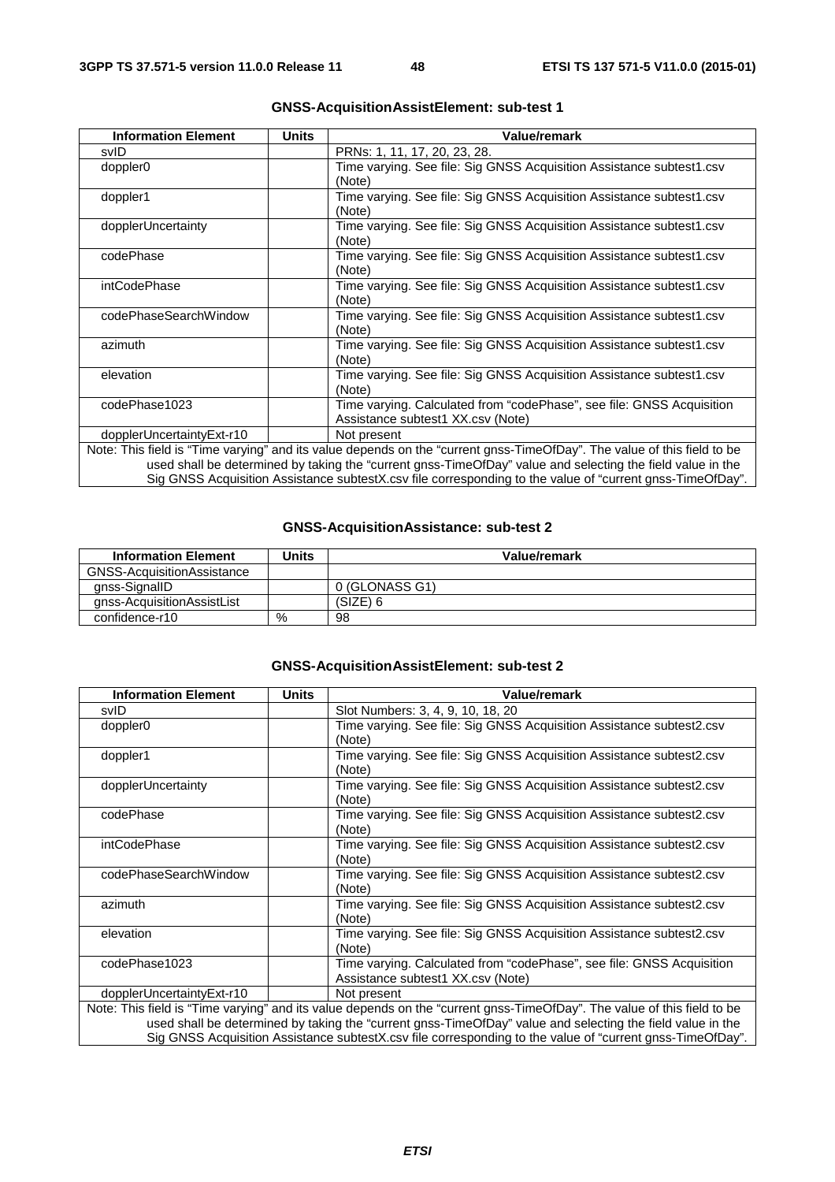**GNSS-AcquisitionAssistElement: sub-test 1**

| Information Element | Units | Value/remark |
|---|---|---|
| svID | | PRNs: 1, 11, 17, 20, 23, 28. |
| doppler0 | | Time varying. See file: Sig GNSS Acquisition Assistance subtest1.csv (Note) |
| doppler1 | | Time varying. See file: Sig GNSS Acquisition Assistance subtest1.csv (Note) |
| dopplerUncertainty | | Time varying. See file: Sig GNSS Acquisition Assistance subtest1.csv (Note) |
| codePhase | | Time varying. See file: Sig GNSS Acquisition Assistance subtest1.csv (Note) |
| intCodePhase | | Time varying. See file: Sig GNSS Acquisition Assistance subtest1.csv (Note) |
| codePhaseSearchWindow | | Time varying. See file: Sig GNSS Acquisition Assistance subtest1.csv (Note) |
| azimuth | | Time varying. See file: Sig GNSS Acquisition Assistance subtest1.csv (Note) |
| elevation | | Time varying. See file: Sig GNSS Acquisition Assistance subtest1.csv (Note) |
| codePhase1023 | | Time varying. Calculated from "codePhase", see file: GNSS Acquisition Assistance subtest1 XX.csv (Note) |
| dopplerUncertaintyExt-r10 | | Not present |
| Note: This field is "Time varying" and its value depends on the "current gnss-TimeOfDay". The value of this field to be used shall be determined by taking the "current gnss-TimeOfDay" value and selecting the field value in the Sig GNSS Acquisition Assistance subtestX.csv file corresponding to the value of "current gnss-TimeOfDay". | | |

**GNSS-AcquisitionAssistance: sub-test 2**

| Information Element | Units | Value/remark |
|---|---|---|
| GNSS-AcquisitionAssistance | | |
| gnss-SignalID | | 0 (GLONASS G1) |
| gnss-AcquisitionAssistList | | (SIZE) 6 |
| confidence-r10 | % | 98 |

**GNSS-AcquisitionAssistElement: sub-test 2**

| Information Element | Units | Value/remark |
|---|---|---|
| svID | | Slot Numbers: 3, 4, 9, 10, 18, 20 |
| doppler0 | | Time varying. See file: Sig GNSS Acquisition Assistance subtest2.csv (Note) |
| doppler1 | | Time varying. See file: Sig GNSS Acquisition Assistance subtest2.csv (Note) |
| dopplerUncertainty | | Time varying. See file: Sig GNSS Acquisition Assistance subtest2.csv (Note) |
| codePhase | | Time varying. See file: Sig GNSS Acquisition Assistance subtest2.csv (Note) |
| intCodePhase | | Time varying. See file: Sig GNSS Acquisition Assistance subtest2.csv (Note) |
| codePhaseSearchWindow | | Time varying. See file: Sig GNSS Acquisition Assistance subtest2.csv (Note) |
| azimuth | | Time varying. See file: Sig GNSS Acquisition Assistance subtest2.csv (Note) |
| elevation | | Time varying. See file: Sig GNSS Acquisition Assistance subtest2.csv (Note) |
| codePhase1023 | | Time varying. Calculated from "codePhase", see file: GNSS Acquisition Assistance subtest1 XX.csv (Note) |
| dopplerUncertaintyExt-r10 | | Not present |
| Note: This field is "Time varying" and its value depends on the "current gnss-TimeOfDay". The value of this field to be used shall be determined by taking the "current gnss-TimeOfDay" value and selecting the field value in the Sig GNSS Acquisition Assistance subtestX.csv file corresponding to the value of "current gnss-TimeOfDay". | | |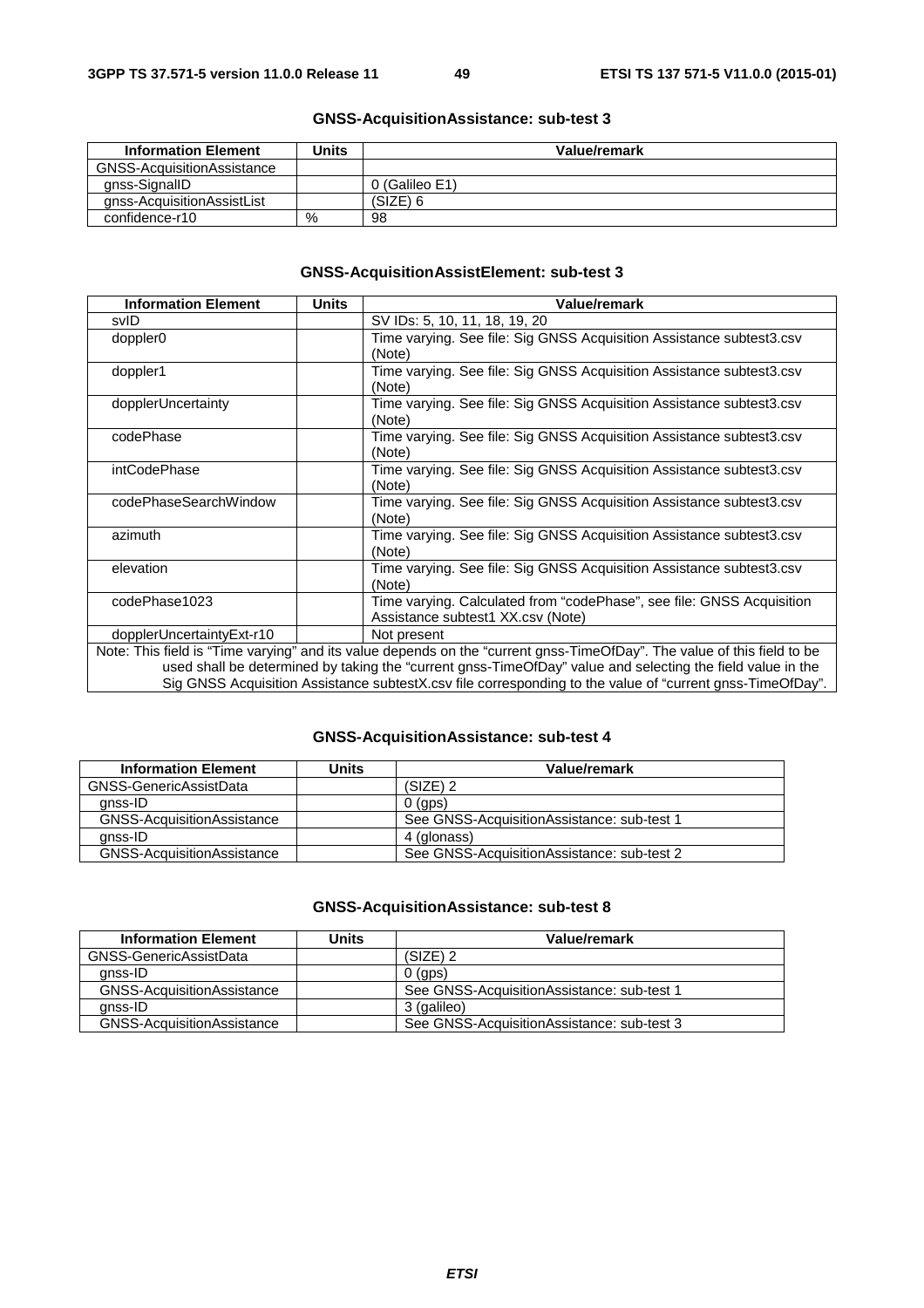**GNSS-AcquisitionAssistance: sub-test 3**

| Information Element | Units | Value/remark |
|---|---|---|
| GNSS-AcquisitionAssistance | | |
| gnss-SignalID | | 0 (Galileo E1) |
| gnss-AcquisitionAssistList | | (SIZE) 6 |
| confidence-r10 | % | 98 |

**GNSS-AcquisitionAssistElement: sub-test 3**

| Information Element | Units | Value/remark |
|---|---|---|
| svID | | SV IDs: 5, 10, 11, 18, 19, 20 |
| doppler0 | | Time varying. See file: Sig GNSS Acquisition Assistance subtest3.csv (Note) |
| doppler1 | | Time varying. See file: Sig GNSS Acquisition Assistance subtest3.csv (Note) |
| dopplerUncertainty | | Time varying. See file: Sig GNSS Acquisition Assistance subtest3.csv (Note) |
| codePhase | | Time varying. See file: Sig GNSS Acquisition Assistance subtest3.csv (Note) |
| intCodePhase | | Time varying. See file: Sig GNSS Acquisition Assistance subtest3.csv (Note) |
| codePhaseSearchWindow | | Time varying. See file: Sig GNSS Acquisition Assistance subtest3.csv (Note) |
| azimuth | | Time varying. See file: Sig GNSS Acquisition Assistance subtest3.csv (Note) |
| elevation | | Time varying. See file: Sig GNSS Acquisition Assistance subtest3.csv (Note) |
| codePhase1023 | | Time varying. Calculated from "codePhase", see file: GNSS Acquisition Assistance subtest1 XX.csv (Note) |
| dopplerUncertaintyExt-r10 | | Not present |
| Note: This field is "Time varying" and its value depends on the "current gnss-TimeOfDay". The value of this field to be used shall be determined by taking the "current gnss-TimeOfDay" value and selecting the field value in the Sig GNSS Acquisition Assistance subtestX.csv file corresponding to the value of "current gnss-TimeOfDay". | | |

**GNSS-AcquisitionAssistance: sub-test 4**

| Information Element | Units | Value/remark |
|---|---|---|
| GNSS-GenericAssistData | | (SIZE) 2 |
| gnss-ID | | 0 (gps) |
| GNSS-AcquisitionAssistance | | See GNSS-AcquisitionAssistance: sub-test 1 |
| gnss-ID | | 4 (glonass) |
| GNSS-AcquisitionAssistance | | See GNSS-AcquisitionAssistance: sub-test 2 |

**GNSS-AcquisitionAssistance: sub-test 8**

| Information Element | Units | Value/remark |
|---|---|---|
| GNSS-GenericAssistData | | (SIZE) 2 |
| gnss-ID | | 0 (gps) |
| GNSS-AcquisitionAssistance | | See GNSS-AcquisitionAssistance: sub-test 1 |
| gnss-ID | | 3 (galileo) |
| GNSS-AcquisitionAssistance | | See GNSS-AcquisitionAssistance: sub-test 3 |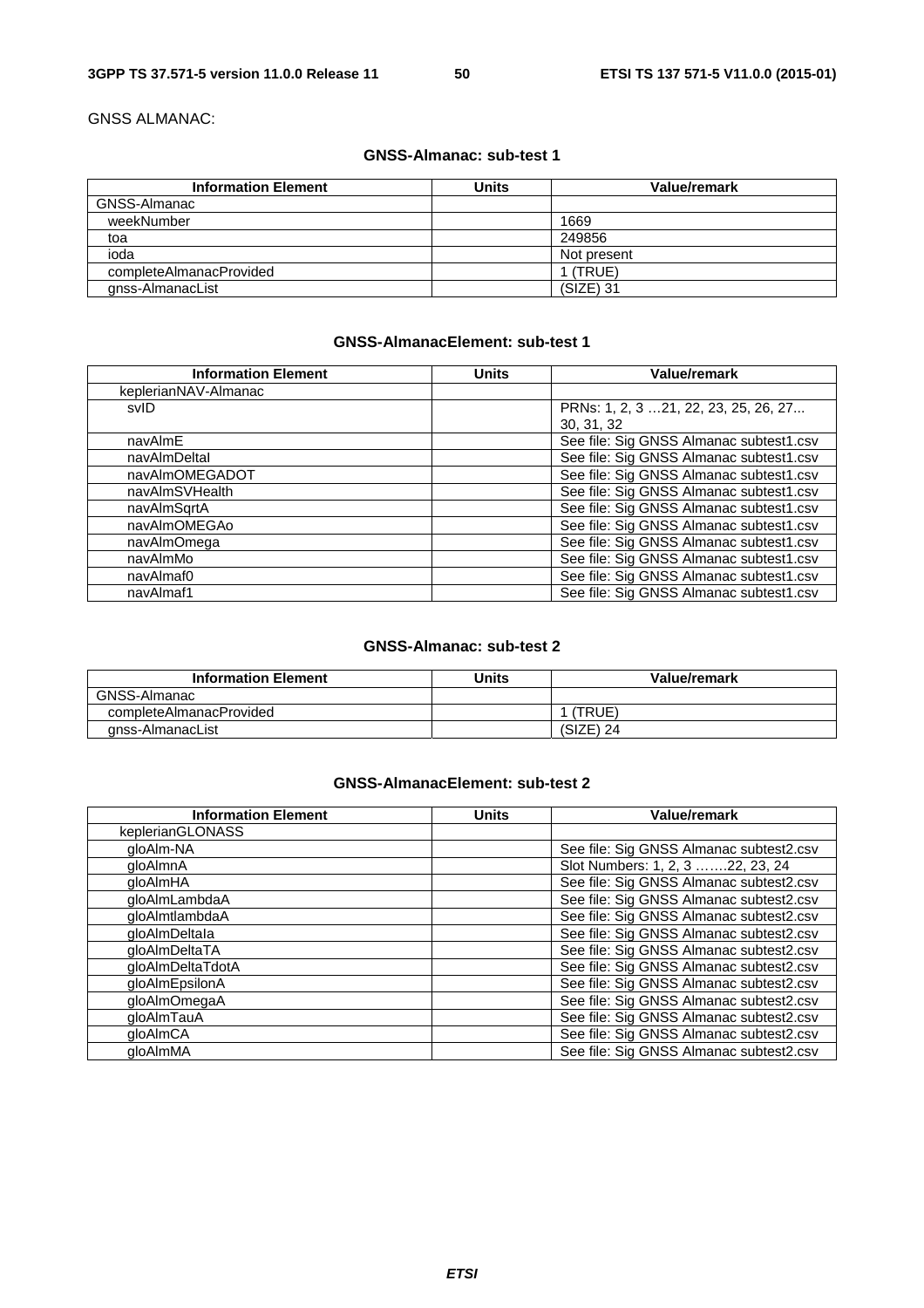GNSS ALMANAC:

**GNSS-Almanac: sub-test 1**

| Information Element | Units | Value/remark |
|---|---|---|
| GNSS-Almanac | | |
| weekNumber | | 1669 |
| toa | | 249856 |
| ioda | | Not present |
| completeAlmanacProvided | | 1 (TRUE) |
| gnss-AlmanacList | | (SIZE) 31 |

**GNSS-AlmanacElement: sub-test 1**

| Information Element | Units | Value/remark |
|---|---|---|
| keplerianNAV-Almanac | | |
| svID | | PRNs: 1, 2, 3 …21, 22, 23, 25, 26, 27... 30, 31, 32 |
| navAlmE | | See file: Sig GNSS Almanac subtest1.csv |
| navAlmDeltaI | | See file: Sig GNSS Almanac subtest1.csv |
| navAlmOMEGADOT | | See file: Sig GNSS Almanac subtest1.csv |
| navAlmSVHealth | | See file: Sig GNSS Almanac subtest1.csv |
| navAlmSqrtA | | See file: Sig GNSS Almanac subtest1.csv |
| navAlmOMEGAo | | See file: Sig GNSS Almanac subtest1.csv |
| navAlmOmega | | See file: Sig GNSS Almanac subtest1.csv |
| navAlmMo | | See file: Sig GNSS Almanac subtest1.csv |
| navAlmaf0 | | See file: Sig GNSS Almanac subtest1.csv |
| navAlmaf1 | | See file: Sig GNSS Almanac subtest1.csv |

**GNSS-Almanac: sub-test 2**

| Information Element | Units | Value/remark |
|---|---|---|
| GNSS-Almanac | | |
| completeAlmanacProvided | | 1 (TRUE) |
| gnss-AlmanacList | | (SIZE) 24 |

**GNSS-AlmanacElement: sub-test 2**

| Information Element | Units | Value/remark |
|---|---|---|
| keplerianGLONASS | | |
| gloAlm-NA | | See file: Sig GNSS Almanac subtest2.csv |
| gloAlmnA | | Slot Numbers: 1, 2, 3 …….22, 23, 24 |
| gloAlmHA | | See file: Sig GNSS Almanac subtest2.csv |
| gloAlmLambdaA | | See file: Sig GNSS Almanac subtest2.csv |
| gloAlmtlambdaA | | See file: Sig GNSS Almanac subtest2.csv |
| gloAlmDeltaIa | | See file: Sig GNSS Almanac subtest2.csv |
| gloAlmDeltaTA | | See file: Sig GNSS Almanac subtest2.csv |
| gloAlmDeltaTdotA | | See file: Sig GNSS Almanac subtest2.csv |
| gloAlmEpsilonA | | See file: Sig GNSS Almanac subtest2.csv |
| gloAlmOmegaA | | See file: Sig GNSS Almanac subtest2.csv |
| gloAlmTauA | | See file: Sig GNSS Almanac subtest2.csv |
| gloAlmCA | | See file: Sig GNSS Almanac subtest2.csv |
| gloAlmMA | | See file: Sig GNSS Almanac subtest2.csv |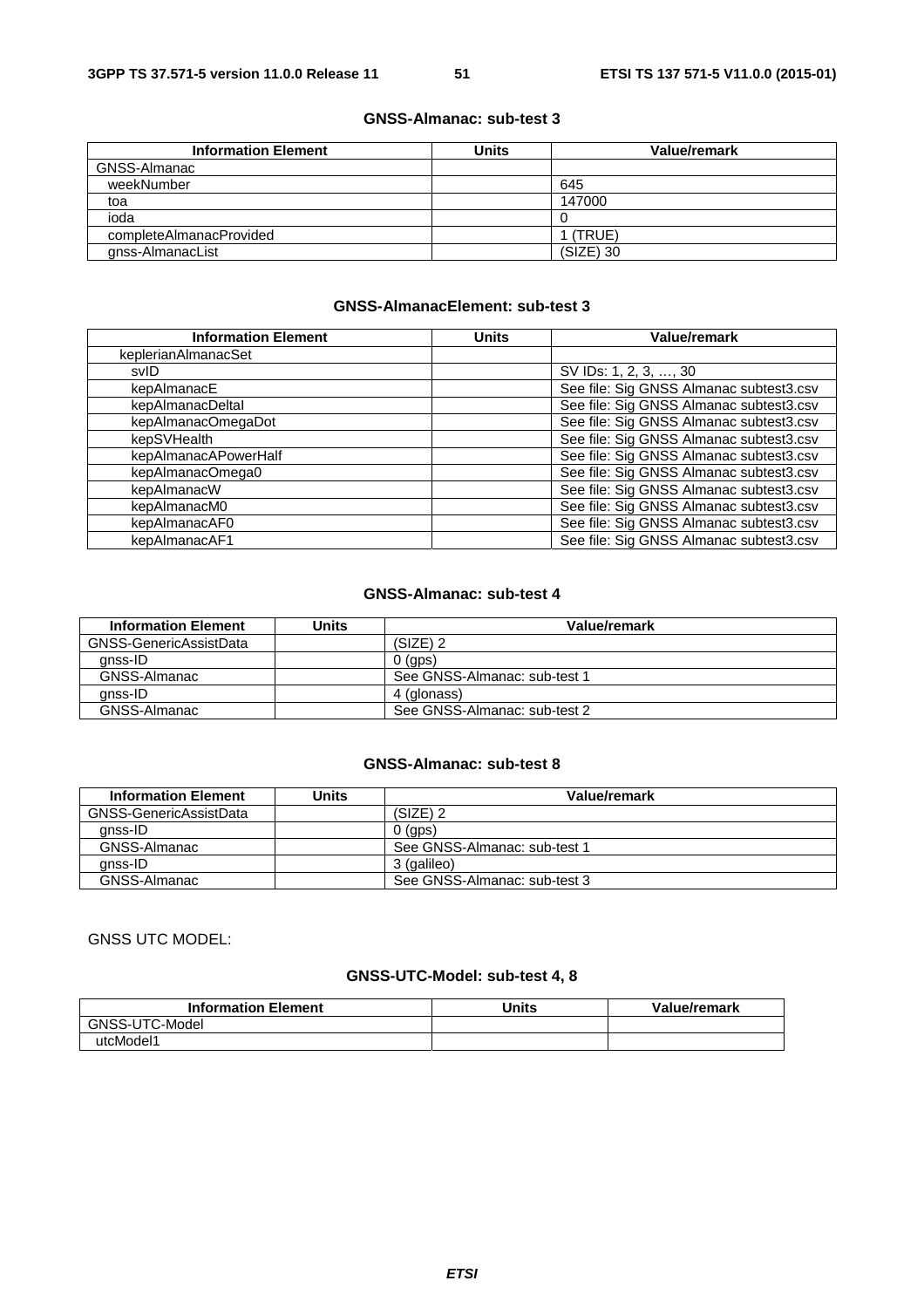#### GNSS-Almanac: sub-test 3

| Information Element | Units | Value/remark |
| --- | --- | --- |
| GNSS-Almanac | | |
| weekNumber | | 645 |
| toa | | 147000 |
| ioda | | 0 |
| completeAlmanacProvided | | 1 (TRUE) |
| gnss-AlmanacList | | (SIZE) 30 |

#### GNSS-AlmanacElement: sub-test 3

| Information Element | Units | Value/remark |
| --- | --- | --- |
| keplerianAlmanacSet | | |
| svID | | SV IDs: 1, 2, 3, …, 30 |
| kepAlmanacE | | See file: Sig GNSS Almanac subtest3.csv |
| kepAlmanacDeltaI | | See file: Sig GNSS Almanac subtest3.csv |
| kepAlmanacOmegaDot | | See file: Sig GNSS Almanac subtest3.csv |
| kepSVHealth | | See file: Sig GNSS Almanac subtest3.csv |
| kepAlmanacAPowerHalf | | See file: Sig GNSS Almanac subtest3.csv |
| kepAlmanacOmega0 | | See file: Sig GNSS Almanac subtest3.csv |
| kepAlmanacW | | See file: Sig GNSS Almanac subtest3.csv |
| kepAlmanacM0 | | See file: Sig GNSS Almanac subtest3.csv |
| kepAlmanacAF0 | | See file: Sig GNSS Almanac subtest3.csv |
| kepAlmanacAF1 | | See file: Sig GNSS Almanac subtest3.csv |

#### GNSS-Almanac: sub-test 4

| Information Element | Units | Value/remark |
| --- | --- | --- |
| GNSS-GenericAssistData | | (SIZE) 2 |
| gnss-ID | | 0 (gps) |
| GNSS-Almanac | | See GNSS-Almanac: sub-test 1 |
| gnss-ID | | 4 (glonass) |
| GNSS-Almanac | | See GNSS-Almanac: sub-test 2 |

#### GNSS-Almanac: sub-test 8

| Information Element | Units | Value/remark |
| --- | --- | --- |
| GNSS-GenericAssistData | | (SIZE) 2 |
| gnss-ID | | 0 (gps) |
| GNSS-Almanac | | See GNSS-Almanac: sub-test 1 |
| gnss-ID | | 3 (galileo) |
| GNSS-Almanac | | See GNSS-Almanac: sub-test 3 |

GNSS UTC MODEL:

#### GNSS-UTC-Model: sub-test 4, 8

| Information Element | Units | Value/remark |
| --- | --- | --- |
| GNSS-UTC-Model | | |
| utcModel1 | | |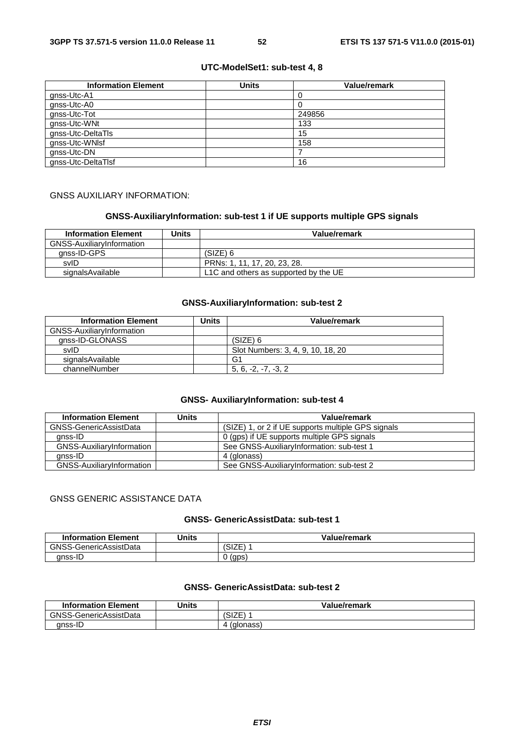**UTC-ModelSet1: sub-test 4, 8**

| Information Element | Units | Value/remark |
|---|---|---|
| gnss-Utc-A1 | | 0 |
| gnss-Utc-A0 | | 0 |
| gnss-Utc-Tot | | 249856 |
| gnss-Utc-WNt | | 133 |
| gnss-Utc-DeltaTls | | 15 |
| gnss-Utc-WNlsf | | 158 |
| gnss-Utc-DN | | 7 |
| gnss-Utc-DeltaTlsf | | 16 |

GNSS AUXILIARY INFORMATION:

**GNSS-AuxiliaryInformation: sub-test 1 if UE supports multiple GPS signals**

| Information Element | Units | Value/remark |
|---|---|---|
| GNSS-AuxiliaryInformation | | |
| gnss-ID-GPS | | (SIZE) 6 |
| svID | | PRNs: 1, 11, 17, 20, 23, 28. |
| signalsAvailable | | L1C and others as supported by the UE |

**GNSS-AuxiliaryInformation: sub-test 2**

| Information Element | Units | Value/remark |
|---|---|---|
| GNSS-AuxiliaryInformation | | |
| gnss-ID-GLONASS | | (SIZE) 6 |
| svID | | Slot Numbers: 3, 4, 9, 10, 18, 20 |
| signalsAvailable | | G1 |
| channelNumber | | 5, 6, -2, -7, -3, 2 |

**GNSS- AuxiliaryInformation: sub-test 4**

| Information Element | Units | Value/remark |
|---|---|---|
| GNSS-GenericAssistData | | (SIZE) 1, or 2 if UE supports multiple GPS signals |
| gnss-ID | | 0 (gps) if UE supports multiple GPS signals |
| GNSS-AuxiliaryInformation | | See GNSS-AuxiliaryInformation: sub-test 1 |
| gnss-ID | | 4 (glonass) |
| GNSS-AuxiliaryInformation | | See GNSS-AuxiliaryInformation: sub-test 2 |

GNSS GENERIC ASSISTANCE DATA

**GNSS- GenericAssistData: sub-test 1**

| Information Element | Units | Value/remark |
|---|---|---|
| GNSS-GenericAssistData | | (SIZE) 1 |
| gnss-ID | | 0 (gps) |

**GNSS- GenericAssistData: sub-test 2**

| Information Element | Units | Value/remark |
|---|---|---|
| GNSS-GenericAssistData | | (SIZE) 1 |
| gnss-ID | | 4 (glonass) |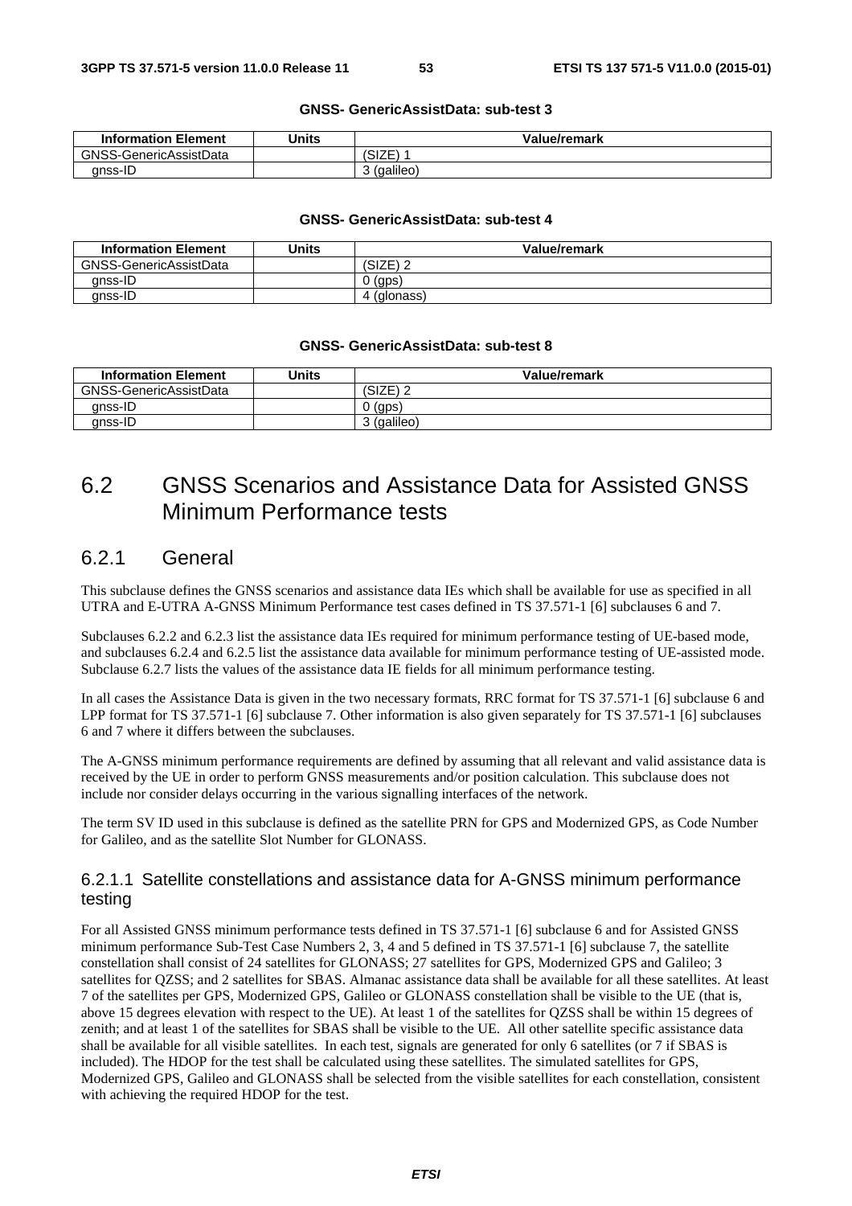**GNSS- GenericAssistData: sub-test 3**

| Information Element | Units | Value/remark |
|---|---|---|
| GNSS-GenericAssistData | | (SIZE) 1 |
| gnss-ID | | 3 (galileo) |

**GNSS- GenericAssistData: sub-test 4**

| Information Element | Units | Value/remark |
|---|---|---|
| GNSS-GenericAssistData | | (SIZE) 2 |
| gnss-ID | | 0 (gps) |
| gnss-ID | | 4 (glonass) |

**GNSS- GenericAssistData: sub-test 8**

| Information Element | Units | Value/remark |
|---|---|---|
| GNSS-GenericAssistData | | (SIZE) 2 |
| gnss-ID | | 0 (gps) |
| gnss-ID | | 3 (galileo) |

## 6.2 GNSS Scenarios and Assistance Data for Assisted GNSS Minimum Performance tests

### 6.2.1 General

This subclause defines the GNSS scenarios and assistance data IEs which shall be available for use as specified in all UTRA and E-UTRA A-GNSS Minimum Performance test cases defined in TS 37.571-1 [6] subclauses 6 and 7.

Subclauses 6.2.2 and 6.2.3 list the assistance data IEs required for minimum performance testing of UE-based mode, and subclauses 6.2.4 and 6.2.5 list the assistance data available for minimum performance testing of UE-assisted mode. Subclause 6.2.7 lists the values of the assistance data IE fields for all minimum performance testing.

In all cases the Assistance Data is given in the two necessary formats, RRC format for TS 37.571-1 [6] subclause 6 and LPP format for TS 37.571-1 [6] subclause 7. Other information is also given separately for TS 37.571-1 [6] subclauses 6 and 7 where it differs between the subclauses.

The A-GNSS minimum performance requirements are defined by assuming that all relevant and valid assistance data is received by the UE in order to perform GNSS measurements and/or position calculation. This subclause does not include nor consider delays occurring in the various signalling interfaces of the network.

The term SV ID used in this subclause is defined as the satellite PRN for GPS and Modernized GPS, as Code Number for Galileo, and as the satellite Slot Number for GLONASS.

#### 6.2.1.1 Satellite constellations and assistance data for A-GNSS minimum performance testing

For all Assisted GNSS minimum performance tests defined in TS 37.571-1 [6] subclause 6 and for Assisted GNSS minimum performance Sub-Test Case Numbers 2, 3, 4 and 5 defined in TS 37.571-1 [6] subclause 7, the satellite constellation shall consist of 24 satellites for GLONASS; 27 satellites for GPS, Modernized GPS and Galileo; 3 satellites for QZSS; and 2 satellites for SBAS. Almanac assistance data shall be available for all these satellites. At least 7 of the satellites per GPS, Modernized GPS, Galileo or GLONASS constellation shall be visible to the UE (that is, above 15 degrees elevation with respect to the UE). At least 1 of the satellites for QZSS shall be within 15 degrees of zenith; and at least 1 of the satellites for SBAS shall be visible to the UE. All other satellite specific assistance data shall be available for all visible satellites. In each test, signals are generated for only 6 satellites (or 7 if SBAS is included). The HDOP for the test shall be calculated using these satellites. The simulated satellites for GPS, Modernized GPS, Galileo and GLONASS shall be selected from the visible satellites for each constellation, consistent with achieving the required HDOP for the test.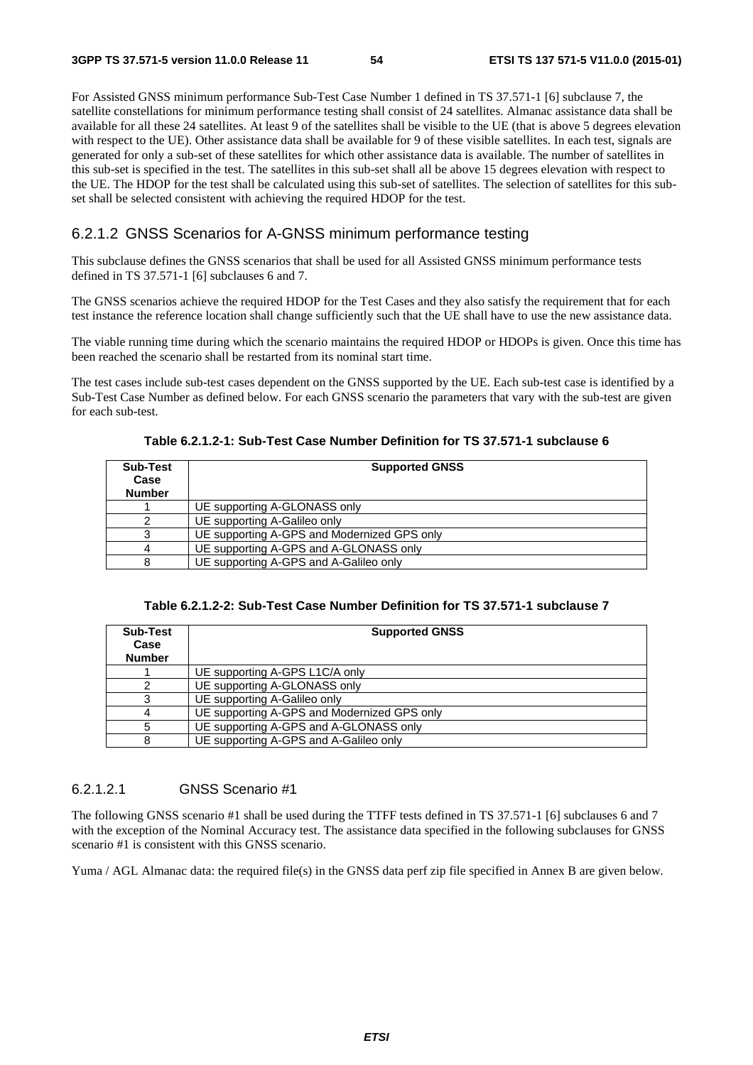For Assisted GNSS minimum performance Sub-Test Case Number 1 defined in TS 37.571-1 [6] subclause 7, the satellite constellations for minimum performance testing shall consist of 24 satellites. Almanac assistance data shall be available for all these 24 satellites. At least 9 of the satellites shall be visible to the UE (that is above 5 degrees elevation with respect to the UE). Other assistance data shall be available for 9 of these visible satellites. In each test, signals are generated for only a sub-set of these satellites for which other assistance data is available. The number of satellites in this sub-set is specified in the test. The satellites in this sub-set shall all be above 15 degrees elevation with respect to the UE. The HDOP for the test shall be calculated using this sub-set of satellites. The selection of satellites for this sub-set shall be selected consistent with achieving the required HDOP for the test.

### 6.2.1.2 GNSS Scenarios for A-GNSS minimum performance testing

This subclause defines the GNSS scenarios that shall be used for all Assisted GNSS minimum performance tests defined in TS 37.571-1 [6] subclauses 6 and 7.

The GNSS scenarios achieve the required HDOP for the Test Cases and they also satisfy the requirement that for each test instance the reference location shall change sufficiently such that the UE shall have to use the new assistance data.

The viable running time during which the scenario maintains the required HDOP or HDOPs is given. Once this time has been reached the scenario shall be restarted from its nominal start time.

The test cases include sub-test cases dependent on the GNSS supported by the UE. Each sub-test case is identified by a Sub-Test Case Number as defined below. For each GNSS scenario the parameters that vary with the sub-test are given for each sub-test.

**Table 6.2.1.2-1: Sub-Test Case Number Definition for TS 37.571-1 subclause 6**

| Sub-Test Case Number | Supported GNSS |
|---|---|
| 1 | UE supporting A-GLONASS only |
| 2 | UE supporting A-Galileo only |
| 3 | UE supporting A-GPS and Modernized GPS only |
| 4 | UE supporting A-GPS and A-GLONASS only |
| 8 | UE supporting A-GPS and A-Galileo only |

**Table 6.2.1.2-2: Sub-Test Case Number Definition for TS 37.571-1 subclause 7**

| Sub-Test Case Number | Supported GNSS |
|---|---|
| 1 | UE supporting A-GPS L1C/A only |
| 2 | UE supporting A-GLONASS only |
| 3 | UE supporting A-Galileo only |
| 4 | UE supporting A-GPS and Modernized GPS only |
| 5 | UE supporting A-GPS and A-GLONASS only |
| 8 | UE supporting A-GPS and A-Galileo only |

#### 6.2.1.2.1 GNSS Scenario #1

The following GNSS scenario #1 shall be used during the TTFF tests defined in TS 37.571-1 [6] subclauses 6 and 7 with the exception of the Nominal Accuracy test. The assistance data specified in the following subclauses for GNSS scenario #1 is consistent with this GNSS scenario.

Yuma / AGL Almanac data: the required file(s) in the GNSS data perf zip file specified in Annex B are given below.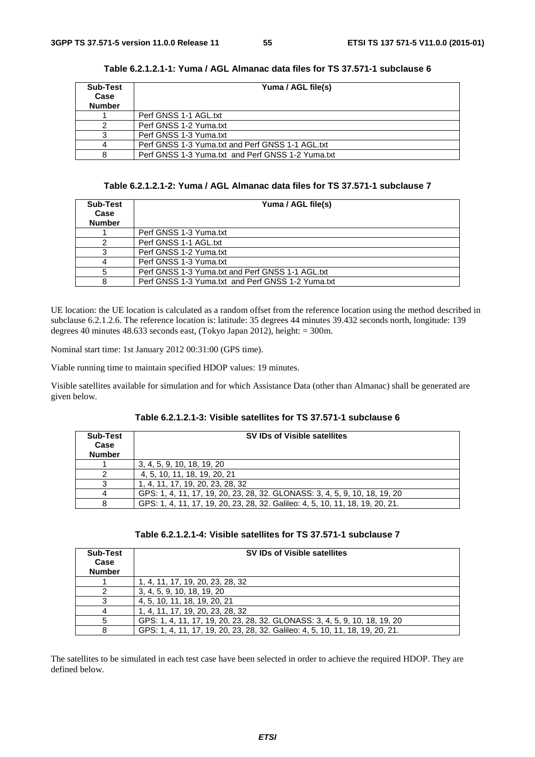**Table 6.2.1.2.1-1: Yuma / AGL Almanac data files for TS 37.571-1 subclause 6**

| Sub-Test Case Number | Yuma / AGL file(s) |
|---|---|
| 1 | Perf GNSS 1-1 AGL.txt |
| 2 | Perf GNSS 1-2 Yuma.txt |
| 3 | Perf GNSS 1-3 Yuma.txt |
| 4 | Perf GNSS 1-3 Yuma.txt and Perf GNSS 1-1 AGL.txt |
| 8 | Perf GNSS 1-3 Yuma.txt and Perf GNSS 1-2 Yuma.txt |

**Table 6.2.1.2.1-2: Yuma / AGL Almanac data files for TS 37.571-1 subclause 7**

| Sub-Test Case Number | Yuma / AGL file(s) |
|---|---|
| 1 | Perf GNSS 1-3 Yuma.txt |
| 2 | Perf GNSS 1-1 AGL.txt |
| 3 | Perf GNSS 1-2 Yuma.txt |
| 4 | Perf GNSS 1-3 Yuma.txt |
| 5 | Perf GNSS 1-3 Yuma.txt and Perf GNSS 1-1 AGL.txt |
| 8 | Perf GNSS 1-3 Yuma.txt and Perf GNSS 1-2 Yuma.txt |

UE location: the UE location is calculated as a random offset from the reference location using the method described in subclause 6.2.1.2.6. The reference location is: latitude: 35 degrees 44 minutes 39.432 seconds north, longitude: 139 degrees 40 minutes 48.633 seconds east, (Tokyo Japan 2012), height: = 300m.

Nominal start time: 1st January 2012 00:31:00 (GPS time).

Viable running time to maintain specified HDOP values: 19 minutes.

Visible satellites available for simulation and for which Assistance Data (other than Almanac) shall be generated are given below.

**Table 6.2.1.2.1-3: Visible satellites for TS 37.571-1 subclause 6**

| Sub-Test Case Number | SV IDs of Visible satellites |
|---|---|
| 1 | 3, 4, 5, 9, 10, 18, 19, 20 |
| 2 | 4, 5, 10, 11, 18, 19, 20, 21 |
| 3 | 1, 4, 11, 17, 19, 20, 23, 28, 32 |
| 4 | GPS: 1, 4, 11, 17, 19, 20, 23, 28, 32. GLONASS: 3, 4, 5, 9, 10, 18, 19, 20 |
| 8 | GPS: 1, 4, 11, 17, 19, 20, 23, 28, 32. Galileo: 4, 5, 10, 11, 18, 19, 20, 21. |

**Table 6.2.1.2.1-4: Visible satellites for TS 37.571-1 subclause 7**

| Sub-Test Case Number | SV IDs of Visible satellites |
|---|---|
| 1 | 1, 4, 11, 17, 19, 20, 23, 28, 32 |
| 2 | 3, 4, 5, 9, 10, 18, 19, 20 |
| 3 | 4, 5, 10, 11, 18, 19, 20, 21 |
| 4 | 1, 4, 11, 17, 19, 20, 23, 28, 32 |
| 5 | GPS: 1, 4, 11, 17, 19, 20, 23, 28, 32. GLONASS: 3, 4, 5, 9, 10, 18, 19, 20 |
| 8 | GPS: 1, 4, 11, 17, 19, 20, 23, 28, 32. Galileo: 4, 5, 10, 11, 18, 19, 20, 21. |

The satellites to be simulated in each test case have been selected in order to achieve the required HDOP. They are defined below.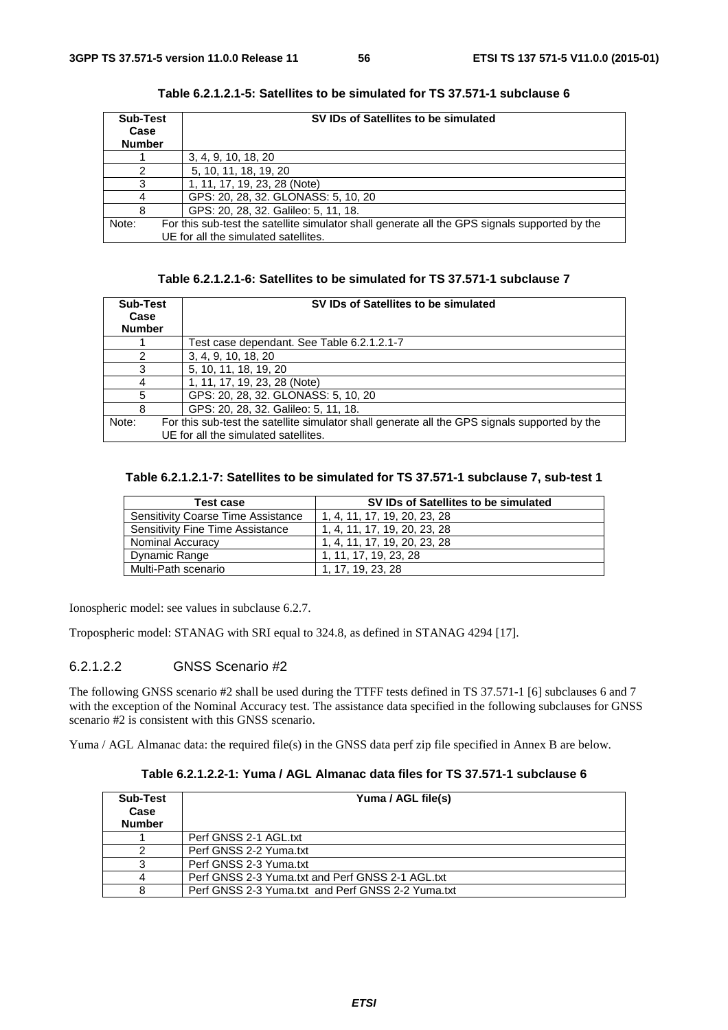**Table 6.2.1.2.1-5: Satellites to be simulated for TS 37.571-1 subclause 6**

| Sub-Test Case Number | SV IDs of Satellites to be simulated |
|---|---|
| 1 | 3, 4, 9, 10, 18, 20 |
| 2 | 5, 10, 11, 18, 19, 20 |
| 3 | 1, 11, 17, 19, 23, 28 (Note) |
| 4 | GPS: 20, 28, 32. GLONASS: 5, 10, 20 |
| 8 | GPS: 20, 28, 32. Galileo: 5, 11, 18. |
| Note: For this sub-test the satellite simulator shall generate all the GPS signals supported by the UE for all the simulated satellites. | |

**Table 6.2.1.2.1-6: Satellites to be simulated for TS 37.571-1 subclause 7**

| Sub-Test Case Number | SV IDs of Satellites to be simulated |
|---|---|
| 1 | Test case dependant. See Table 6.2.1.2.1-7 |
| 2 | 3, 4, 9, 10, 18, 20 |
| 3 | 5, 10, 11, 18, 19, 20 |
| 4 | 1, 11, 17, 19, 23, 28 (Note) |
| 5 | GPS: 20, 28, 32. GLONASS: 5, 10, 20 |
| 8 | GPS: 20, 28, 32. Galileo: 5, 11, 18. |
| Note: For this sub-test the satellite simulator shall generate all the GPS signals supported by the UE for all the simulated satellites. | |

**Table 6.2.1.2.1-7: Satellites to be simulated for TS 37.571-1 subclause 7, sub-test 1**

| Test case | SV IDs of Satellites to be simulated |
|---|---|
| Sensitivity Coarse Time Assistance | 1, 4, 11, 17, 19, 20, 23, 28 |
| Sensitivity Fine Time Assistance | 1, 4, 11, 17, 19, 20, 23, 28 |
| Nominal Accuracy | 1, 4, 11, 17, 19, 20, 23, 28 |
| Dynamic Range | 1, 11, 17, 19, 23, 28 |
| Multi-Path scenario | 1, 17, 19, 23, 28 |

Ionospheric model: see values in subclause 6.2.7.

Tropospheric model: STANAG with SRI equal to 324.8, as defined in STANAG 4294 [17].

#### 6.2.1.2.2 GNSS Scenario #2

The following GNSS scenario #2 shall be used during the TTFF tests defined in TS 37.571-1 [6] subclauses 6 and 7 with the exception of the Nominal Accuracy test. The assistance data specified in the following subclauses for GNSS scenario #2 is consistent with this GNSS scenario.

Yuma / AGL Almanac data: the required file(s) in the GNSS data perf zip file specified in Annex B are below.

**Table 6.2.1.2.2-1: Yuma / AGL Almanac data files for TS 37.571-1 subclause 6**

| Sub-Test Case Number | Yuma / AGL file(s) |
|---|---|
| 1 | Perf GNSS 2-1 AGL.txt |
| 2 | Perf GNSS 2-2 Yuma.txt |
| 3 | Perf GNSS 2-3 Yuma.txt |
| 4 | Perf GNSS 2-3 Yuma.txt and Perf GNSS 2-1 AGL.txt |
| 8 | Perf GNSS 2-3 Yuma.txt and Perf GNSS 2-2 Yuma.txt |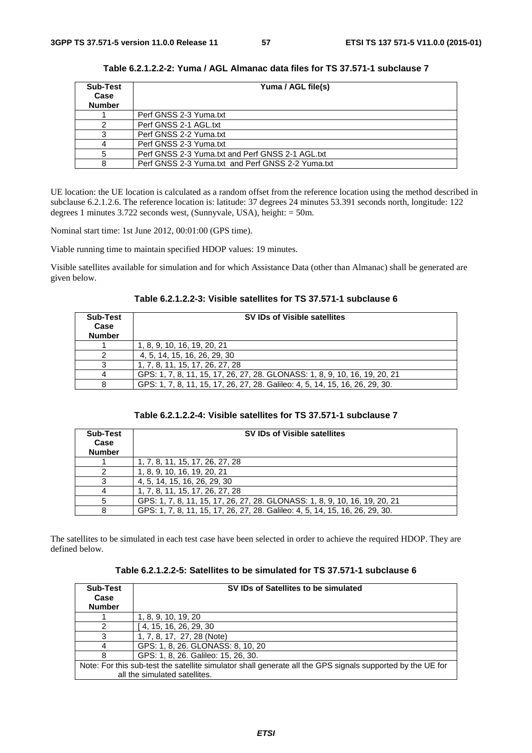**Table 6.2.1.2.2-2: Yuma / AGL Almanac data files for TS 37.571-1 subclause 7**

| Sub-Test Case Number | Yuma / AGL file(s) |
|---|---|
| 1 | Perf GNSS 2-3 Yuma.txt |
| 2 | Perf GNSS 2-1 AGL.txt |
| 3 | Perf GNSS 2-2 Yuma.txt |
| 4 | Perf GNSS 2-3 Yuma.txt |
| 5 | Perf GNSS 2-3 Yuma.txt and Perf GNSS 2-1 AGL.txt |
| 8 | Perf GNSS 2-3 Yuma.txt and Perf GNSS 2-2 Yuma.txt |

UE location: the UE location is calculated as a random offset from the reference location using the method described in subclause 6.2.1.2.6. The reference location is: latitude: 37 degrees 24 minutes 53.391 seconds north, longitude: 122 degrees 1 minutes 3.722 seconds west, (Sunnyvale, USA), height: = 50m.

Nominal start time: 1st June 2012, 00:01:00 (GPS time).

Viable running time to maintain specified HDOP values: 19 minutes.

Visible satellites available for simulation and for which Assistance Data (other than Almanac) shall be generated are given below.

**Table 6.2.1.2.2-3: Visible satellites for TS 37.571-1 subclause 6**

| Sub-Test Case Number | SV IDs of Visible satellites |
|---|---|
| 1 | 1, 8, 9, 10, 16, 19, 20, 21 |
| 2 | 4, 5, 14, 15, 16, 26, 29, 30 |
| 3 | 1, 7, 8, 11, 15, 17, 26, 27, 28 |
| 4 | GPS: 1, 7, 8, 11, 15, 17, 26, 27, 28. GLONASS: 1, 8, 9, 10, 16, 19, 20, 21 |
| 8 | GPS: 1, 7, 8, 11, 15, 17, 26, 27, 28. Galileo: 4, 5, 14, 15, 16, 26, 29, 30. |

**Table 6.2.1.2.2-4: Visible satellites for TS 37.571-1 subclause 7**

| Sub-Test Case Number | SV IDs of Visible satellites |
|---|---|
| 1 | 1, 7, 8, 11, 15, 17, 26, 27, 28 |
| 2 | 1, 8, 9, 10, 16, 19, 20, 21 |
| 3 | 4, 5, 14, 15, 16, 26, 29, 30 |
| 4 | 1, 7, 8, 11, 15, 17, 26, 27, 28 |
| 5 | GPS: 1, 7, 8, 11, 15, 17, 26, 27, 28. GLONASS: 1, 8, 9, 10, 16, 19, 20, 21 |
| 8 | GPS: 1, 7, 8, 11, 15, 17, 26, 27, 28. Galileo: 4, 5, 14, 15, 16, 26, 29, 30. |

The satellites to be simulated in each test case have been selected in order to achieve the required HDOP. They are defined below.

**Table 6.2.1.2.2-5: Satellites to be simulated for TS 37.571-1 subclause 6**

| Sub-Test Case Number | SV IDs of Satellites to be simulated |
|---|---|
| 1 | 1, 8, 9, 10, 19, 20 |
| 2 | [ 4, 15, 16, 26, 29, 30 |
| 3 | 1, 7, 8, 17, 27, 28 (Note) |
| 4 | GPS: 1, 8, 26. GLONASS: 8, 10, 20 |
| 8 | GPS: 1, 8, 26. Galileo: 15, 26, 30. |
| Note: For this sub-test the satellite simulator shall generate all the GPS signals supported by the UE for all the simulated satellites. | |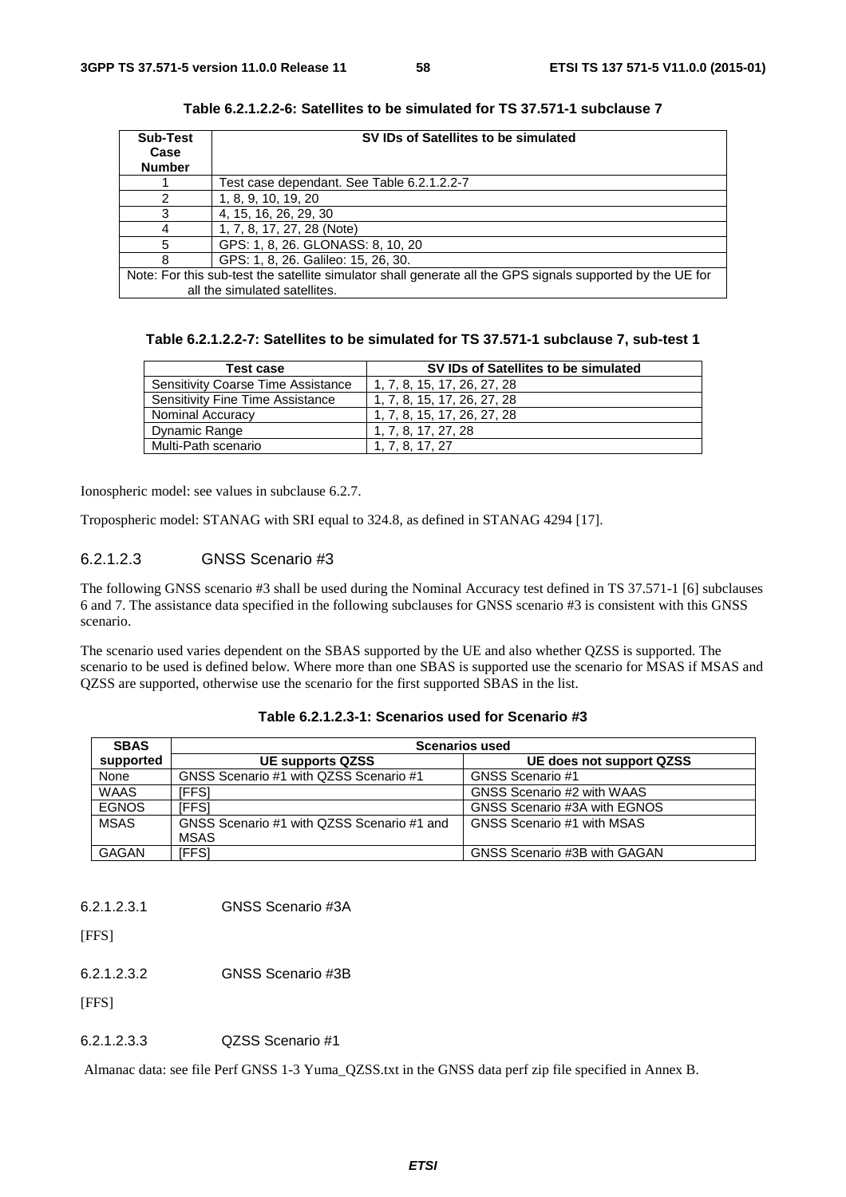**Table 6.2.1.2.2-6: Satellites to be simulated for TS 37.571-1 subclause 7**

| Sub-Test Case Number | SV IDs of Satellites to be simulated |
|---|---|
| 1 | Test case dependant. See Table 6.2.1.2.2-7 |
| 2 | 1, 8, 9, 10, 19, 20 |
| 3 | 4, 15, 16, 26, 29, 30 |
| 4 | 1, 7, 8, 17, 27, 28 (Note) |
| 5 | GPS: 1, 8, 26. GLONASS: 8, 10, 20 |
| 8 | GPS: 1, 8, 26. Galileo: 15, 26, 30. |
| Note: For this sub-test the satellite simulator shall generate all the GPS signals supported by the UE for all the simulated satellites. | |

**Table 6.2.1.2.2-7: Satellites to be simulated for TS 37.571-1 subclause 7, sub-test 1**

| Test case | SV IDs of Satellites to be simulated |
|---|---|
| Sensitivity Coarse Time Assistance | 1, 7, 8, 15, 17, 26, 27, 28 |
| Sensitivity Fine Time Assistance | 1, 7, 8, 15, 17, 26, 27, 28 |
| Nominal Accuracy | 1, 7, 8, 15, 17, 26, 27, 28 |
| Dynamic Range | 1, 7, 8, 17, 27, 28 |
| Multi-Path scenario | 1, 7, 8, 17, 27 |

Ionospheric model: see values in subclause 6.2.7.

Tropospheric model: STANAG with SRI equal to 324.8, as defined in STANAG 4294 [17].

#### 6.2.1.2.3 GNSS Scenario #3

The following GNSS scenario #3 shall be used during the Nominal Accuracy test defined in TS 37.571-1 [6] subclauses 6 and 7. The assistance data specified in the following subclauses for GNSS scenario #3 is consistent with this GNSS scenario.

The scenario used varies dependent on the SBAS supported by the UE and also whether QZSS is supported. The scenario to be used is defined below. Where more than one SBAS is supported use the scenario for MSAS if MSAS and QZSS are supported, otherwise use the scenario for the first supported SBAS in the list.

**Table 6.2.1.2.3-1: Scenarios used for Scenario #3**

| SBAS supported | Scenarios used | |
|---|---|---|
| | UE supports QZSS | UE does not support QZSS |
| None | GNSS Scenario #1 with QZSS Scenario #1 | GNSS Scenario #1 |
| WAAS | [FFS] | GNSS Scenario #2 with WAAS |
| EGNOS | [FFS] | GNSS Scenario #3A with EGNOS |
| MSAS | GNSS Scenario #1 with QZSS Scenario #1 and MSAS | GNSS Scenario #1 with MSAS |
| GAGAN | [FFS] | GNSS Scenario #3B with GAGAN |

##### 6.2.1.2.3.1 GNSS Scenario #3A

[FFS]

##### 6.2.1.2.3.2 GNSS Scenario #3B

[FFS]

##### 6.2.1.2.3.3 QZSS Scenario #1

Almanac data: see file Perf GNSS 1-3 Yuma_QZSS.txt in the GNSS data perf zip file specified in Annex B.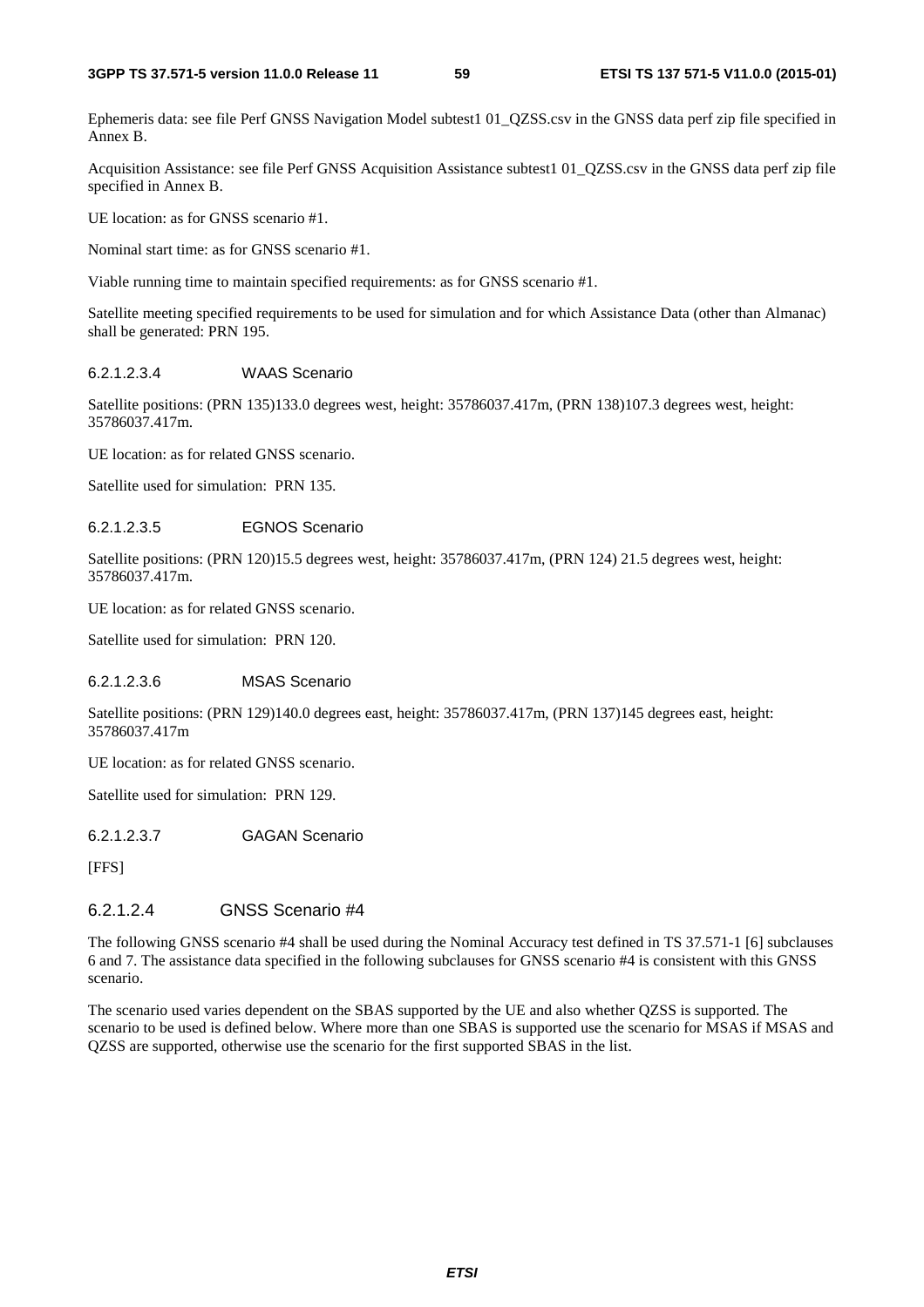Ephemeris data: see file Perf GNSS Navigation Model subtest1 01_QZSS.csv in the GNSS data perf zip file specified in Annex B.

Acquisition Assistance: see file Perf GNSS Acquisition Assistance subtest1 01_QZSS.csv in the GNSS data perf zip file specified in Annex B.

UE location: as for GNSS scenario #1.

Nominal start time: as for GNSS scenario #1.

Viable running time to maintain specified requirements: as for GNSS scenario #1.

Satellite meeting specified requirements to be used for simulation and for which Assistance Data (other than Almanac) shall be generated: PRN 195.

##### 6.2.1.2.3.4 WAAS Scenario

Satellite positions: (PRN 135)133.0 degrees west, height: 35786037.417m, (PRN 138)107.3 degrees west, height: 35786037.417m.

UE location: as for related GNSS scenario.

Satellite used for simulation: PRN 135.

##### 6.2.1.2.3.5 EGNOS Scenario

Satellite positions: (PRN 120)15.5 degrees west, height: 35786037.417m, (PRN 124) 21.5 degrees west, height: 35786037.417m.

UE location: as for related GNSS scenario.

Satellite used for simulation: PRN 120.

##### 6.2.1.2.3.6 MSAS Scenario

Satellite positions: (PRN 129)140.0 degrees east, height: 35786037.417m, (PRN 137)145 degrees east, height: 35786037.417m

UE location: as for related GNSS scenario.

Satellite used for simulation: PRN 129.

##### 6.2.1.2.3.7 GAGAN Scenario

[FFS]

#### 6.2.1.2.4 GNSS Scenario #4

The following GNSS scenario #4 shall be used during the Nominal Accuracy test defined in TS 37.571-1 [6] subclauses 6 and 7. The assistance data specified in the following subclauses for GNSS scenario #4 is consistent with this GNSS scenario.

The scenario used varies dependent on the SBAS supported by the UE and also whether QZSS is supported. The scenario to be used is defined below. Where more than one SBAS is supported use the scenario for MSAS if MSAS and QZSS are supported, otherwise use the scenario for the first supported SBAS in the list.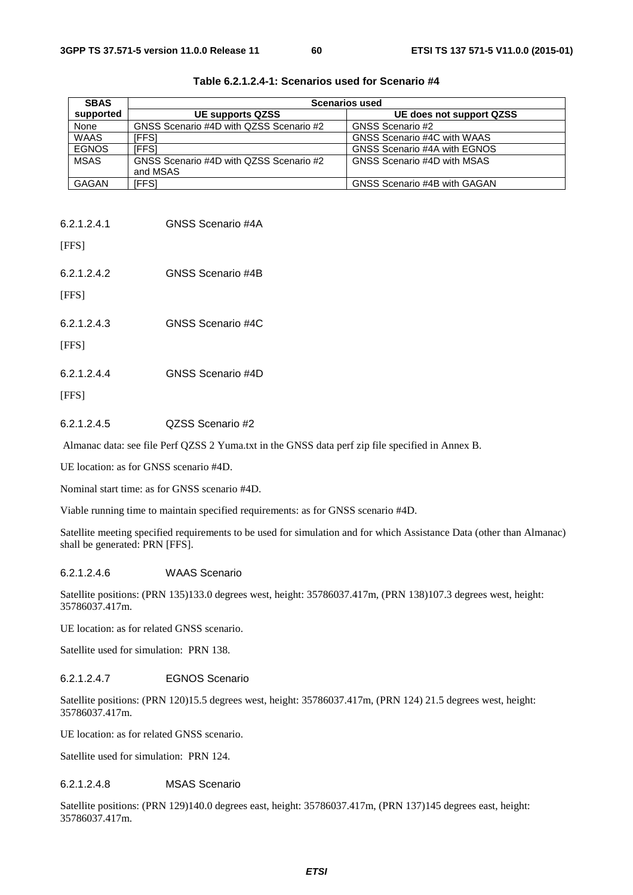**Table 6.2.1.2.4-1: Scenarios used for Scenario #4**

| SBAS supported | Scenarios used | |
|---|---|---|
| | **UE supports QZSS** | **UE does not support QZSS** |
| None | GNSS Scenario #4D with QZSS Scenario #2 | GNSS Scenario #2 |
| WAAS | [FFS] | GNSS Scenario #4C with WAAS |
| EGNOS | [FFS] | GNSS Scenario #4A with EGNOS |
| MSAS | GNSS Scenario #4D with QZSS Scenario #2 and MSAS | GNSS Scenario #4D with MSAS |
| GAGAN | [FFS] | GNSS Scenario #4B with GAGAN |

##### 6.2.1.2.4.1 GNSS Scenario #4A

[FFS]

##### 6.2.1.2.4.2 GNSS Scenario #4B

[FFS]

##### 6.2.1.2.4.3 GNSS Scenario #4C

[FFS]

##### 6.2.1.2.4.4 GNSS Scenario #4D

[FFS]

##### 6.2.1.2.4.5 QZSS Scenario #2

Almanac data: see file Perf QZSS 2 Yuma.txt in the GNSS data perf zip file specified in Annex B.

UE location: as for GNSS scenario #4D.

Nominal start time: as for GNSS scenario #4D.

Viable running time to maintain specified requirements: as for GNSS scenario #4D.

Satellite meeting specified requirements to be used for simulation and for which Assistance Data (other than Almanac) shall be generated: PRN [FFS].

##### 6.2.1.2.4.6 WAAS Scenario

Satellite positions: (PRN 135)133.0 degrees west, height: 35786037.417m, (PRN 138)107.3 degrees west, height: 35786037.417m.

UE location: as for related GNSS scenario.

Satellite used for simulation: PRN 138.

##### 6.2.1.2.4.7 EGNOS Scenario

Satellite positions: (PRN 120)15.5 degrees west, height: 35786037.417m, (PRN 124) 21.5 degrees west, height: 35786037.417m.

UE location: as for related GNSS scenario.

Satellite used for simulation: PRN 124.

##### 6.2.1.2.4.8 MSAS Scenario

Satellite positions: (PRN 129)140.0 degrees east, height: 35786037.417m, (PRN 137)145 degrees east, height: 35786037.417m.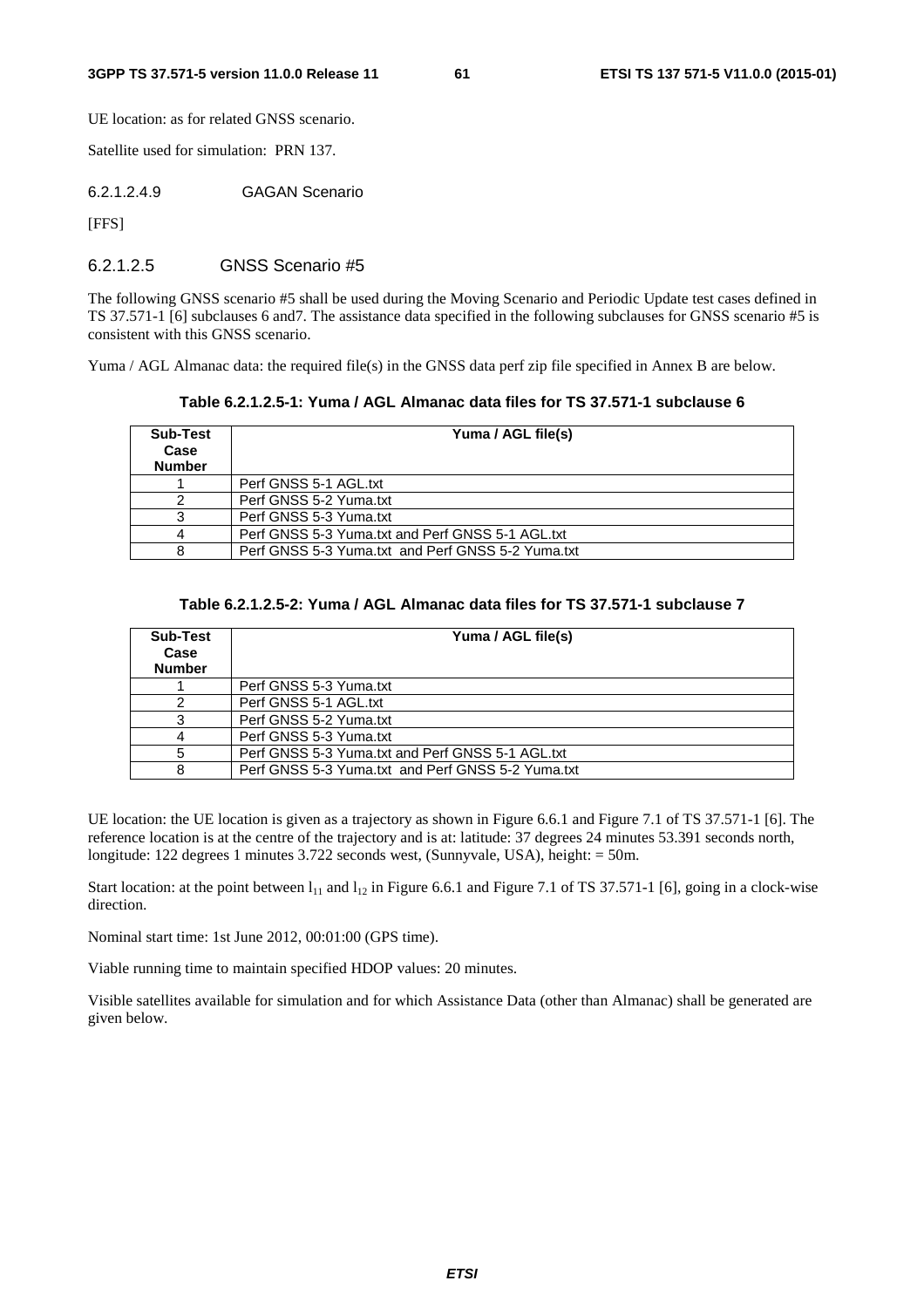UE location: as for related GNSS scenario.

Satellite used for simulation: PRN 137.

###### 6.2.1.2.4.9 GAGAN Scenario

[FFS]

##### 6.2.1.2.5 GNSS Scenario #5

The following GNSS scenario #5 shall be used during the Moving Scenario and Periodic Update test cases defined in TS 37.571-1 [6] subclauses 6 and7. The assistance data specified in the following subclauses for GNSS scenario #5 is consistent with this GNSS scenario.

Yuma / AGL Almanac data: the required file(s) in the GNSS data perf zip file specified in Annex B are below.

**Table 6.2.1.2.5-1: Yuma / AGL Almanac data files for TS 37.571-1 subclause 6**

| Sub-Test Case Number | Yuma / AGL file(s) |
|---|---|
| 1 | Perf GNSS 5-1 AGL.txt |
| 2 | Perf GNSS 5-2 Yuma.txt |
| 3 | Perf GNSS 5-3 Yuma.txt |
| 4 | Perf GNSS 5-3 Yuma.txt and Perf GNSS 5-1 AGL.txt |
| 8 | Perf GNSS 5-3 Yuma.txt and Perf GNSS 5-2 Yuma.txt |

**Table 6.2.1.2.5-2: Yuma / AGL Almanac data files for TS 37.571-1 subclause 7**

| Sub-Test Case Number | Yuma / AGL file(s) |
|---|---|
| 1 | Perf GNSS 5-3 Yuma.txt |
| 2 | Perf GNSS 5-1 AGL.txt |
| 3 | Perf GNSS 5-2 Yuma.txt |
| 4 | Perf GNSS 5-3 Yuma.txt |
| 5 | Perf GNSS 5-3 Yuma.txt and Perf GNSS 5-1 AGL.txt |
| 8 | Perf GNSS 5-3 Yuma.txt and Perf GNSS 5-2 Yuma.txt |

UE location: the UE location is given as a trajectory as shown in Figure 6.6.1 and Figure 7.1 of TS 37.571-1 [6]. The reference location is at the centre of the trajectory and is at: latitude: 37 degrees 24 minutes 53.391 seconds north, longitude: 122 degrees 1 minutes 3.722 seconds west, (Sunnyvale, USA), height: = 50m.

Start location: at the point between $l_{11}$ and $l_{12}$ in Figure 6.6.1 and Figure 7.1 of TS 37.571-1 [6], going in a clock-wise direction.

Nominal start time: 1st June 2012, 00:01:00 (GPS time).

Viable running time to maintain specified HDOP values: 20 minutes.

Visible satellites available for simulation and for which Assistance Data (other than Almanac) shall be generated are given below.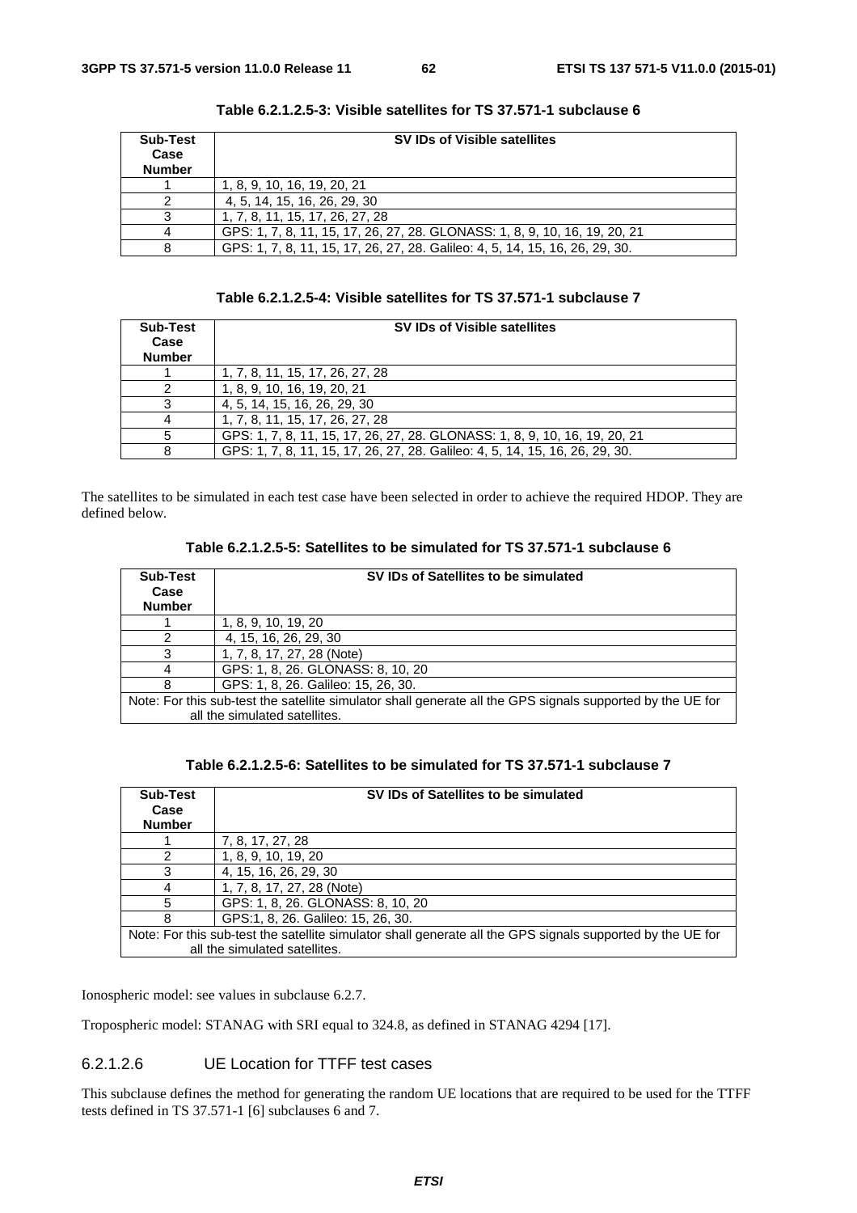**Table 6.2.1.2.5-3: Visible satellites for TS 37.571-1 subclause 6**

| Sub-Test Case Number | SV IDs of Visible satellites |
|---|---|
| 1 | 1, 8, 9, 10, 16, 19, 20, 21 |
| 2 | 4, 5, 14, 15, 16, 26, 29, 30 |
| 3 | 1, 7, 8, 11, 15, 17, 26, 27, 28 |
| 4 | GPS: 1, 7, 8, 11, 15, 17, 26, 27, 28. GLONASS: 1, 8, 9, 10, 16, 19, 20, 21 |
| 8 | GPS: 1, 7, 8, 11, 15, 17, 26, 27, 28. Galileo: 4, 5, 14, 15, 16, 26, 29, 30. |

**Table 6.2.1.2.5-4: Visible satellites for TS 37.571-1 subclause 7**

| Sub-Test Case Number | SV IDs of Visible satellites |
|---|---|
| 1 | 1, 7, 8, 11, 15, 17, 26, 27, 28 |
| 2 | 1, 8, 9, 10, 16, 19, 20, 21 |
| 3 | 4, 5, 14, 15, 16, 26, 29, 30 |
| 4 | 1, 7, 8, 11, 15, 17, 26, 27, 28 |
| 5 | GPS: 1, 7, 8, 11, 15, 17, 26, 27, 28. GLONASS: 1, 8, 9, 10, 16, 19, 20, 21 |
| 8 | GPS: 1, 7, 8, 11, 15, 17, 26, 27, 28. Galileo: 4, 5, 14, 15, 16, 26, 29, 30. |

The satellites to be simulated in each test case have been selected in order to achieve the required HDOP. They are defined below.

**Table 6.2.1.2.5-5: Satellites to be simulated for TS 37.571-1 subclause 6**

| Sub-Test Case Number | SV IDs of Satellites to be simulated |
|---|---|
| 1 | 1, 8, 9, 10, 19, 20 |
| 2 | 4, 15, 16, 26, 29, 30 |
| 3 | 1, 7, 8, 17, 27, 28 (Note) |
| 4 | GPS: 1, 8, 26. GLONASS: 8, 10, 20 |
| 8 | GPS: 1, 8, 26. Galileo: 15, 26, 30. |
| Note: For this sub-test the satellite simulator shall generate all the GPS signals supported by the UE for all the simulated satellites. | |

**Table 6.2.1.2.5-6: Satellites to be simulated for TS 37.571-1 subclause 7**

| Sub-Test Case Number | SV IDs of Satellites to be simulated |
|---|---|
| 1 | 7, 8, 17, 27, 28 |
| 2 | 1, 8, 9, 10, 19, 20 |
| 3 | 4, 15, 16, 26, 29, 30 |
| 4 | 1, 7, 8, 17, 27, 28 (Note) |
| 5 | GPS: 1, 8, 26. GLONASS: 8, 10, 20 |
| 8 | GPS:1, 8, 26. Galileo: 15, 26, 30. |
| Note: For this sub-test the satellite simulator shall generate all the GPS signals supported by the UE for all the simulated satellites. | |

Ionospheric model: see values in subclause 6.2.7.

Tropospheric model: STANAG with SRI equal to 324.8, as defined in STANAG 4294 [17].

#### 6.2.1.2.6 UE Location for TTFF test cases

This subclause defines the method for generating the random UE locations that are required to be used for the TTFF tests defined in TS 37.571-1 [6] subclauses 6 and 7.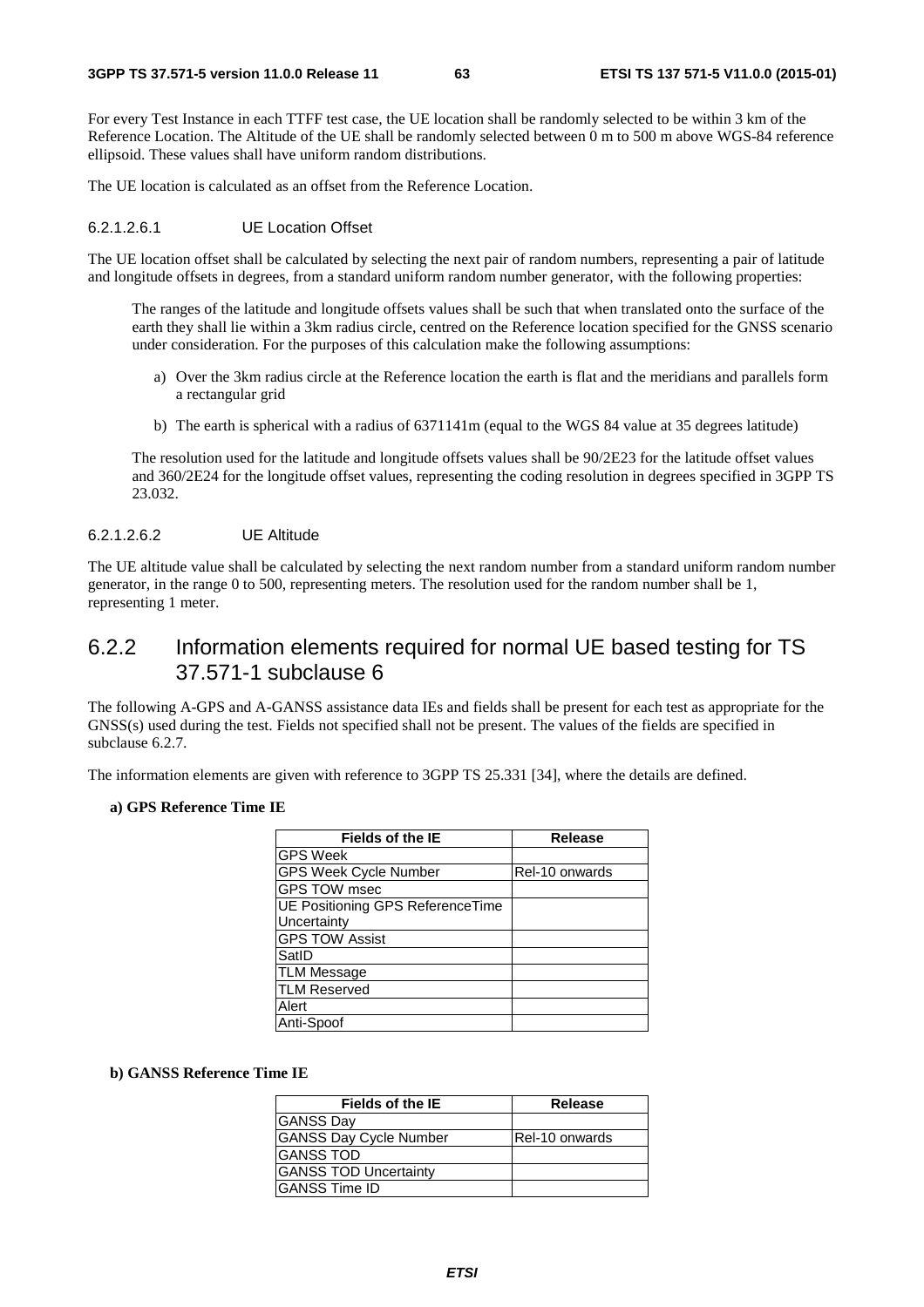For every Test Instance in each TTFF test case, the UE location shall be randomly selected to be within 3 km of the Reference Location. The Altitude of the UE shall be randomly selected between 0 m to 500 m above WGS-84 reference ellipsoid. These values shall have uniform random distributions.

The UE location is calculated as an offset from the Reference Location.

#### 6.2.1.2.6.1 UE Location Offset

The UE location offset shall be calculated by selecting the next pair of random numbers, representing a pair of latitude and longitude offsets in degrees, from a standard uniform random number generator, with the following properties:

The ranges of the latitude and longitude offsets values shall be such that when translated onto the surface of the earth they shall lie within a 3km radius circle, centred on the Reference location specified for the GNSS scenario under consideration. For the purposes of this calculation make the following assumptions:

a) Over the 3km radius circle at the Reference location the earth is flat and the meridians and parallels form a rectangular grid

b) The earth is spherical with a radius of 6371141m (equal to the WGS 84 value at 35 degrees latitude)

The resolution used for the latitude and longitude offsets values shall be 90/2E23 for the latitude offset values and 360/2E24 for the longitude offset values, representing the coding resolution in degrees specified in 3GPP TS 23.032.

#### 6.2.1.2.6.2 UE Altitude

The UE altitude value shall be calculated by selecting the next random number from a standard uniform random number generator, in the range 0 to 500, representing meters. The resolution used for the random number shall be 1, representing 1 meter.

## 6.2.2 Information elements required for normal UE based testing for TS 37.571-1 subclause 6

The following A-GPS and A-GANSS assistance data IEs and fields shall be present for each test as appropriate for the GNSS(s) used during the test. Fields not specified shall not be present. The values of the fields are specified in subclause 6.2.7.

The information elements are given with reference to 3GPP TS 25.331 [34], where the details are defined.

**a) GPS Reference Time IE**

| Fields of the IE | Release |
|---|---|
| GPS Week | |
| GPS Week Cycle Number | Rel-10 onwards |
| GPS TOW msec | |
| UE Positioning GPS ReferenceTime Uncertainty | |
| GPS TOW Assist | |
| SatID | |
| TLM Message | |
| TLM Reserved | |
| Alert | |
| Anti-Spoof | |

**b) GANSS Reference Time IE**

| Fields of the IE | Release |
|---|---|
| GANSS Day | |
| GANSS Day Cycle Number | Rel-10 onwards |
| GANSS TOD | |
| GANSS TOD Uncertainty | |
| GANSS Time ID | |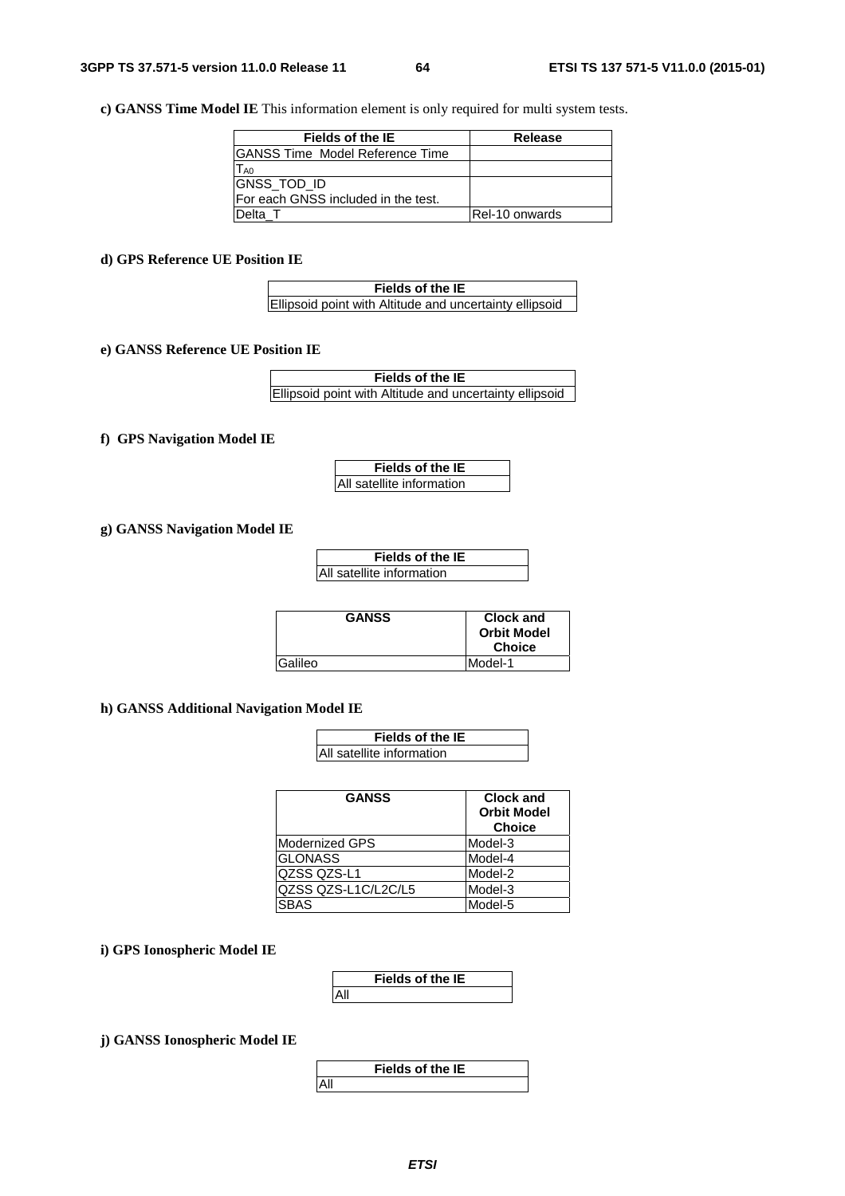**c) GANSS Time Model IE** This information element is only required for multi system tests.

| Fields of the IE | Release |
|---|---|
| GANSS Time Model Reference Time | |
| $T_{A0}$ | |
| GNSS_TOD_ID<br>For each GNSS included in the test. | |
| Delta_T | Rel-10 onwards |

**d) GPS Reference UE Position IE**

| Fields of the IE |
|---|
| Ellipsoid point with Altitude and uncertainty ellipsoid |

**e) GANSS Reference UE Position IE**

| Fields of the IE |
|---|
| Ellipsoid point with Altitude and uncertainty ellipsoid |

**f) GPS Navigation Model IE**

| Fields of the IE |
|---|
| All satellite information |

**g) GANSS Navigation Model IE**

| Fields of the IE |
|---|
| All satellite information |

| GANSS | Clock and Orbit Model Choice |
|---|---|
| Galileo | Model-1 |

**h) GANSS Additional Navigation Model IE**

| Fields of the IE |
|---|
| All satellite information |

| GANSS | Clock and Orbit Model Choice |
|---|---|
| Modernized GPS | Model-3 |
| GLONASS | Model-4 |
| QZSS QZS-L1 | Model-2 |
| QZSS QZS-L1C/L2C/L5 | Model-3 |
| SBAS | Model-5 |

**i) GPS Ionospheric Model IE**

| Fields of the IE |
|---|
| All |

**j) GANSS Ionospheric Model IE**

| Fields of the IE |
|---|
| All |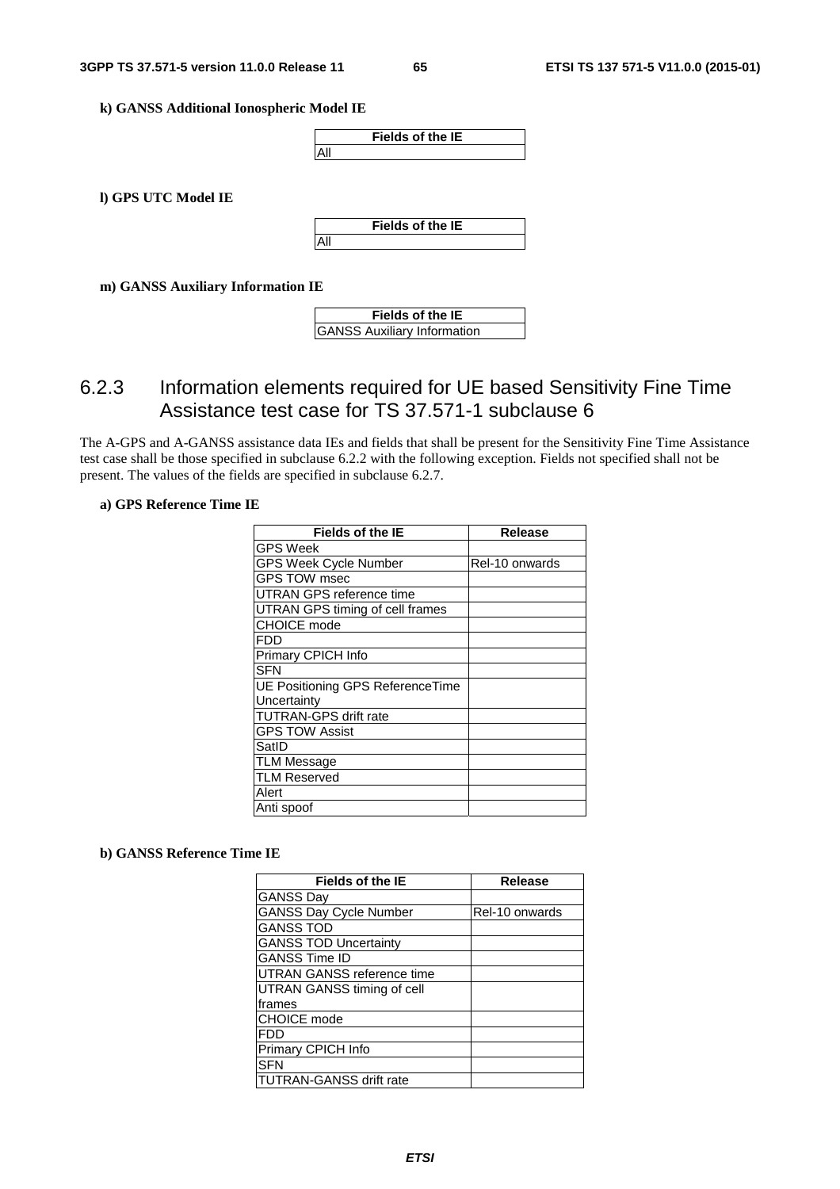**k) GANSS Additional Ionospheric Model IE**

| Fields of the IE |
|---|
| All |

**l) GPS UTC Model IE**

| Fields of the IE |
|---|
| All |

**m) GANSS Auxiliary Information IE**

| Fields of the IE |
|---|
| GANSS Auxiliary Information |

## 6.2.3 Information elements required for UE based Sensitivity Fine Time Assistance test case for TS 37.571-1 subclause 6

The A-GPS and A-GANSS assistance data IEs and fields that shall be present for the Sensitivity Fine Time Assistance test case shall be those specified in subclause 6.2.2 with the following exception. Fields not specified shall not be present. The values of the fields are specified in subclause 6.2.7.

**a) GPS Reference Time IE**

| Fields of the IE | Release |
|---|---|
| GPS Week | |
| GPS Week Cycle Number | Rel-10 onwards |
| GPS TOW msec | |
| UTRAN GPS reference time | |
| UTRAN GPS timing of cell frames | |
| CHOICE mode | |
| FDD | |
| Primary CPICH Info | |
| SFN | |
| UE Positioning GPS ReferenceTime Uncertainty | |
| TUTRAN-GPS drift rate | |
| GPS TOW Assist | |
| SatID | |
| TLM Message | |
| TLM Reserved | |
| Alert | |
| Anti spoof | |

**b) GANSS Reference Time IE**

| Fields of the IE | Release |
|---|---|
| GANSS Day | |
| GANSS Day Cycle Number | Rel-10 onwards |
| GANSS TOD | |
| GANSS TOD Uncertainty | |
| GANSS Time ID | |
| UTRAN GANSS reference time | |
| UTRAN GANSS timing of cell frames | |
| CHOICE mode | |
| FDD | |
| Primary CPICH Info | |
| SFN | |
| TUTRAN-GANSS drift rate | |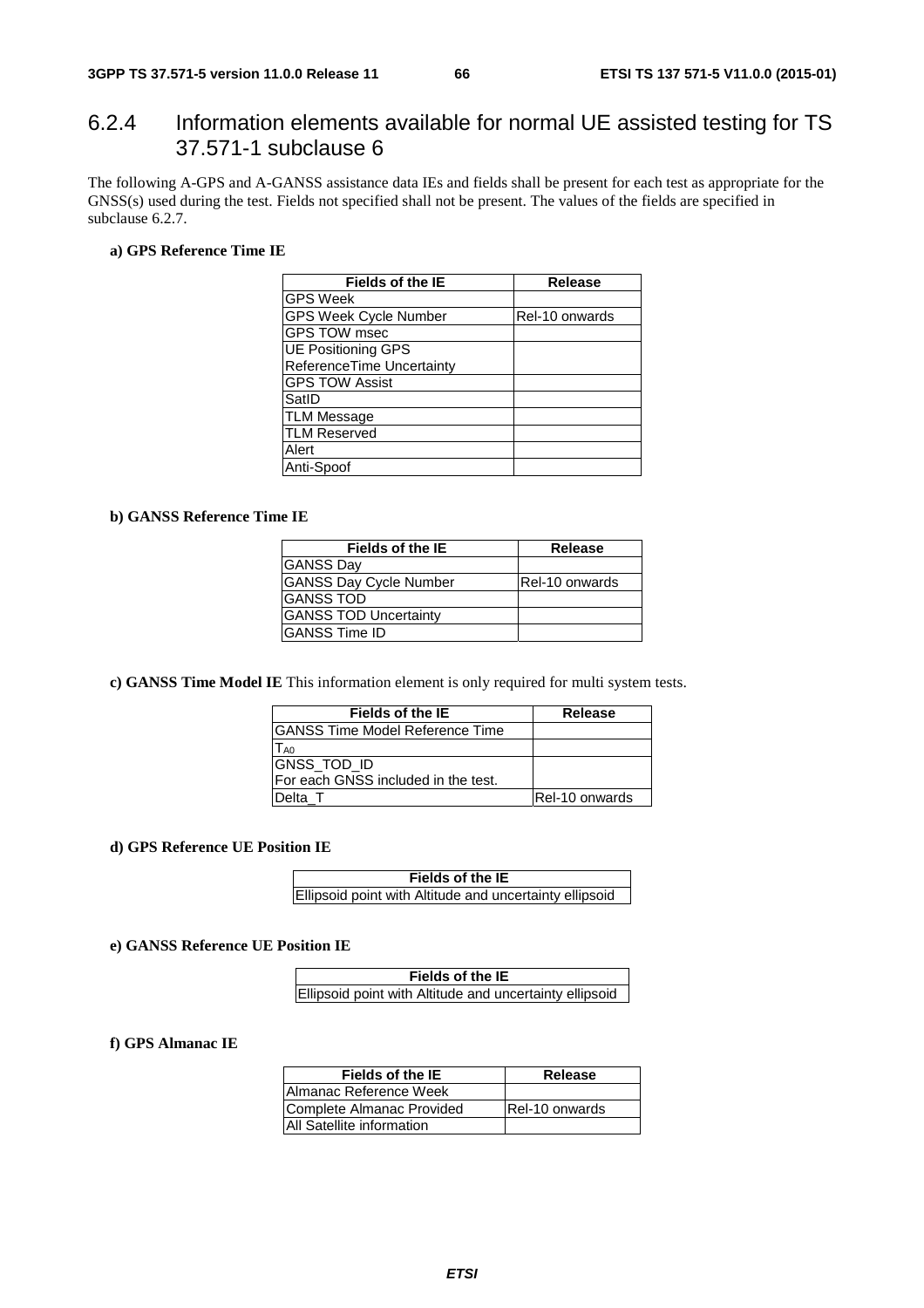### 6.2.4 Information elements available for normal UE assisted testing for TS 37.571-1 subclause 6

The following A-GPS and A-GANSS assistance data IEs and fields shall be present for each test as appropriate for the GNSS(s) used during the test. Fields not specified shall not be present. The values of the fields are specified in subclause 6.2.7.

**a) GPS Reference Time IE**

| Fields of the IE | Release |
|---|---|
| GPS Week | |
| GPS Week Cycle Number | Rel-10 onwards |
| GPS TOW msec | |
| UE Positioning GPS ReferenceTime Uncertainty | |
| GPS TOW Assist | |
| SatID | |
| TLM Message | |
| TLM Reserved | |
| Alert | |
| Anti-Spoof | |

**b) GANSS Reference Time IE**

| Fields of the IE | Release |
|---|---|
| GANSS Day | |
| GANSS Day Cycle Number | Rel-10 onwards |
| GANSS TOD | |
| GANSS TOD Uncertainty | |
| GANSS Time ID | |

**c) GANSS Time Model IE** This information element is only required for multi system tests.

| Fields of the IE | Release |
|---|---|
| GANSS Time Model Reference Time | |
| $T_{A0}$ | |
| GNSS_TOD_ID For each GNSS included in the test. | |
| Delta_T | Rel-10 onwards |

**d) GPS Reference UE Position IE**

| Fields of the IE |
|---|
| Ellipsoid point with Altitude and uncertainty ellipsoid |

**e) GANSS Reference UE Position IE**

| Fields of the IE |
|---|
| Ellipsoid point with Altitude and uncertainty ellipsoid |

**f) GPS Almanac IE**

| Fields of the IE | Release |
|---|---|
| Almanac Reference Week | |
| Complete Almanac Provided | Rel-10 onwards |
| All Satellite information | |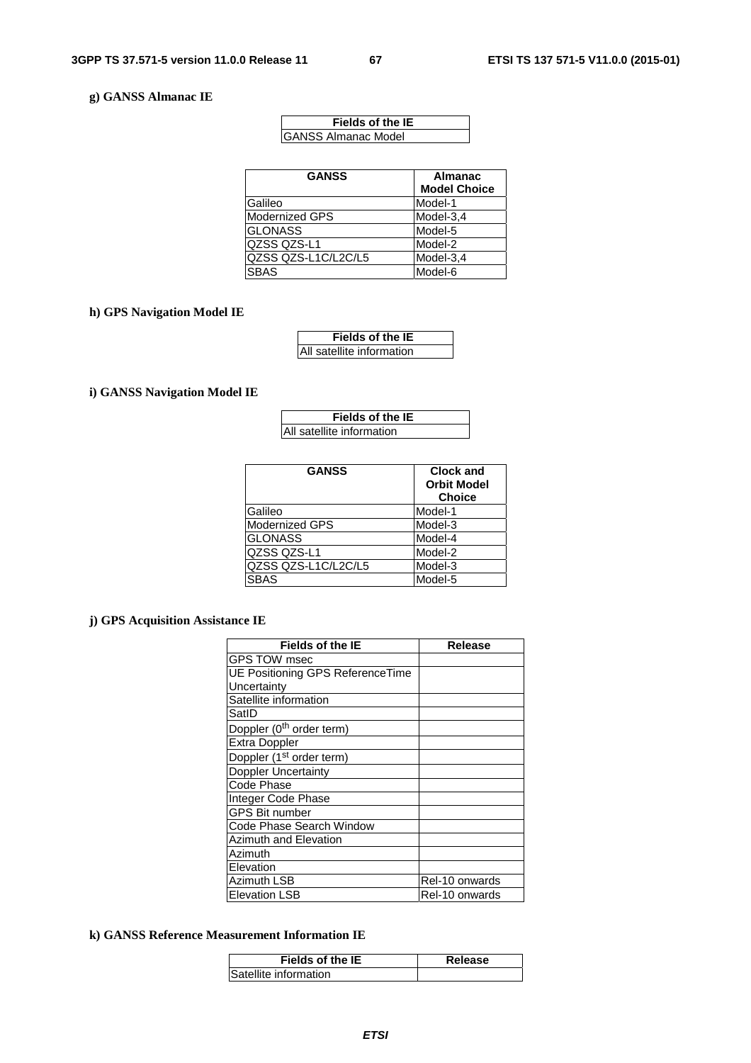**g) GANSS Almanac IE**

| Fields of the IE |
| --- |
| GANSS Almanac Model |

| GANSS | Almanac Model Choice |
| --- | --- |
| Galileo | Model-1 |
| Modernized GPS | Model-3,4 |
| GLONASS | Model-5 |
| QZSS QZS-L1 | Model-2 |
| QZSS QZS-L1C/L2C/L5 | Model-3,4 |
| SBAS | Model-6 |

**h) GPS Navigation Model IE**

| Fields of the IE |
| --- |
| All satellite information |

**i) GANSS Navigation Model IE**

| Fields of the IE |
| --- |
| All satellite information |

| GANSS | Clock and Orbit Model Choice |
| --- | --- |
| Galileo | Model-1 |
| Modernized GPS | Model-3 |
| GLONASS | Model-4 |
| QZSS QZS-L1 | Model-2 |
| QZSS QZS-L1C/L2C/L5 | Model-3 |
| SBAS | Model-5 |

**j) GPS Acquisition Assistance IE**

| Fields of the IE | Release |
| --- | --- |
| GPS TOW msec | |
| UE Positioning GPS ReferenceTime Uncertainty | |
| Satellite information | |
| SatID | |
| Doppler (0th order term) | |
| Extra Doppler | |
| Doppler (1st order term) | |
| Doppler Uncertainty | |
| Code Phase | |
| Integer Code Phase | |
| GPS Bit number | |
| Code Phase Search Window | |
| Azimuth and Elevation | |
| Azimuth | |
| Elevation | |
| Azimuth LSB | Rel-10 onwards |
| Elevation LSB | Rel-10 onwards |

**k) GANSS Reference Measurement Information IE**

| Fields of the IE | Release |
| --- | --- |
| Satellite information | |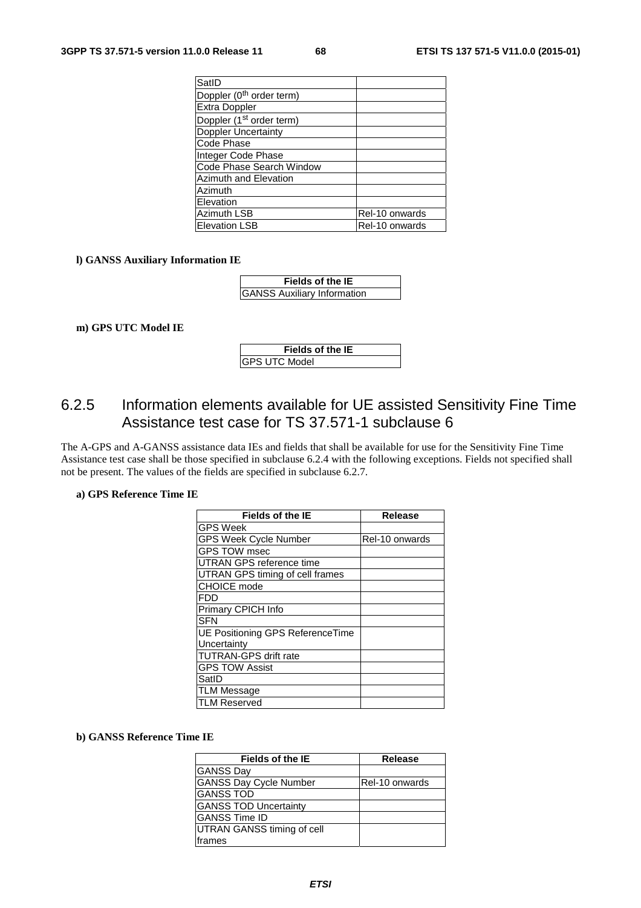| SatID | |
|---|---|
| Doppler (0th order term) | |
| Extra Doppler | |
| Doppler (1st order term) | |
| Doppler Uncertainty | |
| Code Phase | |
| Integer Code Phase | |
| Code Phase Search Window | |
| Azimuth and Elevation | |
| Azimuth | |
| Elevation | |
| Azimuth LSB | Rel-10 onwards |
| Elevation LSB | Rel-10 onwards |

**l) GANSS Auxiliary Information IE**

| Fields of the IE |
|---|
| GANSS Auxiliary Information |

**m) GPS UTC Model IE**

| Fields of the IE |
|---|
| GPS UTC Model |

## 6.2.5 Information elements available for UE assisted Sensitivity Fine Time Assistance test case for TS 37.571-1 subclause 6

The A-GPS and A-GANSS assistance data IEs and fields that shall be available for use for the Sensitivity Fine Time Assistance test case shall be those specified in subclause 6.2.4 with the following exceptions. Fields not specified shall not be present. The values of the fields are specified in subclause 6.2.7.

**a) GPS Reference Time IE**

| Fields of the IE | Release |
|---|---|
| GPS Week | |
| GPS Week Cycle Number | Rel-10 onwards |
| GPS TOW msec | |
| UTRAN GPS reference time | |
| UTRAN GPS timing of cell frames | |
| CHOICE mode | |
| FDD | |
| Primary CPICH Info | |
| SFN | |
| UE Positioning GPS ReferenceTime Uncertainty | |
| TUTRAN-GPS drift rate | |
| GPS TOW Assist | |
| SatID | |
| TLM Message | |
| TLM Reserved | |

**b) GANSS Reference Time IE**

| Fields of the IE | Release |
|---|---|
| GANSS Day | |
| GANSS Day Cycle Number | Rel-10 onwards |
| GANSS TOD | |
| GANSS TOD Uncertainty | |
| GANSS Time ID | |
| UTRAN GANSS timing of cell frames | |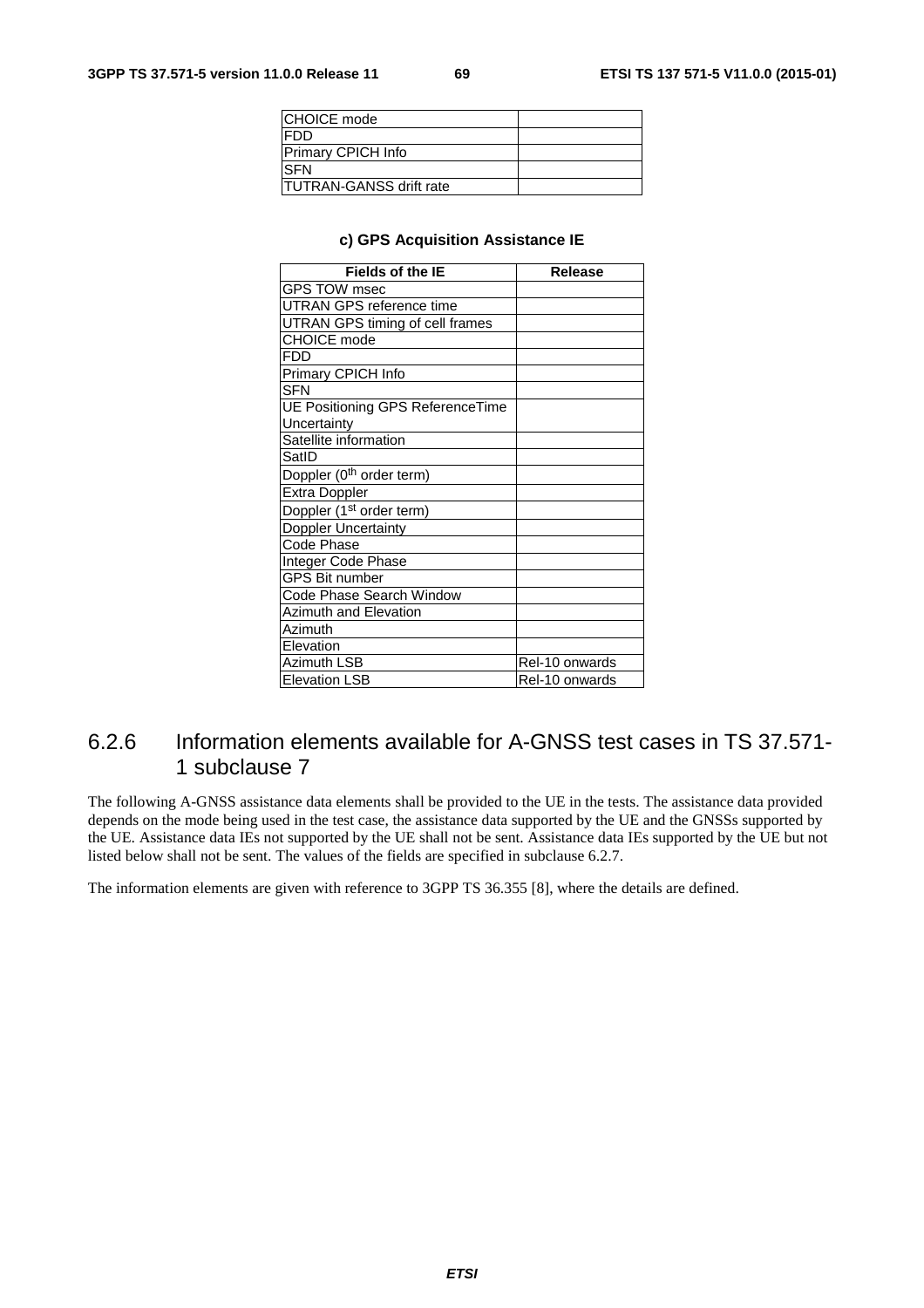| CHOICE mode | |
|---|---|
| FDD | |
| Primary CPICH Info | |
| SFN | |
| TUTRAN-GANSS drift rate | |

**c) GPS Acquisition Assistance IE**

| Fields of the IE | Release |
|---|---|
| GPS TOW msec | |
| UTRAN GPS reference time | |
| UTRAN GPS timing of cell frames | |
| CHOICE mode | |
| FDD | |
| Primary CPICH Info | |
| SFN | |
| UE Positioning GPS ReferenceTime Uncertainty | |
| Satellite information | |
| SatID | |
| Doppler (0$^{th}$ order term) | |
| Extra Doppler | |
| Doppler (1$^{st}$ order term) | |
| Doppler Uncertainty | |
| Code Phase | |
| Integer Code Phase | |
| GPS Bit number | |
| Code Phase Search Window | |
| Azimuth and Elevation | |
| Azimuth | |
| Elevation | |
| Azimuth LSB | Rel-10 onwards |
| Elevation LSB | Rel-10 onwards |

### 6.2.6 Information elements available for A-GNSS test cases in TS 37.571-1 subclause 7

The following A-GNSS assistance data elements shall be provided to the UE in the tests. The assistance data provided depends on the mode being used in the test case, the assistance data supported by the UE and the GNSSs supported by the UE. Assistance data IEs not supported by the UE shall not be sent. Assistance data IEs supported by the UE but not listed below shall not be sent. The values of the fields are specified in subclause 6.2.7.

The information elements are given with reference to 3GPP TS 36.355 [8], where the details are defined.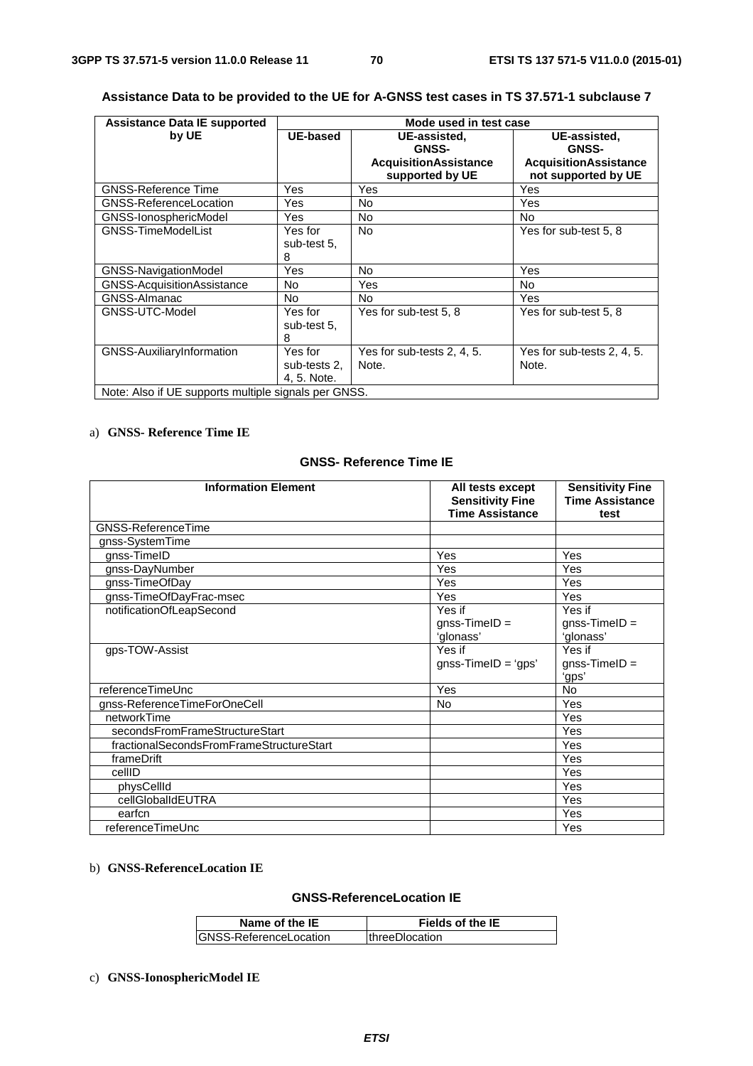**Assistance Data to be provided to the UE for A-GNSS test cases in TS 37.571-1 subclause 7**

| Assistance Data IE supported by UE | Mode used in test case | | |
|---|---|---|---|
| | UE-based | UE-assisted, GNSS-AcquisitionAssistance supported by UE | UE-assisted, GNSS-AcquisitionAssistance not supported by UE |
| GNSS-Reference Time | Yes | Yes | Yes |
| GNSS-ReferenceLocation | Yes | No | Yes |
| GNSS-IonosphericModel | Yes | No | No |
| GNSS-TimeModelList | Yes for sub-test 5, 8 | No | Yes for sub-test 5, 8 |
| GNSS-NavigationModel | Yes | No | Yes |
| GNSS-AcquisitionAssistance | No | Yes | No |
| GNSS-Almanac | No | No | Yes |
| GNSS-UTC-Model | Yes for sub-test 5, 8 | Yes for sub-test 5, 8 | Yes for sub-test 5, 8 |
| GNSS-AuxiliaryInformation | Yes for sub-tests 2, 4, 5. Note. | Yes for sub-tests 2, 4, 5. Note. | Yes for sub-tests 2, 4, 5. Note. |
| Note: Also if UE supports multiple signals per GNSS. | | | |

a) **GNSS- Reference Time IE**

**GNSS- Reference Time IE**

| Information Element | All tests except Sensitivity Fine Time Assistance | Sensitivity Fine Time Assistance test |
|---|---|---|
| GNSS-ReferenceTime | | |
| gnss-SystemTime | | |
| gnss-TimeID | Yes | Yes |
| gnss-DayNumber | Yes | Yes |
| gnss-TimeOfDay | Yes | Yes |
| gnss-TimeOfDayFrac-msec | Yes | Yes |
| notificationOfLeapSecond | Yes if gnss-TimeID = 'glonass' | Yes if gnss-TimeID = 'glonass' |
| gps-TOW-Assist | Yes if gnss-TimeID = 'gps' | Yes if gnss-TimeID = 'gps' |
| referenceTimeUnc | Yes | No |
| gnss-ReferenceTimeForOneCell | No | Yes |
| networkTime | | Yes |
| secondsFromFrameStructureStart | | Yes |
| fractionalSecondsFromFrameStructureStart | | Yes |
| frameDrift | | Yes |
| cellID | | Yes |
| physCellId | | Yes |
| cellGlobalIdEUTRA | | Yes |
| earfcn | | Yes |
| referenceTimeUnc | | Yes |

b) **GNSS-ReferenceLocation IE**

**GNSS-ReferenceLocation IE**

| Name of the IE | Fields of the IE |
|---|---|
| GNSS-ReferenceLocation | threeDlocation |

c) **GNSS-IonosphericModel IE**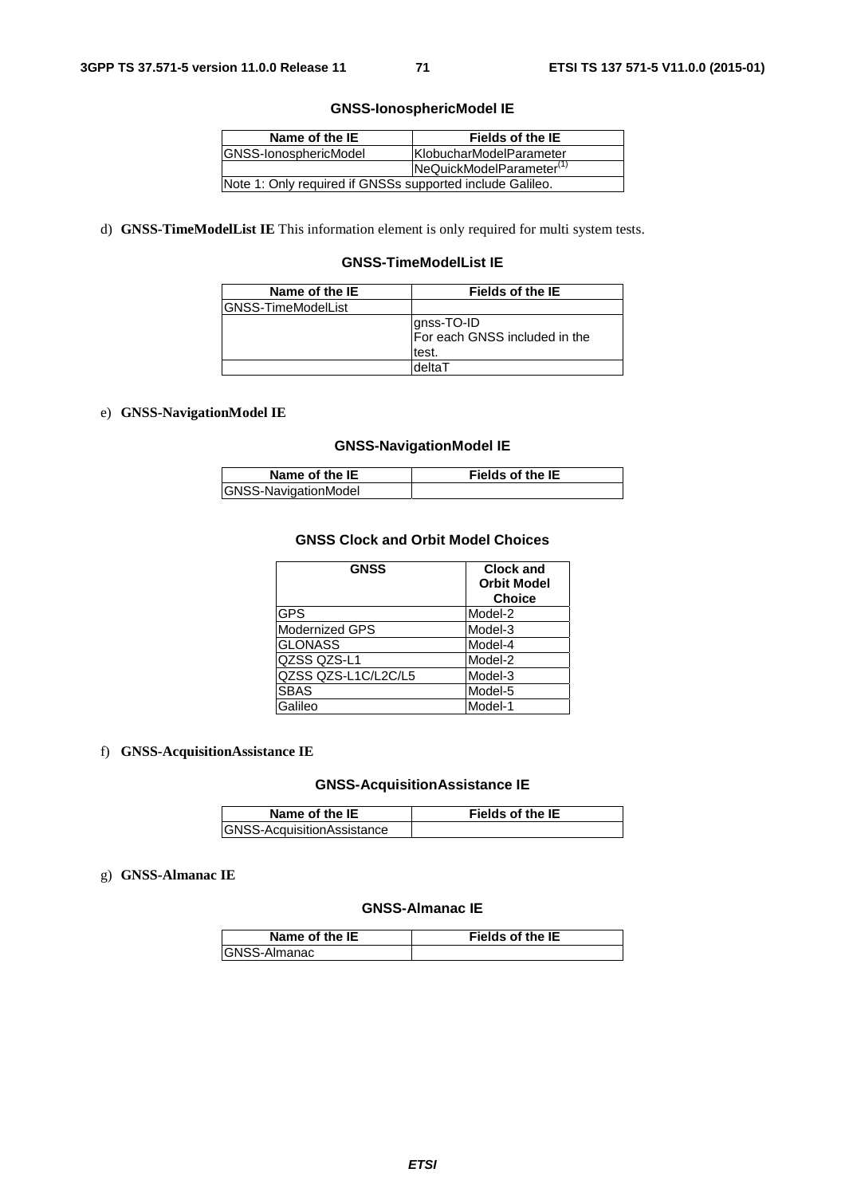**GNSS-IonosphericModel IE**

| Name of the IE | Fields of the IE |
|---|---|
| GNSS-IonosphericModel | KlobucharModelParameter |
| | NeQuickModelParameter(1) |
| Note 1: Only required if GNSSs supported include Galileo. | |

d) **GNSS-TimeModelList IE** This information element is only required for multi system tests.

**GNSS-TimeModelList IE**

| Name of the IE | Fields of the IE |
|---|---|
| GNSS-TimeModelList | |
| | gnss-TO-ID<br>For each GNSS included in the test. |
| | deltaT |

e) **GNSS-NavigationModel IE**

**GNSS-NavigationModel IE**

| Name of the IE | Fields of the IE |
|---|---|
| GNSS-NavigationModel | |

**GNSS Clock and Orbit Model Choices**

| GNSS | Clock and Orbit Model Choice |
|---|---|
| GPS | Model-2 |
| Modernized GPS | Model-3 |
| GLONASS | Model-4 |
| QZSS QZS-L1 | Model-2 |
| QZSS QZS-L1C/L2C/L5 | Model-3 |
| SBAS | Model-5 |
| Galileo | Model-1 |

f) **GNSS-AcquisitionAssistance IE**

**GNSS-AcquisitionAssistance IE**

| Name of the IE | Fields of the IE |
|---|---|
| GNSS-AcquisitionAssistance | |

g) **GNSS-Almanac IE**

**GNSS-Almanac IE**

| Name of the IE | Fields of the IE |
|---|---|
| GNSS-Almanac | |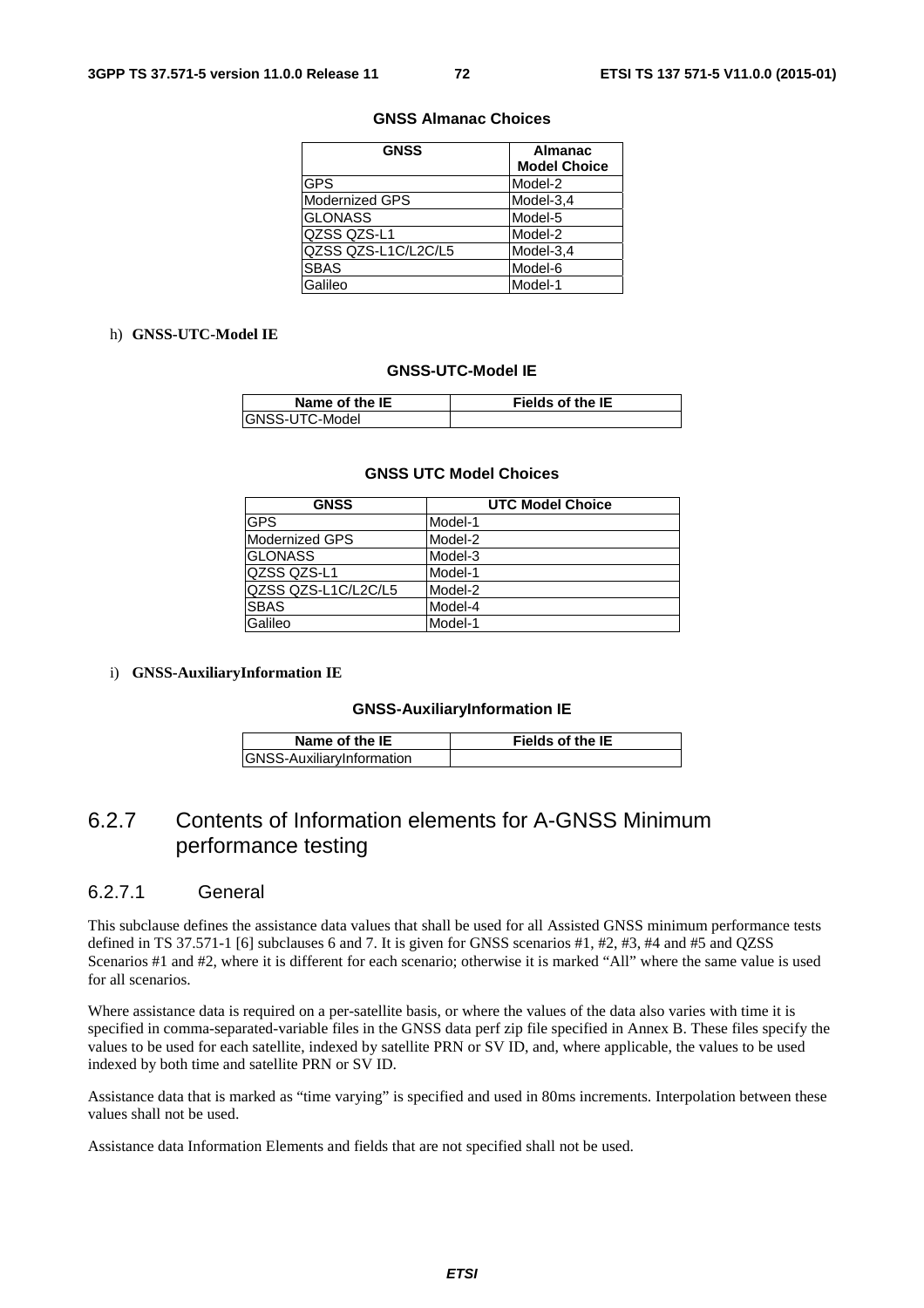**GNSS Almanac Choices**

| GNSS | Almanac Model Choice |
| --- | --- |
| GPS | Model-2 |
| Modernized GPS | Model-3,4 |
| GLONASS | Model-5 |
| QZSS QZS-L1 | Model-2 |
| QZSS QZS-L1C/L2C/L5 | Model-3,4 |
| SBAS | Model-6 |
| Galileo | Model-1 |

h) **GNSS-UTC-Model IE**

**GNSS-UTC-Model IE**

| Name of the IE | Fields of the IE |
| --- | --- |
| GNSS-UTC-Model | |

**GNSS UTC Model Choices**

| GNSS | UTC Model Choice |
| --- | --- |
| GPS | Model-1 |
| Modernized GPS | Model-2 |
| GLONASS | Model-3 |
| QZSS QZS-L1 | Model-1 |
| QZSS QZS-L1C/L2C/L5 | Model-2 |
| SBAS | Model-4 |
| Galileo | Model-1 |

i) **GNSS-AuxiliaryInformation IE**

**GNSS-AuxiliaryInformation IE**

| Name of the IE | Fields of the IE |
| --- | --- |
| GNSS-AuxiliaryInformation | |

## 6.2.7 Contents of Information elements for A-GNSS Minimum performance testing

### 6.2.7.1 General

This subclause defines the assistance data values that shall be used for all Assisted GNSS minimum performance tests defined in TS 37.571-1 [6] subclauses 6 and 7. It is given for GNSS scenarios #1, #2, #3, #4 and #5 and QZSS Scenarios #1 and #2, where it is different for each scenario; otherwise it is marked "All" where the same value is used for all scenarios.

Where assistance data is required on a per-satellite basis, or where the values of the data also varies with time it is specified in comma-separated-variable files in the GNSS data perf zip file specified in Annex B. These files specify the values to be used for each satellite, indexed by satellite PRN or SV ID, and, where applicable, the values to be used indexed by both time and satellite PRN or SV ID.

Assistance data that is marked as "time varying" is specified and used in 80ms increments. Interpolation between these values shall not be used.

Assistance data Information Elements and fields that are not specified shall not be used.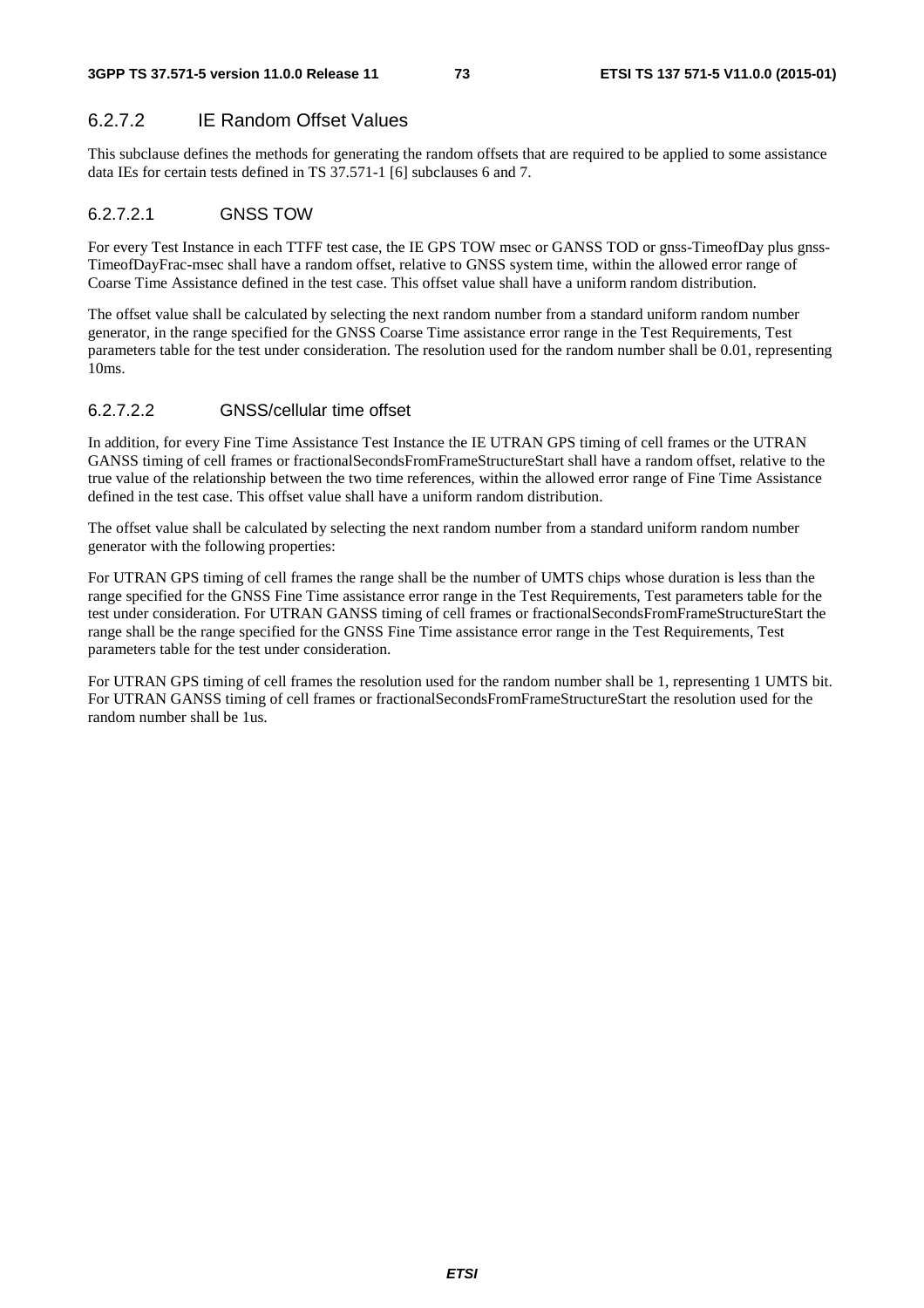### 6.2.7.2 IE Random Offset Values

This subclause defines the methods for generating the random offsets that are required to be applied to some assistance data IEs for certain tests defined in TS 37.571-1 [6] subclauses 6 and 7.

#### 6.2.7.2.1 GNSS TOW

For every Test Instance in each TTFF test case, the IE GPS TOW msec or GANSS TOD or gnss-TimeofDay plus gnss-TimeofDayFrac-msec shall have a random offset, relative to GNSS system time, within the allowed error range of Coarse Time Assistance defined in the test case. This offset value shall have a uniform random distribution.

The offset value shall be calculated by selecting the next random number from a standard uniform random number generator, in the range specified for the GNSS Coarse Time assistance error range in the Test Requirements, Test parameters table for the test under consideration. The resolution used for the random number shall be 0.01, representing 10ms.

#### 6.2.7.2.2 GNSS/cellular time offset

In addition, for every Fine Time Assistance Test Instance the IE UTRAN GPS timing of cell frames or the UTRAN GANSS timing of cell frames or fractionalSecondsFromFrameStructureStart shall have a random offset, relative to the true value of the relationship between the two time references, within the allowed error range of Fine Time Assistance defined in the test case. This offset value shall have a uniform random distribution.

The offset value shall be calculated by selecting the next random number from a standard uniform random number generator with the following properties:

For UTRAN GPS timing of cell frames the range shall be the number of UMTS chips whose duration is less than the range specified for the GNSS Fine Time assistance error range in the Test Requirements, Test parameters table for the test under consideration. For UTRAN GANSS timing of cell frames or fractionalSecondsFromFrameStructureStart the range shall be the range specified for the GNSS Fine Time assistance error range in the Test Requirements, Test parameters table for the test under consideration.

For UTRAN GPS timing of cell frames the resolution used for the random number shall be 1, representing 1 UMTS bit. For UTRAN GANSS timing of cell frames or fractionalSecondsFromFrameStructureStart the resolution used for the random number shall be 1us.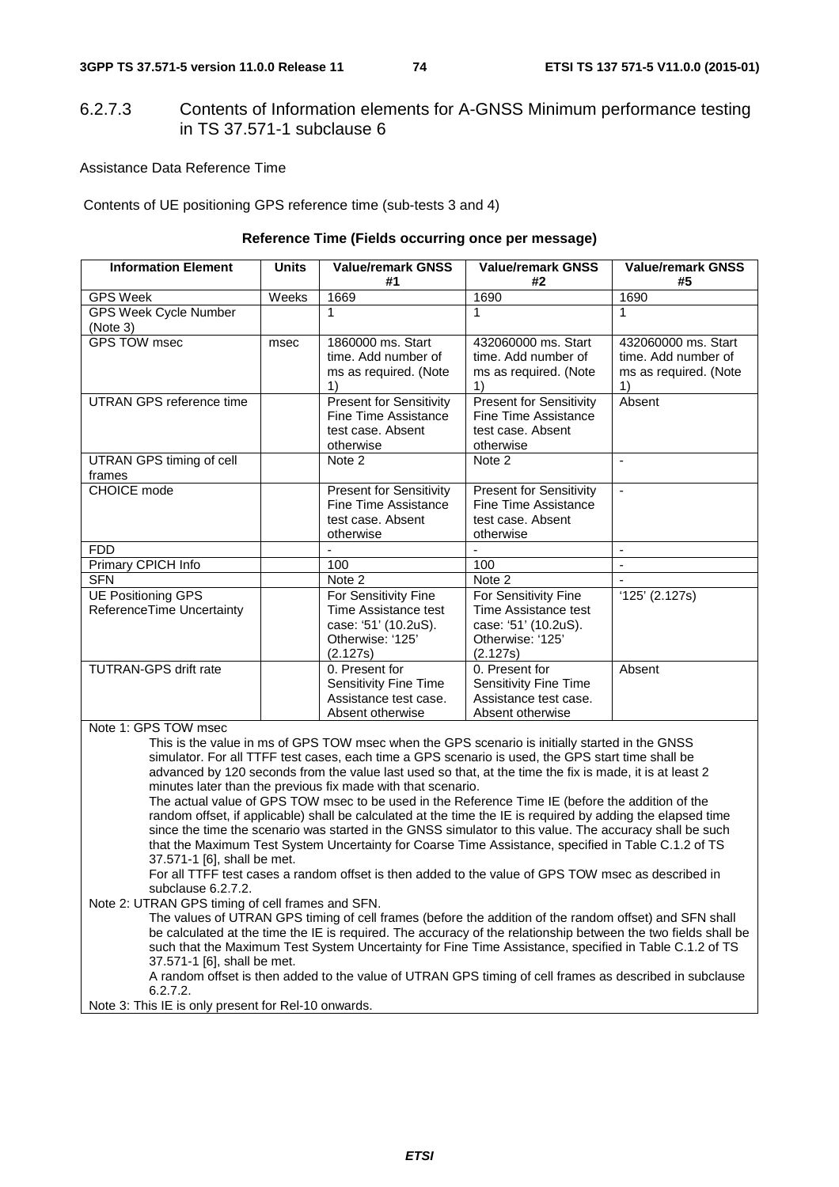### 6.2.7.3 Contents of Information elements for A-GNSS Minimum performance testing in TS 37.571-1 subclause 6

Assistance Data Reference Time

Contents of UE positioning GPS reference time (sub-tests 3 and 4)

**Reference Time (Fields occurring once per message)**

| Information Element | Units | Value/remark GNSS #1 | Value/remark GNSS #2 | Value/remark GNSS #5 |
|---|---|---|---|---|
| GPS Week | Weeks | 1669 | 1690 | 1690 |
| GPS Week Cycle Number (Note 3) | | 1 | 1 | 1 |
| GPS TOW msec | msec | 1860000 ms. Start time. Add number of ms as required. (Note 1) | 432060000 ms. Start time. Add number of ms as required. (Note 1) | 432060000 ms. Start time. Add number of ms as required. (Note 1) |
| UTRAN GPS reference time | | Present for Sensitivity Fine Time Assistance test case. Absent otherwise | Present for Sensitivity Fine Time Assistance test case. Absent otherwise | Absent |
| UTRAN GPS timing of cell frames | | Note 2 | Note 2 | - |
| CHOICE mode | | Present for Sensitivity Fine Time Assistance test case. Absent otherwise | Present for Sensitivity Fine Time Assistance test case. Absent otherwise | - |
| FDD | | - | - | - |
| Primary CPICH Info | | 100 | 100 | - |
| SFN | | Note 2 | Note 2 | - |
| UE Positioning GPS ReferenceTime Uncertainty | | For Sensitivity Fine Time Assistance test case: '51' (10.2uS). Otherwise: '125' (2.127s) | For Sensitivity Fine Time Assistance test case: '51' (10.2uS). Otherwise: '125' (2.127s) | '125' (2.127s) |
| TUTRAN-GPS drift rate | | 0. Present for Sensitivity Fine Time Assistance test case. Absent otherwise | 0. Present for Sensitivity Fine Time Assistance test case. Absent otherwise | Absent |

Note 1: GPS TOW msec

This is the value in ms of GPS TOW msec when the GPS scenario is initially started in the GNSS simulator. For all TTFF test cases, each time a GPS scenario is used, the GPS start time shall be advanced by 120 seconds from the value last used so that, at the time the fix is made, it is at least 2 minutes later than the previous fix made with that scenario.

The actual value of GPS TOW msec to be used in the Reference Time IE (before the addition of the random offset, if applicable) shall be calculated at the time the IE is required by adding the elapsed time since the time the scenario was started in the GNSS simulator to this value. The accuracy shall be such that the Maximum Test System Uncertainty for Coarse Time Assistance, specified in Table C.1.2 of TS 37.571-1 [6], shall be met.

For all TTFF test cases a random offset is then added to the value of GPS TOW msec as described in subclause 6.2.7.2.

Note 2: UTRAN GPS timing of cell frames and SFN.

The values of UTRAN GPS timing of cell frames (before the addition of the random offset) and SFN shall be calculated at the time the IE is required. The accuracy of the relationship between the two fields shall be such that the Maximum Test System Uncertainty for Fine Time Assistance, specified in Table C.1.2 of TS 37.571-1 [6], shall be met.

A random offset is then added to the value of UTRAN GPS timing of cell frames as described in subclause 6.2.7.2.

Note 3: This IE is only present for Rel-10 onwards.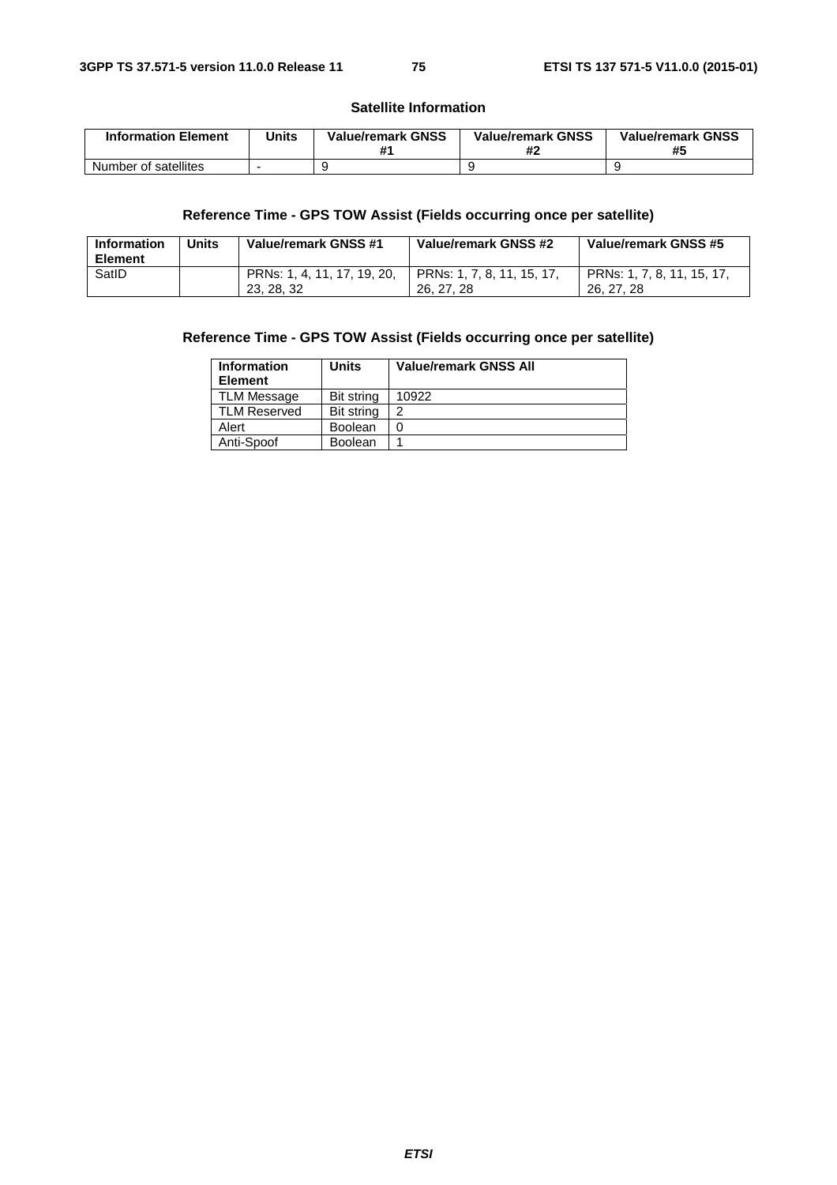**Satellite Information**

| Information Element | Units | Value/remark GNSS #1 | Value/remark GNSS #2 | Value/remark GNSS #5 |
|---|---|---|---|---|
| Number of satellites | - | 9 | 9 | 9 |

**Reference Time - GPS TOW Assist (Fields occurring once per satellite)**

| Information Element | Units | Value/remark GNSS #1 | Value/remark GNSS #2 | Value/remark GNSS #5 |
|---|---|---|---|---|
| SatID | | PRNs: 1, 4, 11, 17, 19, 20, 23, 28, 32 | PRNs: 1, 7, 8, 11, 15, 17, 26, 27, 28 | PRNs: 1, 7, 8, 11, 15, 17, 26, 27, 28 |

**Reference Time - GPS TOW Assist (Fields occurring once per satellite)**

| Information Element | Units | Value/remark GNSS All |
|---|---|---|
| TLM Message | Bit string | 10922 |
| TLM Reserved | Bit string | 2 |
| Alert | Boolean | 0 |
| Anti-Spoof | Boolean | 1 |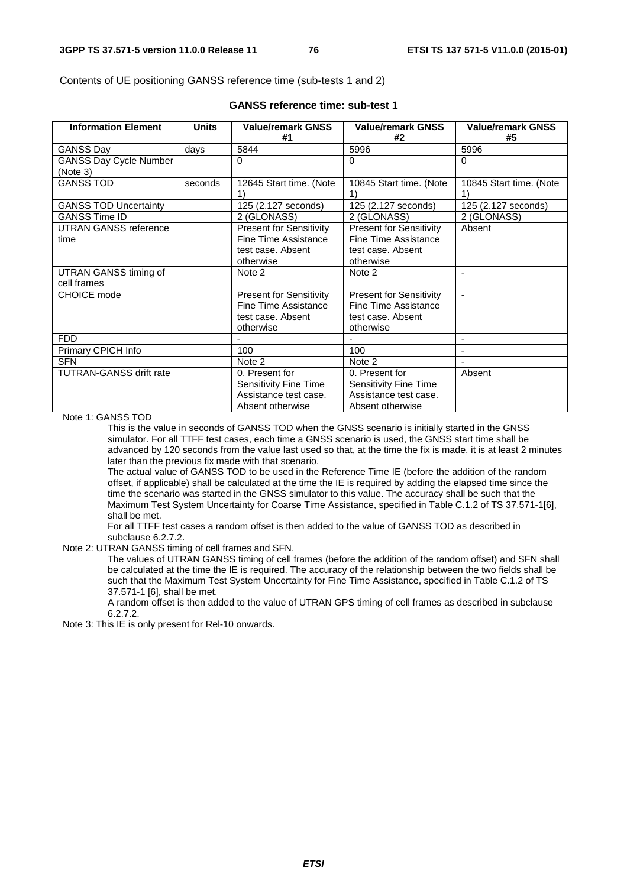Contents of UE positioning GANSS reference time (sub-tests 1 and 2)

**GANSS reference time: sub-test 1**

| Information Element | Units | Value/remark GNSS #1 | Value/remark GNSS #2 | Value/remark GNSS #5 |
|---|---|---|---|---|
| GANSS Day | days | 5844 | 5996 | 5996 |
| GANSS Day Cycle Number (Note 3) | | 0 | 0 | 0 |
| GANSS TOD | seconds | 12645 Start time. (Note 1) | 10845 Start time. (Note 1) | 10845 Start time. (Note 1) |
| GANSS TOD Uncertainty | | 125 (2.127 seconds) | 125 (2.127 seconds) | 125 (2.127 seconds) |
| GANSS Time ID | | 2 (GLONASS) | 2 (GLONASS) | 2 (GLONASS) |
| UTRAN GANSS reference time | | Present for Sensitivity Fine Time Assistance test case. Absent otherwise | Present for Sensitivity Fine Time Assistance test case. Absent otherwise | Absent |
| UTRAN GANSS timing of cell frames | | Note 2 | Note 2 | - |
| CHOICE mode | | Present for Sensitivity Fine Time Assistance test case. Absent otherwise | Present for Sensitivity Fine Time Assistance test case. Absent otherwise | - |
| FDD | | - | - | - |
| Primary CPICH Info | | 100 | 100 | - |
| SFN | | Note 2 | Note 2 | - |
| TUTRAN-GANSS drift rate | | 0. Present for Sensitivity Fine Time Assistance test case. Absent otherwise | 0. Present for Sensitivity Fine Time Assistance test case. Absent otherwise | Absent |

Note 1: GANSS TOD

This is the value in seconds of GANSS TOD when the GNSS scenario is initially started in the GNSS simulator. For all TTFF test cases, each time a GNSS scenario is used, the GNSS start time shall be advanced by 120 seconds from the value last used so that, at the time the fix is made, it is at least 2 minutes later than the previous fix made with that scenario.

The actual value of GANSS TOD to be used in the Reference Time IE (before the addition of the random offset, if applicable) shall be calculated at the time the IE is required by adding the elapsed time since the time the scenario was started in the GNSS simulator to this value. The accuracy shall be such that the Maximum Test System Uncertainty for Coarse Time Assistance, specified in Table C.1.2 of TS 37.571-1[6], shall be met.

For all TTFF test cases a random offset is then added to the value of GANSS TOD as described in subclause 6.2.7.2.

Note 2: UTRAN GANSS timing of cell frames and SFN.

The values of UTRAN GANSS timing of cell frames (before the addition of the random offset) and SFN shall be calculated at the time the IE is required. The accuracy of the relationship between the two fields shall be such that the Maximum Test System Uncertainty for Fine Time Assistance, specified in Table C.1.2 of TS 37.571-1 [6], shall be met.

A random offset is then added to the value of UTRAN GPS timing of cell frames as described in subclause 6.2.7.2.

Note 3: This IE is only present for Rel-10 onwards.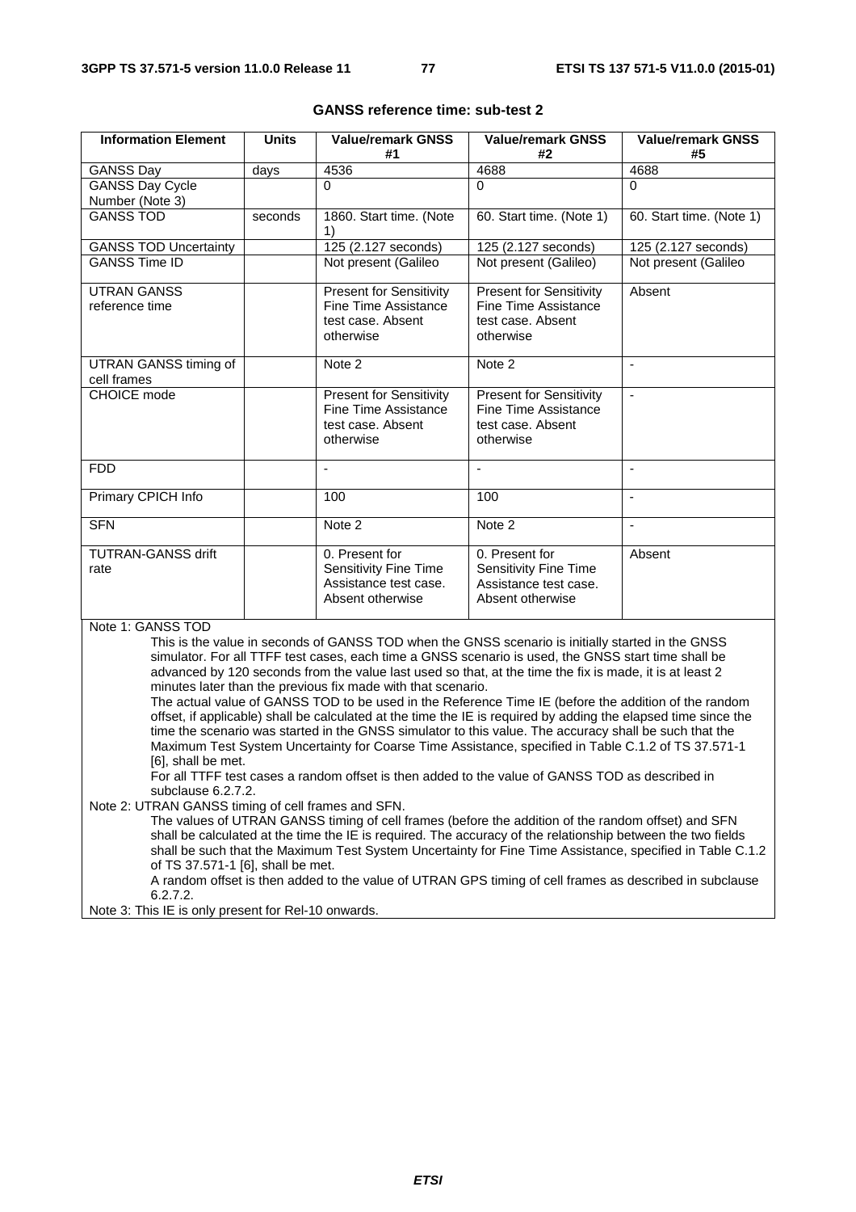**GANSS reference time: sub-test 2**

| Information Element | Units | Value/remark GNSS #1 | Value/remark GNSS #2 | Value/remark GNSS #5 |
|---|---|---|---|---|
| GANSS Day | days | 4536 | 4688 | 4688 |
| GANSS Day Cycle Number (Note 3) | | 0 | 0 | 0 |
| GANSS TOD | seconds | 1860. Start time. (Note 1) | 60. Start time. (Note 1) | 60. Start time. (Note 1) |
| GANSS TOD Uncertainty | | 125 (2.127 seconds) | 125 (2.127 seconds) | 125 (2.127 seconds) |
| GANSS Time ID | | Not present (Galileo | Not present (Galileo) | Not present (Galileo |
| UTRAN GANSS reference time | | Present for Sensitivity Fine Time Assistance test case. Absent otherwise | Present for Sensitivity Fine Time Assistance test case. Absent otherwise | Absent |
| UTRAN GANSS timing of cell frames | | Note 2 | Note 2 | - |
| CHOICE mode | | Present for Sensitivity Fine Time Assistance test case. Absent otherwise | Present for Sensitivity Fine Time Assistance test case. Absent otherwise | - |
| FDD | | - | - | - |
| Primary CPICH Info | | 100 | 100 | - |
| SFN | | Note 2 | Note 2 | - |
| TUTRAN-GANSS drift rate | | 0. Present for Sensitivity Fine Time Assistance test case. Absent otherwise | 0. Present for Sensitivity Fine Time Assistance test case. Absent otherwise | Absent |

Note 1: GANSS TOD

This is the value in seconds of GANSS TOD when the GNSS scenario is initially started in the GNSS simulator. For all TTFF test cases, each time a GNSS scenario is used, the GNSS start time shall be advanced by 120 seconds from the value last used so that, at the time the fix is made, it is at least 2 minutes later than the previous fix made with that scenario.

The actual value of GANSS TOD to be used in the Reference Time IE (before the addition of the random offset, if applicable) shall be calculated at the time the IE is required by adding the elapsed time since the time the scenario was started in the GNSS simulator to this value. The accuracy shall be such that the Maximum Test System Uncertainty for Coarse Time Assistance, specified in Table C.1.2 of TS 37.571-1 [6], shall be met.

For all TTFF test cases a random offset is then added to the value of GANSS TOD as described in subclause 6.2.7.2.

Note 2: UTRAN GANSS timing of cell frames and SFN.

The values of UTRAN GANSS timing of cell frames (before the addition of the random offset) and SFN shall be calculated at the time the IE is required. The accuracy of the relationship between the two fields shall be such that the Maximum Test System Uncertainty for Fine Time Assistance, specified in Table C.1.2 of TS 37.571-1 [6], shall be met.

A random offset is then added to the value of UTRAN GPS timing of cell frames as described in subclause 6.2.7.2.

Note 3: This IE is only present for Rel-10 onwards.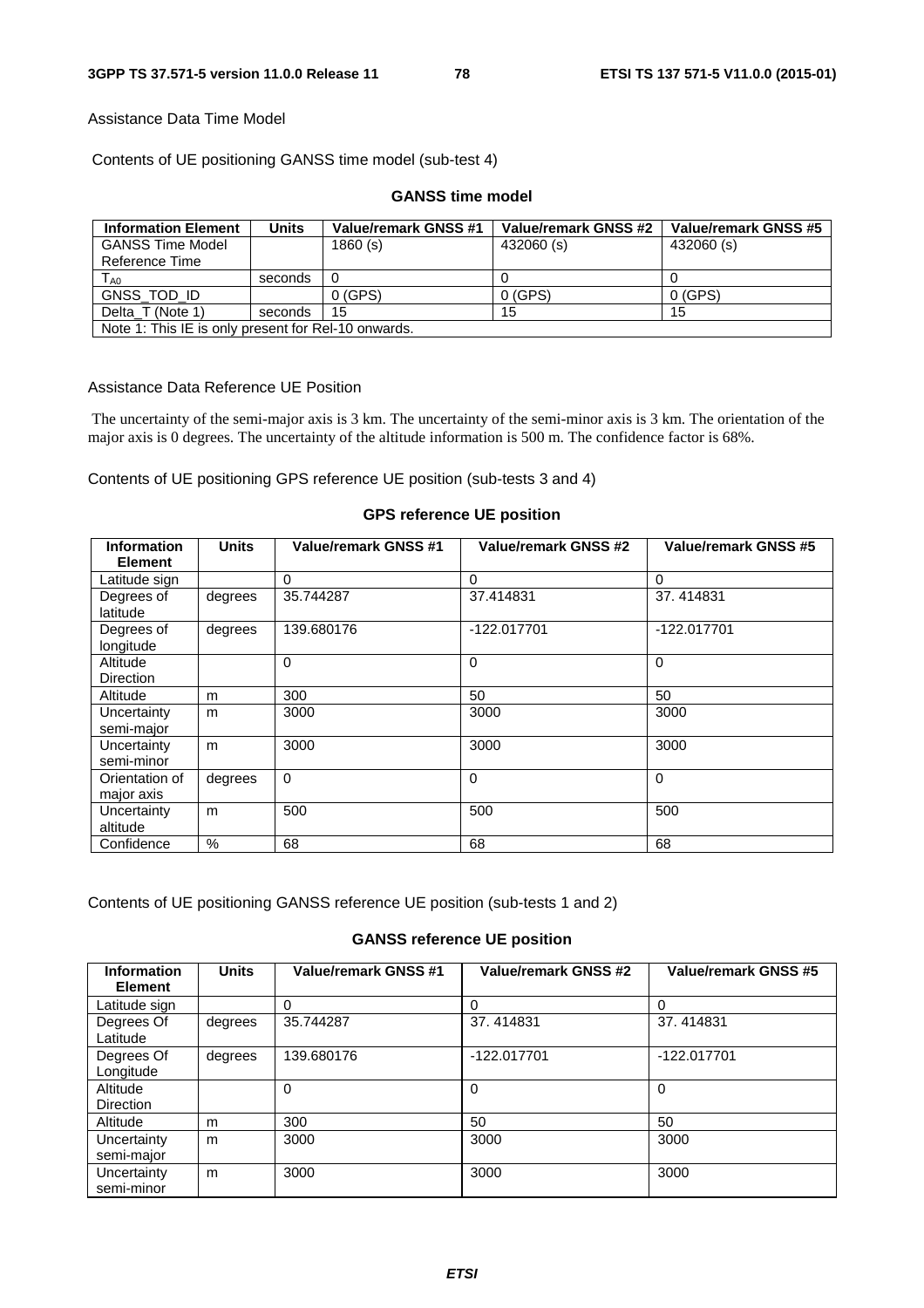Assistance Data Time Model

Contents of UE positioning GANSS time model (sub-test 4)

**GANSS time model**

| Information Element | Units | Value/remark GNSS #1 | Value/remark GNSS #2 | Value/remark GNSS #5 |
|---|---|---|---|---|
| GANSS Time Model Reference Time | | 1860 (s) | 432060 (s) | 432060 (s) |
| $T_{A0}$ | seconds | 0 | 0 | 0 |
| GNSS_TOD_ID | | 0 (GPS) | 0 (GPS) | 0 (GPS) |
| Delta_T (Note 1) | seconds | 15 | 15 | 15 |
| Note 1: This IE is only present for Rel-10 onwards. | | | | |

Assistance Data Reference UE Position

The uncertainty of the semi-major axis is 3 km. The uncertainty of the semi-minor axis is 3 km. The orientation of the major axis is 0 degrees. The uncertainty of the altitude information is 500 m. The confidence factor is 68%.

Contents of UE positioning GPS reference UE position (sub-tests 3 and 4)

**GPS reference UE position**

| Information Element | Units | Value/remark GNSS #1 | Value/remark GNSS #2 | Value/remark GNSS #5 |
|---|---|---|---|---|
| Latitude sign | | 0 | 0 | 0 |
| Degrees of latitude | degrees | 35.744287 | 37.414831 | 37. 414831 |
| Degrees of longitude | degrees | 139.680176 | -122.017701 | -122.017701 |
| Altitude Direction | | 0 | 0 | 0 |
| Altitude | m | 300 | 50 | 50 |
| Uncertainty semi-major | m | 3000 | 3000 | 3000 |
| Uncertainty semi-minor | m | 3000 | 3000 | 3000 |
| Orientation of major axis | degrees | 0 | 0 | 0 |
| Uncertainty altitude | m | 500 | 500 | 500 |
| Confidence | % | 68 | 68 | 68 |

Contents of UE positioning GANSS reference UE position (sub-tests 1 and 2)

**GANSS reference UE position**

| Information Element | Units | Value/remark GNSS #1 | Value/remark GNSS #2 | Value/remark GNSS #5 |
|---|---|---|---|---|
| Latitude sign | | 0 | 0 | 0 |
| Degrees Of Latitude | degrees | 35.744287 | 37. 414831 | 37. 414831 |
| Degrees Of Longitude | degrees | 139.680176 | -122.017701 | -122.017701 |
| Altitude Direction | | 0 | 0 | 0 |
| Altitude | m | 300 | 50 | 50 |
| Uncertainty semi-major | m | 3000 | 3000 | 3000 |
| Uncertainty semi-minor | m | 3000 | 3000 | 3000 |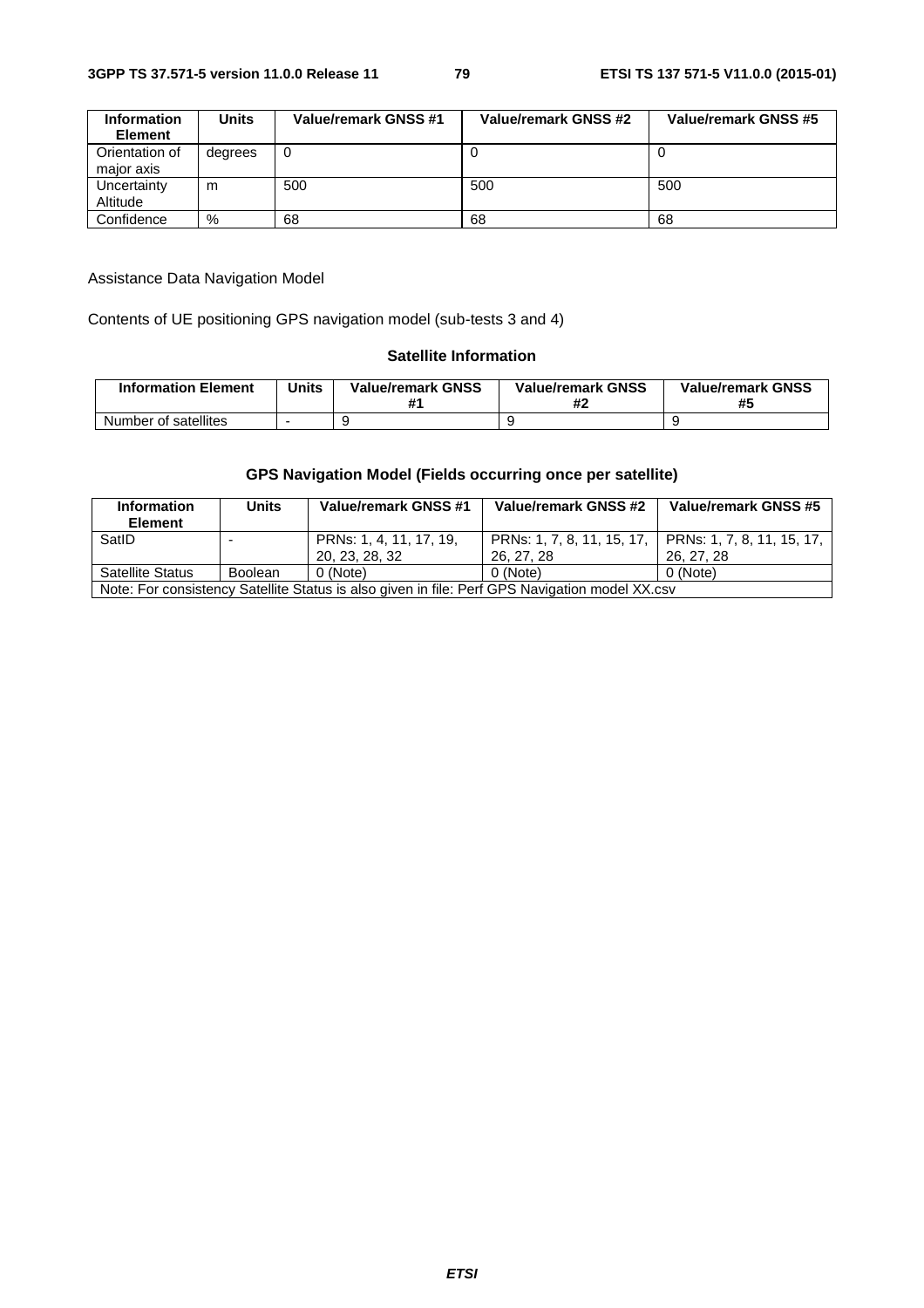| Information Element | Units | Value/remark GNSS #1 | Value/remark GNSS #2 | Value/remark GNSS #5 |
| --- | --- | --- | --- | --- |
| Orientation of major axis | degrees | 0 | 0 | 0 |
| Uncertainty Altitude | m | 500 | 500 | 500 |
| Confidence | % | 68 | 68 | 68 |

Assistance Data Navigation Model

Contents of UE positioning GPS navigation model (sub-tests 3 and 4)

**Satellite Information**

| Information Element | Units | Value/remark GNSS #1 | Value/remark GNSS #2 | Value/remark GNSS #5 |
| --- | --- | --- | --- | --- |
| Number of satellites | - | 9 | 9 | 9 |

**GPS Navigation Model (Fields occurring once per satellite)**

| Information Element | Units | Value/remark GNSS #1 | Value/remark GNSS #2 | Value/remark GNSS #5 |
| --- | --- | --- | --- | --- |
| SatID | - | PRNs: 1, 4, 11, 17, 19, 20, 23, 28, 32 | PRNs: 1, 7, 8, 11, 15, 17, 26, 27, 28 | PRNs: 1, 7, 8, 11, 15, 17, 26, 27, 28 |
| Satellite Status | Boolean | 0 (Note) | 0 (Note) | 0 (Note) |
| Note: For consistency Satellite Status is also given in file: Perf GPS Navigation model XX.csv | | | | |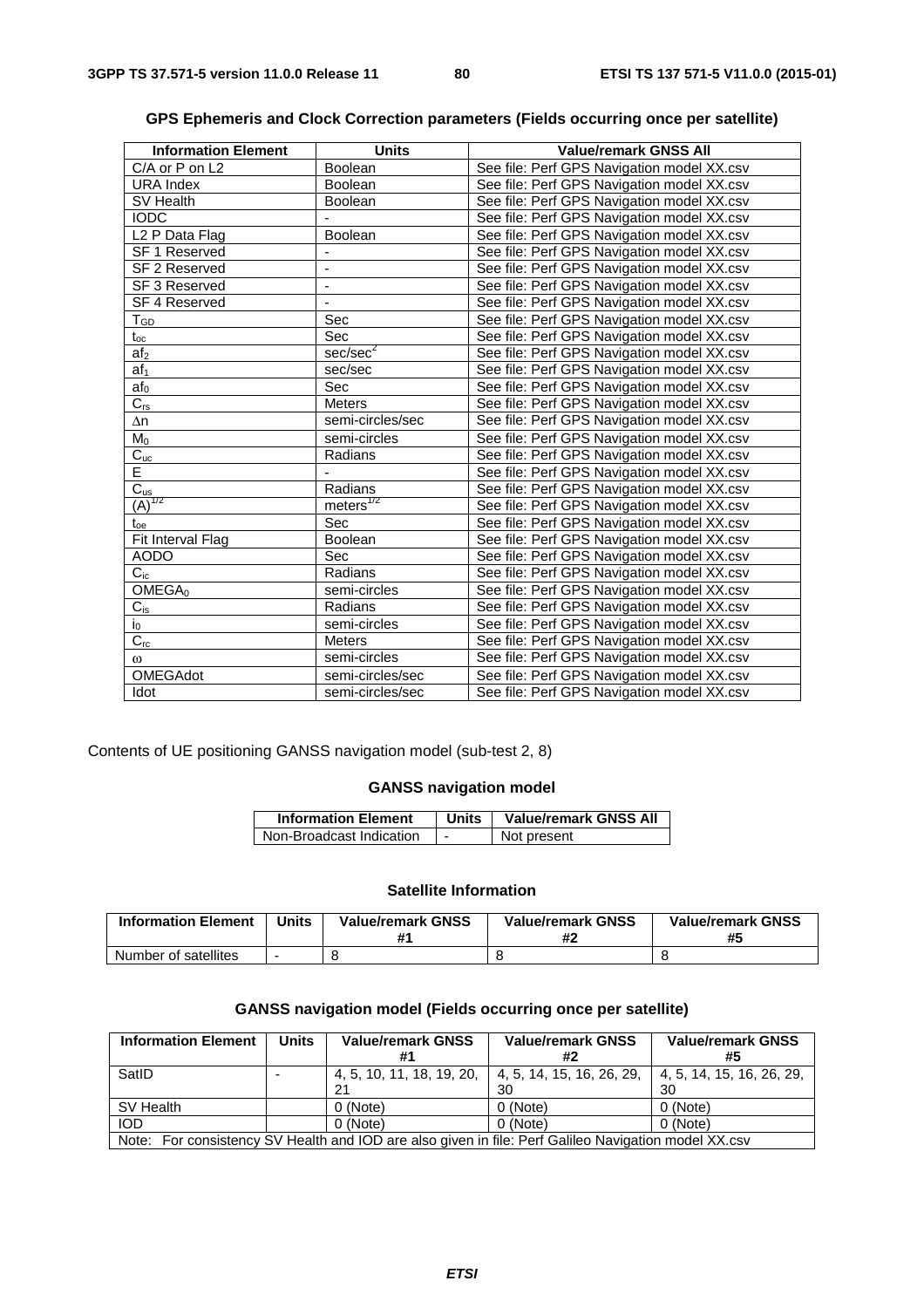**GPS Ephemeris and Clock Correction parameters (Fields occurring once per satellite)**

| Information Element | Units | Value/remark GNSS All |
|---|---|---|
| C/A or P on L2 | Boolean | See file: Perf GPS Navigation model XX.csv |
| URA Index | Boolean | See file: Perf GPS Navigation model XX.csv |
| SV Health | Boolean | See file: Perf GPS Navigation model XX.csv |
| IODC | - | See file: Perf GPS Navigation model XX.csv |
| L2 P Data Flag | Boolean | See file: Perf GPS Navigation model XX.csv |
| SF 1 Reserved | - | See file: Perf GPS Navigation model XX.csv |
| SF 2 Reserved | - | See file: Perf GPS Navigation model XX.csv |
| SF 3 Reserved | - | See file: Perf GPS Navigation model XX.csv |
| SF 4 Reserved | - | See file: Perf GPS Navigation model XX.csv |
| $T_{GD}$ | Sec | See file: Perf GPS Navigation model XX.csv |
| $t_{oc}$ | Sec | See file: Perf GPS Navigation model XX.csv |
| $af_2$ | sec/sec$^2$ | See file: Perf GPS Navigation model XX.csv |
| $af_1$ | sec/sec | See file: Perf GPS Navigation model XX.csv |
| $af_0$ | Sec | See file: Perf GPS Navigation model XX.csv |
| $C_{rs}$ | Meters | See file: Perf GPS Navigation model XX.csv |
| $\Delta n$ | semi-circles/sec | See file: Perf GPS Navigation model XX.csv |
| $M_0$ | semi-circles | See file: Perf GPS Navigation model XX.csv |
| $C_{uc}$ | Radians | See file: Perf GPS Navigation model XX.csv |
| E | - | See file: Perf GPS Navigation model XX.csv |
| $C_{us}$ | Radians | See file: Perf GPS Navigation model XX.csv |
| $(A)^{1/2}$ | meters$^{1/2}$ | See file: Perf GPS Navigation model XX.csv |
| $t_{oe}$ | Sec | See file: Perf GPS Navigation model XX.csv |
| Fit Interval Flag | Boolean | See file: Perf GPS Navigation model XX.csv |
| AODO | Sec | See file: Perf GPS Navigation model XX.csv |
| $C_{ic}$ | Radians | See file: Perf GPS Navigation model XX.csv |
| $OMEGA_0$ | semi-circles | See file: Perf GPS Navigation model XX.csv |
| $C_{is}$ | Radians | See file: Perf GPS Navigation model XX.csv |
| $i_0$ | semi-circles | See file: Perf GPS Navigation model XX.csv |
| $C_{rc}$ | Meters | See file: Perf GPS Navigation model XX.csv |
| $\omega$ | semi-circles | See file: Perf GPS Navigation model XX.csv |
| OMEGAdot | semi-circles/sec | See file: Perf GPS Navigation model XX.csv |
| Idot | semi-circles/sec | See file: Perf GPS Navigation model XX.csv |

Contents of UE positioning GANSS navigation model (sub-test 2, 8)

**GANSS navigation model**

| Information Element | Units | Value/remark GNSS All |
|---|---|---|
| Non-Broadcast Indication | - | Not present |

**Satellite Information**

| Information Element | Units | Value/remark GNSS #1 | Value/remark GNSS #2 | Value/remark GNSS #5 |
|---|---|---|---|---|
| Number of satellites | - | 8 | 8 | 8 |

**GANSS navigation model (Fields occurring once per satellite)**

| Information Element | Units | Value/remark GNSS #1 | Value/remark GNSS #2 | Value/remark GNSS #5 |
|---|---|---|---|---|
| SatID | - | 4, 5, 10, 11, 18, 19, 20, 21 | 4, 5, 14, 15, 16, 26, 29, 30 | 4, 5, 14, 15, 16, 26, 29, 30 |
| SV Health | | 0 (Note) | 0 (Note) | 0 (Note) |
| IOD | | 0 (Note) | 0 (Note) | 0 (Note) |
| Note: For consistency SV Health and IOD are also given in file: Perf Galileo Navigation model XX.csv | | | | |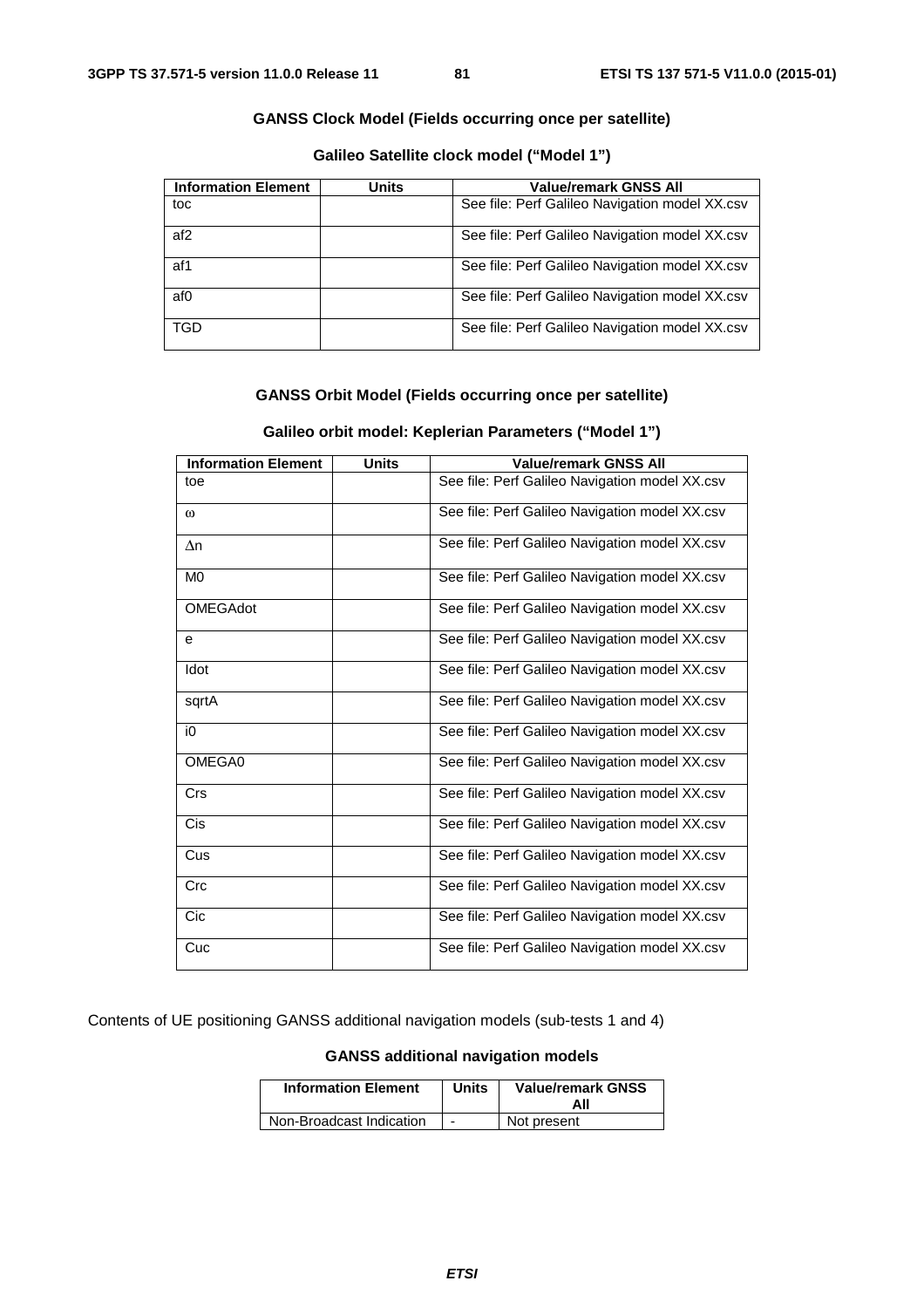**GANSS Clock Model (Fields occurring once per satellite)**

**Galileo Satellite clock model ("Model 1")**

| Information Element | Units | Value/remark GNSS All |
|---|---|---|
| toc | | See file: Perf Galileo Navigation model XX.csv |
| af2 | | See file: Perf Galileo Navigation model XX.csv |
| af1 | | See file: Perf Galileo Navigation model XX.csv |
| af0 | | See file: Perf Galileo Navigation model XX.csv |
| TGD | | See file: Perf Galileo Navigation model XX.csv |

**GANSS Orbit Model (Fields occurring once per satellite)**

**Galileo orbit model: Keplerian Parameters ("Model 1")**

| Information Element | Units | Value/remark GNSS All |
|---|---|---|
| toe | | See file: Perf Galileo Navigation model XX.csv |
| ω | | See file: Perf Galileo Navigation model XX.csv |
| Δn | | See file: Perf Galileo Navigation model XX.csv |
| M0 | | See file: Perf Galileo Navigation model XX.csv |
| OMEGAdot | | See file: Perf Galileo Navigation model XX.csv |
| e | | See file: Perf Galileo Navigation model XX.csv |
| Idot | | See file: Perf Galileo Navigation model XX.csv |
| sqrtA | | See file: Perf Galileo Navigation model XX.csv |
| i0 | | See file: Perf Galileo Navigation model XX.csv |
| OMEGA0 | | See file: Perf Galileo Navigation model XX.csv |
| Crs | | See file: Perf Galileo Navigation model XX.csv |
| Cis | | See file: Perf Galileo Navigation model XX.csv |
| Cus | | See file: Perf Galileo Navigation model XX.csv |
| Crc | | See file: Perf Galileo Navigation model XX.csv |
| Cic | | See file: Perf Galileo Navigation model XX.csv |
| Cuc | | See file: Perf Galileo Navigation model XX.csv |

Contents of UE positioning GANSS additional navigation models (sub-tests 1 and 4)

**GANSS additional navigation models**

| Information Element | Units | Value/remark GNSS All |
|---|---|---|
| Non-Broadcast Indication | - | Not present |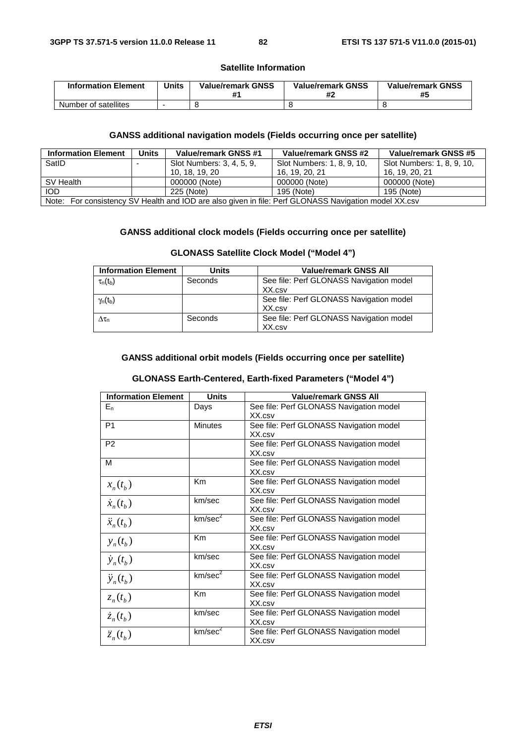**Satellite Information**

| Information Element | Units | Value/remark GNSS #1 | Value/remark GNSS #2 | Value/remark GNSS #5 |
|---|---|---|---|---|
| Number of satellites | - | 8 | 8 | 8 |

**GANSS additional navigation models (Fields occurring once per satellite)**

| Information Element | Units | Value/remark GNSS #1 | Value/remark GNSS #2 | Value/remark GNSS #5 |
|---|---|---|---|---|
| SatID | - | Slot Numbers: 3, 4, 5, 9, 10, 18, 19, 20 | Slot Numbers: 1, 8, 9, 10, 16, 19, 20, 21 | Slot Numbers: 1, 8, 9, 10, 16, 19, 20, 21 |
| SV Health | | 000000 (Note) | 000000 (Note) | 000000 (Note) |
| IOD | | 225 (Note) | 195 (Note) | 195 (Note) |
| Note: For consistency SV Health and IOD are also given in file: Perf GLONASS Navigation model XX.csv | | | | |

**GANSS additional clock models (Fields occurring once per satellite)**

**GLONASS Satellite Clock Model ("Model 4")**

| Information Element | Units | Value/remark GNSS All |
|---|---|---|
| $\tau_n(t_b)$ | Seconds | See file: Perf GLONASS Navigation model XX.csv |
| $\gamma_n(t_b)$ | | See file: Perf GLONASS Navigation model XX.csv |
| $\Delta\tau_n$ | Seconds | See file: Perf GLONASS Navigation model XX.csv |

**GANSS additional orbit models (Fields occurring once per satellite)**

**GLONASS Earth-Centered, Earth-fixed Parameters ("Model 4")**

| Information Element | Units | Value/remark GNSS All |
|---|---|---|
| $E_n$ | Days | See file: Perf GLONASS Navigation model XX.csv |
| P1 | Minutes | See file: Perf GLONASS Navigation model XX.csv |
| P2 | | See file: Perf GLONASS Navigation model XX.csv |
| M | | See file: Perf GLONASS Navigation model XX.csv |
| $x_n(t_b)$ | Km | See file: Perf GLONASS Navigation model XX.csv |
| $\dot{x}_n(t_b)$ | km/sec | See file: Perf GLONASS Navigation model XX.csv |
| $\ddot{x}_n(t_b)$ | km/sec$^2$ | See file: Perf GLONASS Navigation model XX.csv |
| $y_n(t_b)$ | Km | See file: Perf GLONASS Navigation model XX.csv |
| $\dot{y}_n(t_b)$ | km/sec | See file: Perf GLONASS Navigation model XX.csv |
| $\ddot{y}_n(t_b)$ | km/sec$^2$ | See file: Perf GLONASS Navigation model XX.csv |
| $z_n(t_b)$ | Km | See file: Perf GLONASS Navigation model XX.csv |
| $\dot{z}_n(t_b)$ | km/sec | See file: Perf GLONASS Navigation model XX.csv |
| $\ddot{z}_n(t_b)$ | km/sec$^2$ | See file: Perf GLONASS Navigation model XX.csv |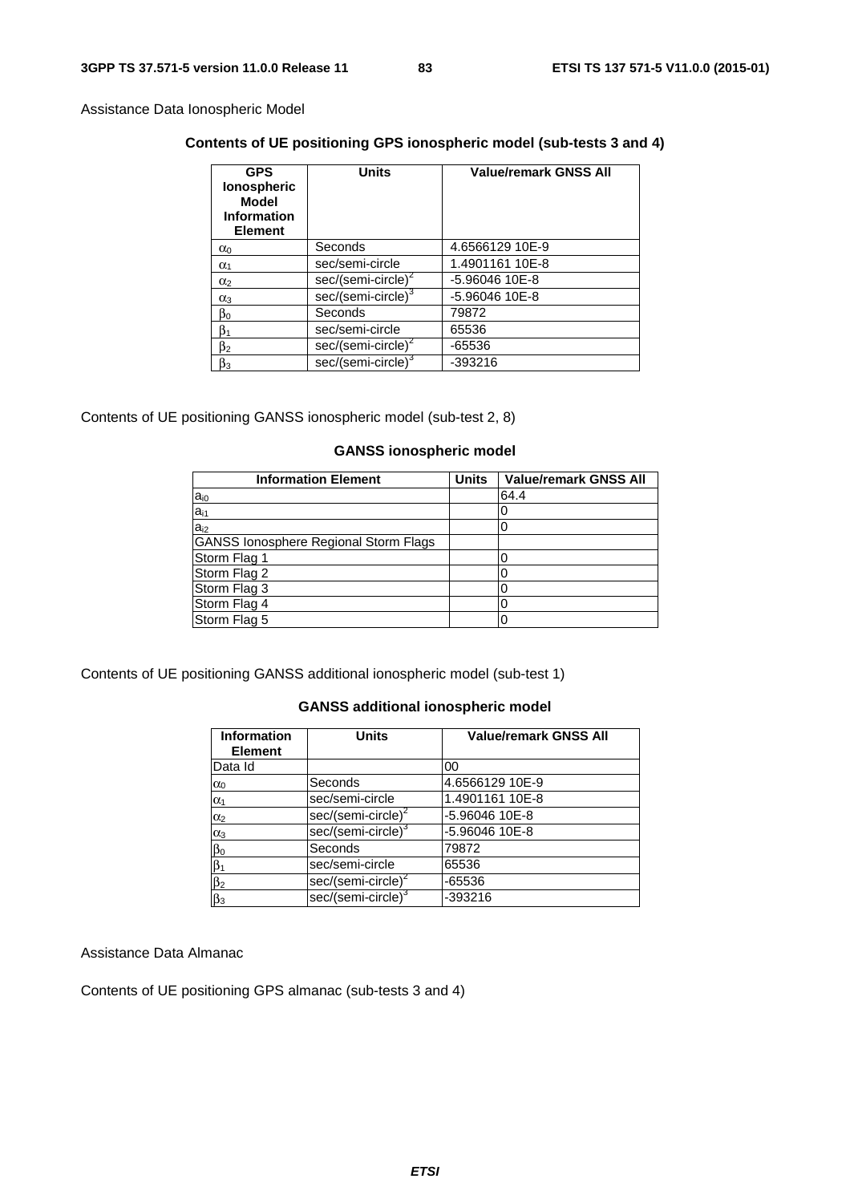Assistance Data Ionospheric Model

**Contents of UE positioning GPS ionospheric model (sub-tests 3 and 4)**

| GPS Ionospheric Model Information Element | Units | Value/remark GNSS All |
|---|---|---|
| $\alpha_0$ | Seconds | 4.6566129 10E-9 |
| $\alpha_1$ | sec/semi-circle | 1.4901161 10E-8 |
| $\alpha_2$ | sec/(semi-circle)$^2$ | -5.96046 10E-8 |
| $\alpha_3$ | sec/(semi-circle)$^3$ | -5.96046 10E-8 |
| $\beta_0$ | Seconds | 79872 |
| $\beta_1$ | sec/semi-circle | 65536 |
| $\beta_2$ | sec/(semi-circle)$^2$ | -65536 |
| $\beta_3$ | sec/(semi-circle)$^3$ | -393216 |

Contents of UE positioning GANSS ionospheric model (sub-test 2, 8)

**GANSS ionospheric model**

| Information Element | Units | Value/remark GNSS All |
|---|---|---|
| $a_{i0}$ | | 64.4 |
| $a_{i1}$ | | 0 |
| $a_{i2}$ | | 0 |
| GANSS Ionosphere Regional Storm Flags | | |
| Storm Flag 1 | | 0 |
| Storm Flag 2 | | 0 |
| Storm Flag 3 | | 0 |
| Storm Flag 4 | | 0 |
| Storm Flag 5 | | 0 |

Contents of UE positioning GANSS additional ionospheric model (sub-test 1)

**GANSS additional ionospheric model**

| Information Element | Units | Value/remark GNSS All |
|---|---|---|
| Data Id | | 00 |
| $\alpha_0$ | Seconds | 4.6566129 10E-9 |
| $\alpha_1$ | sec/semi-circle | 1.4901161 10E-8 |
| $\alpha_2$ | sec/(semi-circle)$^2$ | -5.96046 10E-8 |
| $\alpha_3$ | sec/(semi-circle)$^3$ | -5.96046 10E-8 |
| $\beta_0$ | Seconds | 79872 |
| $\beta_1$ | sec/semi-circle | 65536 |
| $\beta_2$ | sec/(semi-circle)$^2$ | -65536 |
| $\beta_3$ | sec/(semi-circle)$^3$ | -393216 |

Assistance Data Almanac

Contents of UE positioning GPS almanac (sub-tests 3 and 4)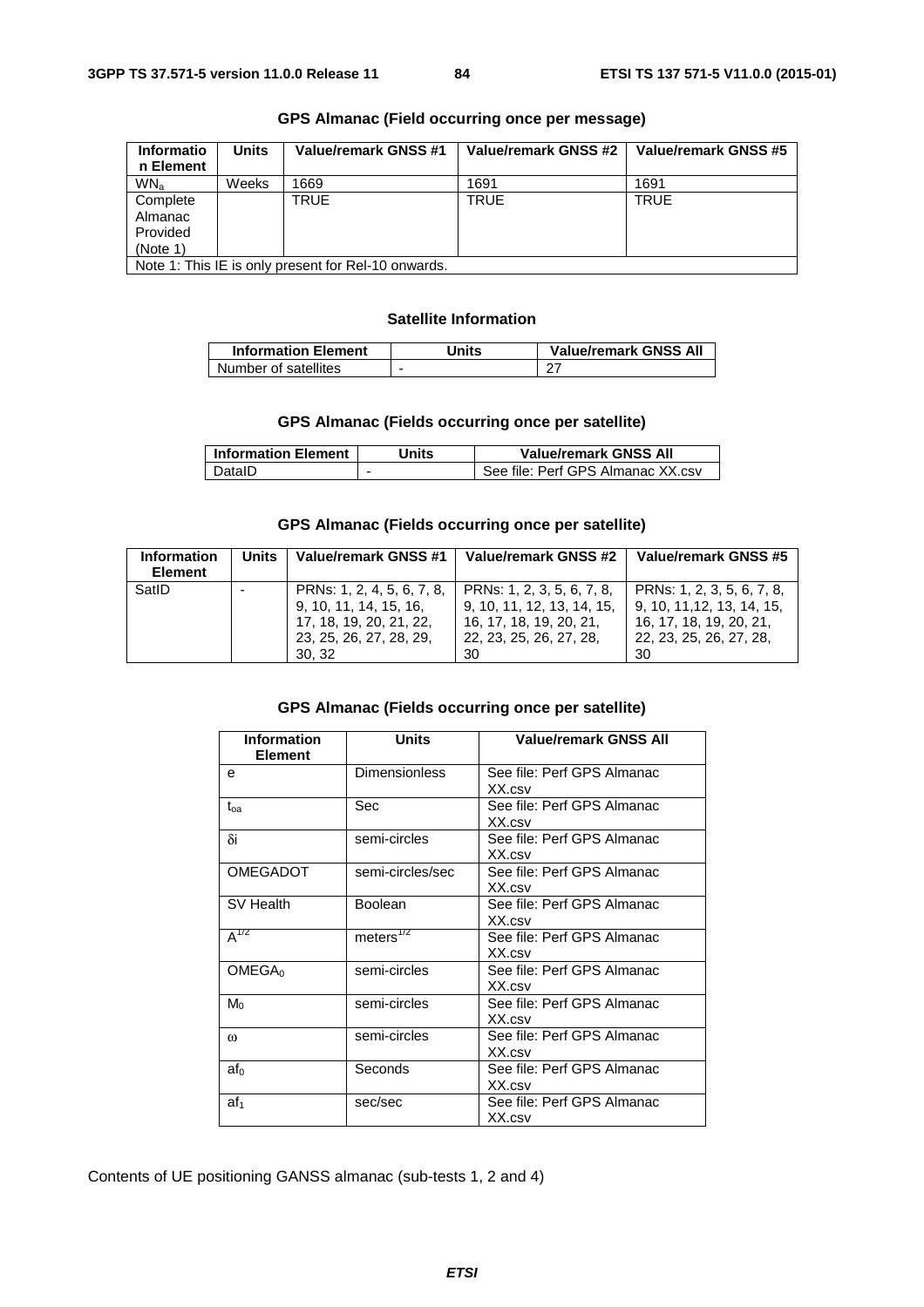**GPS Almanac (Field occurring once per message)**

| Information Element | Units | Value/remark GNSS #1 | Value/remark GNSS #2 | Value/remark GNSS #5 |
|---|---|---|---|---|
| $WN_a$ | Weeks | 1669 | 1691 | 1691 |
| Complete Almanac Provided (Note 1) | | TRUE | TRUE | TRUE |
| Note 1: This IE is only present for Rel-10 onwards. | | | | |

**Satellite Information**

| Information Element | Units | Value/remark GNSS All |
|---|---|---|
| Number of satellites | - | 27 |

**GPS Almanac (Fields occurring once per satellite)**

| Information Element | Units | Value/remark GNSS All |
|---|---|---|
| DataID | - | See file: Perf GPS Almanac XX.csv |

**GPS Almanac (Fields occurring once per satellite)**

| Information Element | Units | Value/remark GNSS #1 | Value/remark GNSS #2 | Value/remark GNSS #5 |
|---|---|---|---|---|
| SatID | - | PRNs: 1, 2, 4, 5, 6, 7, 8, 9, 10, 11, 14, 15, 16, 17, 18, 19, 20, 21, 22, 23, 25, 26, 27, 28, 29, 30, 32 | PRNs: 1, 2, 3, 5, 6, 7, 8, 9, 10, 11, 12, 13, 14, 15, 16, 17, 18, 19, 20, 21, 22, 23, 25, 26, 27, 28, 30 | PRNs: 1, 2, 3, 5, 6, 7, 8, 9, 10, 11,12, 13, 14, 15, 16, 17, 18, 19, 20, 21, 22, 23, 25, 26, 27, 28, 30 |

**GPS Almanac (Fields occurring once per satellite)**

| Information Element | Units | Value/remark GNSS All |
|---|---|---|
| e | Dimensionless | See file: Perf GPS Almanac XX.csv |
| $t_{oa}$ | Sec | See file: Perf GPS Almanac XX.csv |
| $\delta i$ | semi-circles | See file: Perf GPS Almanac XX.csv |
| OMEGADOT | semi-circles/sec | See file: Perf GPS Almanac XX.csv |
| SV Health | Boolean | See file: Perf GPS Almanac XX.csv |
| $A^{1/2}$ | meters$^{1/2}$ | See file: Perf GPS Almanac XX.csv |
| $OMEGA_0$ | semi-circles | See file: Perf GPS Almanac XX.csv |
| $M_0$ | semi-circles | See file: Perf GPS Almanac XX.csv |
| $\omega$ | semi-circles | See file: Perf GPS Almanac XX.csv |
| $af_0$ | Seconds | See file: Perf GPS Almanac XX.csv |
| $af_1$ | sec/sec | See file: Perf GPS Almanac XX.csv |

Contents of UE positioning GANSS almanac (sub-tests 1, 2 and 4)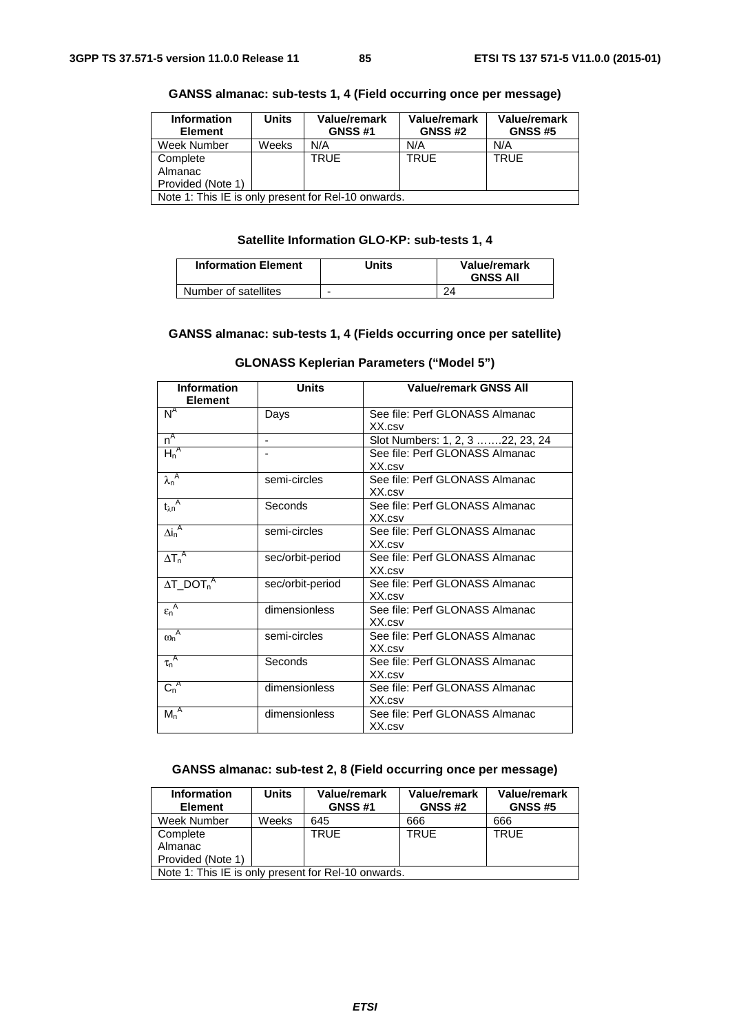**GANSS almanac: sub-tests 1, 4 (Field occurring once per message)**

| Information Element | Units | Value/remark GNSS #1 | Value/remark GNSS #2 | Value/remark GNSS #5 |
|---|---|---|---|---|
| Week Number | Weeks | N/A | N/A | N/A |
| Complete Almanac Provided (Note 1) | | TRUE | TRUE | TRUE |
| Note 1: This IE is only present for Rel-10 onwards. | | | | |

**Satellite Information GLO-KP: sub-tests 1, 4**

| Information Element | Units | Value/remark GNSS All |
|---|---|---|
| Number of satellites | - | 24 |

**GANSS almanac: sub-tests 1, 4 (Fields occurring once per satellite)**

**GLONASS Keplerian Parameters ("Model 5")**

| Information Element | Units | Value/remark GNSS All |
|---|---|---|
| $N^A$ | Days | See file: Perf GLONASS Almanac XX.csv |
| $n^A$ | - | Slot Numbers: 1, 2, 3 …….22, 23, 24 |
| $H_n^A$ | - | See file: Perf GLONASS Almanac XX.csv |
| $\lambda_n^A$ | semi-circles | See file: Perf GLONASS Almanac XX.csv |
| $t_{\lambda n}^A$ | Seconds | See file: Perf GLONASS Almanac XX.csv |
| $\Delta i_n^A$ | semi-circles | See file: Perf GLONASS Almanac XX.csv |
| $\Delta T_n^A$ | sec/orbit-period | See file: Perf GLONASS Almanac XX.csv |
| $\Delta T\_DOT_n^A$ | sec/orbit-period | See file: Perf GLONASS Almanac XX.csv |
| $\varepsilon_n^A$ | dimensionless | See file: Perf GLONASS Almanac XX.csv |
| $\omega_n^A$ | semi-circles | See file: Perf GLONASS Almanac XX.csv |
| $\tau_n^A$ | Seconds | See file: Perf GLONASS Almanac XX.csv |
| $C_n^A$ | dimensionless | See file: Perf GLONASS Almanac XX.csv |
| $M_n^A$ | dimensionless | See file: Perf GLONASS Almanac XX.csv |

**GANSS almanac: sub-test 2, 8 (Field occurring once per message)**

| Information Element | Units | Value/remark GNSS #1 | Value/remark GNSS #2 | Value/remark GNSS #5 |
|---|---|---|---|---|
| Week Number | Weeks | 645 | 666 | 666 |
| Complete Almanac Provided (Note 1) | | TRUE | TRUE | TRUE |
| Note 1: This IE is only present for Rel-10 onwards. | | | | |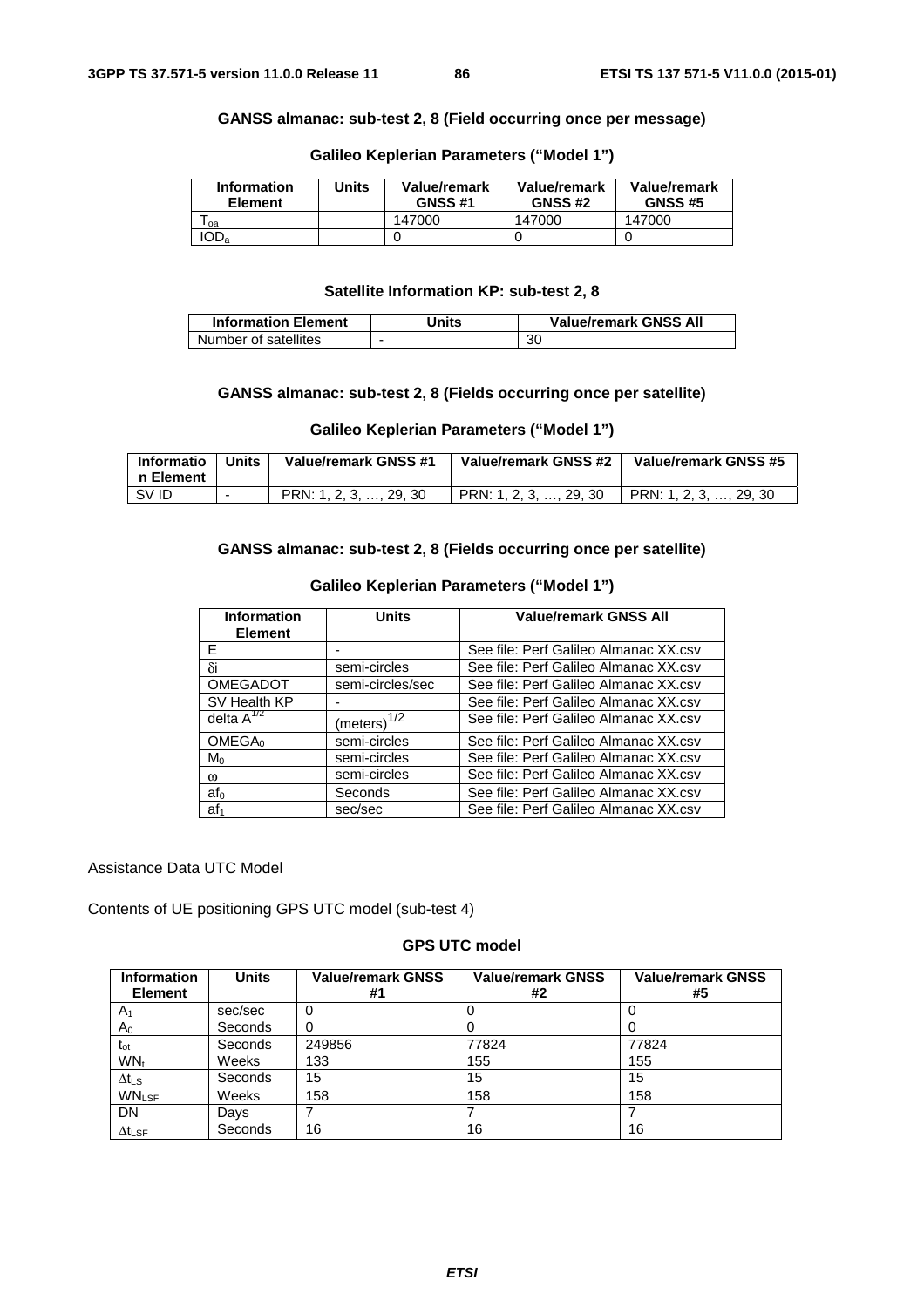**GANSS almanac: sub-test 2, 8 (Field occurring once per message)**

**Galileo Keplerian Parameters ("Model 1")**

| Information Element | Units | Value/remark GNSS #1 | Value/remark GNSS #2 | Value/remark GNSS #5 |
|---|---|---|---|---|
| $T_{oa}$ | | 147000 | 147000 | 147000 |
| $IOD_a$ | | 0 | 0 | 0 |

**Satellite Information KP: sub-test 2, 8**

| Information Element | Units | Value/remark GNSS All |
|---|---|---|
| Number of satellites | - | 30 |

**GANSS almanac: sub-test 2, 8 (Fields occurring once per satellite)**

**Galileo Keplerian Parameters ("Model 1")**

| Information Element | Units | Value/remark GNSS #1 | Value/remark GNSS #2 | Value/remark GNSS #5 |
|---|---|---|---|---|
| SV ID | - | PRN: 1, 2, 3, …, 29, 30 | PRN: 1, 2, 3, …, 29, 30 | PRN: 1, 2, 3, …, 29, 30 |

**GANSS almanac: sub-test 2, 8 (Fields occurring once per satellite)**

**Galileo Keplerian Parameters ("Model 1")**

| Information Element | Units | Value/remark GNSS All |
|---|---|---|
| E | - | See file: Perf Galileo Almanac XX.csv |
| $\delta i$ | semi-circles | See file: Perf Galileo Almanac XX.csv |
| OMEGADOT | semi-circles/sec | See file: Perf Galileo Almanac XX.csv |
| SV Health KP | - | See file: Perf Galileo Almanac XX.csv |
| delta $A^{1/2}$ | $(\text{meters})^{1/2}$ | See file: Perf Galileo Almanac XX.csv |
| $OMEGA_0$ | semi-circles | See file: Perf Galileo Almanac XX.csv |
| $M_0$ | semi-circles | See file: Perf Galileo Almanac XX.csv |
| $\omega$ | semi-circles | See file: Perf Galileo Almanac XX.csv |
| $af_0$ | Seconds | See file: Perf Galileo Almanac XX.csv |
| $af_1$ | sec/sec | See file: Perf Galileo Almanac XX.csv |

Assistance Data UTC Model

Contents of UE positioning GPS UTC model (sub-test 4)

**GPS UTC model**

| Information Element | Units | Value/remark GNSS #1 | Value/remark GNSS #2 | Value/remark GNSS #5 |
|---|---|---|---|---|
| $A_1$ | sec/sec | 0 | 0 | 0 |
| $A_0$ | Seconds | 0 | 0 | 0 |
| $t_{ot}$ | Seconds | 249856 | 77824 | 77824 |
| $WN_t$ | Weeks | 133 | 155 | 155 |
| $\Delta t_{LS}$ | Seconds | 15 | 15 | 15 |
| $WN_{LSF}$ | Weeks | 158 | 158 | 158 |
| DN | Days | 7 | 7 | 7 |
| $\Delta t_{LSF}$ | Seconds | 16 | 16 | 16 |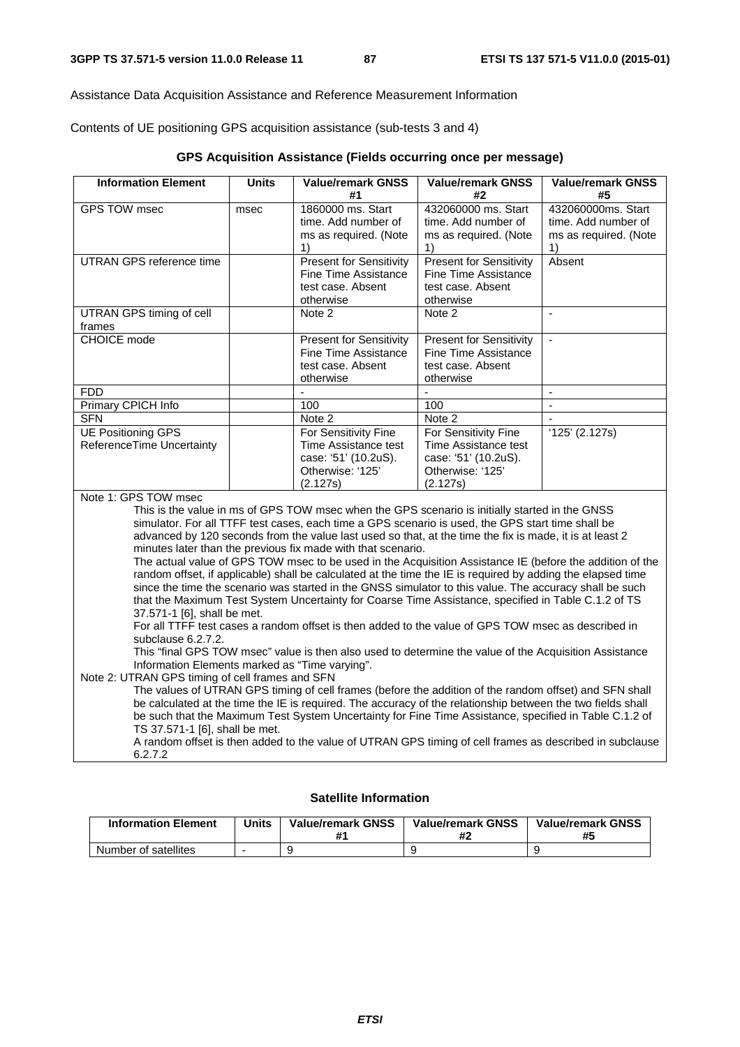Assistance Data Acquisition Assistance and Reference Measurement Information

Contents of UE positioning GPS acquisition assistance (sub-tests 3 and 4)

**GPS Acquisition Assistance (Fields occurring once per message)**

| Information Element | Units | Value/remark GNSS #1 | Value/remark GNSS #2 | Value/remark GNSS #5 |
|---|---|---|---|---|
| GPS TOW msec | msec | 1860000 ms. Start time. Add number of ms as required. (Note 1) | 432060000 ms. Start time. Add number of ms as required. (Note 1) | 432060000ms. Start time. Add number of ms as required. (Note 1) |
| UTRAN GPS reference time | | Present for Sensitivity Fine Time Assistance test case. Absent otherwise | Present for Sensitivity Fine Time Assistance test case. Absent otherwise | Absent |
| UTRAN GPS timing of cell frames | | Note 2 | Note 2 | - |
| CHOICE mode | | Present for Sensitivity Fine Time Assistance test case. Absent otherwise | Present for Sensitivity Fine Time Assistance test case. Absent otherwise | - |
| FDD | | - | - | - |
| Primary CPICH Info | | 100 | 100 | - |
| SFN | | Note 2 | Note 2 | - |
| UE Positioning GPS ReferenceTime Uncertainty | | For Sensitivity Fine Time Assistance test case: '51' (10.2uS). Otherwise: '125' (2.127s) | For Sensitivity Fine Time Assistance test case: '51' (10.2uS). Otherwise: '125' (2.127s) | '125' (2.127s) |

Note 1: GPS TOW msec

This is the value in ms of GPS TOW msec when the GPS scenario is initially started in the GNSS simulator. For all TTFF test cases, each time a GPS scenario is used, the GPS start time shall be advanced by 120 seconds from the value last used so that, at the time the fix is made, it is at least 2 minutes later than the previous fix made with that scenario.

The actual value of GPS TOW msec to be used in the Acquisition Assistance IE (before the addition of the random offset, if applicable) shall be calculated at the time the IE is required by adding the elapsed time since the time the scenario was started in the GNSS simulator to this value. The accuracy shall be such that the Maximum Test System Uncertainty for Coarse Time Assistance, specified in Table C.1.2 of TS 37.571-1 [6], shall be met.

For all TTFF test cases a random offset is then added to the value of GPS TOW msec as described in subclause 6.2.7.2.

This "final GPS TOW msec" value is then also used to determine the value of the Acquisition Assistance Information Elements marked as "Time varying".

Note 2: UTRAN GPS timing of cell frames and SFN

The values of UTRAN GPS timing of cell frames (before the addition of the random offset) and SFN shall be calculated at the time the IE is required. The accuracy of the relationship between the two fields shall be such that the Maximum Test System Uncertainty for Fine Time Assistance, specified in Table C.1.2 of TS 37.571-1 [6], shall be met.

A random offset is then added to the value of UTRAN GPS timing of cell frames as described in subclause 6.2.7.2

**Satellite Information**

| Information Element | Units | Value/remark GNSS #1 | Value/remark GNSS #2 | Value/remark GNSS #5 |
|---|---|---|---|---|
| Number of satellites | - | 9 | 9 | 9 |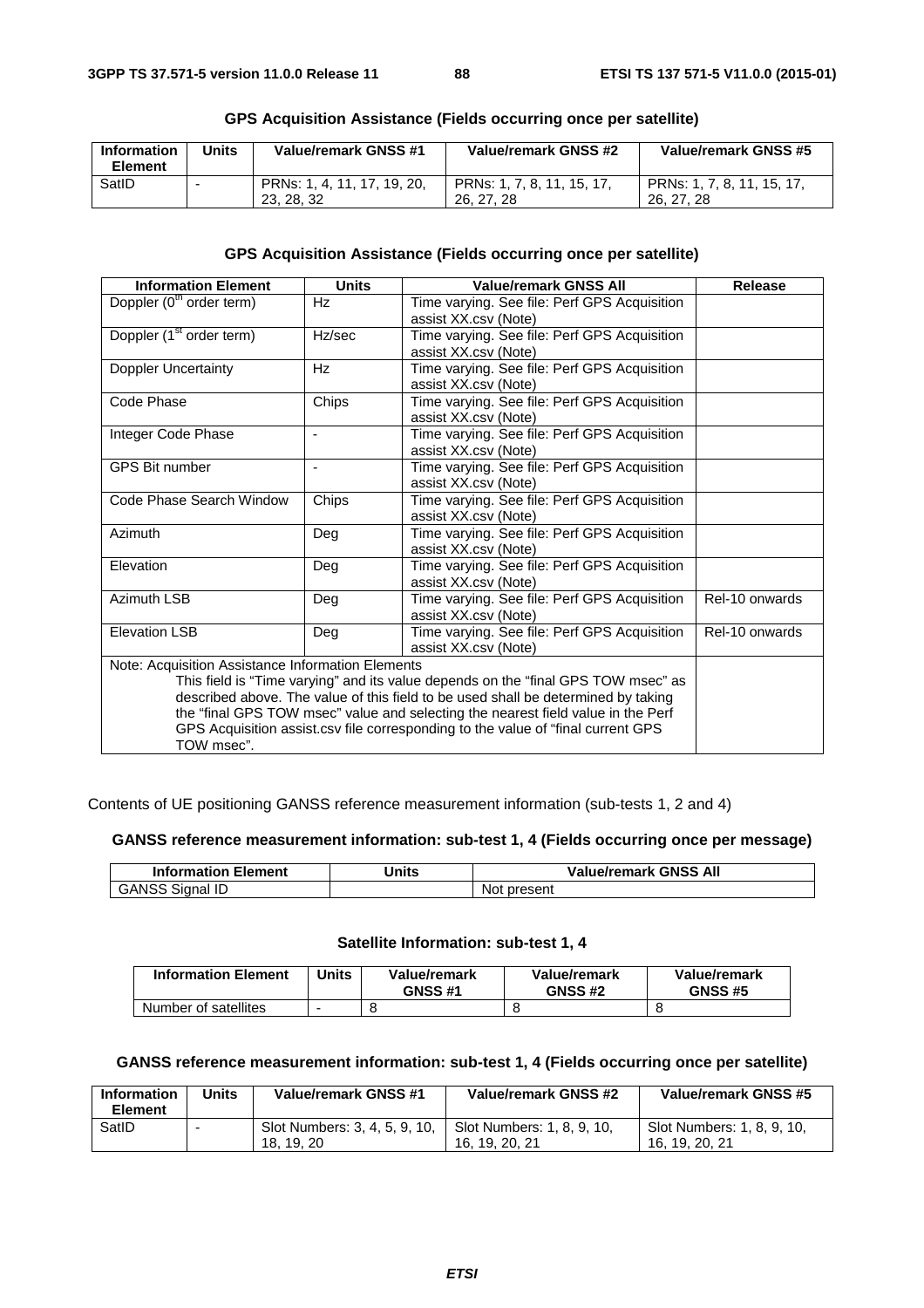**GPS Acquisition Assistance (Fields occurring once per satellite)**

| Information Element | Units | Value/remark GNSS #1 | Value/remark GNSS #2 | Value/remark GNSS #5 |
|---|---|---|---|---|
| SatID | - | PRNs: 1, 4, 11, 17, 19, 20, 23, 28, 32 | PRNs: 1, 7, 8, 11, 15, 17, 26, 27, 28 | PRNs: 1, 7, 8, 11, 15, 17, 26, 27, 28 |

**GPS Acquisition Assistance (Fields occurring once per satellite)**

| Information Element | Units | Value/remark GNSS All | Release |
|---|---|---|---|
| Doppler (0th order term) | Hz | Time varying. See file: Perf GPS Acquisition assist XX.csv (Note) | |
| Doppler (1st order term) | Hz/sec | Time varying. See file: Perf GPS Acquisition assist XX.csv (Note) | |
| Doppler Uncertainty | Hz | Time varying. See file: Perf GPS Acquisition assist XX.csv (Note) | |
| Code Phase | Chips | Time varying. See file: Perf GPS Acquisition assist XX.csv (Note) | |
| Integer Code Phase | - | Time varying. See file: Perf GPS Acquisition assist XX.csv (Note) | |
| GPS Bit number | - | Time varying. See file: Perf GPS Acquisition assist XX.csv (Note) | |
| Code Phase Search Window | Chips | Time varying. See file: Perf GPS Acquisition assist XX.csv (Note) | |
| Azimuth | Deg | Time varying. See file: Perf GPS Acquisition assist XX.csv (Note) | |
| Elevation | Deg | Time varying. See file: Perf GPS Acquisition assist XX.csv (Note) | |
| Azimuth LSB | Deg | Time varying. See file: Perf GPS Acquisition assist XX.csv (Note) | Rel-10 onwards |
| Elevation LSB | Deg | Time varying. See file: Perf GPS Acquisition assist XX.csv (Note) | Rel-10 onwards |
| Note: Acquisition Assistance Information Elements<br>This field is "Time varying" and its value depends on the "final GPS TOW msec" as described above. The value of this field to be used shall be determined by taking the "final GPS TOW msec" value and selecting the nearest field value in the Perf GPS Acquisition assist.csv file corresponding to the value of "final current GPS TOW msec". | | | |

Contents of UE positioning GANSS reference measurement information (sub-tests 1, 2 and 4)

**GANSS reference measurement information: sub-test 1, 4 (Fields occurring once per message)**

| Information Element | Units | Value/remark GNSS All |
|---|---|---|
| GANSS Signal ID | | Not present |

**Satellite Information: sub-test 1, 4**

| Information Element | Units | Value/remark GNSS #1 | Value/remark GNSS #2 | Value/remark GNSS #5 |
|---|---|---|---|---|
| Number of satellites | - | 8 | 8 | 8 |

**GANSS reference measurement information: sub-test 1, 4 (Fields occurring once per satellite)**

| Information Element | Units | Value/remark GNSS #1 | Value/remark GNSS #2 | Value/remark GNSS #5 |
|---|---|---|---|---|
| SatID | - | Slot Numbers: 3, 4, 5, 9, 10, 18, 19, 20 | Slot Numbers: 1, 8, 9, 10, 16, 19, 20, 21 | Slot Numbers: 1, 8, 9, 10, 16, 19, 20, 21 |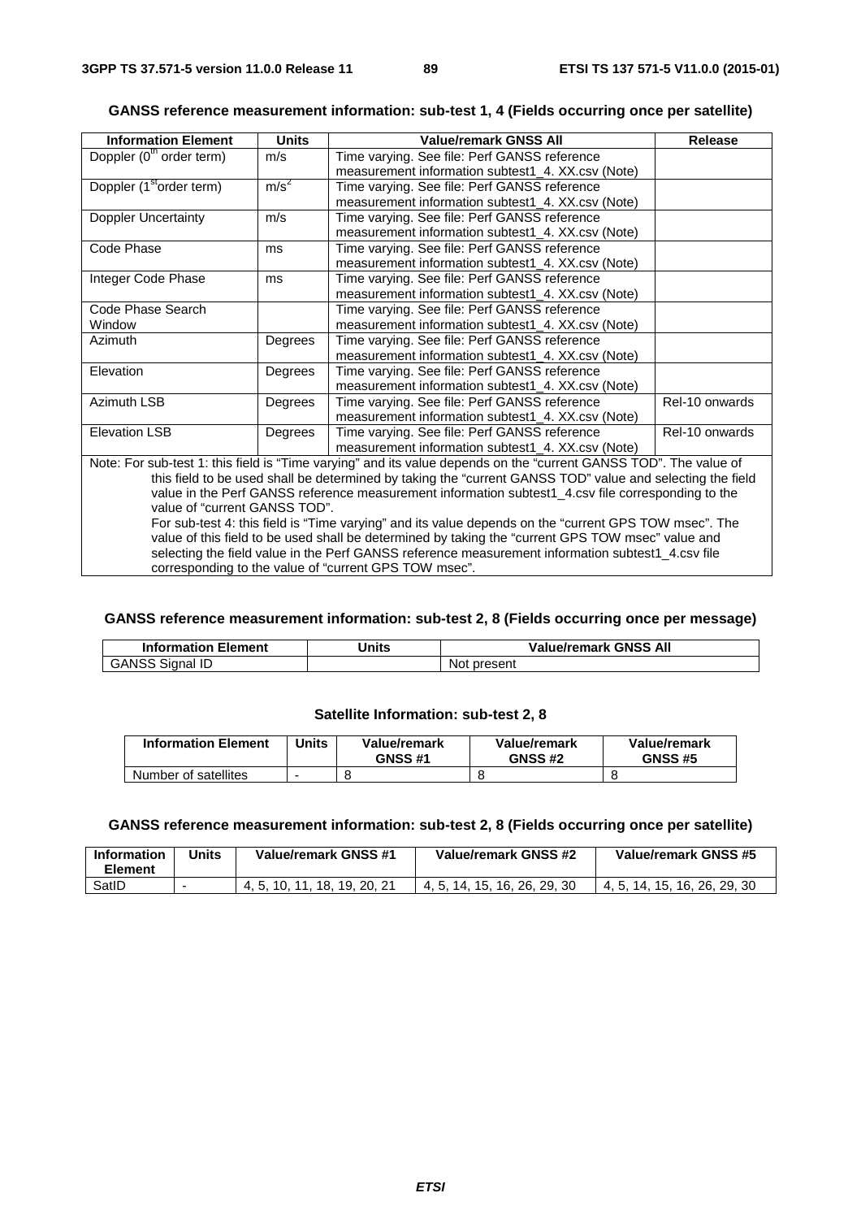**GANSS reference measurement information: sub-test 1, 4 (Fields occurring once per satellite)**

| Information Element | Units | Value/remark GNSS All | Release |
|---|---|---|---|
| Doppler ($0^{th}$ order term) | m/s | Time varying. See file: Perf GANSS reference measurement information subtest1_4. XX.csv (Note) | |
| Doppler ($1^{st}$order term) | $m/s^2$ | Time varying. See file: Perf GANSS reference measurement information subtest1_4. XX.csv (Note) | |
| Doppler Uncertainty | m/s | Time varying. See file: Perf GANSS reference measurement information subtest1_4. XX.csv (Note) | |
| Code Phase | ms | Time varying. See file: Perf GANSS reference measurement information subtest1_4. XX.csv (Note) | |
| Integer Code Phase | ms | Time varying. See file: Perf GANSS reference measurement information subtest1_4. XX.csv (Note) | |
| Code Phase Search Window | | Time varying. See file: Perf GANSS reference measurement information subtest1_4. XX.csv (Note) | |
| Azimuth | Degrees | Time varying. See file: Perf GANSS reference measurement information subtest1_4. XX.csv (Note) | |
| Elevation | Degrees | Time varying. See file: Perf GANSS reference measurement information subtest1_4. XX.csv (Note) | |
| Azimuth LSB | Degrees | Time varying. See file: Perf GANSS reference measurement information subtest1_4. XX.csv (Note) | Rel-10 onwards |
| Elevation LSB | Degrees | Time varying. See file: Perf GANSS reference measurement information subtest1_4. XX.csv (Note) | Rel-10 onwards |
| Note: For sub-test 1: this field is "Time varying" and its value depends on the "current GANSS TOD". The value of this field to be used shall be determined by taking the "current GANSS TOD" value and selecting the field value in the Perf GANSS reference measurement information subtest1_4.csv file corresponding to the value of "current GANSS TOD". For sub-test 4: this field is "Time varying" and its value depends on the "current GPS TOW msec". The value of this field to be used shall be determined by taking the "current GPS TOW msec" value and selecting the field value in the Perf GANSS reference measurement information subtest1_4.csv file corresponding to the value of "current GPS TOW msec". | | | |

**GANSS reference measurement information: sub-test 2, 8 (Fields occurring once per message)**

| Information Element | Units | Value/remark GNSS All |
|---|---|---|
| GANSS Signal ID | | Not present |

**Satellite Information: sub-test 2, 8**

| Information Element | Units | Value/remark GNSS #1 | Value/remark GNSS #2 | Value/remark GNSS #5 |
|---|---|---|---|---|
| Number of satellites | - | 8 | 8 | 8 |

**GANSS reference measurement information: sub-test 2, 8 (Fields occurring once per satellite)**

| Information Element | Units | Value/remark GNSS #1 | Value/remark GNSS #2 | Value/remark GNSS #5 |
|---|---|---|---|---|
| SatID | - | 4, 5, 10, 11, 18, 19, 20, 21 | 4, 5, 14, 15, 16, 26, 29, 30 | 4, 5, 14, 15, 16, 26, 29, 30 |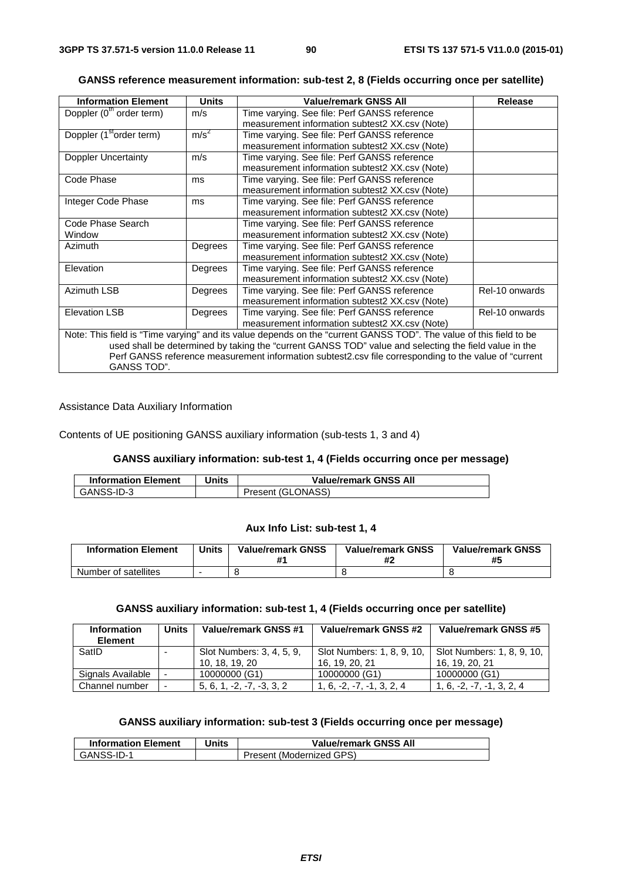**GANSS reference measurement information: sub-test 2, 8 (Fields occurring once per satellite)**

| Information Element | Units | Value/remark GNSS All | Release |
|---|---|---|---|
| Doppler (0$^{th}$ order term) | m/s | Time varying. See file: Perf GANSS reference measurement information subtest2 XX.csv (Note) | |
| Doppler (1$^{st}$order term) | m/s$^2$ | Time varying. See file: Perf GANSS reference measurement information subtest2 XX.csv (Note) | |
| Doppler Uncertainty | m/s | Time varying. See file: Perf GANSS reference measurement information subtest2 XX.csv (Note) | |
| Code Phase | ms | Time varying. See file: Perf GANSS reference measurement information subtest2 XX.csv (Note) | |
| Integer Code Phase | ms | Time varying. See file: Perf GANSS reference measurement information subtest2 XX.csv (Note) | |
| Code Phase Search Window | | Time varying. See file: Perf GANSS reference measurement information subtest2 XX.csv (Note) | |
| Azimuth | Degrees | Time varying. See file: Perf GANSS reference measurement information subtest2 XX.csv (Note) | |
| Elevation | Degrees | Time varying. See file: Perf GANSS reference measurement information subtest2 XX.csv (Note) | |
| Azimuth LSB | Degrees | Time varying. See file: Perf GANSS reference measurement information subtest2 XX.csv (Note) | Rel-10 onwards |
| Elevation LSB | Degrees | Time varying. See file: Perf GANSS reference measurement information subtest2 XX.csv (Note) | Rel-10 onwards |
| Note: This field is "Time varying" and its value depends on the "current GANSS TOD". The value of this field to be used shall be determined by taking the "current GANSS TOD" value and selecting the field value in the Perf GANSS reference measurement information subtest2.csv file corresponding to the value of "current GANSS TOD". | | | |

Assistance Data Auxiliary Information

Contents of UE positioning GANSS auxiliary information (sub-tests 1, 3 and 4)

**GANSS auxiliary information: sub-test 1, 4 (Fields occurring once per message)**

| Information Element | Units | Value/remark GNSS All |
|---|---|---|
| GANSS-ID-3 | | Present (GLONASS) |

**Aux Info List: sub-test 1, 4**

| Information Element | Units | Value/remark GNSS #1 | Value/remark GNSS #2 | Value/remark GNSS #5 |
|---|---|---|---|---|
| Number of satellites | - | 8 | 8 | 8 |

**GANSS auxiliary information: sub-test 1, 4 (Fields occurring once per satellite)**

| Information Element | Units | Value/remark GNSS #1 | Value/remark GNSS #2 | Value/remark GNSS #5 |
|---|---|---|---|---|
| SatID | - | Slot Numbers: 3, 4, 5, 9, 10, 18, 19, 20 | Slot Numbers: 1, 8, 9, 10, 16, 19, 20, 21 | Slot Numbers: 1, 8, 9, 10, 16, 19, 20, 21 |
| Signals Available | - | 10000000 (G1) | 10000000 (G1) | 10000000 (G1) |
| Channel number | - | 5, 6, 1, -2, -7, -3, 3, 2 | 1, 6, -2, -7, -1, 3, 2, 4 | 1, 6, -2, -7, -1, 3, 2, 4 |

**GANSS auxiliary information: sub-test 3 (Fields occurring once per message)**

| Information Element | Units | Value/remark GNSS All |
|---|---|---|
| GANSS-ID-1 | | Present (Modernized GPS) |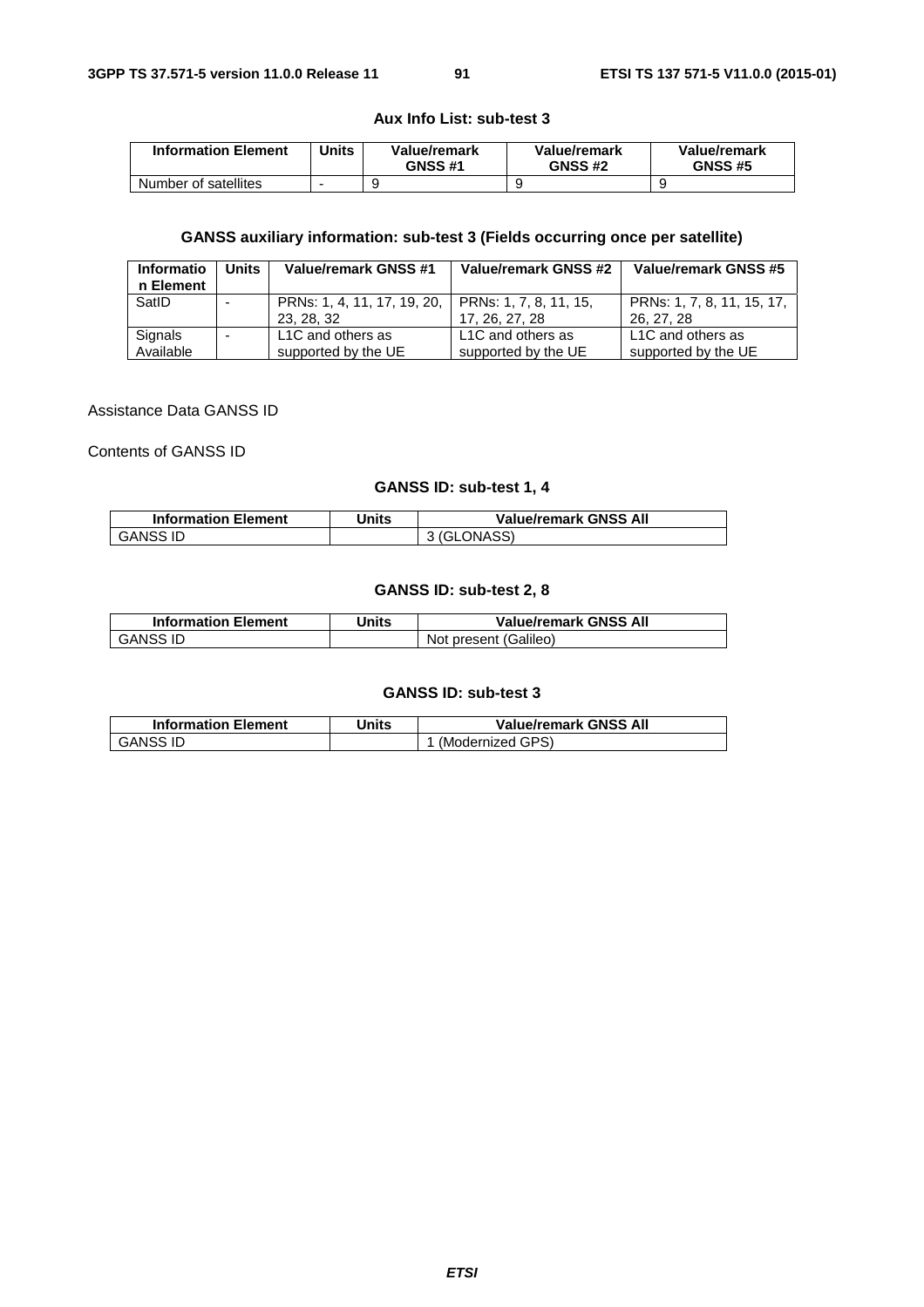**Aux Info List: sub-test 3**

| Information Element | Units | Value/remark GNSS #1 | Value/remark GNSS #2 | Value/remark GNSS #5 |
|---|---|---|---|---|
| Number of satellites | - | 9 | 9 | 9 |

**GANSS auxiliary information: sub-test 3 (Fields occurring once per satellite)**

| Information Element | Units | Value/remark GNSS #1 | Value/remark GNSS #2 | Value/remark GNSS #5 |
|---|---|---|---|---|
| SatID | - | PRNs: 1, 4, 11, 17, 19, 20, 23, 28, 32 | PRNs: 1, 7, 8, 11, 15, 17, 26, 27, 28 | PRNs: 1, 7, 8, 11, 15, 17, 26, 27, 28 |
| Signals Available | - | L1C and others as supported by the UE | L1C and others as supported by the UE | L1C and others as supported by the UE |

Assistance Data GANSS ID

Contents of GANSS ID

**GANSS ID: sub-test 1, 4**

| Information Element | Units | Value/remark GNSS All |
|---|---|---|
| GANSS ID | | 3 (GLONASS) |

**GANSS ID: sub-test 2, 8**

| Information Element | Units | Value/remark GNSS All |
|---|---|---|
| GANSS ID | | Not present (Galileo) |

**GANSS ID: sub-test 3**

| Information Element | Units | Value/remark GNSS All |
|---|---|---|
| GANSS ID | | 1 (Modernized GPS) |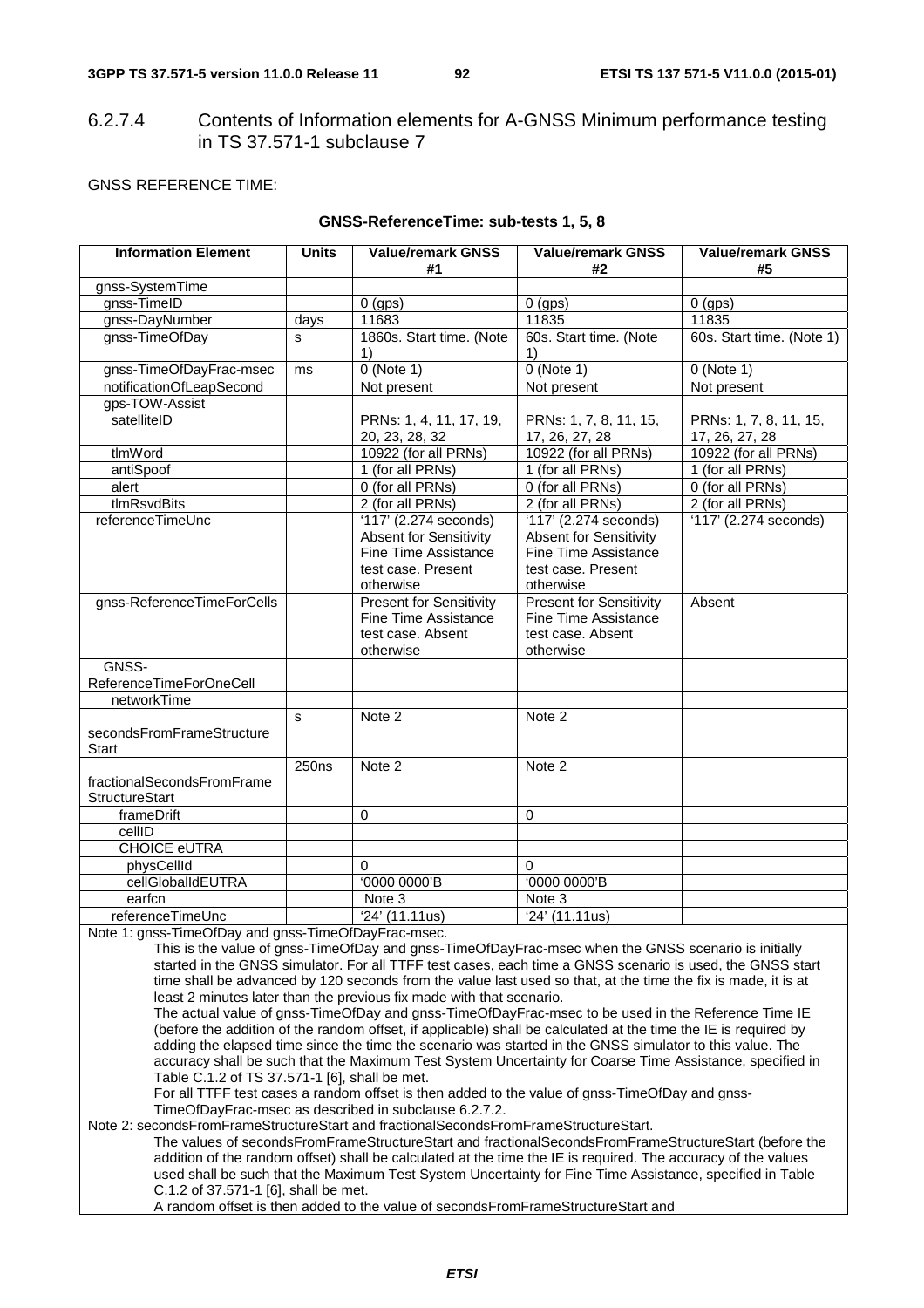### 6.2.7.4 Contents of Information elements for A-GNSS Minimum performance testing in TS 37.571-1 subclause 7

GNSS REFERENCE TIME:

**GNSS-ReferenceTime: sub-tests 1, 5, 8**

| Information Element | Units | Value/remark GNSS #1 | Value/remark GNSS #2 | Value/remark GNSS #5 |
|---|---|---|---|---|
| gnss-SystemTime | | | | |
| gnss-TimeID | | 0 (gps) | 0 (gps) | 0 (gps) |
| gnss-DayNumber | days | 11683 | 11835 | 11835 |
| gnss-TimeOfDay | s | 1860s. Start time. (Note 1) | 60s. Start time. (Note 1) | 60s. Start time. (Note 1) |
| gnss-TimeOfDayFrac-msec | ms | 0 (Note 1) | 0 (Note 1) | 0 (Note 1) |
| notificationOfLeapSecond | | Not present | Not present | Not present |
| gps-TOW-Assist | | | | |
| satelliteID | | PRNs: 1, 4, 11, 17, 19, 20, 23, 28, 32 | PRNs: 1, 7, 8, 11, 15, 17, 26, 27, 28 | PRNs: 1, 7, 8, 11, 15, 17, 26, 27, 28 |
| tlmWord | | 10922 (for all PRNs) | 10922 (for all PRNs) | 10922 (for all PRNs) |
| antiSpoof | | 1 (for all PRNs) | 1 (for all PRNs) | 1 (for all PRNs) |
| alert | | 0 (for all PRNs) | 0 (for all PRNs) | 0 (for all PRNs) |
| tlmRsvdBits | | 2 (for all PRNs) | 2 (for all PRNs) | 2 (for all PRNs) |
| referenceTimeUnc | | '117' (2.274 seconds) Absent for Sensitivity Fine Time Assistance test case. Present otherwise | '117' (2.274 seconds) Absent for Sensitivity Fine Time Assistance test case. Present otherwise | '117' (2.274 seconds) |
| gnss-ReferenceTimeForCells | | Present for Sensitivity Fine Time Assistance test case. Absent otherwise | Present for Sensitivity Fine Time Assistance test case. Absent otherwise | Absent |
| GNSS-ReferenceTimeForOneCell | | | | |
| networkTime | | | | |
| secondsFromFrameStructureStart | s | Note 2 | Note 2 | |
| fractionalSecondsFromFrameStructureStart | 250ns | Note 2 | Note 2 | |
| frameDrift | | 0 | 0 | |
| cellID | | | | |
| CHOICE eUTRA | | | | |
| physCellId | | 0 | 0 | |
| cellGlobalIdEUTRA | | '0000 0000'B | '0000 0000'B | |
| earfcn | | Note 3 | Note 3 | |
| referenceTimeUnc | | '24' (11.11us) | '24' (11.11us) | |

Note 1: gnss-TimeOfDay and gnss-TimeOfDayFrac-msec.
This is the value of gnss-TimeOfDay and gnss-TimeOfDayFrac-msec when the GNSS scenario is initially started in the GNSS simulator. For all TTFF test cases, each time a GNSS scenario is used, the GNSS start time shall be advanced by 120 seconds from the value last used so that, at the time the fix is made, it is at least 2 minutes later than the previous fix made with that scenario.
The actual value of gnss-TimeOfDay and gnss-TimeOfDayFrac-msec to be used in the Reference Time IE (before the addition of the random offset, if applicable) shall be calculated at the time the IE is required by adding the elapsed time since the time the scenario was started in the GNSS simulator to this value. The accuracy shall be such that the Maximum Test System Uncertainty for Coarse Time Assistance, specified in Table C.1.2 of TS 37.571-1 [6], shall be met.
For all TTFF test cases a random offset is then added to the value of gnss-TimeOfDay and gnss-TimeOfDayFrac-msec as described in subclause 6.2.7.2.

Note 2: secondsFromFrameStructureStart and fractionalSecondsFromFrameStructureStart.
The values of secondsFromFrameStructureStart and fractionalSecondsFromFrameStructureStart (before the addition of the random offset) shall be calculated at the time the IE is required. The accuracy of the values used shall be such that the Maximum Test System Uncertainty for Fine Time Assistance, specified in Table C.1.2 of 37.571-1 [6], shall be met.
A random offset is then added to the value of secondsFromFrameStructureStart and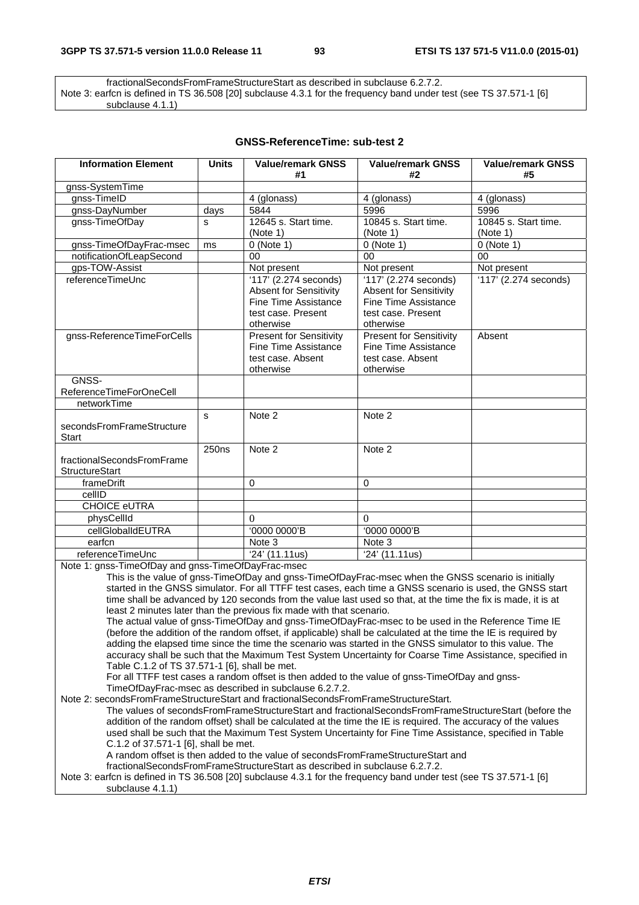fractionalSecondsFromFrameStructureStart as described in subclause 6.2.7.2.
Note 3: earfcn is defined in TS 36.508 [20] subclause 4.3.1 for the frequency band under test (see TS 37.571-1 [6] subclause 4.1.1)

**GNSS-ReferenceTime: sub-test 2**

| Information Element | Units | Value/remark GNSS #1 | Value/remark GNSS #2 | Value/remark GNSS #5 |
|---|---|---|---|---|
| gnss-SystemTime | | | | |
| gnss-TimeID | | 4 (glonass) | 4 (glonass) | 4 (glonass) |
| gnss-DayNumber | days | 5844 | 5996 | 5996 |
| gnss-TimeOfDay | s | 12645 s. Start time. (Note 1) | 10845 s. Start time. (Note 1) | 10845 s. Start time. (Note 1) |
| gnss-TimeOfDayFrac-msec | ms | 0 (Note 1) | 0 (Note 1) | 0 (Note 1) |
| notificationOfLeapSecond | | 00 | 00 | 00 |
| gps-TOW-Assist | | Not present | Not present | Not present |
| referenceTimeUnc | | '117' (2.274 seconds) Absent for Sensitivity Fine Time Assistance test case. Present otherwise | '117' (2.274 seconds) Absent for Sensitivity Fine Time Assistance test case. Present otherwise | '117' (2.274 seconds) |
| gnss-ReferenceTimeForCells | | Present for Sensitivity Fine Time Assistance test case. Absent otherwise | Present for Sensitivity Fine Time Assistance test case. Absent otherwise | Absent |
| GNSS-ReferenceTimeForOneCell | | | | |
| networkTime | | | | |
| secondsFromFrameStructureStart | s | Note 2 | Note 2 | |
| fractionalSecondsFromFrameStructureStart | 250ns | Note 2 | Note 2 | |
| frameDrift | | 0 | 0 | |
| cellID | | | | |
| CHOICE eUTRA | | | | |
| physCellId | | 0 | 0 | |
| cellGlobalIdEUTRA | | '0000 0000'B | '0000 0000'B | |
| earfcn | | Note 3 | Note 3 | |
| referenceTimeUnc | | '24' (11.11us) | '24' (11.11us) | |

Note 1: gnss-TimeOfDay and gnss-TimeOfDayFrac-msec
This is the value of gnss-TimeOfDay and gnss-TimeOfDayFrac-msec when the GNSS scenario is initially started in the GNSS simulator. For all TTFF test cases, each time a GNSS scenario is used, the GNSS start time shall be advanced by 120 seconds from the value last used so that, at the time the fix is made, it is at least 2 minutes later than the previous fix made with that scenario.
The actual value of gnss-TimeOfDay and gnss-TimeOfDayFrac-msec to be used in the Reference Time IE (before the addition of the random offset, if applicable) shall be calculated at the time the IE is required by adding the elapsed time since the time the scenario was started in the GNSS simulator to this value. The accuracy shall be such that the Maximum Test System Uncertainty for Coarse Time Assistance, specified in Table C.1.2 of TS 37.571-1 [6], shall be met.
For all TTFF test cases a random offset is then added to the value of gnss-TimeOfDay and gnss-TimeOfDayFrac-msec as described in subclause 6.2.7.2.

Note 2: secondsFromFrameStructureStart and fractionalSecondsFromFrameStructureStart.
The values of secondsFromFrameStructureStart and fractionalSecondsFromFrameStructureStart (before the addition of the random offset) shall be calculated at the time the IE is required. The accuracy of the values used shall be such that the Maximum Test System Uncertainty for Fine Time Assistance, specified in Table C.1.2 of 37.571-1 [6], shall be met.
A random offset is then added to the value of secondsFromFrameStructureStart and fractionalSecondsFromFrameStructureStart as described in subclause 6.2.7.2.

Note 3: earfcn is defined in TS 36.508 [20] subclause 4.3.1 for the frequency band under test (see TS 37.571-1 [6] subclause 4.1.1)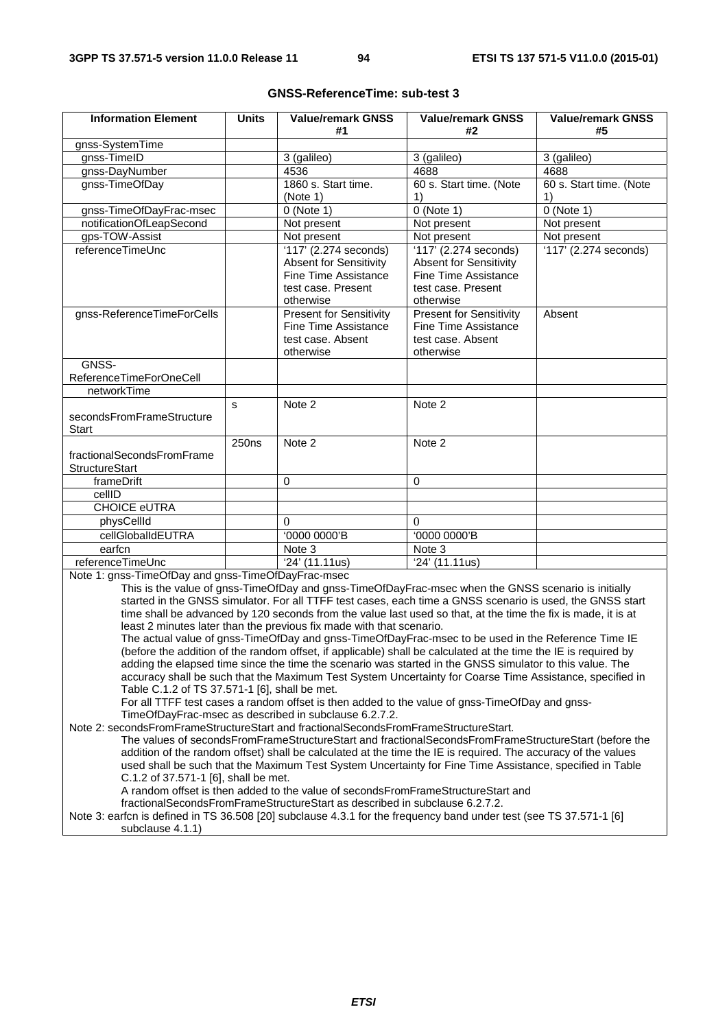**GNSS-ReferenceTime: sub-test 3**

| Information Element | Units | Value/remark GNSS #1 | Value/remark GNSS #2 | Value/remark GNSS #5 |
|---|---|---|---|---|
| gnss-SystemTime | | | | |
| gnss-TimeID | | 3 (galileo) | 3 (galileo) | 3 (galileo) |
| gnss-DayNumber | | 4536 | 4688 | 4688 |
| gnss-TimeOfDay | | 1860 s. Start time. (Note 1) | 60 s. Start time. (Note 1) | 60 s. Start time. (Note 1) |
| gnss-TimeOfDayFrac-msec | | 0 (Note 1) | 0 (Note 1) | 0 (Note 1) |
| notificationOfLeapSecond | | Not present | Not present | Not present |
| gps-TOW-Assist | | Not present | Not present | Not present |
| referenceTimeUnc | | '117' (2.274 seconds) Absent for Sensitivity Fine Time Assistance test case. Present otherwise | '117' (2.274 seconds) Absent for Sensitivity Fine Time Assistance test case. Present otherwise | '117' (2.274 seconds) |
| gnss-ReferenceTimeForCells | | Present for Sensitivity Fine Time Assistance test case. Absent otherwise | Present for Sensitivity Fine Time Assistance test case. Absent otherwise | Absent |
| GNSS-ReferenceTimeForOneCell | | | | |
| networkTime | | | | |
| secondsFromFrameStructureStart | s | Note 2 | Note 2 | |
| fractionalSecondsFromFrameStructureStart | 250ns | Note 2 | Note 2 | |
| frameDrift | | 0 | 0 | |
| cellID | | | | |
| CHOICE eUTRA | | | | |
| physCellId | | 0 | 0 | |
| cellGlobalIdEUTRA | | '0000 0000'B | '0000 0000'B | |
| earfcn | | Note 3 | Note 3 | |
| referenceTimeUnc | | '24' (11.11us) | '24' (11.11us) | |

Note 1: gnss-TimeOfDay and gnss-TimeOfDayFrac-msec

This is the value of gnss-TimeOfDay and gnss-TimeOfDayFrac-msec when the GNSS scenario is initially started in the GNSS simulator. For all TTFF test cases, each time a GNSS scenario is used, the GNSS start time shall be advanced by 120 seconds from the value last used so that, at the time the fix is made, it is at least 2 minutes later than the previous fix made with that scenario.

The actual value of gnss-TimeOfDay and gnss-TimeOfDayFrac-msec to be used in the Reference Time IE (before the addition of the random offset, if applicable) shall be calculated at the time the IE is required by adding the elapsed time since the time the scenario was started in the GNSS simulator to this value. The accuracy shall be such that the Maximum Test System Uncertainty for Coarse Time Assistance, specified in Table C.1.2 of TS 37.571-1 [6], shall be met.

For all TTFF test cases a random offset is then added to the value of gnss-TimeOfDay and gnss-TimeOfDayFrac-msec as described in subclause 6.2.7.2.

Note 2: secondsFromFrameStructureStart and fractionalSecondsFromFrameStructureStart.

The values of secondsFromFrameStructureStart and fractionalSecondsFromFrameStructureStart (before the addition of the random offset) shall be calculated at the time the IE is required. The accuracy of the values used shall be such that the Maximum Test System Uncertainty for Fine Time Assistance, specified in Table C.1.2 of 37.571-1 [6], shall be met.

A random offset is then added to the value of secondsFromFrameStructureStart and fractionalSecondsFromFrameStructureStart as described in subclause 6.2.7.2.

Note 3: earfcn is defined in TS 36.508 [20] subclause 4.3.1 for the frequency band under test (see TS 37.571-1 [6] subclause 4.1.1)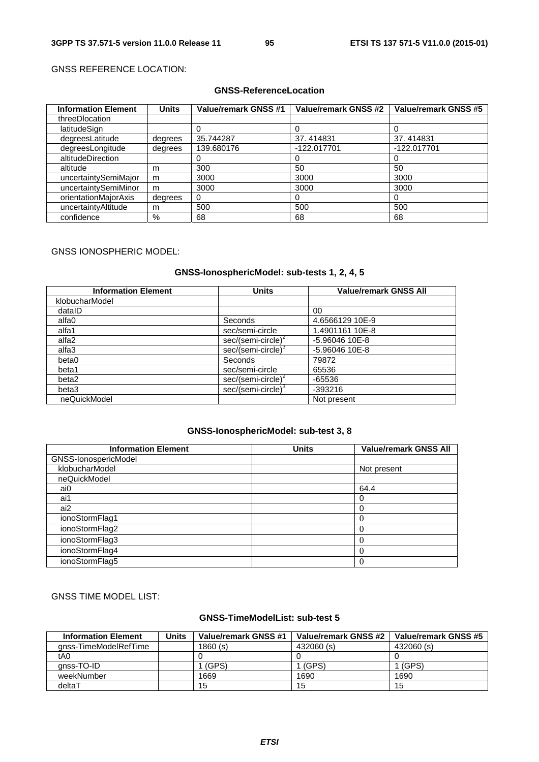GNSS REFERENCE LOCATION:

**GNSS-ReferenceLocation**

| Information Element | Units | Value/remark GNSS #1 | Value/remark GNSS #2 | Value/remark GNSS #5 |
|---|---|---|---|---|
| threeDlocation | | | | |
| latitudeSign | | 0 | 0 | 0 |
| degreesLatitude | degrees | 35.744287 | 37. 414831 | 37. 414831 |
| degreesLongitude | degrees | 139.680176 | -122.017701 | -122.017701 |
| altitudeDirection | | 0 | 0 | 0 |
| altitude | m | 300 | 50 | 50 |
| uncertaintySemiMajor | m | 3000 | 3000 | 3000 |
| uncertaintySemiMinor | m | 3000 | 3000 | 3000 |
| orientationMajorAxis | degrees | 0 | 0 | 0 |
| uncertaintyAltitude | m | 500 | 500 | 500 |
| confidence | % | 68 | 68 | 68 |

GNSS IONOSPHERIC MODEL:

**GNSS-IonosphericModel: sub-tests 1, 2, 4, 5**

| Information Element | Units | Value/remark GNSS All |
|---|---|---|
| klobucharModel | | |
| dataID | | 00 |
| alfa0 | Seconds | 4.6566129 10E-9 |
| alfa1 | sec/semi-circle | 1.4901161 10E-8 |
| alfa2 | sec/(semi-circle)$^2$ | -5.96046 10E-8 |
| alfa3 | sec/(semi-circle)$^3$ | -5.96046 10E-8 |
| beta0 | Seconds | 79872 |
| beta1 | sec/semi-circle | 65536 |
| beta2 | sec/(semi-circle)$^2$ | -65536 |
| beta3 | sec/(semi-circle)$^3$ | -393216 |
| neQuickModel | | Not present |

**GNSS-IonosphericModel: sub-test 3, 8**

| Information Element | Units | Value/remark GNSS All |
|---|---|---|
| GNSS-IonospericModel | | |
| klobucharModel | | Not present |
| neQuickModel | | |
| ai0 | | 64.4 |
| ai1 | | 0 |
| ai2 | | 0 |
| ionoStormFlag1 | | 0 |
| ionoStormFlag2 | | 0 |
| ionoStormFlag3 | | 0 |
| ionoStormFlag4 | | 0 |
| ionoStormFlag5 | | 0 |

GNSS TIME MODEL LIST:

**GNSS-TimeModelList: sub-test 5**

| Information Element | Units | Value/remark GNSS #1 | Value/remark GNSS #2 | Value/remark GNSS #5 |
|---|---|---|---|---|
| gnss-TimeModelRefTime | | 1860 (s) | 432060 (s) | 432060 (s) |
| tA0 | | 0 | 0 | 0 |
| gnss-TO-ID | | 1 (GPS) | 1 (GPS) | 1 (GPS) |
| weekNumber | | 1669 | 1690 | 1690 |
| deltaT | | 15 | 15 | 15 |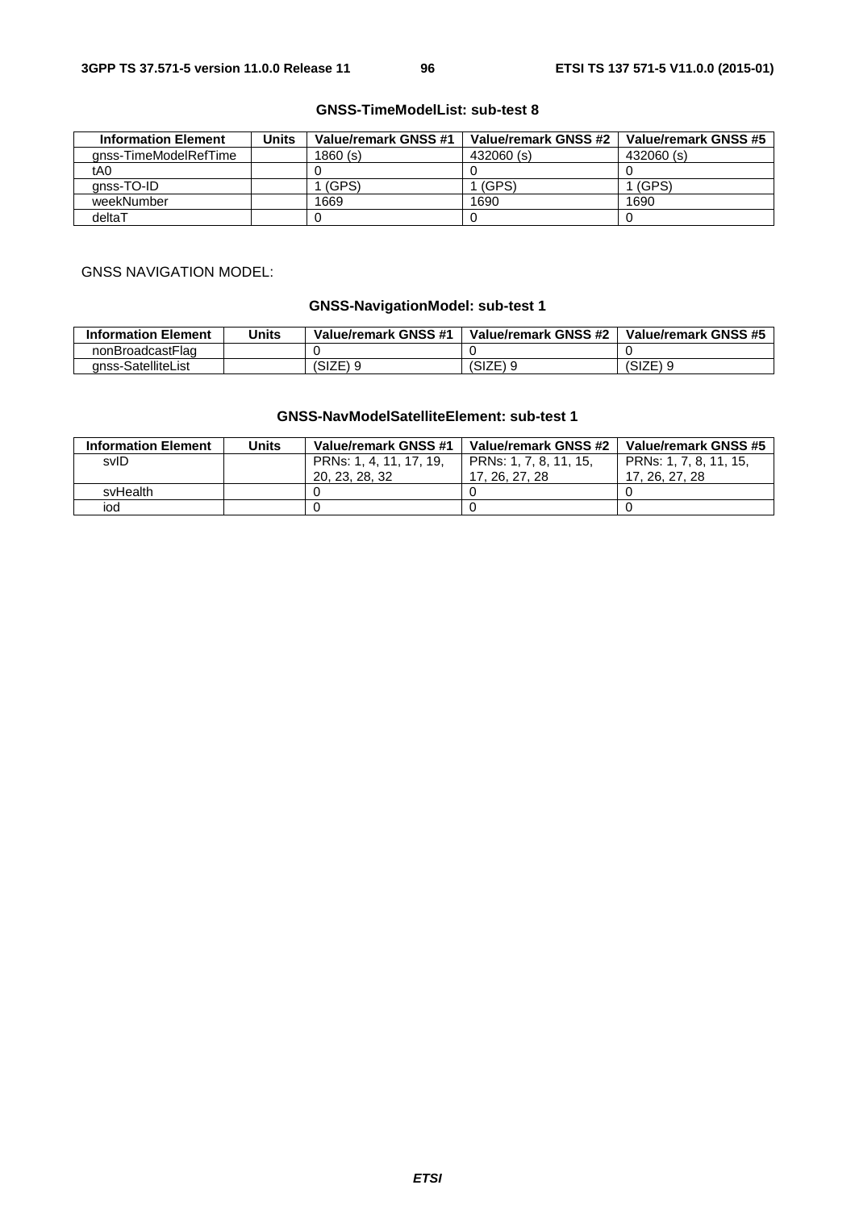**GNSS-TimeModelList: sub-test 8**

| Information Element | Units | Value/remark GNSS #1 | Value/remark GNSS #2 | Value/remark GNSS #5 |
|---|---|---|---|---|
| gnss-TimeModelRefTime | | 1860 (s) | 432060 (s) | 432060 (s) |
| tA0 | | 0 | 0 | 0 |
| gnss-TO-ID | | 1 (GPS) | 1 (GPS) | 1 (GPS) |
| weekNumber | | 1669 | 1690 | 1690 |
| deltaT | | 0 | 0 | 0 |

GNSS NAVIGATION MODEL:

**GNSS-NavigationModel: sub-test 1**

| Information Element | Units | Value/remark GNSS #1 | Value/remark GNSS #2 | Value/remark GNSS #5 |
|---|---|---|---|---|
| nonBroadcastFlag | | 0 | 0 | 0 |
| gnss-SatelliteList | | (SIZE) 9 | (SIZE) 9 | (SIZE) 9 |

**GNSS-NavModelSatelliteElement: sub-test 1**

| Information Element | Units | Value/remark GNSS #1 | Value/remark GNSS #2 | Value/remark GNSS #5 |
|---|---|---|---|---|
| svID | | PRNs: 1, 4, 11, 17, 19, 20, 23, 28, 32 | PRNs: 1, 7, 8, 11, 15, 17, 26, 27, 28 | PRNs: 1, 7, 8, 11, 15, 17, 26, 27, 28 |
| svHealth | | 0 | 0 | 0 |
| iod | | 0 | 0 | 0 |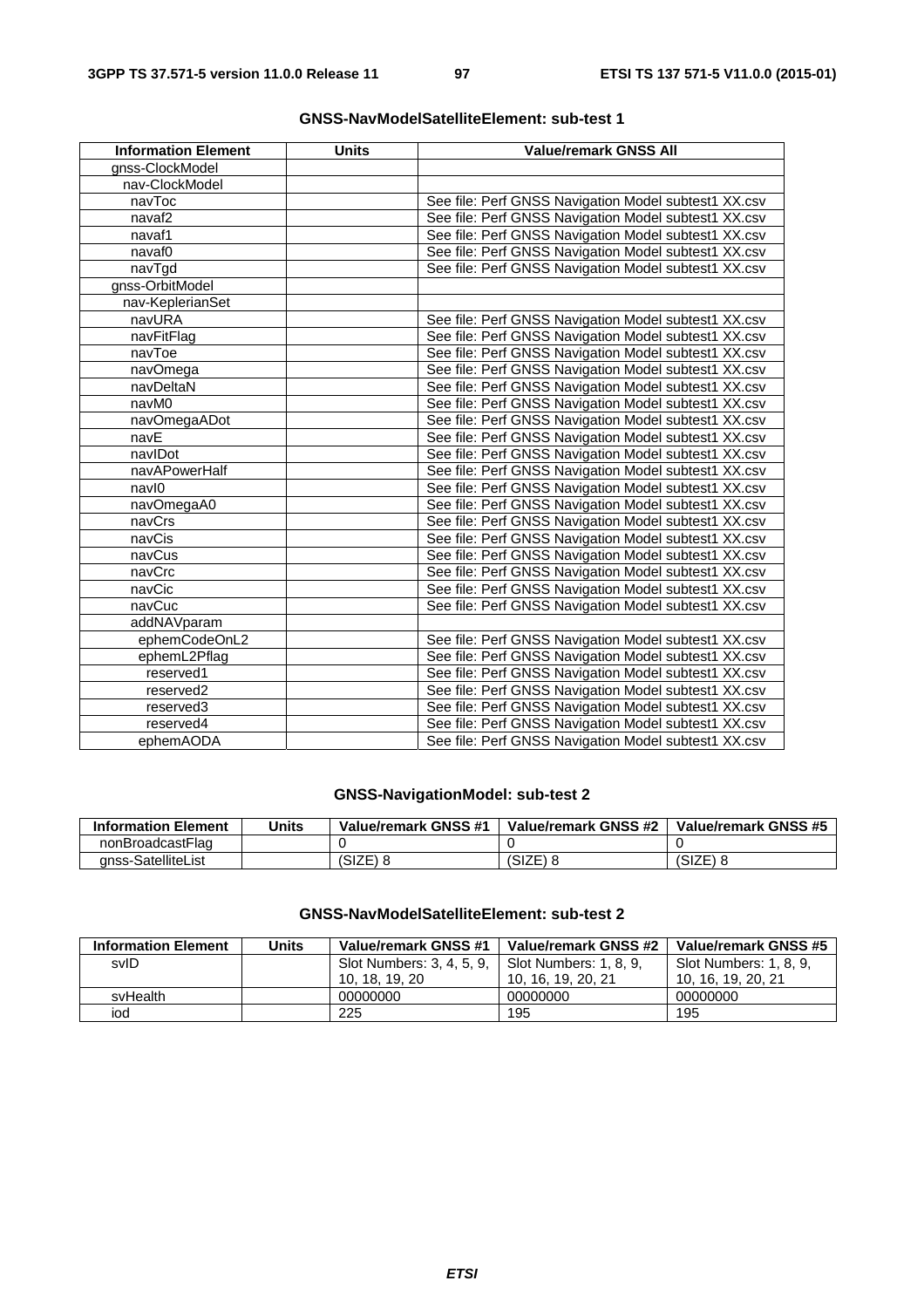### GNSS-NavModelSatelliteElement: sub-test 1

| Information Element | Units | Value/remark GNSS All |
|---|---|---|
| gnss-ClockModel | | |
| nav-ClockModel | | |
| navToc | | See file: Perf GNSS Navigation Model subtest1 XX.csv |
| navaf2 | | See file: Perf GNSS Navigation Model subtest1 XX.csv |
| navaf1 | | See file: Perf GNSS Navigation Model subtest1 XX.csv |
| navaf0 | | See file: Perf GNSS Navigation Model subtest1 XX.csv |
| navTgd | | See file: Perf GNSS Navigation Model subtest1 XX.csv |
| gnss-OrbitModel | | |
| nav-KeplerianSet | | |
| navURA | | See file: Perf GNSS Navigation Model subtest1 XX.csv |
| navFitFlag | | See file: Perf GNSS Navigation Model subtest1 XX.csv |
| navToe | | See file: Perf GNSS Navigation Model subtest1 XX.csv |
| navOmega | | See file: Perf GNSS Navigation Model subtest1 XX.csv |
| navDeltaN | | See file: Perf GNSS Navigation Model subtest1 XX.csv |
| navM0 | | See file: Perf GNSS Navigation Model subtest1 XX.csv |
| navOmegaADot | | See file: Perf GNSS Navigation Model subtest1 XX.csv |
| navE | | See file: Perf GNSS Navigation Model subtest1 XX.csv |
| navIDot | | See file: Perf GNSS Navigation Model subtest1 XX.csv |
| navAPowerHalf | | See file: Perf GNSS Navigation Model subtest1 XX.csv |
| navI0 | | See file: Perf GNSS Navigation Model subtest1 XX.csv |
| navOmegaA0 | | See file: Perf GNSS Navigation Model subtest1 XX.csv |
| navCrs | | See file: Perf GNSS Navigation Model subtest1 XX.csv |
| navCis | | See file: Perf GNSS Navigation Model subtest1 XX.csv |
| navCus | | See file: Perf GNSS Navigation Model subtest1 XX.csv |
| navCrc | | See file: Perf GNSS Navigation Model subtest1 XX.csv |
| navCic | | See file: Perf GNSS Navigation Model subtest1 XX.csv |
| navCuc | | See file: Perf GNSS Navigation Model subtest1 XX.csv |
| addNAVparam | | |
| ephemCodeOnL2 | | See file: Perf GNSS Navigation Model subtest1 XX.csv |
| ephemL2Pflag | | See file: Perf GNSS Navigation Model subtest1 XX.csv |
| reserved1 | | See file: Perf GNSS Navigation Model subtest1 XX.csv |
| reserved2 | | See file: Perf GNSS Navigation Model subtest1 XX.csv |
| reserved3 | | See file: Perf GNSS Navigation Model subtest1 XX.csv |
| reserved4 | | See file: Perf GNSS Navigation Model subtest1 XX.csv |
| ephemAODA | | See file: Perf GNSS Navigation Model subtest1 XX.csv |

### GNSS-NavigationModel: sub-test 2

| Information Element | Units | Value/remark GNSS #1 | Value/remark GNSS #2 | Value/remark GNSS #5 |
|---|---|---|---|---|
| nonBroadcastFlag | | 0 | 0 | 0 |
| gnss-SatelliteList | | (SIZE) 8 | (SIZE) 8 | (SIZE) 8 |

### GNSS-NavModelSatelliteElement: sub-test 2

| Information Element | Units | Value/remark GNSS #1 | Value/remark GNSS #2 | Value/remark GNSS #5 |
|---|---|---|---|---|
| svID | | Slot Numbers: 3, 4, 5, 9, 10, 18, 19, 20 | Slot Numbers: 1, 8, 9, 10, 16, 19, 20, 21 | Slot Numbers: 1, 8, 9, 10, 16, 19, 20, 21 |
| svHealth | | 00000000 | 00000000 | 00000000 |
| iod | | 225 | 195 | 195 |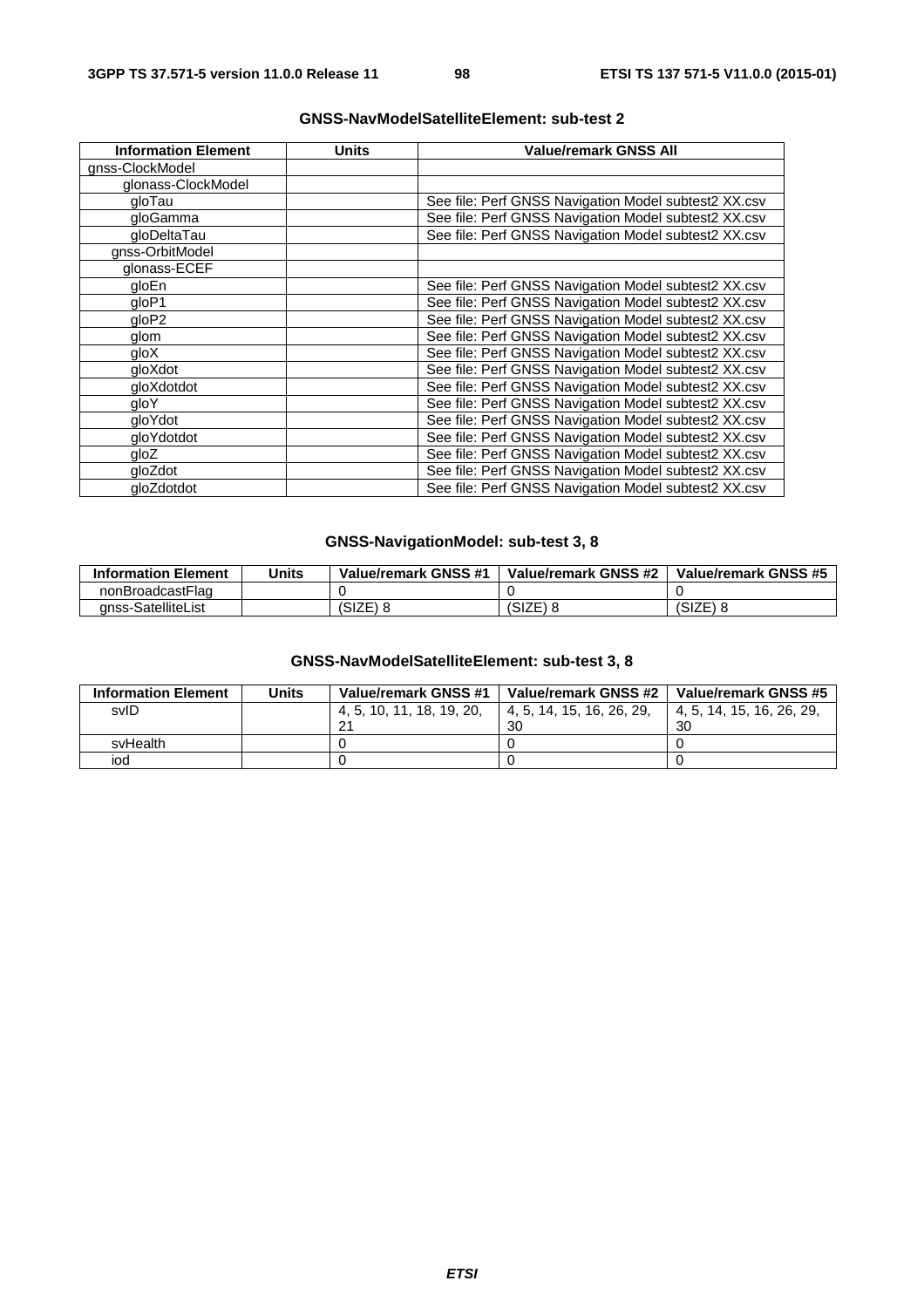**GNSS-NavModelSatelliteElement: sub-test 2**

| Information Element | Units | Value/remark GNSS All |
| --- | --- | --- |
| gnss-ClockModel | | |
| glonass-ClockModel | | |
| gloTau | | See file: Perf GNSS Navigation Model subtest2 XX.csv |
| gloGamma | | See file: Perf GNSS Navigation Model subtest2 XX.csv |
| gloDeltaTau | | See file: Perf GNSS Navigation Model subtest2 XX.csv |
| gnss-OrbitModel | | |
| glonass-ECEF | | |
| gloEn | | See file: Perf GNSS Navigation Model subtest2 XX.csv |
| gloP1 | | See file: Perf GNSS Navigation Model subtest2 XX.csv |
| gloP2 | | See file: Perf GNSS Navigation Model subtest2 XX.csv |
| glom | | See file: Perf GNSS Navigation Model subtest2 XX.csv |
| gloX | | See file: Perf GNSS Navigation Model subtest2 XX.csv |
| gloXdot | | See file: Perf GNSS Navigation Model subtest2 XX.csv |
| gloXdotdot | | See file: Perf GNSS Navigation Model subtest2 XX.csv |
| gloY | | See file: Perf GNSS Navigation Model subtest2 XX.csv |
| gloYdot | | See file: Perf GNSS Navigation Model subtest2 XX.csv |
| gloYdotdot | | See file: Perf GNSS Navigation Model subtest2 XX.csv |
| gloZ | | See file: Perf GNSS Navigation Model subtest2 XX.csv |
| gloZdot | | See file: Perf GNSS Navigation Model subtest2 XX.csv |
| gloZdotdot | | See file: Perf GNSS Navigation Model subtest2 XX.csv |

**GNSS-NavigationModel: sub-test 3, 8**

| Information Element | Units | Value/remark GNSS #1 | Value/remark GNSS #2 | Value/remark GNSS #5 |
| --- | --- | --- | --- | --- |
| nonBroadcastFlag | | 0 | 0 | 0 |
| gnss-SatelliteList | | (SIZE) 8 | (SIZE) 8 | (SIZE) 8 |

**GNSS-NavModelSatelliteElement: sub-test 3, 8**

| Information Element | Units | Value/remark GNSS #1 | Value/remark GNSS #2 | Value/remark GNSS #5 |
| --- | --- | --- | --- | --- |
| svID | | 4, 5, 10, 11, 18, 19, 20, 21 | 4, 5, 14, 15, 16, 26, 29, 30 | 4, 5, 14, 15, 16, 26, 29, 30 |
| svHealth | | 0 | 0 | 0 |
| iod | | 0 | 0 | 0 |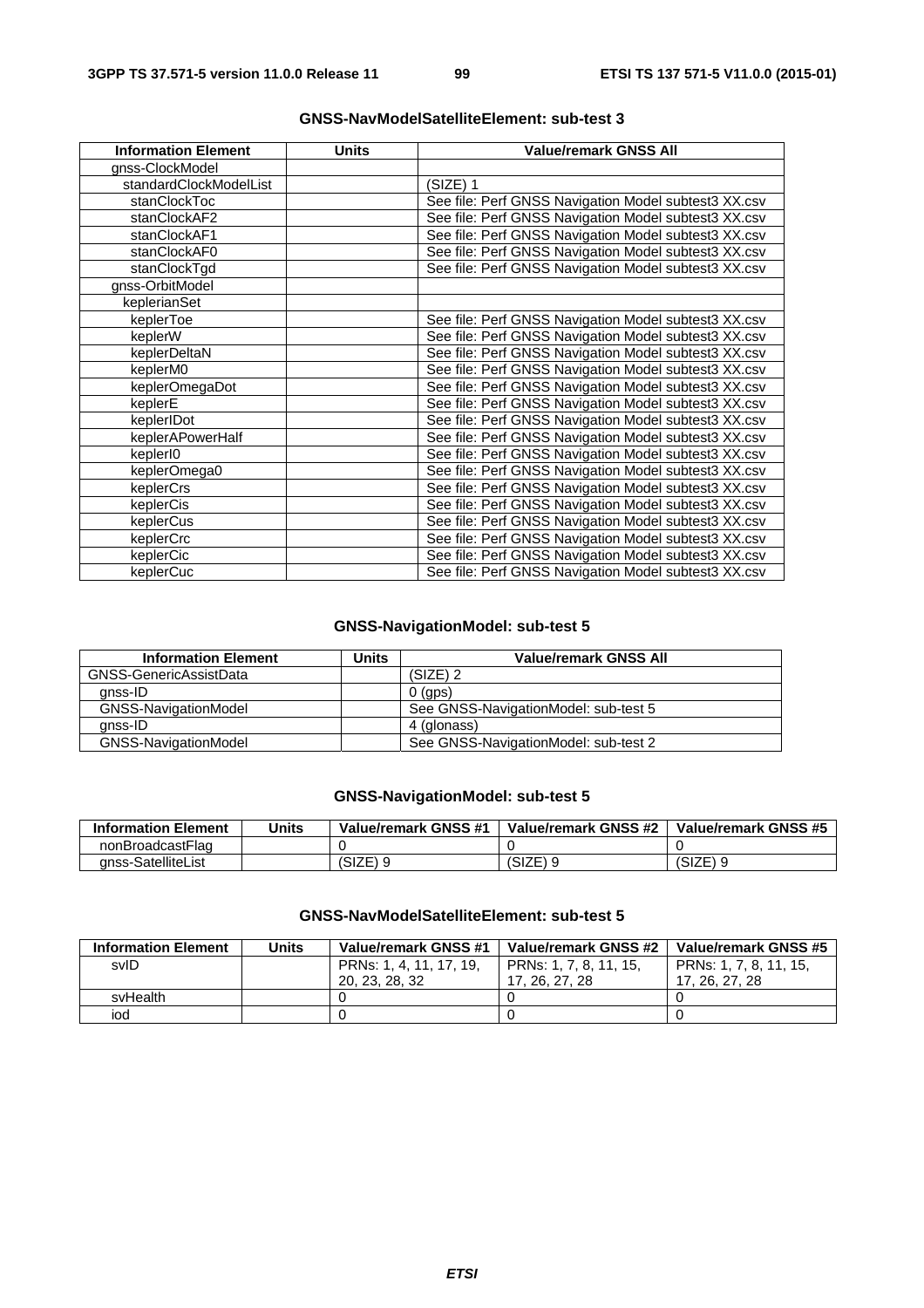**GNSS-NavModelSatelliteElement: sub-test 3**

| Information Element | Units | Value/remark GNSS All |
|---|---|---|
| gnss-ClockModel | | |
| standardClockModelList | | (SIZE) 1 |
| stanClockToc | | See file: Perf GNSS Navigation Model subtest3 XX.csv |
| stanClockAF2 | | See file: Perf GNSS Navigation Model subtest3 XX.csv |
| stanClockAF1 | | See file: Perf GNSS Navigation Model subtest3 XX.csv |
| stanClockAF0 | | See file: Perf GNSS Navigation Model subtest3 XX.csv |
| stanClockTgd | | See file: Perf GNSS Navigation Model subtest3 XX.csv |
| gnss-OrbitModel | | |
| keplerianSet | | |
| keplerToe | | See file: Perf GNSS Navigation Model subtest3 XX.csv |
| keplerW | | See file: Perf GNSS Navigation Model subtest3 XX.csv |
| keplerDeltaN | | See file: Perf GNSS Navigation Model subtest3 XX.csv |
| keplerM0 | | See file: Perf GNSS Navigation Model subtest3 XX.csv |
| keplerOmegaDot | | See file: Perf GNSS Navigation Model subtest3 XX.csv |
| keplerE | | See file: Perf GNSS Navigation Model subtest3 XX.csv |
| keplerIDot | | See file: Perf GNSS Navigation Model subtest3 XX.csv |
| keplerAPowerHalf | | See file: Perf GNSS Navigation Model subtest3 XX.csv |
| keplerI0 | | See file: Perf GNSS Navigation Model subtest3 XX.csv |
| keplerOmega0 | | See file: Perf GNSS Navigation Model subtest3 XX.csv |
| keplerCrs | | See file: Perf GNSS Navigation Model subtest3 XX.csv |
| keplerCis | | See file: Perf GNSS Navigation Model subtest3 XX.csv |
| keplerCus | | See file: Perf GNSS Navigation Model subtest3 XX.csv |
| keplerCrc | | See file: Perf GNSS Navigation Model subtest3 XX.csv |
| keplerCic | | See file: Perf GNSS Navigation Model subtest3 XX.csv |
| keplerCuc | | See file: Perf GNSS Navigation Model subtest3 XX.csv |

**GNSS-NavigationModel: sub-test 5**

| Information Element | Units | Value/remark GNSS All |
|---|---|---|
| GNSS-GenericAssistData | | (SIZE) 2 |
| gnss-ID | | 0 (gps) |
| GNSS-NavigationModel | | See GNSS-NavigationModel: sub-test 5 |
| gnss-ID | | 4 (glonass) |
| GNSS-NavigationModel | | See GNSS-NavigationModel: sub-test 2 |

**GNSS-NavigationModel: sub-test 5**

| Information Element | Units | Value/remark GNSS #1 | Value/remark GNSS #2 | Value/remark GNSS #5 |
|---|---|---|---|---|
| nonBroadcastFlag | | 0 | 0 | 0 |
| gnss-SatelliteList | | (SIZE) 9 | (SIZE) 9 | (SIZE) 9 |

**GNSS-NavModelSatelliteElement: sub-test 5**

| Information Element | Units | Value/remark GNSS #1 | Value/remark GNSS #2 | Value/remark GNSS #5 |
|---|---|---|---|---|
| svID | | PRNs: 1, 4, 11, 17, 19, 20, 23, 28, 32 | PRNs: 1, 7, 8, 11, 15, 17, 26, 27, 28 | PRNs: 1, 7, 8, 11, 15, 17, 26, 27, 28 |
| svHealth | | 0 | 0 | 0 |
| iod | | 0 | 0 | 0 |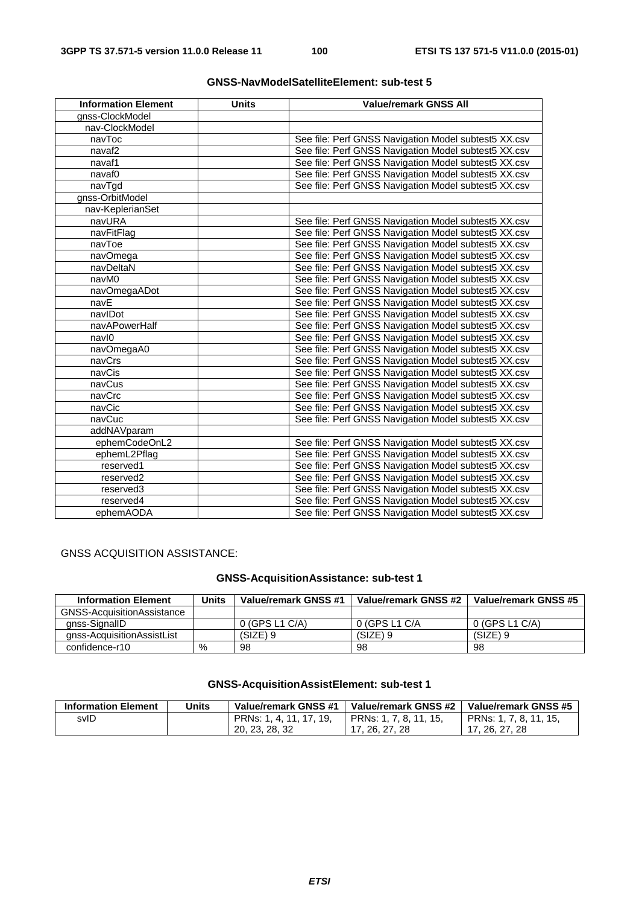**GNSS-NavModelSatelliteElement: sub-test 5**

| Information Element | Units | Value/remark GNSS All |
|---|---|---|
| gnss-ClockModel | | |
| nav-ClockModel | | |
| navToc | | See file: Perf GNSS Navigation Model subtest5 XX.csv |
| navaf2 | | See file: Perf GNSS Navigation Model subtest5 XX.csv |
| navaf1 | | See file: Perf GNSS Navigation Model subtest5 XX.csv |
| navaf0 | | See file: Perf GNSS Navigation Model subtest5 XX.csv |
| navTgd | | See file: Perf GNSS Navigation Model subtest5 XX.csv |
| gnss-OrbitModel | | |
| nav-KeplerianSet | | |
| navURA | | See file: Perf GNSS Navigation Model subtest5 XX.csv |
| navFitFlag | | See file: Perf GNSS Navigation Model subtest5 XX.csv |
| navToe | | See file: Perf GNSS Navigation Model subtest5 XX.csv |
| navOmega | | See file: Perf GNSS Navigation Model subtest5 XX.csv |
| navDeltaN | | See file: Perf GNSS Navigation Model subtest5 XX.csv |
| navM0 | | See file: Perf GNSS Navigation Model subtest5 XX.csv |
| navOmegaADot | | See file: Perf GNSS Navigation Model subtest5 XX.csv |
| navE | | See file: Perf GNSS Navigation Model subtest5 XX.csv |
| navIDot | | See file: Perf GNSS Navigation Model subtest5 XX.csv |
| navAPowerHalf | | See file: Perf GNSS Navigation Model subtest5 XX.csv |
| navI0 | | See file: Perf GNSS Navigation Model subtest5 XX.csv |
| navOmegaA0 | | See file: Perf GNSS Navigation Model subtest5 XX.csv |
| navCrs | | See file: Perf GNSS Navigation Model subtest5 XX.csv |
| navCis | | See file: Perf GNSS Navigation Model subtest5 XX.csv |
| navCus | | See file: Perf GNSS Navigation Model subtest5 XX.csv |
| navCrc | | See file: Perf GNSS Navigation Model subtest5 XX.csv |
| navCic | | See file: Perf GNSS Navigation Model subtest5 XX.csv |
| navCuc | | See file: Perf GNSS Navigation Model subtest5 XX.csv |
| addNAVparam | | |
| ephemCodeOnL2 | | See file: Perf GNSS Navigation Model subtest5 XX.csv |
| ephemL2Pflag | | See file: Perf GNSS Navigation Model subtest5 XX.csv |
| reserved1 | | See file: Perf GNSS Navigation Model subtest5 XX.csv |
| reserved2 | | See file: Perf GNSS Navigation Model subtest5 XX.csv |
| reserved3 | | See file: Perf GNSS Navigation Model subtest5 XX.csv |
| reserved4 | | See file: Perf GNSS Navigation Model subtest5 XX.csv |
| ephemAODA | | See file: Perf GNSS Navigation Model subtest5 XX.csv |

GNSS ACQUISITION ASSISTANCE:

**GNSS-AcquisitionAssistance: sub-test 1**

| Information Element | Units | Value/remark GNSS #1 | Value/remark GNSS #2 | Value/remark GNSS #5 |
|---|---|---|---|---|
| GNSS-AcquisitionAssistance | | | | |
| gnss-SignalID | | 0 (GPS L1 C/A) | 0 (GPS L1 C/A | 0 (GPS L1 C/A) |
| gnss-AcquisitionAssistList | | (SIZE) 9 | (SIZE) 9 | (SIZE) 9 |
| confidence-r10 | % | 98 | 98 | 98 |

**GNSS-AcquisitionAssistElement: sub-test 1**

| Information Element | Units | Value/remark GNSS #1 | Value/remark GNSS #2 | Value/remark GNSS #5 |
|---|---|---|---|---|
| svID | | PRNs: 1, 4, 11, 17, 19, 20, 23, 28, 32 | PRNs: 1, 7, 8, 11, 15, 17, 26, 27, 28 | PRNs: 1, 7, 8, 11, 15, 17, 26, 27, 28 |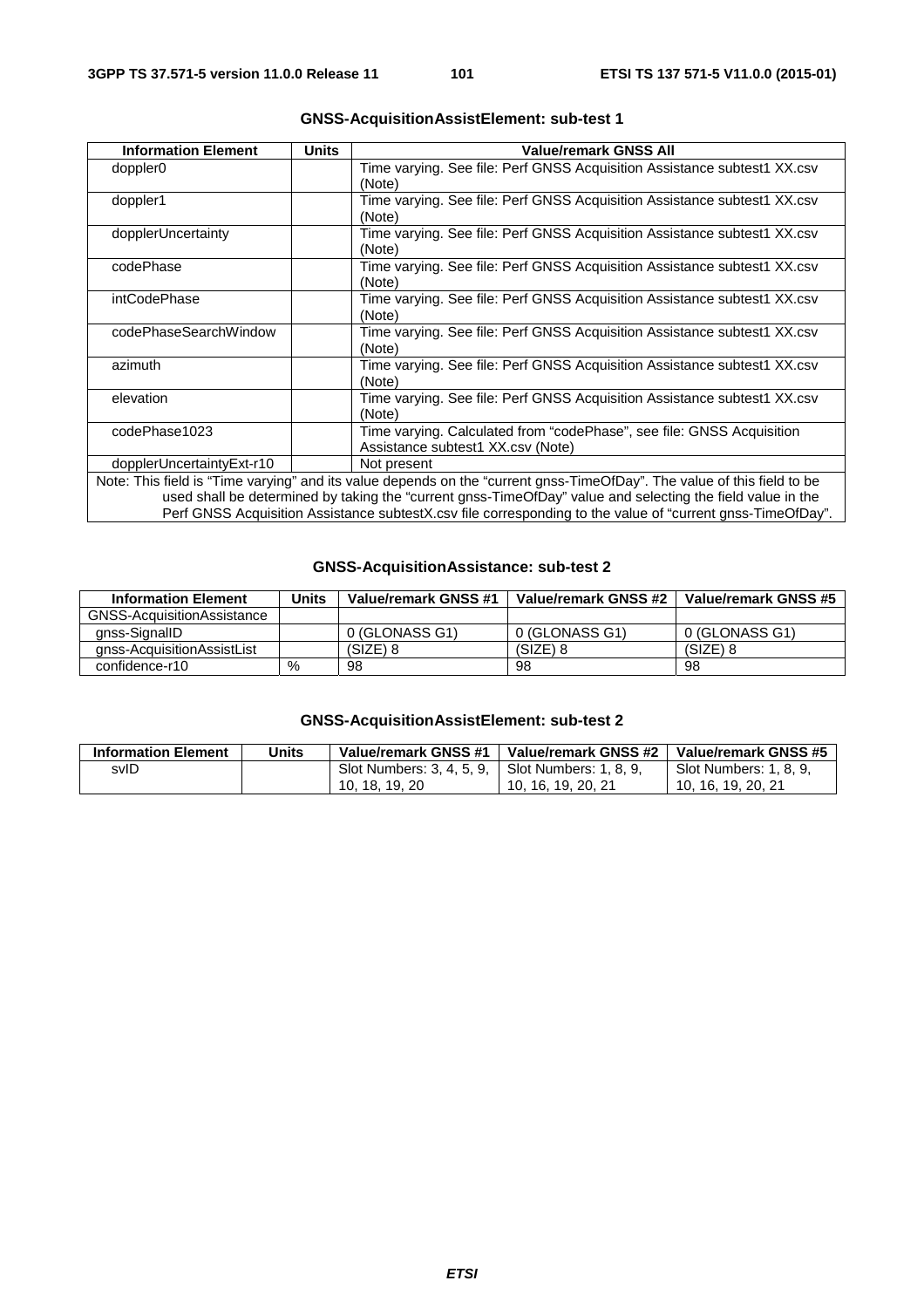**GNSS-AcquisitionAssistElement: sub-test 1**

| Information Element | Units | Value/remark GNSS All |
|---|---|---|
| doppler0 | | Time varying. See file: Perf GNSS Acquisition Assistance subtest1 XX.csv (Note) |
| doppler1 | | Time varying. See file: Perf GNSS Acquisition Assistance subtest1 XX.csv (Note) |
| dopplerUncertainty | | Time varying. See file: Perf GNSS Acquisition Assistance subtest1 XX.csv (Note) |
| codePhase | | Time varying. See file: Perf GNSS Acquisition Assistance subtest1 XX.csv (Note) |
| intCodePhase | | Time varying. See file: Perf GNSS Acquisition Assistance subtest1 XX.csv (Note) |
| codePhaseSearchWindow | | Time varying. See file: Perf GNSS Acquisition Assistance subtest1 XX.csv (Note) |
| azimuth | | Time varying. See file: Perf GNSS Acquisition Assistance subtest1 XX.csv (Note) |
| elevation | | Time varying. See file: Perf GNSS Acquisition Assistance subtest1 XX.csv (Note) |
| codePhase1023 | | Time varying. Calculated from "codePhase", see file: GNSS Acquisition Assistance subtest1 XX.csv (Note) |
| dopplerUncertaintyExt-r10 | | Not present |
| Note: This field is "Time varying" and its value depends on the "current gnss-TimeOfDay". The value of this field to be used shall be determined by taking the "current gnss-TimeOfDay" value and selecting the field value in the Perf GNSS Acquisition Assistance subtestX.csv file corresponding to the value of "current gnss-TimeOfDay". | | |

**GNSS-AcquisitionAssistance: sub-test 2**

| Information Element | Units | Value/remark GNSS #1 | Value/remark GNSS #2 | Value/remark GNSS #5 |
|---|---|---|---|---|
| GNSS-AcquisitionAssistance | | | | |
| gnss-SignalID | | 0 (GLONASS G1) | 0 (GLONASS G1) | 0 (GLONASS G1) |
| gnss-AcquisitionAssistList | | (SIZE) 8 | (SIZE) 8 | (SIZE) 8 |
| confidence-r10 | % | 98 | 98 | 98 |

**GNSS-AcquisitionAssistElement: sub-test 2**

| Information Element | Units | Value/remark GNSS #1 | Value/remark GNSS #2 | Value/remark GNSS #5 |
|---|---|---|---|---|
| svID | | Slot Numbers: 3, 4, 5, 9, 10, 18, 19, 20 | Slot Numbers: 1, 8, 9, 10, 16, 19, 20, 21 | Slot Numbers: 1, 8, 9, 10, 16, 19, 20, 21 |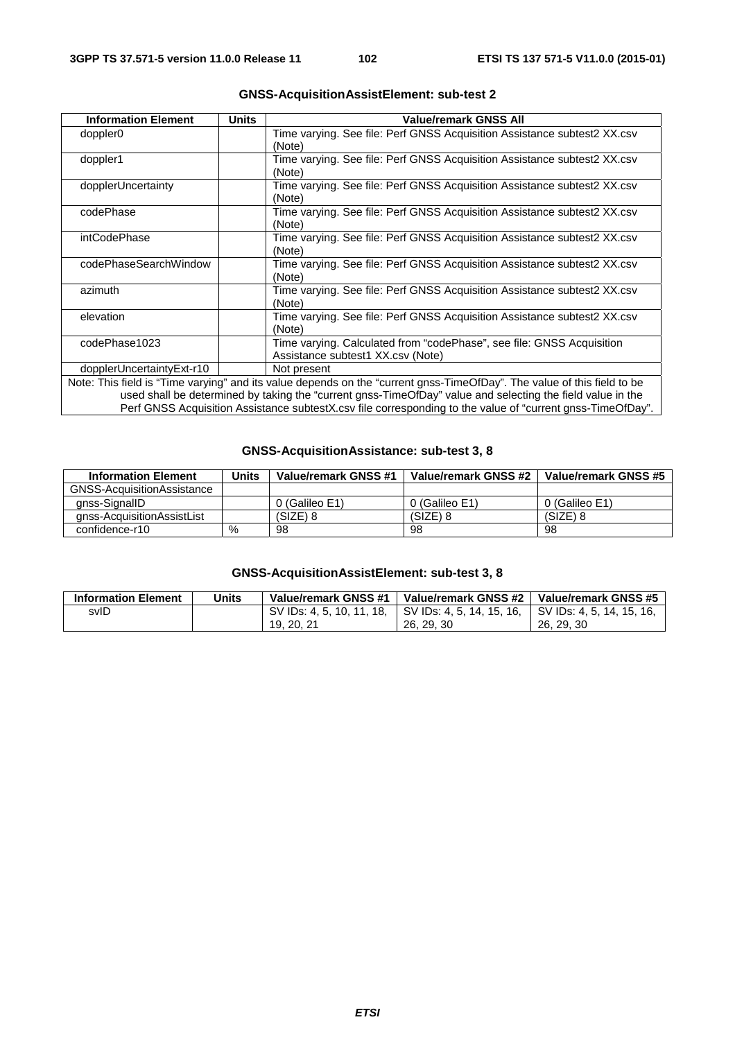**GNSS-AcquisitionAssistElement: sub-test 2**

| Information Element | Units | Value/remark GNSS All |
|---|---|---|
| doppler0 | | Time varying. See file: Perf GNSS Acquisition Assistance subtest2 XX.csv (Note) |
| doppler1 | | Time varying. See file: Perf GNSS Acquisition Assistance subtest2 XX.csv (Note) |
| dopplerUncertainty | | Time varying. See file: Perf GNSS Acquisition Assistance subtest2 XX.csv (Note) |
| codePhase | | Time varying. See file: Perf GNSS Acquisition Assistance subtest2 XX.csv (Note) |
| intCodePhase | | Time varying. See file: Perf GNSS Acquisition Assistance subtest2 XX.csv (Note) |
| codePhaseSearchWindow | | Time varying. See file: Perf GNSS Acquisition Assistance subtest2 XX.csv (Note) |
| azimuth | | Time varying. See file: Perf GNSS Acquisition Assistance subtest2 XX.csv (Note) |
| elevation | | Time varying. See file: Perf GNSS Acquisition Assistance subtest2 XX.csv (Note) |
| codePhase1023 | | Time varying. Calculated from "codePhase", see file: GNSS Acquisition Assistance subtest1 XX.csv (Note) |
| dopplerUncertaintyExt-r10 | | Not present |
| Note: This field is "Time varying" and its value depends on the "current gnss-TimeOfDay". The value of this field to be used shall be determined by taking the "current gnss-TimeOfDay" value and selecting the field value in the Perf GNSS Acquisition Assistance subtestX.csv file corresponding to the value of "current gnss-TimeOfDay". | | |

**GNSS-AcquisitionAssistance: sub-test 3, 8**

| Information Element | Units | Value/remark GNSS #1 | Value/remark GNSS #2 | Value/remark GNSS #5 |
|---|---|---|---|---|
| GNSS-AcquisitionAssistance | | | | |
| gnss-SignalID | | 0 (Galileo E1) | 0 (Galileo E1) | 0 (Galileo E1) |
| gnss-AcquisitionAssistList | | (SIZE) 8 | (SIZE) 8 | (SIZE) 8 |
| confidence-r10 | % | 98 | 98 | 98 |

**GNSS-AcquisitionAssistElement: sub-test 3, 8**

| Information Element | Units | Value/remark GNSS #1 | Value/remark GNSS #2 | Value/remark GNSS #5 |
|---|---|---|---|---|
| svID | | SV IDs: 4, 5, 10, 11, 18, 19, 20, 21 | SV IDs: 4, 5, 14, 15, 16, 26, 29, 30 | SV IDs: 4, 5, 14, 15, 16, 26, 29, 30 |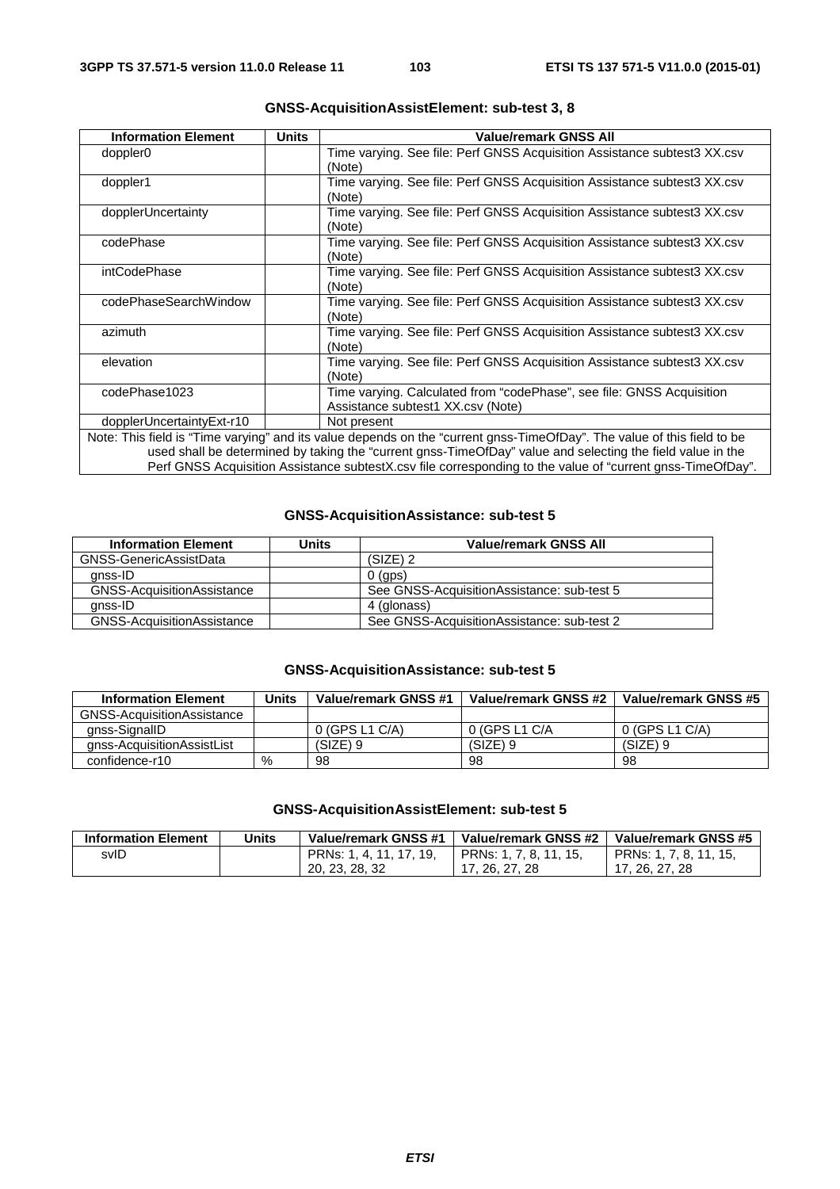### GNSS-AcquisitionAssistElement: sub-test 3, 8

| Information Element | Units | Value/remark GNSS All |
|---|---|---|
| doppler0 | | Time varying. See file: Perf GNSS Acquisition Assistance subtest3 XX.csv (Note) |
| doppler1 | | Time varying. See file: Perf GNSS Acquisition Assistance subtest3 XX.csv (Note) |
| dopplerUncertainty | | Time varying. See file: Perf GNSS Acquisition Assistance subtest3 XX.csv (Note) |
| codePhase | | Time varying. See file: Perf GNSS Acquisition Assistance subtest3 XX.csv (Note) |
| intCodePhase | | Time varying. See file: Perf GNSS Acquisition Assistance subtest3 XX.csv (Note) |
| codePhaseSearchWindow | | Time varying. See file: Perf GNSS Acquisition Assistance subtest3 XX.csv (Note) |
| azimuth | | Time varying. See file: Perf GNSS Acquisition Assistance subtest3 XX.csv (Note) |
| elevation | | Time varying. See file: Perf GNSS Acquisition Assistance subtest3 XX.csv (Note) |
| codePhase1023 | | Time varying. Calculated from "codePhase", see file: GNSS Acquisition Assistance subtest1 XX.csv (Note) |
| dopplerUncertaintyExt-r10 | | Not present |
| Note: This field is "Time varying" and its value depends on the "current gnss-TimeOfDay". The value of this field to be used shall be determined by taking the "current gnss-TimeOfDay" value and selecting the field value in the Perf GNSS Acquisition Assistance subtestX.csv file corresponding to the value of "current gnss-TimeOfDay". | | |

### GNSS-AcquisitionAssistance: sub-test 5

| Information Element | Units | Value/remark GNSS All |
|---|---|---|
| GNSS-GenericAssistData | | (SIZE) 2 |
| gnss-ID | | 0 (gps) |
| GNSS-AcquisitionAssistance | | See GNSS-AcquisitionAssistance: sub-test 5 |
| gnss-ID | | 4 (glonass) |
| GNSS-AcquisitionAssistance | | See GNSS-AcquisitionAssistance: sub-test 2 |

### GNSS-AcquisitionAssistance: sub-test 5

| Information Element | Units | Value/remark GNSS #1 | Value/remark GNSS #2 | Value/remark GNSS #5 |
|---|---|---|---|---|
| GNSS-AcquisitionAssistance | | | | |
| gnss-SignalID | | 0 (GPS L1 C/A) | 0 (GPS L1 C/A | 0 (GPS L1 C/A) |
| gnss-AcquisitionAssistList | | (SIZE) 9 | (SIZE) 9 | (SIZE) 9 |
| confidence-r10 | % | 98 | 98 | 98 |

### GNSS-AcquisitionAssistElement: sub-test 5

| Information Element | Units | Value/remark GNSS #1 | Value/remark GNSS #2 | Value/remark GNSS #5 |
|---|---|---|---|---|
| svID | | PRNs: 1, 4, 11, 17, 19, 20, 23, 28, 32 | PRNs: 1, 7, 8, 11, 15, 17, 26, 27, 28 | PRNs: 1, 7, 8, 11, 15, 17, 26, 27, 28 |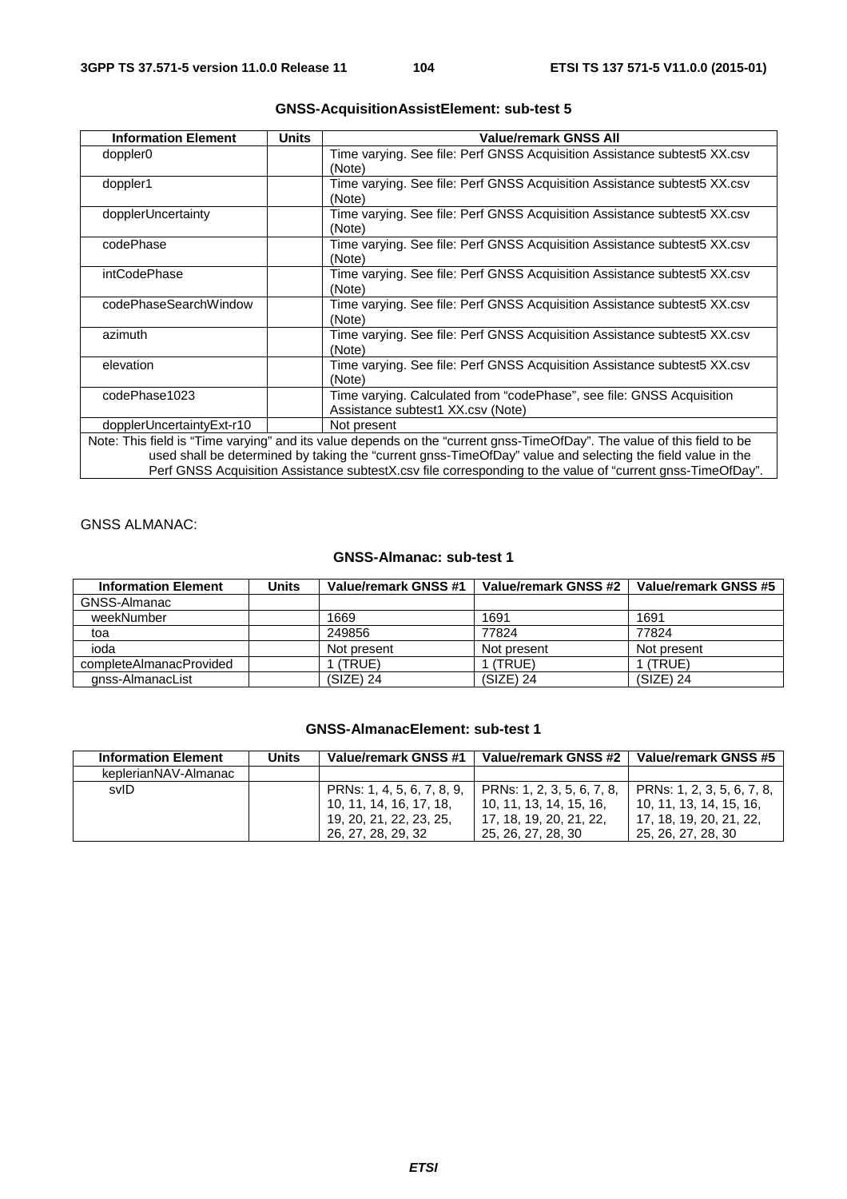**GNSS-AcquisitionAssistElement: sub-test 5**

| Information Element | Units | Value/remark GNSS All |
|---|---|---|
| doppler0 | | Time varying. See file: Perf GNSS Acquisition Assistance subtest5 XX.csv (Note) |
| doppler1 | | Time varying. See file: Perf GNSS Acquisition Assistance subtest5 XX.csv (Note) |
| dopplerUncertainty | | Time varying. See file: Perf GNSS Acquisition Assistance subtest5 XX.csv (Note) |
| codePhase | | Time varying. See file: Perf GNSS Acquisition Assistance subtest5 XX.csv (Note) |
| intCodePhase | | Time varying. See file: Perf GNSS Acquisition Assistance subtest5 XX.csv (Note) |
| codePhaseSearchWindow | | Time varying. See file: Perf GNSS Acquisition Assistance subtest5 XX.csv (Note) |
| azimuth | | Time varying. See file: Perf GNSS Acquisition Assistance subtest5 XX.csv (Note) |
| elevation | | Time varying. See file: Perf GNSS Acquisition Assistance subtest5 XX.csv (Note) |
| codePhase1023 | | Time varying. Calculated from "codePhase", see file: GNSS Acquisition Assistance subtest1 XX.csv (Note) |
| dopplerUncertaintyExt-r10 | | Not present |
| Note: This field is "Time varying" and its value depends on the "current gnss-TimeOfDay". The value of this field to be used shall be determined by taking the "current gnss-TimeOfDay" value and selecting the field value in the Perf GNSS Acquisition Assistance subtestX.csv file corresponding to the value of "current gnss-TimeOfDay". | | |

GNSS ALMANAC:

**GNSS-Almanac: sub-test 1**

| Information Element | Units | Value/remark GNSS #1 | Value/remark GNSS #2 | Value/remark GNSS #5 |
|---|---|---|---|---|
| GNSS-Almanac | | | | |
| weekNumber | | 1669 | 1691 | 1691 |
| toa | | 249856 | 77824 | 77824 |
| ioda | | Not present | Not present | Not present |
| completeAlmanacProvided | | 1 (TRUE) | 1 (TRUE) | 1 (TRUE) |
| gnss-AlmanacList | | (SIZE) 24 | (SIZE) 24 | (SIZE) 24 |

**GNSS-AlmanacElement: sub-test 1**

| Information Element | Units | Value/remark GNSS #1 | Value/remark GNSS #2 | Value/remark GNSS #5 |
|---|---|---|---|---|
| keplerianNAV-Almanac | | | | |
| svID | | PRNs: 1, 4, 5, 6, 7, 8, 9, 10, 11, 14, 16, 17, 18, 19, 20, 21, 22, 23, 25, 26, 27, 28, 29, 32 | PRNs: 1, 2, 3, 5, 6, 7, 8, 10, 11, 13, 14, 15, 16, 17, 18, 19, 20, 21, 22, 25, 26, 27, 28, 30 | PRNs: 1, 2, 3, 5, 6, 7, 8, 10, 11, 13, 14, 15, 16, 17, 18, 19, 20, 21, 22, 25, 26, 27, 28, 30 |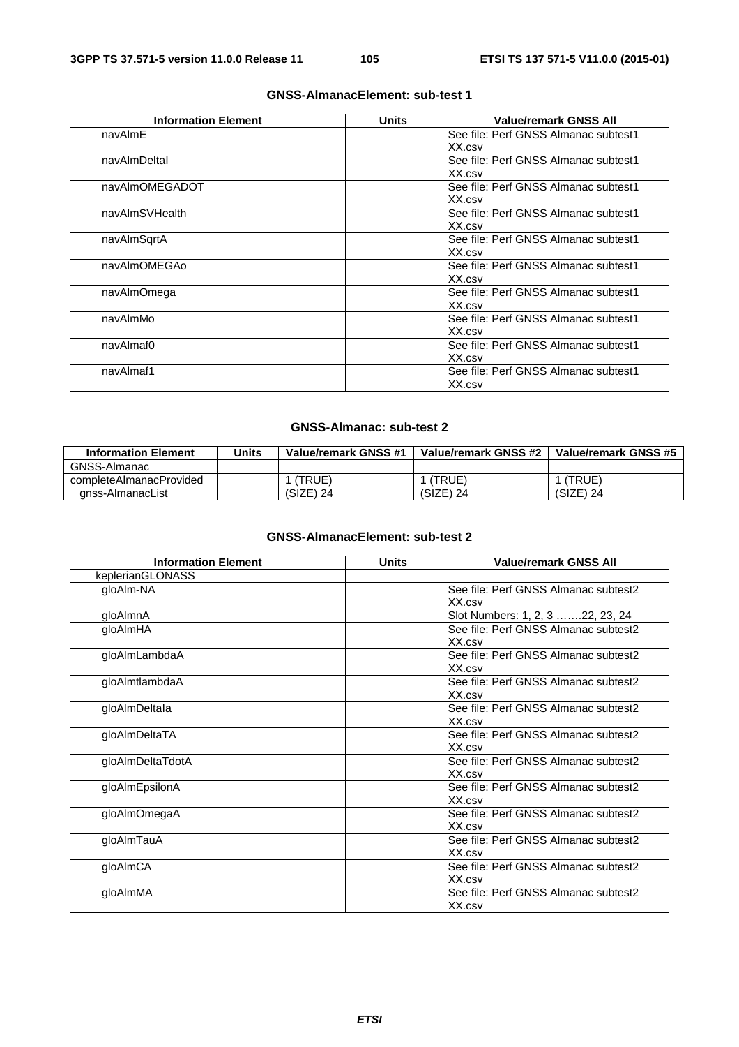**GNSS-AlmanacElement: sub-test 1**

| Information Element | Units | Value/remark GNSS All |
|---|---|---|
| navAlmE | | See file: Perf GNSS Almanac subtest1 XX.csv |
| navAlmDeltaI | | See file: Perf GNSS Almanac subtest1 XX.csv |
| navAlmOMEGADOT | | See file: Perf GNSS Almanac subtest1 XX.csv |
| navAlmSVHealth | | See file: Perf GNSS Almanac subtest1 XX.csv |
| navAlmSqrtA | | See file: Perf GNSS Almanac subtest1 XX.csv |
| navAlmOMEGAo | | See file: Perf GNSS Almanac subtest1 XX.csv |
| navAlmOmega | | See file: Perf GNSS Almanac subtest1 XX.csv |
| navAlmMo | | See file: Perf GNSS Almanac subtest1 XX.csv |
| navAlmaf0 | | See file: Perf GNSS Almanac subtest1 XX.csv |
| navAlmaf1 | | See file: Perf GNSS Almanac subtest1 XX.csv |

**GNSS-Almanac: sub-test 2**

| Information Element | Units | Value/remark GNSS #1 | Value/remark GNSS #2 | Value/remark GNSS #5 |
|---|---|---|---|---|
| GNSS-Almanac | | | | |
| completeAlmanacProvided | | 1 (TRUE) | 1 (TRUE) | 1 (TRUE) |
| gnss-AlmanacList | | (SIZE) 24 | (SIZE) 24 | (SIZE) 24 |

**GNSS-AlmanacElement: sub-test 2**

| Information Element | Units | Value/remark GNSS All |
|---|---|---|
| keplerianGLONASS | | |
| gloAlm-NA | | See file: Perf GNSS Almanac subtest2 XX.csv |
| gloAlmnA | | Slot Numbers: 1, 2, 3 …….22, 23, 24 |
| gloAlmHA | | See file: Perf GNSS Almanac subtest2 XX.csv |
| gloAlmLambdaA | | See file: Perf GNSS Almanac subtest2 XX.csv |
| gloAlmtlambdaA | | See file: Perf GNSS Almanac subtest2 XX.csv |
| gloAlmDeltaIa | | See file: Perf GNSS Almanac subtest2 XX.csv |
| gloAlmDeltaTA | | See file: Perf GNSS Almanac subtest2 XX.csv |
| gloAlmDeltaTdotA | | See file: Perf GNSS Almanac subtest2 XX.csv |
| gloAlmEpsilonA | | See file: Perf GNSS Almanac subtest2 XX.csv |
| gloAlmOmegaA | | See file: Perf GNSS Almanac subtest2 XX.csv |
| gloAlmTauA | | See file: Perf GNSS Almanac subtest2 XX.csv |
| gloAlmCA | | See file: Perf GNSS Almanac subtest2 XX.csv |
| gloAlmMA | | See file: Perf GNSS Almanac subtest2 XX.csv |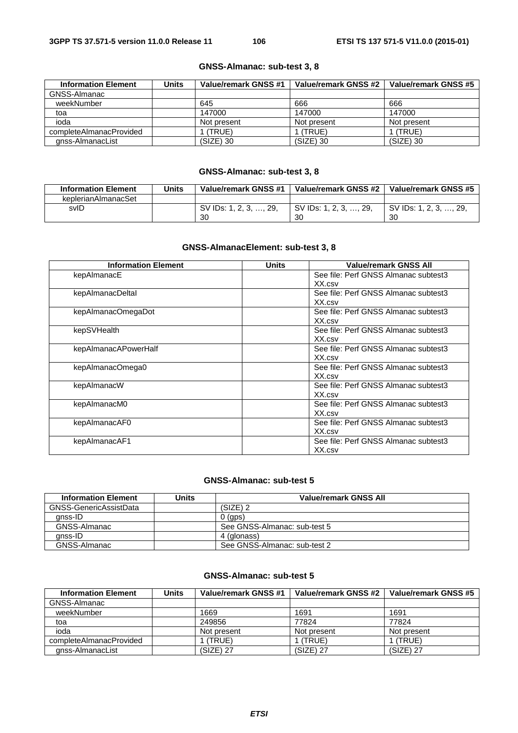### GNSS-Almanac: sub-test 3, 8

| Information Element | Units | Value/remark GNSS #1 | Value/remark GNSS #2 | Value/remark GNSS #5 |
|---|---|---|---|---|
| GNSS-Almanac | | | | |
| weekNumber | | 645 | 666 | 666 |
| toa | | 147000 | 147000 | 147000 |
| ioda | | Not present | Not present | Not present |
| completeAlmanacProvided | | 1 (TRUE) | 1 (TRUE) | 1 (TRUE) |
| gnss-AlmanacList | | (SIZE) 30 | (SIZE) 30 | (SIZE) 30 |

### GNSS-Almanac: sub-test 3, 8

| Information Element | Units | Value/remark GNSS #1 | Value/remark GNSS #2 | Value/remark GNSS #5 |
|---|---|---|---|---|
| keplerianAlmanacSet | | | | |
| svID | | SV IDs: 1, 2, 3, …, 29, 30 | SV IDs: 1, 2, 3, …, 29, 30 | SV IDs: 1, 2, 3, …, 29, 30 |

### GNSS-AlmanacElement: sub-test 3, 8

| Information Element | Units | Value/remark GNSS All |
|---|---|---|
| kepAlmanacE | | See file: Perf GNSS Almanac subtest3 XX.csv |
| kepAlmanacDeltaI | | See file: Perf GNSS Almanac subtest3 XX.csv |
| kepAlmanacOmegaDot | | See file: Perf GNSS Almanac subtest3 XX.csv |
| kepSVHealth | | See file: Perf GNSS Almanac subtest3 XX.csv |
| kepAlmanacAPowerHalf | | See file: Perf GNSS Almanac subtest3 XX.csv |
| kepAlmanacOmega0 | | See file: Perf GNSS Almanac subtest3 XX.csv |
| kepAlmanacW | | See file: Perf GNSS Almanac subtest3 XX.csv |
| kepAlmanacM0 | | See file: Perf GNSS Almanac subtest3 XX.csv |
| kepAlmanacAF0 | | See file: Perf GNSS Almanac subtest3 XX.csv |
| kepAlmanacAF1 | | See file: Perf GNSS Almanac subtest3 XX.csv |

### GNSS-Almanac: sub-test 5

| Information Element | Units | Value/remark GNSS All |
|---|---|---|
| GNSS-GenericAssistData | | (SIZE) 2 |
| gnss-ID | | 0 (gps) |
| GNSS-Almanac | | See GNSS-Almanac: sub-test 5 |
| gnss-ID | | 4 (glonass) |
| GNSS-Almanac | | See GNSS-Almanac: sub-test 2 |

### GNSS-Almanac: sub-test 5

| Information Element | Units | Value/remark GNSS #1 | Value/remark GNSS #2 | Value/remark GNSS #5 |
|---|---|---|---|---|
| GNSS-Almanac | | | | |
| weekNumber | | 1669 | 1691 | 1691 |
| toa | | 249856 | 77824 | 77824 |
| ioda | | Not present | Not present | Not present |
| completeAlmanacProvided | | 1 (TRUE) | 1 (TRUE) | 1 (TRUE) |
| gnss-AlmanacList | | (SIZE) 27 | (SIZE) 27 | (SIZE) 27 |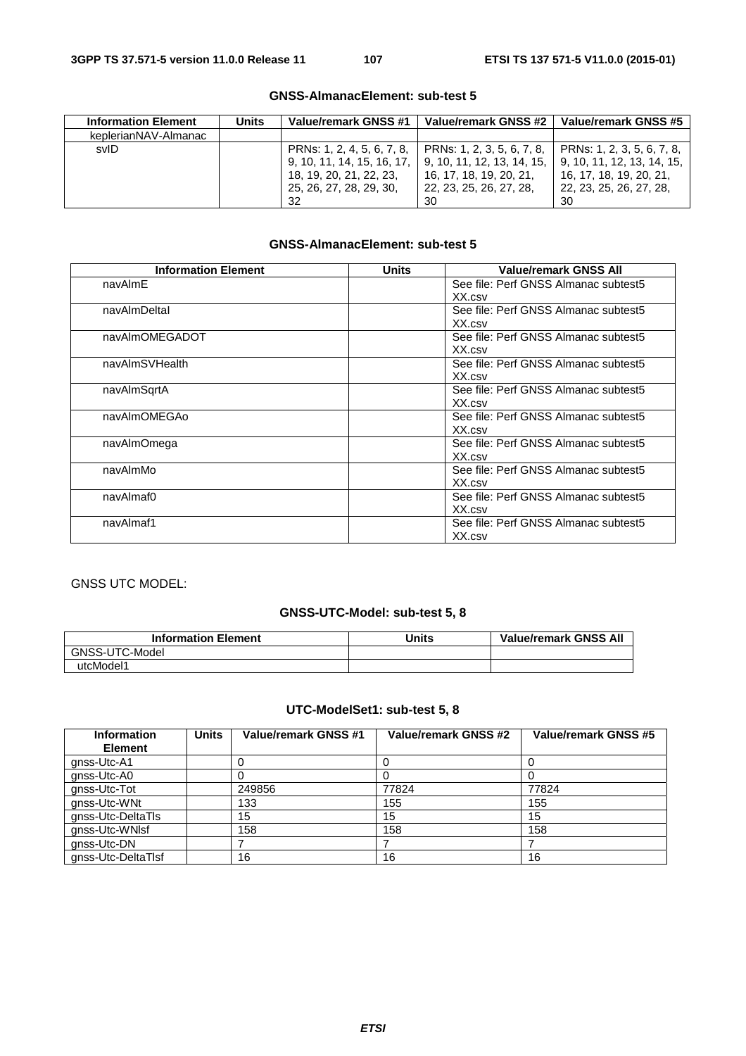**GNSS-AlmanacElement: sub-test 5**

| Information Element | Units | Value/remark GNSS #1 | Value/remark GNSS #2 | Value/remark GNSS #5 |
|---|---|---|---|---|
| keplerianNAV-Almanac | | | | |
| svID | | PRNs: 1, 2, 4, 5, 6, 7, 8, 9, 10, 11, 14, 15, 16, 17, 18, 19, 20, 21, 22, 23, 25, 26, 27, 28, 29, 30, 32 | PRNs: 1, 2, 3, 5, 6, 7, 8, 9, 10, 11, 12, 13, 14, 15, 16, 17, 18, 19, 20, 21, 22, 23, 25, 26, 27, 28, 30 | PRNs: 1, 2, 3, 5, 6, 7, 8, 9, 10, 11, 12, 13, 14, 15, 16, 17, 18, 19, 20, 21, 22, 23, 25, 26, 27, 28, 30 |

**GNSS-AlmanacElement: sub-test 5**

| Information Element | Units | Value/remark GNSS All |
|---|---|---|
| navAlmE | | See file: Perf GNSS Almanac subtest5 XX.csv |
| navAlmDeltaI | | See file: Perf GNSS Almanac subtest5 XX.csv |
| navAlmOMEGADOT | | See file: Perf GNSS Almanac subtest5 XX.csv |
| navAlmSVHealth | | See file: Perf GNSS Almanac subtest5 XX.csv |
| navAlmSqrtA | | See file: Perf GNSS Almanac subtest5 XX.csv |
| navAlmOMEGAo | | See file: Perf GNSS Almanac subtest5 XX.csv |
| navAlmOmega | | See file: Perf GNSS Almanac subtest5 XX.csv |
| navAlmMo | | See file: Perf GNSS Almanac subtest5 XX.csv |
| navAlmaf0 | | See file: Perf GNSS Almanac subtest5 XX.csv |
| navAlmaf1 | | See file: Perf GNSS Almanac subtest5 XX.csv |

GNSS UTC MODEL:

**GNSS-UTC-Model: sub-test 5, 8**

| Information Element | Units | Value/remark GNSS All |
|---|---|---|
| GNSS-UTC-Model | | |
| utcModel1 | | |

**UTC-ModelSet1: sub-test 5, 8**

| Information Element | Units | Value/remark GNSS #1 | Value/remark GNSS #2 | Value/remark GNSS #5 |
|---|---|---|---|---|
| gnss-Utc-A1 | | 0 | 0 | 0 |
| gnss-Utc-A0 | | 0 | 0 | 0 |
| gnss-Utc-Tot | | 249856 | 77824 | 77824 |
| gnss-Utc-WNt | | 133 | 155 | 155 |
| gnss-Utc-DeltaTls | | 15 | 15 | 15 |
| gnss-Utc-WNlsf | | 158 | 158 | 158 |
| gnss-Utc-DN | | 7 | 7 | 7 |
| gnss-Utc-DeltaTlsf | | 16 | 16 | 16 |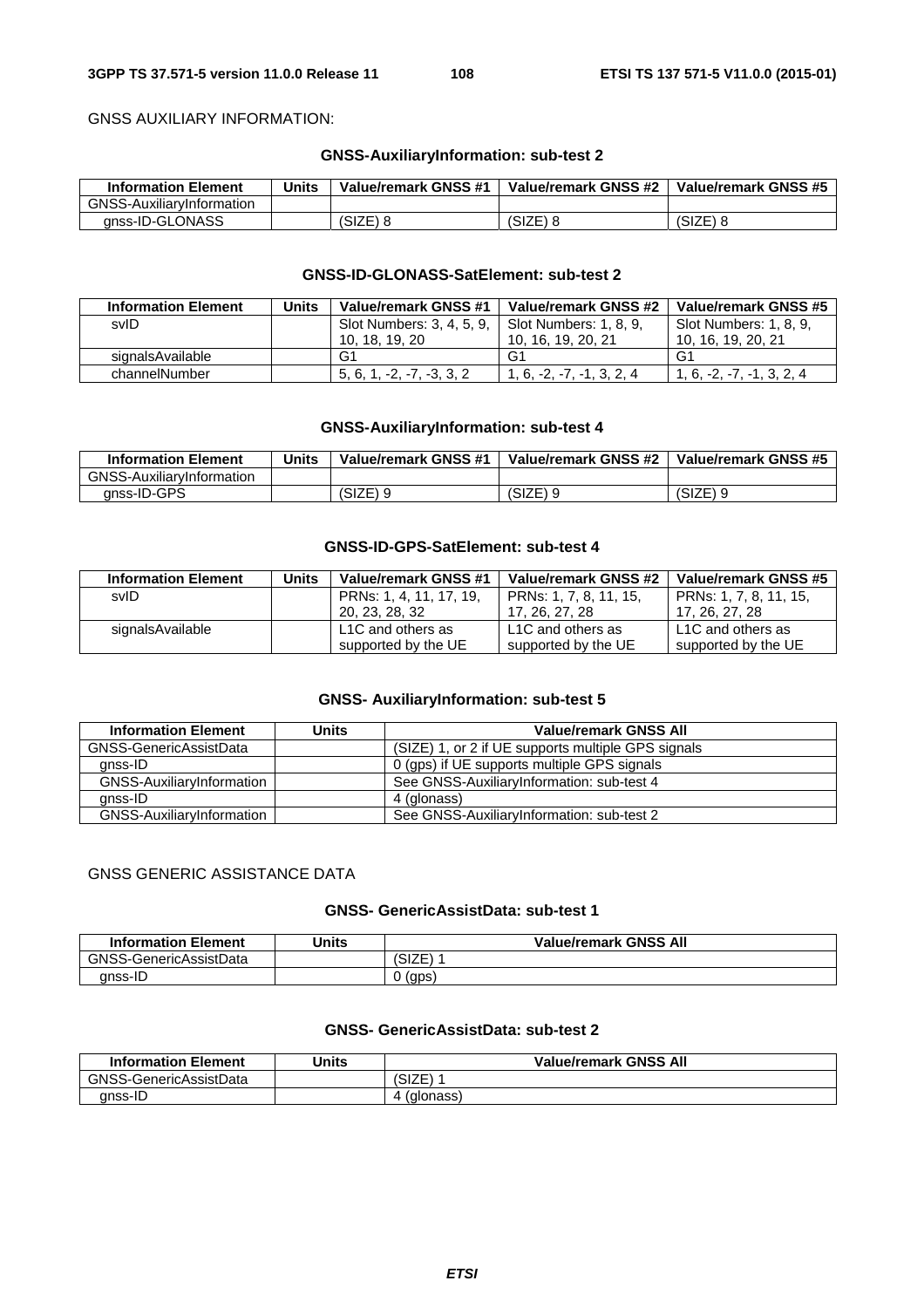GNSS AUXILIARY INFORMATION:

**GNSS-AuxiliaryInformation: sub-test 2**

| Information Element | Units | Value/remark GNSS #1 | Value/remark GNSS #2 | Value/remark GNSS #5 |
|---|---|---|---|---|
| GNSS-AuxiliaryInformation | | | | |
| gnss-ID-GLONASS | | (SIZE) 8 | (SIZE) 8 | (SIZE) 8 |

**GNSS-ID-GLONASS-SatElement: sub-test 2**

| Information Element | Units | Value/remark GNSS #1 | Value/remark GNSS #2 | Value/remark GNSS #5 |
|---|---|---|---|---|
| svID | | Slot Numbers: 3, 4, 5, 9, 10, 18, 19, 20 | Slot Numbers: 1, 8, 9, 10, 16, 19, 20, 21 | Slot Numbers: 1, 8, 9, 10, 16, 19, 20, 21 |
| signalsAvailable | | G1 | G1 | G1 |
| channelNumber | | 5, 6, 1, -2, -7, -3, 3, 2 | 1, 6, -2, -7, -1, 3, 2, 4 | 1, 6, -2, -7, -1, 3, 2, 4 |

**GNSS-AuxiliaryInformation: sub-test 4**

| Information Element | Units | Value/remark GNSS #1 | Value/remark GNSS #2 | Value/remark GNSS #5 |
|---|---|---|---|---|
| GNSS-AuxiliaryInformation | | | | |
| gnss-ID-GPS | | (SIZE) 9 | (SIZE) 9 | (SIZE) 9 |

**GNSS-ID-GPS-SatElement: sub-test 4**

| Information Element | Units | Value/remark GNSS #1 | Value/remark GNSS #2 | Value/remark GNSS #5 |
|---|---|---|---|---|
| svID | | PRNs: 1, 4, 11, 17, 19, 20, 23, 28, 32 | PRNs: 1, 7, 8, 11, 15, 17, 26, 27, 28 | PRNs: 1, 7, 8, 11, 15, 17, 26, 27, 28 |
| signalsAvailable | | L1C and others as supported by the UE | L1C and others as supported by the UE | L1C and others as supported by the UE |

**GNSS- AuxiliaryInformation: sub-test 5**

| Information Element | Units | Value/remark GNSS All |
|---|---|---|
| GNSS-GenericAssistData | | (SIZE) 1, or 2 if UE supports multiple GPS signals |
| gnss-ID | | 0 (gps) if UE supports multiple GPS signals |
| GNSS-AuxiliaryInformation | | See GNSS-AuxiliaryInformation: sub-test 4 |
| gnss-ID | | 4 (glonass) |
| GNSS-AuxiliaryInformation | | See GNSS-AuxiliaryInformation: sub-test 2 |

GNSS GENERIC ASSISTANCE DATA

**GNSS- GenericAssistData: sub-test 1**

| Information Element | Units | Value/remark GNSS All |
|---|---|---|
| GNSS-GenericAssistData | | (SIZE) 1 |
| gnss-ID | | 0 (gps) |

**GNSS- GenericAssistData: sub-test 2**

| Information Element | Units | Value/remark GNSS All |
|---|---|---|
| GNSS-GenericAssistData | | (SIZE) 1 |
| gnss-ID | | 4 (glonass) |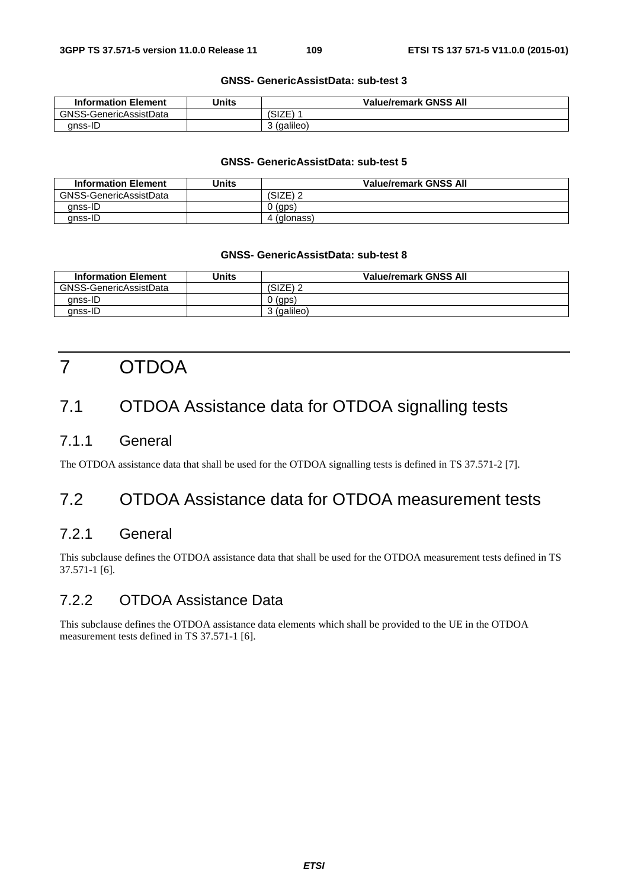**GNSS- GenericAssistData: sub-test 3**

| Information Element | Units | Value/remark GNSS All |
|---|---|---|
| GNSS-GenericAssistData | | (SIZE) 1 |
| gnss-ID | | 3 (galileo) |

**GNSS- GenericAssistData: sub-test 5**

| Information Element | Units | Value/remark GNSS All |
|---|---|---|
| GNSS-GenericAssistData | | (SIZE) 2 |
| gnss-ID | | 0 (gps) |
| gnss-ID | | 4 (glonass) |

**GNSS- GenericAssistData: sub-test 8**

| Information Element | Units | Value/remark GNSS All |
|---|---|---|
| GNSS-GenericAssistData | | (SIZE) 2 |
| gnss-ID | | 0 (gps) |
| gnss-ID | | 3 (galileo) |

# 7 OTDOA

## 7.1 OTDOA Assistance data for OTDOA signalling tests

### 7.1.1 General

The OTDOA assistance data that shall be used for the OTDOA signalling tests is defined in TS 37.571-2 [7].

## 7.2 OTDOA Assistance data for OTDOA measurement tests

### 7.2.1 General

This subclause defines the OTDOA assistance data that shall be used for the OTDOA measurement tests defined in TS 37.571-1 [6].

### 7.2.2 OTDOA Assistance Data

This subclause defines the OTDOA assistance data elements which shall be provided to the UE in the OTDOA measurement tests defined in TS 37.571-1 [6].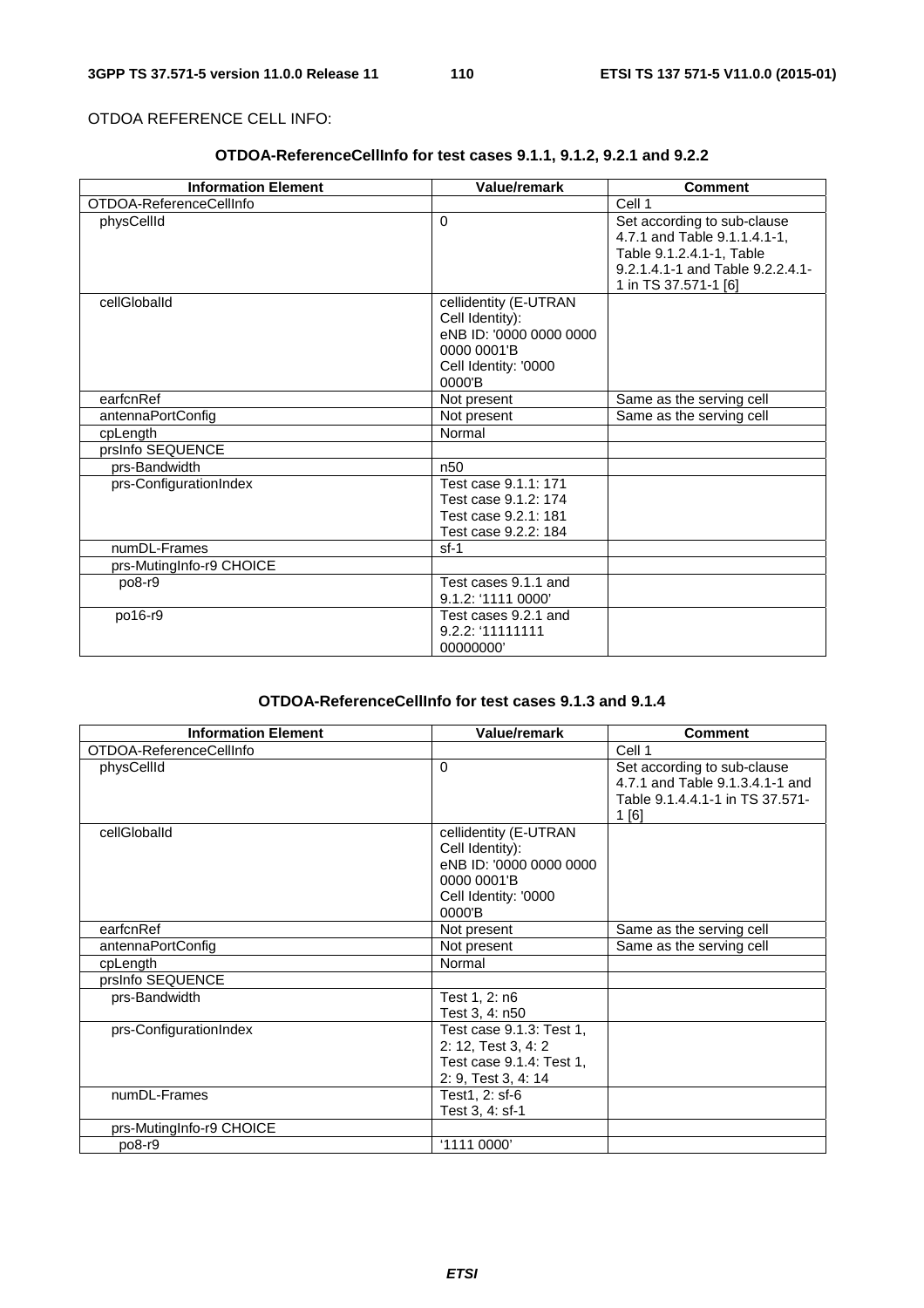OTDOA REFERENCE CELL INFO:

**OTDOA-ReferenceCellInfo for test cases 9.1.1, 9.1.2, 9.2.1 and 9.2.2**

| Information Element | Value/remark | Comment |
|---|---|---|
| OTDOA-ReferenceCellInfo | | Cell 1 |
| physCellId | 0 | Set according to sub-clause 4.7.1 and Table 9.1.1.4.1-1, Table 9.1.2.4.1-1, Table 9.2.1.4.1-1 and Table 9.2.2.4.1-1 in TS 37.571-1 [6] |
| cellGlobalId | cellidentity (E-UTRAN Cell Identity): eNB ID: '0000 0000 0000 0000 0001'B Cell Identity: '0000 0000'B | |
| earfcnRef | Not present | Same as the serving cell |
| antennaPortConfig | Not present | Same as the serving cell |
| cpLength | Normal | |
| prsInfo SEQUENCE | | |
| prs-Bandwidth | n50 | |
| prs-ConfigurationIndex | Test case 9.1.1: 171 Test case 9.1.2: 174 Test case 9.2.1: 181 Test case 9.2.2: 184 | |
| numDL-Frames | sf-1 | |
| prs-MutingInfo-r9 CHOICE | | |
| po8-r9 | Test cases 9.1.1 and 9.1.2: '1111 0000' | |
| po16-r9 | Test cases 9.2.1 and 9.2.2: '11111111 00000000' | |

**OTDOA-ReferenceCellInfo for test cases 9.1.3 and 9.1.4**

| Information Element | Value/remark | Comment |
|---|---|---|
| OTDOA-ReferenceCellInfo | | Cell 1 |
| physCellId | 0 | Set according to sub-clause 4.7.1 and Table 9.1.3.4.1-1 and Table 9.1.4.4.1-1 in TS 37.571-1 [6] |
| cellGlobalId | cellidentity (E-UTRAN Cell Identity): eNB ID: '0000 0000 0000 0000 0001'B Cell Identity: '0000 0000'B | |
| earfcnRef | Not present | Same as the serving cell |
| antennaPortConfig | Not present | Same as the serving cell |
| cpLength | Normal | |
| prsInfo SEQUENCE | | |
| prs-Bandwidth | Test 1, 2: n6 Test 3, 4: n50 | |
| prs-ConfigurationIndex | Test case 9.1.3: Test 1, 2: 12, Test 3, 4: 2 Test case 9.1.4: Test 1, 2: 9, Test 3, 4: 14 | |
| numDL-Frames | Test1, 2: sf-6 Test 3, 4: sf-1 | |
| prs-MutingInfo-r9 CHOICE | | |
| po8-r9 | '1111 0000' | |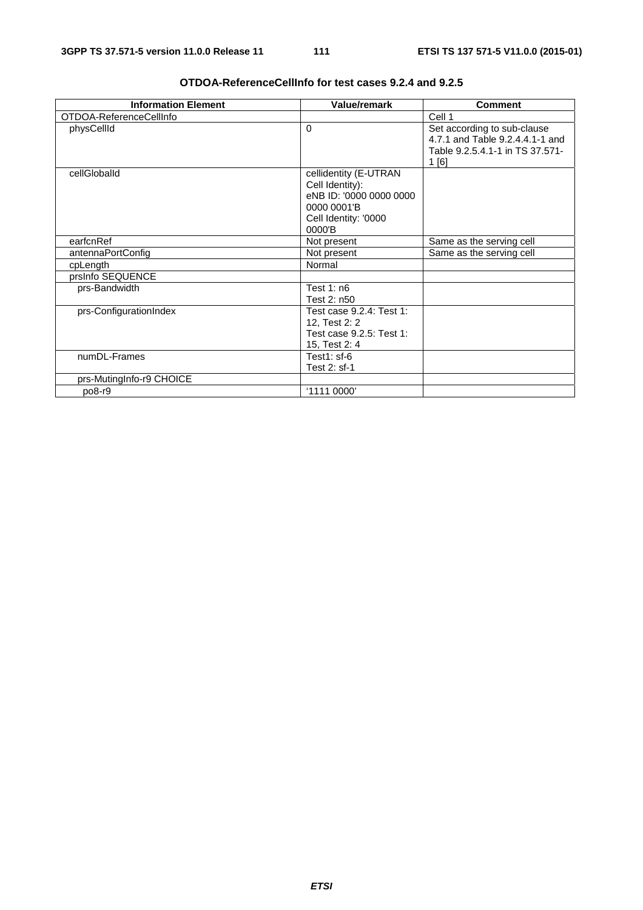**OTDOA-ReferenceCellInfo for test cases 9.2.4 and 9.2.5**

| Information Element | Value/remark | Comment |
|---|---|---|
| OTDOA-ReferenceCellInfo | | Cell 1 |
| physCellId | 0 | Set according to sub-clause 4.7.1 and Table 9.2.4.4.1-1 and Table 9.2.5.4.1-1 in TS 37.571-1 [6] |
| cellGlobalId | cellidentity (E-UTRAN Cell Identity): eNB ID: '0000 0000 0000 0000 0001'B Cell Identity: '0000 0000'B | |
| earfcnRef | Not present | Same as the serving cell |
| antennaPortConfig | Not present | Same as the serving cell |
| cpLength | Normal | |
| prsInfo SEQUENCE | | |
| prs-Bandwidth | Test 1: n6<br>Test 2: n50 | |
| prs-ConfigurationIndex | Test case 9.2.4: Test 1: 12, Test 2: 2<br>Test case 9.2.5: Test 1: 15, Test 2: 4 | |
| numDL-Frames | Test1: sf-6<br>Test 2: sf-1 | |
| prs-MutingInfo-r9 CHOICE | | |
| po8-r9 | '1111 0000' | |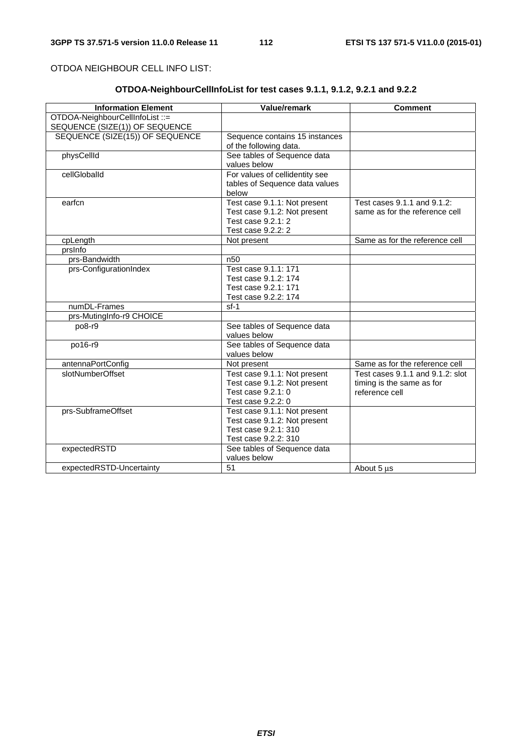OTDOA NEIGHBOUR CELL INFO LIST:

**OTDOA-NeighbourCellInfoList for test cases 9.1.1, 9.1.2, 9.2.1 and 9.2.2**

| Information Element | Value/remark | Comment |
|---|---|---|
| OTDOA-NeighbourCellInfoList ::= SEQUENCE (SIZE(1)) OF SEQUENCE | | |
| SEQUENCE (SIZE(15)) OF SEQUENCE | Sequence contains 15 instances of the following data. | |
| physCellId | See tables of Sequence data values below | |
| cellGlobalId | For values of cellidentity see tables of Sequence data values below | |
| earfcn | Test case 9.1.1: Not present<br>Test case 9.1.2: Not present<br>Test case 9.2.1: 2<br>Test case 9.2.2: 2 | Test cases 9.1.1 and 9.1.2: same as for the reference cell |
| cpLength | Not present | Same as for the reference cell |
| prsInfo | | |
| prs-Bandwidth | n50 | |
| prs-ConfigurationIndex | Test case 9.1.1: 171<br>Test case 9.1.2: 174<br>Test case 9.2.1: 171<br>Test case 9.2.2: 174 | |
| numDL-Frames | sf-1 | |
| prs-MutingInfo-r9 CHOICE | | |
| po8-r9 | See tables of Sequence data values below | |
| po16-r9 | See tables of Sequence data values below | |
| antennaPortConfig | Not present | Same as for the reference cell |
| slotNumberOffset | Test case 9.1.1: Not present<br>Test case 9.1.2: Not present<br>Test case 9.2.1: 0<br>Test case 9.2.2: 0 | Test cases 9.1.1 and 9.1.2: slot timing is the same as for reference cell |
| prs-SubframeOffset | Test case 9.1.1: Not present<br>Test case 9.1.2: Not present<br>Test case 9.2.1: 310<br>Test case 9.2.2: 310 | |
| expectedRSTD | See tables of Sequence data values below | |
| expectedRSTD-Uncertainty | 51 | About 5 µs |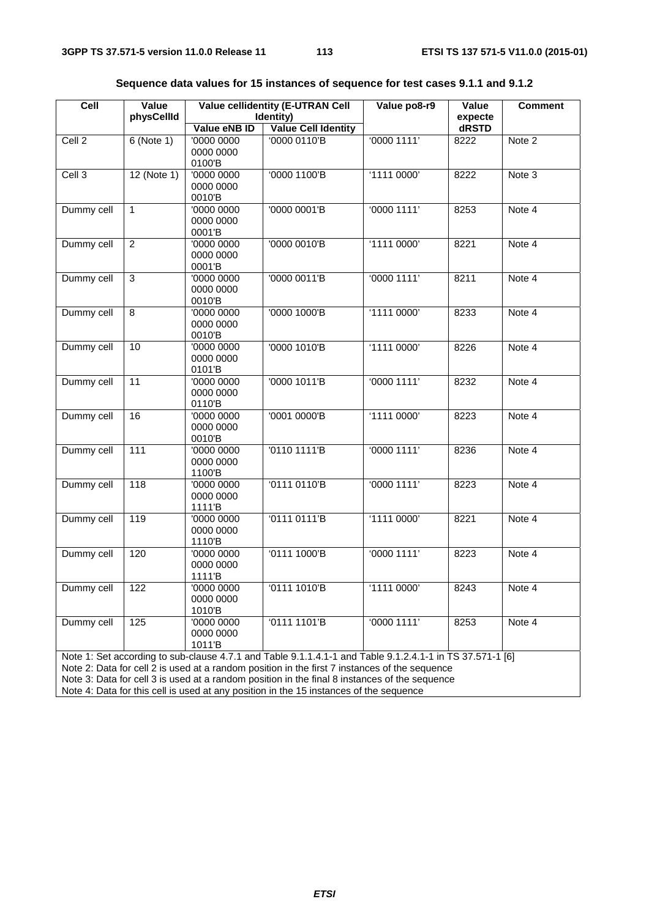**Sequence data values for 15 instances of sequence for test cases 9.1.1 and 9.1.2**

| Cell | Value physCellId | Value cellidentity (E-UTRAN Cell Identity) | | Value po8-r9 | Value expectedRSTD | Comment |
|---|---|---|---|---|---|---|
| | | Value eNB ID | Value Cell Identity | | | |
| Cell 2 | 6 (Note 1) | '0000 0000 0000 0000 0100'B | '0000 0110'B | '0000 1111' | 8222 | Note 2 |
| Cell 3 | 12 (Note 1) | '0000 0000 0000 0000 0010'B | '0000 1100'B | '1111 0000' | 8222 | Note 3 |
| Dummy cell | 1 | '0000 0000 0000 0000 0001'B | '0000 0001'B | '0000 1111' | 8253 | Note 4 |
| Dummy cell | 2 | '0000 0000 0000 0000 0001'B | '0000 0010'B | '1111 0000' | 8221 | Note 4 |
| Dummy cell | 3 | '0000 0000 0000 0000 0010'B | '0000 0011'B | '0000 1111' | 8211 | Note 4 |
| Dummy cell | 8 | '0000 0000 0000 0000 0010'B | '0000 1000'B | '1111 0000' | 8233 | Note 4 |
| Dummy cell | 10 | '0000 0000 0000 0000 0101'B | '0000 1010'B | '1111 0000' | 8226 | Note 4 |
| Dummy cell | 11 | '0000 0000 0000 0000 0110'B | '0000 1011'B | '0000 1111' | 8232 | Note 4 |
| Dummy cell | 16 | '0000 0000 0000 0000 0010'B | '0001 0000'B | '1111 0000' | 8223 | Note 4 |
| Dummy cell | 111 | '0000 0000 0000 0000 1100'B | '0110 1111'B | '0000 1111' | 8236 | Note 4 |
| Dummy cell | 118 | '0000 0000 0000 0000 1111'B | '0111 0110'B | '0000 1111' | 8223 | Note 4 |
| Dummy cell | 119 | '0000 0000 0000 0000 1110'B | '0111 0111'B | '1111 0000' | 8221 | Note 4 |
| Dummy cell | 120 | '0000 0000 0000 0000 1111'B | '0111 1000'B | '0000 1111' | 8223 | Note 4 |
| Dummy cell | 122 | '0000 0000 0000 0000 1010'B | '0111 1010'B | '1111 0000' | 8243 | Note 4 |
| Dummy cell | 125 | '0000 0000 0000 0000 1011'B | '0111 1101'B | '0000 1111' | 8253 | Note 4 |

Note 1: Set according to sub-clause 4.7.1 and Table 9.1.1.4.1-1 and Table 9.1.2.4.1-1 in TS 37.571-1 [6]
Note 2: Data for cell 2 is used at a random position in the first 7 instances of the sequence
Note 3: Data for cell 3 is used at a random position in the final 8 instances of the sequence
Note 4: Data for this cell is used at any position in the 15 instances of the sequence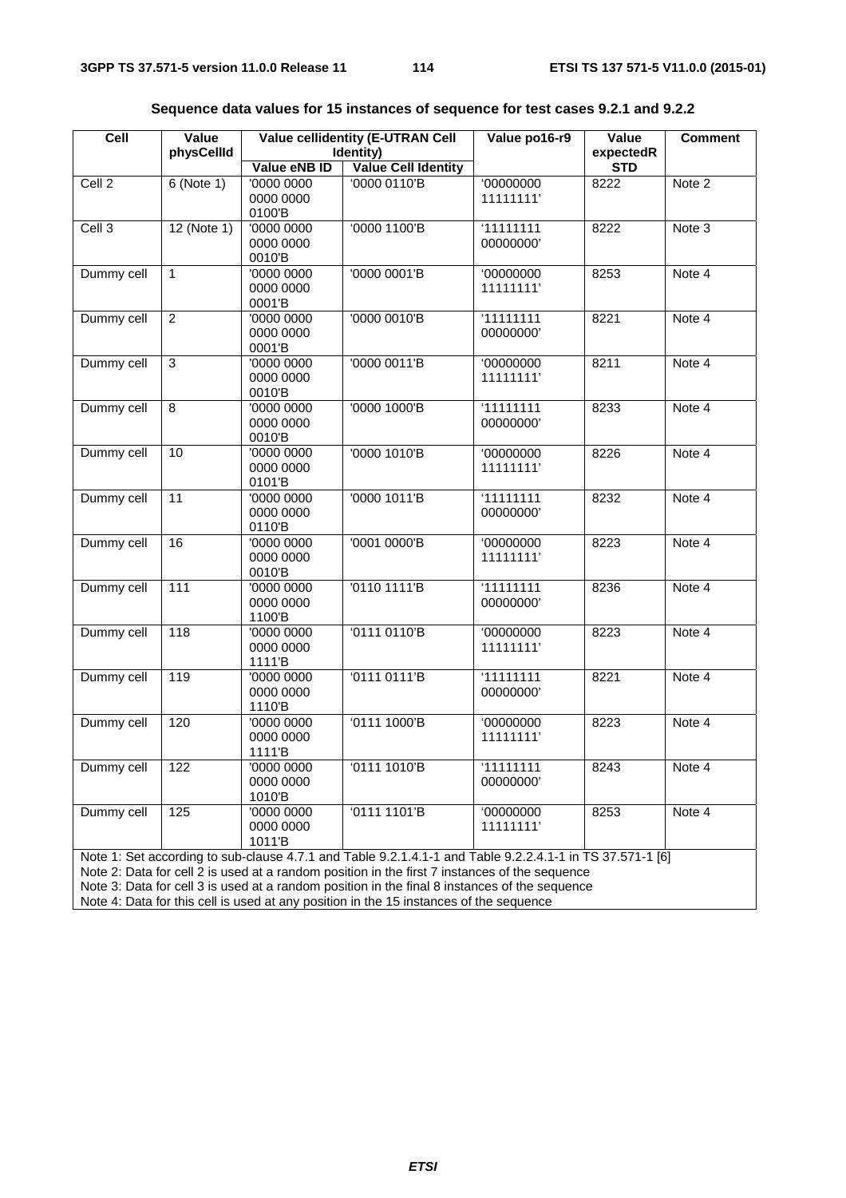**Sequence data values for 15 instances of sequence for test cases 9.2.1 and 9.2.2**

| Cell | Value physCellId | Value cellidentity (E-UTRAN Cell Identity) | | Value po16-r9 | Value expectedRSTD | Comment |
|---|---|---|---|---|---|---|
| | | Value eNB ID | Value Cell Identity | | | |
| Cell 2 | 6 (Note 1) | '0000 0000 0000 0000 0100'B | '0000 0110'B | '00000000 11111111' | 8222 | Note 2 |
| Cell 3 | 12 (Note 1) | '0000 0000 0000 0000 0010'B | '0000 1100'B | '11111111 00000000' | 8222 | Note 3 |
| Dummy cell | 1 | '0000 0000 0000 0000 0001'B | '0000 0001'B | '00000000 11111111' | 8253 | Note 4 |
| Dummy cell | 2 | '0000 0000 0000 0000 0001'B | '0000 0010'B | '11111111 00000000' | 8221 | Note 4 |
| Dummy cell | 3 | '0000 0000 0000 0000 0010'B | '0000 0011'B | '00000000 11111111' | 8211 | Note 4 |
| Dummy cell | 8 | '0000 0000 0000 0000 0010'B | '0000 1000'B | '11111111 00000000' | 8233 | Note 4 |
| Dummy cell | 10 | '0000 0000 0000 0000 0101'B | '0000 1010'B | '00000000 11111111' | 8226 | Note 4 |
| Dummy cell | 11 | '0000 0000 0000 0000 0110'B | '0000 1011'B | '11111111 00000000' | 8232 | Note 4 |
| Dummy cell | 16 | '0000 0000 0000 0000 0010'B | '0001 0000'B | '00000000 11111111' | 8223 | Note 4 |
| Dummy cell | 111 | '0000 0000 0000 0000 1100'B | '0110 1111'B | '11111111 00000000' | 8236 | Note 4 |
| Dummy cell | 118 | '0000 0000 0000 0000 1111'B | '0111 0110'B | '00000000 11111111' | 8223 | Note 4 |
| Dummy cell | 119 | '0000 0000 0000 0000 1110'B | '0111 0111'B | '11111111 00000000' | 8221 | Note 4 |
| Dummy cell | 120 | '0000 0000 0000 0000 1111'B | '0111 1000'B | '00000000 11111111' | 8223 | Note 4 |
| Dummy cell | 122 | '0000 0000 0000 0000 1010'B | '0111 1010'B | '11111111 00000000' | 8243 | Note 4 |
| Dummy cell | 125 | '0000 0000 0000 0000 1011'B | '0111 1101'B | '00000000 11111111' | 8253 | Note 4 |

Note 1: Set according to sub-clause 4.7.1 and Table 9.2.1.4.1-1 and Table 9.2.2.4.1-1 in TS 37.571-1 [6]
Note 2: Data for cell 2 is used at a random position in the first 7 instances of the sequence
Note 3: Data for cell 3 is used at a random position in the final 8 instances of the sequence
Note 4: Data for this cell is used at any position in the 15 instances of the sequence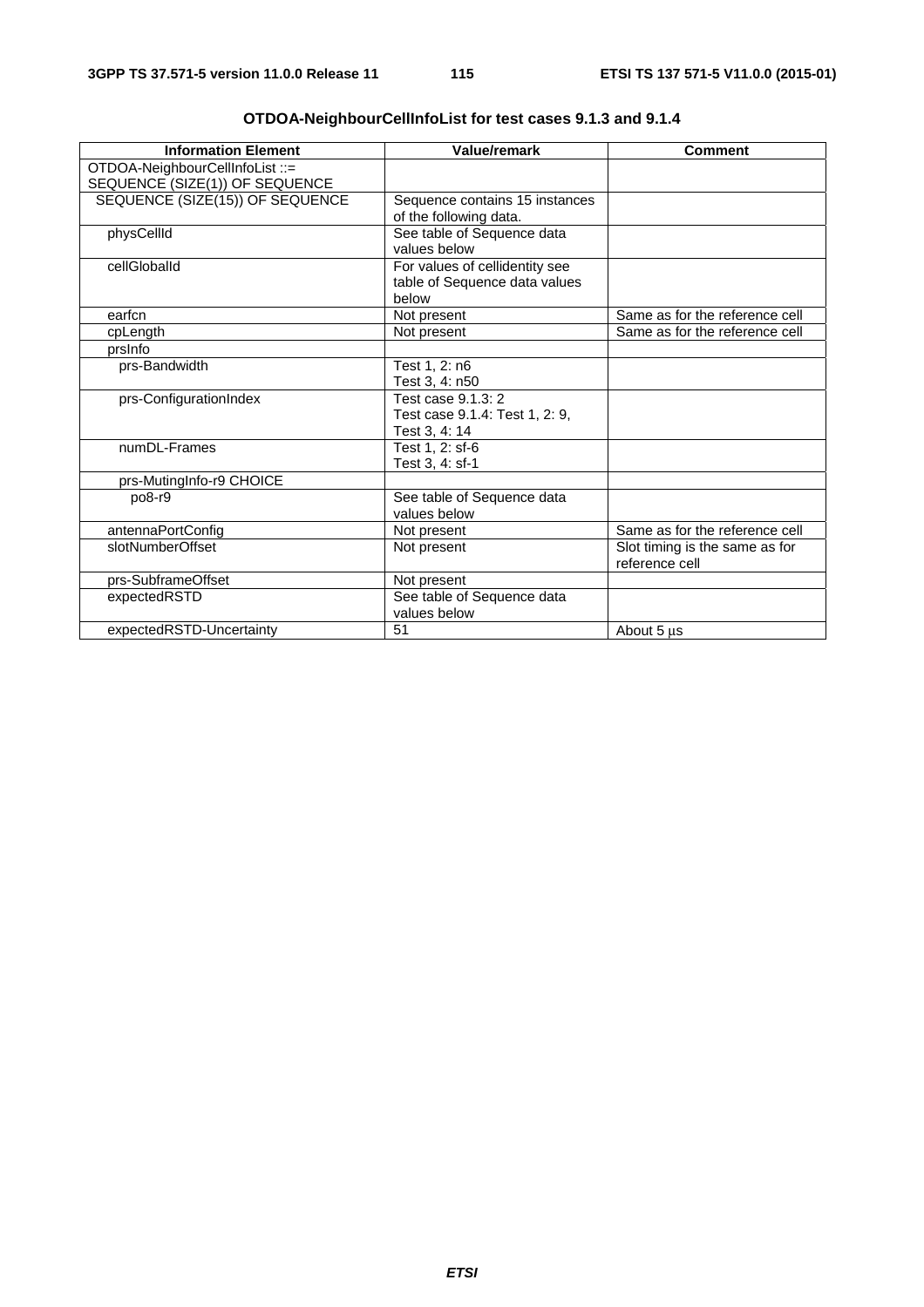**OTDOA-NeighbourCellInfoList for test cases 9.1.3 and 9.1.4**

| Information Element | Value/remark | Comment |
|---|---|---|
| OTDOA-NeighbourCellInfoList ::= SEQUENCE (SIZE(1)) OF SEQUENCE | | |
| SEQUENCE (SIZE(15)) OF SEQUENCE | Sequence contains 15 instances of the following data. | |
| physCellId | See table of Sequence data values below | |
| cellGlobalId | For values of cellidentity see table of Sequence data values below | |
| earfcn | Not present | Same as for the reference cell |
| cpLength | Not present | Same as for the reference cell |
| prsInfo | | |
| prs-Bandwidth | Test 1, 2: n6<br>Test 3, 4: n50 | |
| prs-ConfigurationIndex | Test case 9.1.3: 2<br>Test case 9.1.4: Test 1, 2: 9,<br>Test 3, 4: 14 | |
| numDL-Frames | Test 1, 2: sf-6<br>Test 3, 4: sf-1 | |
| prs-MutingInfo-r9 CHOICE | | |
| po8-r9 | See table of Sequence data values below | |
| antennaPortConfig | Not present | Same as for the reference cell |
| slotNumberOffset | Not present | Slot timing is the same as for reference cell |
| prs-SubframeOffset | Not present | |
| expectedRSTD | See table of Sequence data values below | |
| expectedRSTD-Uncertainty | 51 | About 5 µs |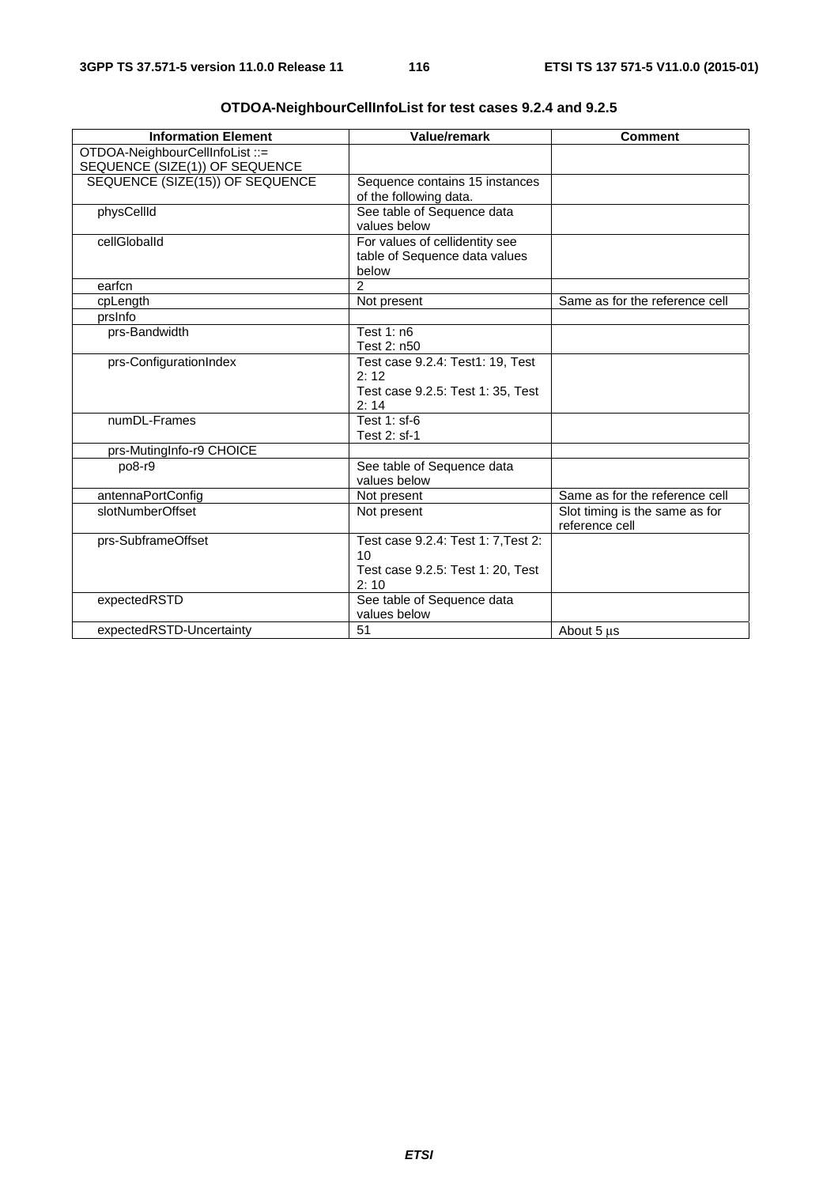**OTDOA-NeighbourCellInfoList for test cases 9.2.4 and 9.2.5**

| Information Element | Value/remark | Comment |
|---|---|---|
| OTDOA-NeighbourCellInfoList ::= SEQUENCE (SIZE(1)) OF SEQUENCE | | |
| SEQUENCE (SIZE(15)) OF SEQUENCE | Sequence contains 15 instances of the following data. | |
| physCellId | See table of Sequence data values below | |
| cellGlobalId | For values of cellidentity see table of Sequence data values below | |
| earfcn | 2 | |
| cpLength | Not present | Same as for the reference cell |
| prsInfo | | |
| prs-Bandwidth | Test 1: n6<br>Test 2: n50 | |
| prs-ConfigurationIndex | Test case 9.2.4: Test1: 19, Test 2: 12<br>Test case 9.2.5: Test 1: 35, Test 2: 14 | |
| numDL-Frames | Test 1: sf-6<br>Test 2: sf-1 | |
| prs-MutingInfo-r9 CHOICE | | |
| po8-r9 | See table of Sequence data values below | |
| antennaPortConfig | Not present | Same as for the reference cell |
| slotNumberOffset | Not present | Slot timing is the same as for reference cell |
| prs-SubframeOffset | Test case 9.2.4: Test 1: 7,Test 2: 10<br>Test case 9.2.5: Test 1: 20, Test 2: 10 | |
| expectedRSTD | See table of Sequence data values below | |
| expectedRSTD-Uncertainty | 51 | About 5 µs |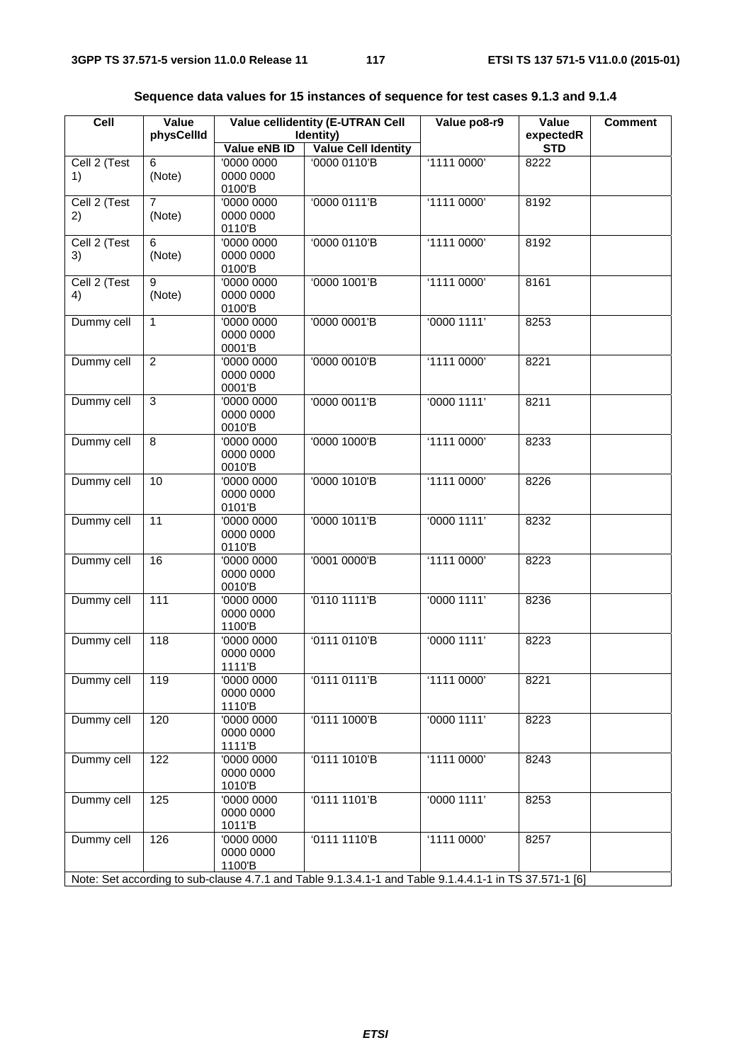**Sequence data values for 15 instances of sequence for test cases 9.1.3 and 9.1.4**

| Cell | Value physCellId | Value cellidentity (E-UTRAN Cell Identity) | | Value po8-r9 | Value expectedRSTD | Comment |
|---|---|---|---|---|---|---|
| | | Value eNB ID | Value Cell Identity | | | |
| Cell 2 (Test 1) | 6 (Note) | '0000 0000 0000 0000 0100'B | '0000 0110'B | '1111 0000' | 8222 | |
| Cell 2 (Test 2) | 7 (Note) | '0000 0000 0000 0000 0110'B | '0000 0111'B | '1111 0000' | 8192 | |
| Cell 2 (Test 3) | 6 (Note) | '0000 0000 0000 0000 0100'B | '0000 0110'B | '1111 0000' | 8192 | |
| Cell 2 (Test 4) | 9 (Note) | '0000 0000 0000 0000 0100'B | '0000 1001'B | '1111 0000' | 8161 | |
| Dummy cell | 1 | '0000 0000 0000 0000 0001'B | '0000 0001'B | '0000 1111' | 8253 | |
| Dummy cell | 2 | '0000 0000 0000 0000 0001'B | '0000 0010'B | '1111 0000' | 8221 | |
| Dummy cell | 3 | '0000 0000 0000 0000 0010'B | '0000 0011'B | '0000 1111' | 8211 | |
| Dummy cell | 8 | '0000 0000 0000 0000 0010'B | '0000 1000'B | '1111 0000' | 8233 | |
| Dummy cell | 10 | '0000 0000 0000 0000 0101'B | '0000 1010'B | '1111 0000' | 8226 | |
| Dummy cell | 11 | '0000 0000 0000 0000 0110'B | '0000 1011'B | '0000 1111' | 8232 | |
| Dummy cell | 16 | '0000 0000 0000 0000 0010'B | '0001 0000'B | '1111 0000' | 8223 | |
| Dummy cell | 111 | '0000 0000 0000 0000 1100'B | '0110 1111'B | '0000 1111' | 8236 | |
| Dummy cell | 118 | '0000 0000 0000 0000 1111'B | '0111 0110'B | '0000 1111' | 8223 | |
| Dummy cell | 119 | '0000 0000 0000 0000 1110'B | '0111 0111'B | '1111 0000' | 8221 | |
| Dummy cell | 120 | '0000 0000 0000 0000 1111'B | '0111 1000'B | '0000 1111' | 8223 | |
| Dummy cell | 122 | '0000 0000 0000 0000 1010'B | '0111 1010'B | '1111 0000' | 8243 | |
| Dummy cell | 125 | '0000 0000 0000 0000 1011'B | '0111 1101'B | '0000 1111' | 8253 | |
| Dummy cell | 126 | '0000 0000 0000 0000 1100'B | '0111 1110'B | '1111 0000' | 8257 | |
| Note: Set according to sub-clause 4.7.1 and Table 9.1.3.4.1-1 and Table 9.1.4.4.1-1 in TS 37.571-1 [6] | | | | | | |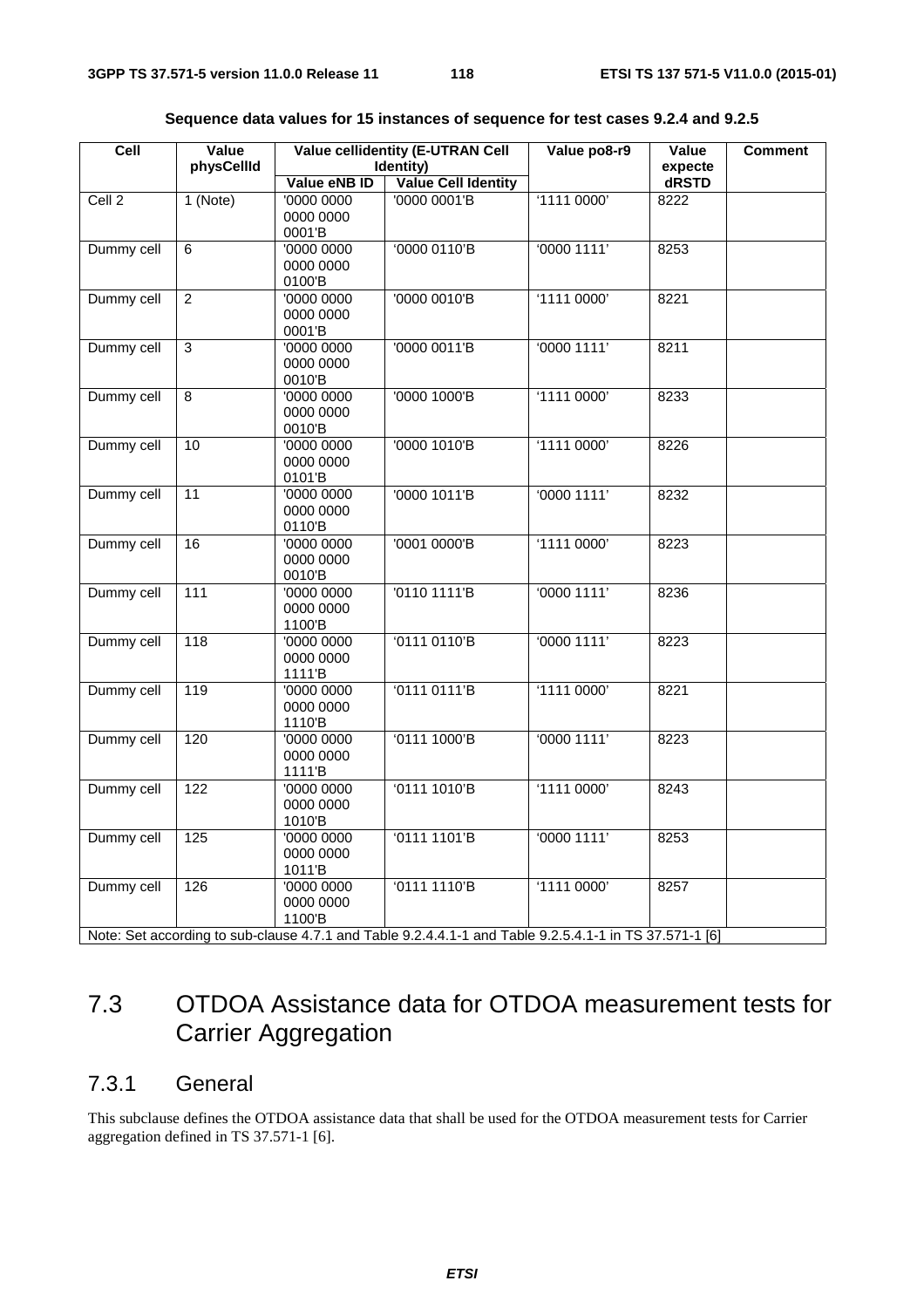**Sequence data values for 15 instances of sequence for test cases 9.2.4 and 9.2.5**

| Cell | Value physCellId | Value cellidentity (E-UTRAN Cell Identity) | | Value po8-r9 | Value expected RSTD | Comment |
|---|---|---|---|---|---|---|
| | | Value eNB ID | Value Cell Identity | | | |
| Cell 2 | 1 (Note) | '0000 0000 0000 0000 0001'B | '0000 0001'B | '1111 0000' | 8222 | |
| Dummy cell | 6 | '0000 0000 0000 0000 0100'B | '0000 0110'B | '0000 1111' | 8253 | |
| Dummy cell | 2 | '0000 0000 0000 0000 0001'B | '0000 0010'B | '1111 0000' | 8221 | |
| Dummy cell | 3 | '0000 0000 0000 0000 0010'B | '0000 0011'B | '0000 1111' | 8211 | |
| Dummy cell | 8 | '0000 0000 0000 0000 0010'B | '0000 1000'B | '1111 0000' | 8233 | |
| Dummy cell | 10 | '0000 0000 0000 0000 0101'B | '0000 1010'B | '1111 0000' | 8226 | |
| Dummy cell | 11 | '0000 0000 0000 0000 0110'B | '0000 1011'B | '0000 1111' | 8232 | |
| Dummy cell | 16 | '0000 0000 0000 0000 0010'B | '0001 0000'B | '1111 0000' | 8223 | |
| Dummy cell | 111 | '0000 0000 0000 0000 1100'B | '0110 1111'B | '0000 1111' | 8236 | |
| Dummy cell | 118 | '0000 0000 0000 0000 1111'B | '0111 0110'B | '0000 1111' | 8223 | |
| Dummy cell | 119 | '0000 0000 0000 0000 1110'B | '0111 0111'B | '1111 0000' | 8221 | |
| Dummy cell | 120 | '0000 0000 0000 0000 1111'B | '0111 1000'B | '0000 1111' | 8223 | |
| Dummy cell | 122 | '0000 0000 0000 0000 1010'B | '0111 1010'B | '1111 0000' | 8243 | |
| Dummy cell | 125 | '0000 0000 0000 0000 1011'B | '0111 1101'B | '0000 1111' | 8253 | |
| Dummy cell | 126 | '0000 0000 0000 0000 1100'B | '0111 1110'B | '1111 0000' | 8257 | |
| Note: Set according to sub-clause 4.7.1 and Table 9.2.4.4.1-1 and Table 9.2.5.4.1-1 in TS 37.571-1 [6] | | | | | | |

# 7.3 OTDOA Assistance data for OTDOA measurement tests for Carrier Aggregation

## 7.3.1 General

This subclause defines the OTDOA assistance data that shall be used for the OTDOA measurement tests for Carrier aggregation defined in TS 37.571-1 [6].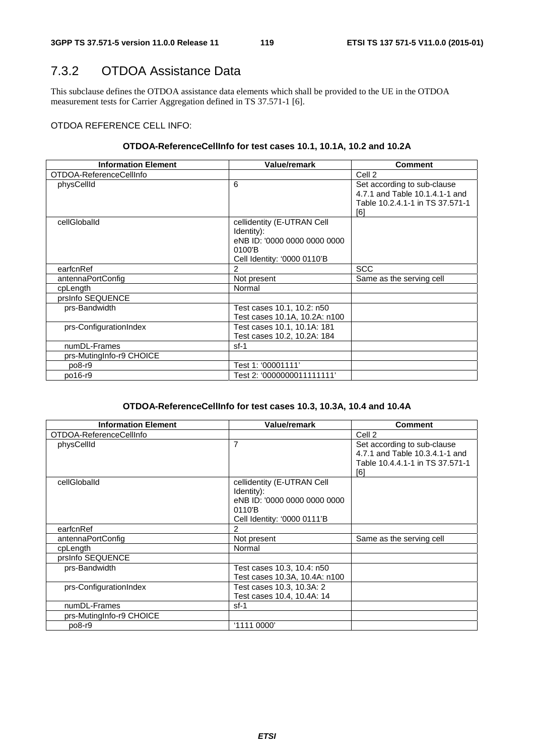## 7.3.2 OTDOA Assistance Data

This subclause defines the OTDOA assistance data elements which shall be provided to the UE in the OTDOA measurement tests for Carrier Aggregation defined in TS 37.571-1 [6].

OTDOA REFERENCE CELL INFO:

**OTDOA-ReferenceCellInfo for test cases 10.1, 10.1A, 10.2 and 10.2A**

| Information Element | Value/remark | Comment |
|---|---|---|
| OTDOA-ReferenceCellInfo | | Cell 2 |
| physCellId | 6 | Set according to sub-clause 4.7.1 and Table 10.1.4.1-1 and Table 10.2.4.1-1 in TS 37.571-1 [6] |
| cellGlobalId | cellidentity (E-UTRAN Cell Identity):<br>eNB ID: '0000 0000 0000 0000 0100'B<br>Cell Identity: '0000 0110'B | |
| earfcnRef | 2 | SCC |
| antennaPortConfig | Not present | Same as the serving cell |
| cpLength | Normal | |
| prsInfo SEQUENCE | | |
| prs-Bandwidth | Test cases 10.1, 10.2: n50<br>Test cases 10.1A, 10.2A: n100 | |
| prs-ConfigurationIndex | Test cases 10.1, 10.1A: 181<br>Test cases 10.2, 10.2A: 184 | |
| numDL-Frames | sf-1 | |
| prs-MutingInfo-r9 CHOICE | | |
| po8-r9 | Test 1: '00001111' | |
| po16-r9 | Test 2: '0000000011111111' | |

**OTDOA-ReferenceCellInfo for test cases 10.3, 10.3A, 10.4 and 10.4A**

| Information Element | Value/remark | Comment |
|---|---|---|
| OTDOA-ReferenceCellInfo | | Cell 2 |
| physCellId | 7 | Set according to sub-clause 4.7.1 and Table 10.3.4.1-1 and Table 10.4.4.1-1 in TS 37.571-1 [6] |
| cellGlobalId | cellidentity (E-UTRAN Cell Identity):<br>eNB ID: '0000 0000 0000 0000 0110'B<br>Cell Identity: '0000 0111'B | |
| earfcnRef | 2 | |
| antennaPortConfig | Not present | Same as the serving cell |
| cpLength | Normal | |
| prsInfo SEQUENCE | | |
| prs-Bandwidth | Test cases 10.3, 10.4: n50<br>Test cases 10.3A, 10.4A: n100 | |
| prs-ConfigurationIndex | Test cases 10.3, 10.3A: 2<br>Test cases 10.4, 10.4A: 14 | |
| numDL-Frames | sf-1 | |
| prs-MutingInfo-r9 CHOICE | | |
| po8-r9 | '1111 0000' | |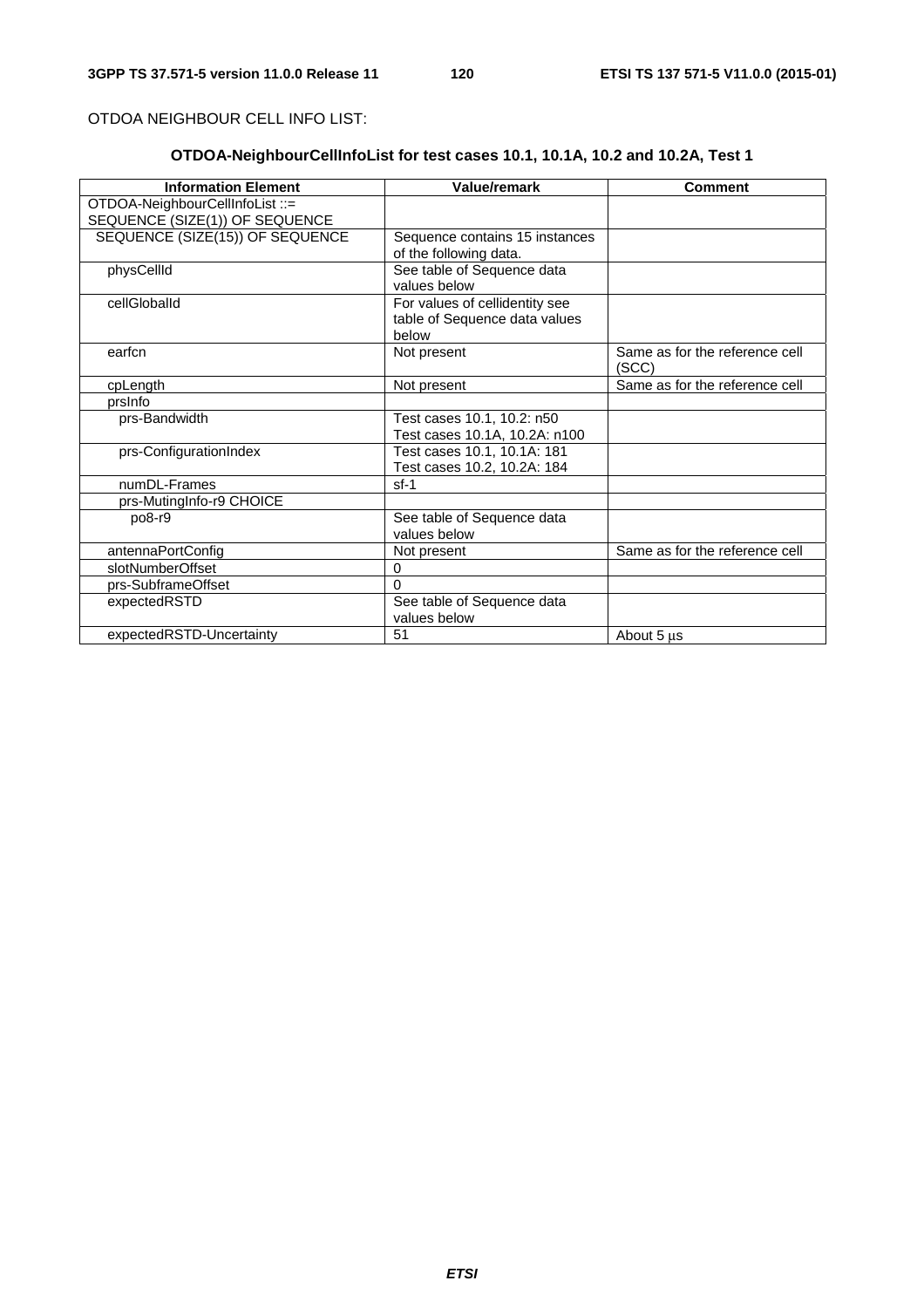OTDOA NEIGHBOUR CELL INFO LIST:

**OTDOA-NeighbourCellInfoList for test cases 10.1, 10.1A, 10.2 and 10.2A, Test 1**

| Information Element | Value/remark | Comment |
|---|---|---|
| OTDOA-NeighbourCellInfoList ::= SEQUENCE (SIZE(1)) OF SEQUENCE | | |
| SEQUENCE (SIZE(15)) OF SEQUENCE | Sequence contains 15 instances of the following data. | |
| physCellId | See table of Sequence data values below | |
| cellGlobalId | For values of cellidentity see table of Sequence data values below | |
| earfcn | Not present | Same as for the reference cell (SCC) |
| cpLength | Not present | Same as for the reference cell |
| prsInfo | | |
| prs-Bandwidth | Test cases 10.1, 10.2: n50<br>Test cases 10.1A, 10.2A: n100 | |
| prs-ConfigurationIndex | Test cases 10.1, 10.1A: 181<br>Test cases 10.2, 10.2A: 184 | |
| numDL-Frames | sf-1 | |
| prs-MutingInfo-r9 CHOICE | | |
| po8-r9 | See table of Sequence data values below | |
| antennaPortConfig | Not present | Same as for the reference cell |
| slotNumberOffset | 0 | |
| prs-SubframeOffset | 0 | |
| expectedRSTD | See table of Sequence data values below | |
| expectedRSTD-Uncertainty | 51 | About 5 µs |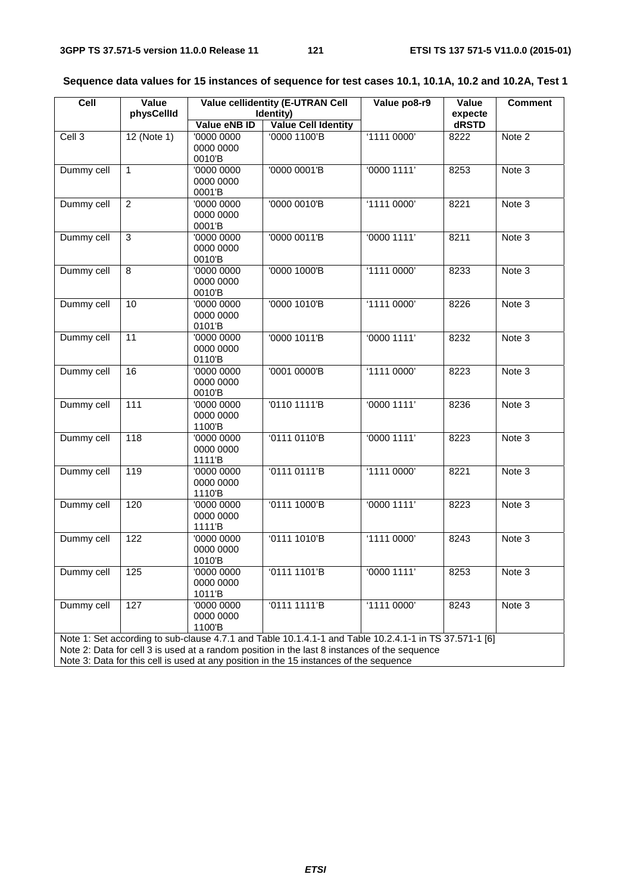**Sequence data values for 15 instances of sequence for test cases 10.1, 10.1A, 10.2 and 10.2A, Test 1**

| Cell | Value physCellId | Value cellidentity (E-UTRAN Cell Identity) | | Value po8-r9 | Value expected RSTD | Comment |
|---|---|---|---|---|---|---|
| | | Value eNB ID | Value Cell Identity | | | |
| Cell 3 | 12 (Note 1) | '0000 0000 0000 0000 0010'B | '0000 1100'B | '1111 0000' | 8222 | Note 2 |
| Dummy cell | 1 | '0000 0000 0000 0000 0001'B | '0000 0001'B | '0000 1111' | 8253 | Note 3 |
| Dummy cell | 2 | '0000 0000 0000 0000 0001'B | '0000 0010'B | '1111 0000' | 8221 | Note 3 |
| Dummy cell | 3 | '0000 0000 0000 0000 0010'B | '0000 0011'B | '0000 1111' | 8211 | Note 3 |
| Dummy cell | 8 | '0000 0000 0000 0000 0010'B | '0000 1000'B | '1111 0000' | 8233 | Note 3 |
| Dummy cell | 10 | '0000 0000 0000 0000 0101'B | '0000 1010'B | '1111 0000' | 8226 | Note 3 |
| Dummy cell | 11 | '0000 0000 0000 0000 0110'B | '0000 1011'B | '0000 1111' | 8232 | Note 3 |
| Dummy cell | 16 | '0000 0000 0000 0000 0010'B | '0001 0000'B | '1111 0000' | 8223 | Note 3 |
| Dummy cell | 111 | '0000 0000 0000 0000 1100'B | '0110 1111'B | '0000 1111' | 8236 | Note 3 |
| Dummy cell | 118 | '0000 0000 0000 0000 1111'B | '0111 0110'B | '0000 1111' | 8223 | Note 3 |
| Dummy cell | 119 | '0000 0000 0000 0000 1110'B | '0111 0111'B | '1111 0000' | 8221 | Note 3 |
| Dummy cell | 120 | '0000 0000 0000 0000 1111'B | '0111 1000'B | '0000 1111' | 8223 | Note 3 |
| Dummy cell | 122 | '0000 0000 0000 0000 1010'B | '0111 1010'B | '1111 0000' | 8243 | Note 3 |
| Dummy cell | 125 | '0000 0000 0000 0000 1011'B | '0111 1101'B | '0000 1111' | 8253 | Note 3 |
| Dummy cell | 127 | '0000 0000 0000 0000 1100'B | '0111 1111'B | '1111 0000' | 8243 | Note 3 |
| Note 1: Set according to sub-clause 4.7.1 and Table 10.1.4.1-1 and Table 10.2.4.1-1 in TS 37.571-1 [6]<br>Note 2: Data for cell 3 is used at a random position in the last 8 instances of the sequence<br>Note 3: Data for this cell is used at any position in the 15 instances of the sequence | | | | | | |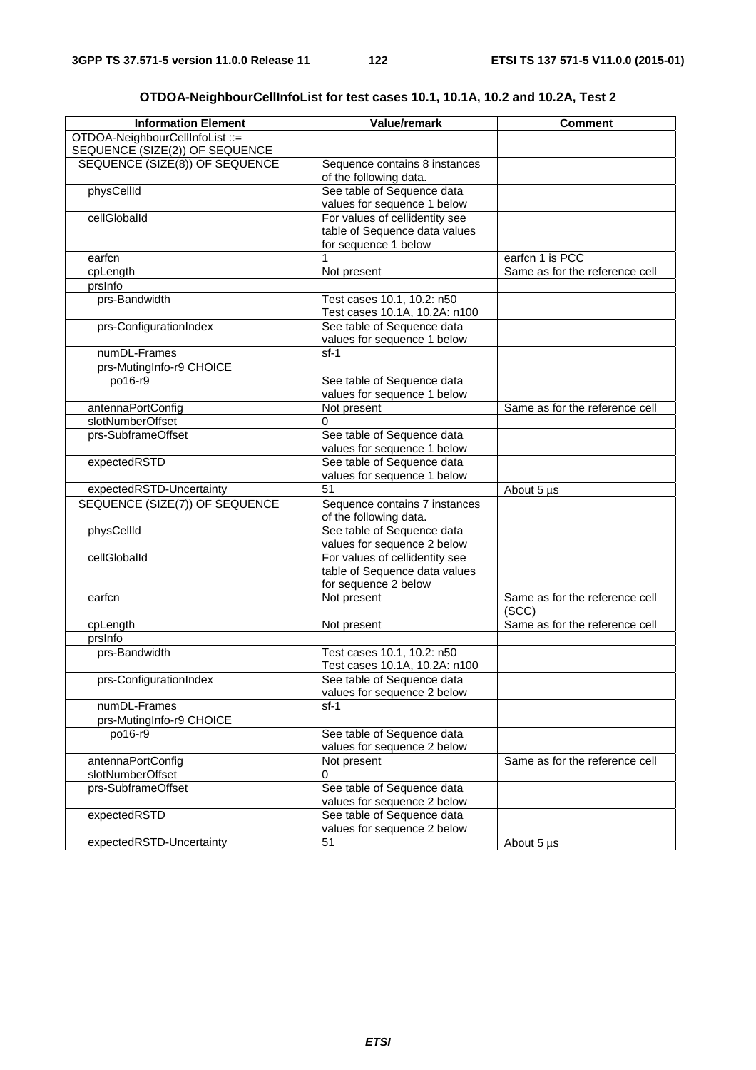**OTDOA-NeighbourCellInfoList for test cases 10.1, 10.1A, 10.2 and 10.2A, Test 2**

| Information Element | Value/remark | Comment |
|---|---|---|
| OTDOA-NeighbourCellInfoList ::= SEQUENCE (SIZE(2)) OF SEQUENCE | | |
| SEQUENCE (SIZE(8)) OF SEQUENCE | Sequence contains 8 instances of the following data. | |
| physCellId | See table of Sequence data values for sequence 1 below | |
| cellGlobalId | For values of cellidentity see table of Sequence data values for sequence 1 below | |
| earfcn | 1 | earfcn 1 is PCC |
| cpLength | Not present | Same as for the reference cell |
| prsInfo | | |
| prs-Bandwidth | Test cases 10.1, 10.2: n50<br>Test cases 10.1A, 10.2A: n100 | |
| prs-ConfigurationIndex | See table of Sequence data values for sequence 1 below | |
| numDL-Frames | sf-1 | |
| prs-MutingInfo-r9 CHOICE | | |
| po16-r9 | See table of Sequence data values for sequence 1 below | |
| antennaPortConfig | Not present | Same as for the reference cell |
| slotNumberOffset | 0 | |
| prs-SubframeOffset | See table of Sequence data values for sequence 1 below | |
| expectedRSTD | See table of Sequence data values for sequence 1 below | |
| expectedRSTD-Uncertainty | 51 | About 5 μs |
| SEQUENCE (SIZE(7)) OF SEQUENCE | Sequence contains 7 instances of the following data. | |
| physCellId | See table of Sequence data values for sequence 2 below | |
| cellGlobalId | For values of cellidentity see table of Sequence data values for sequence 2 below | |
| earfcn | Not present | Same as for the reference cell (SCC) |
| cpLength | Not present | Same as for the reference cell |
| prsInfo | | |
| prs-Bandwidth | Test cases 10.1, 10.2: n50<br>Test cases 10.1A, 10.2A: n100 | |
| prs-ConfigurationIndex | See table of Sequence data values for sequence 2 below | |
| numDL-Frames | sf-1 | |
| prs-MutingInfo-r9 CHOICE | | |
| po16-r9 | See table of Sequence data values for sequence 2 below | |
| antennaPortConfig | Not present | Same as for the reference cell |
| slotNumberOffset | 0 | |
| prs-SubframeOffset | See table of Sequence data values for sequence 2 below | |
| expectedRSTD | See table of Sequence data values for sequence 2 below | |
| expectedRSTD-Uncertainty | 51 | About 5 μs |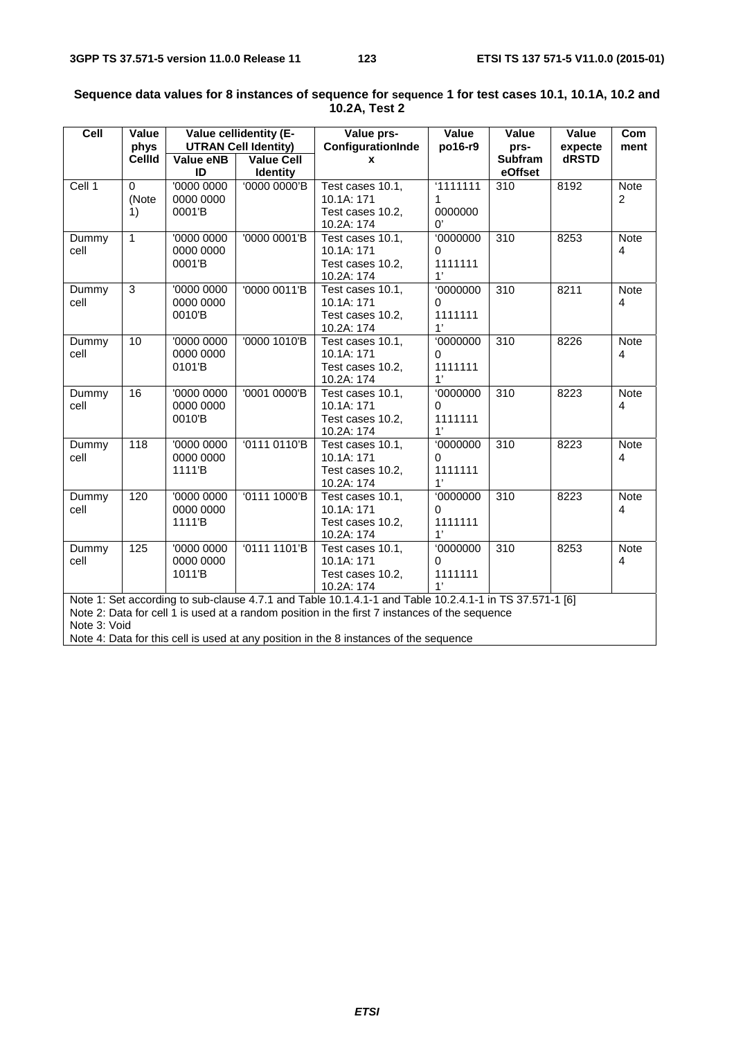**Sequence data values for 8 instances of sequence for sequence 1 for test cases 10.1, 10.1A, 10.2 and 10.2A, Test 2**

| Cell | Value physCellId | Value cellidentity (E-UTRAN Cell Identity) | | Value prs-ConfigurationIndex | Value po16-r9 | Value prs-SubframeOffset | Value expectedRSTD | Comment |
|---|---|---|---|---|---|---|---|---|
| | | Value eNB ID | Value Cell Identity | | | | | |
| Cell 1 | 0 (Note 1) | '0000 0000 0000 0000 0001'B | '0000 0000'B | Test cases 10.1, 10.1A: 171<br>Test cases 10.2, 10.2A: 174 | '11111111 00000000' | 310 | 8192 | Note 2 |
| Dummy cell | 1 | '0000 0000 0000 0000 0001'B | '0000 0001'B | Test cases 10.1, 10.1A: 171<br>Test cases 10.2, 10.2A: 174 | '00000000 11111111' | 310 | 8253 | Note 4 |
| Dummy cell | 3 | '0000 0000 0000 0000 0010'B | '0000 0011'B | Test cases 10.1, 10.1A: 171<br>Test cases 10.2, 10.2A: 174 | '00000000 11111111' | 310 | 8211 | Note 4 |
| Dummy cell | 10 | '0000 0000 0000 0000 0101'B | '0000 1010'B | Test cases 10.1, 10.1A: 171<br>Test cases 10.2, 10.2A: 174 | '00000000 11111111' | 310 | 8226 | Note 4 |
| Dummy cell | 16 | '0000 0000 0000 0000 0010'B | '0001 0000'B | Test cases 10.1, 10.1A: 171<br>Test cases 10.2, 10.2A: 174 | '00000000 11111111' | 310 | 8223 | Note 4 |
| Dummy cell | 118 | '0000 0000 0000 0000 1111'B | '0111 0110'B | Test cases 10.1, 10.1A: 171<br>Test cases 10.2, 10.2A: 174 | '00000000 11111111' | 310 | 8223 | Note 4 |
| Dummy cell | 120 | '0000 0000 0000 0000 1111'B | '0111 1000'B | Test cases 10.1, 10.1A: 171<br>Test cases 10.2, 10.2A: 174 | '00000000 11111111' | 310 | 8223 | Note 4 |
| Dummy cell | 125 | '0000 0000 0000 0000 1011'B | '0111 1101'B | Test cases 10.1, 10.1A: 171<br>Test cases 10.2, 10.2A: 174 | '00000000 11111111' | 310 | 8253 | Note 4 |
| Note 1: Set according to sub-clause 4.7.1 and Table 10.1.4.1-1 and Table 10.2.4.1-1 in TS 37.571-1 [6]<br>Note 2: Data for cell 1 is used at a random position in the first 7 instances of the sequence<br>Note 3: Void<br>Note 4: Data for this cell is used at any position in the 8 instances of the sequence | | | | | | | | |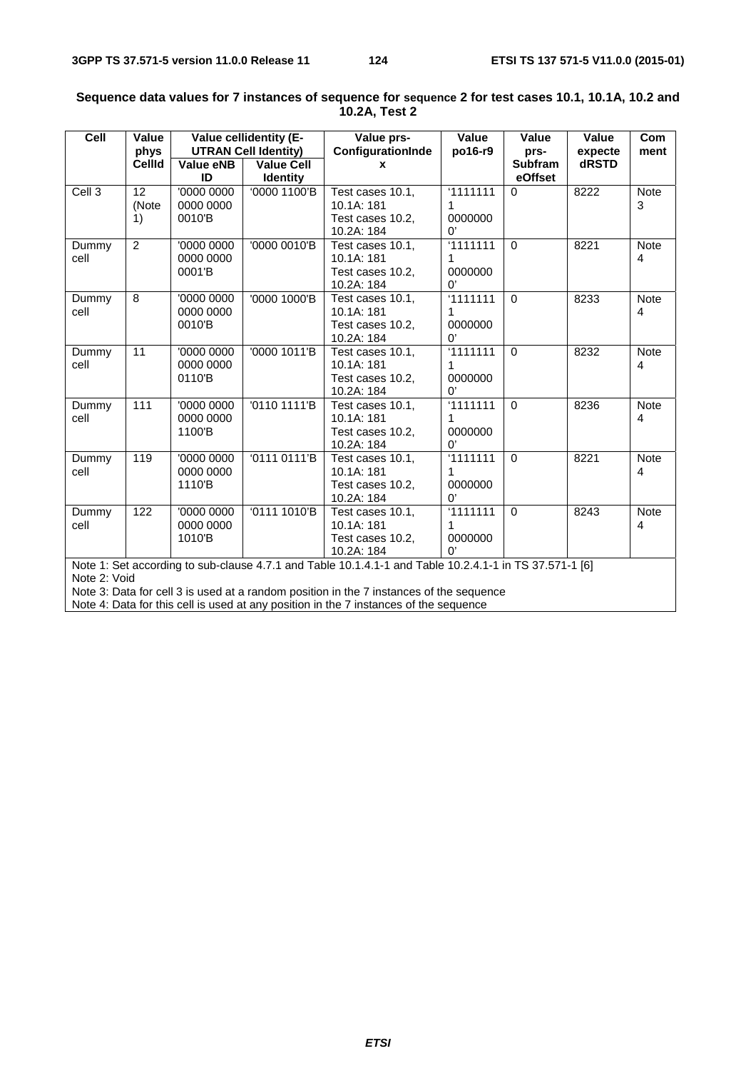**Sequence data values for 7 instances of sequence for sequence 2 for test cases 10.1, 10.1A, 10.2 and 10.2A, Test 2**

| Cell | Value physCellId | Value cellidentity (E-UTRAN Cell Identity) | | Value prs-ConfigurationIndex | Value po16-r9 | Value prs-SubframeOffset | Value expected RSTD | Comment |
|---|---|---|---|---|---|---|---|---|
| | | Value eNB ID | Value Cell Identity | | | | | |
| Cell 3 | 12 (Note 1) | '0000 0000 0000 0000 0010'B | '0000 1100'B | Test cases 10.1, 10.1A: 181 Test cases 10.2, 10.2A: 184 | '11111111 00000000' | 0 | 8222 | Note 3 |
| Dummy cell | 2 | '0000 0000 0000 0000 0001'B | '0000 0010'B | Test cases 10.1, 10.1A: 181 Test cases 10.2, 10.2A: 184 | '11111111 00000000' | 0 | 8221 | Note 4 |
| Dummy cell | 8 | '0000 0000 0000 0000 0010'B | '0000 1000'B | Test cases 10.1, 10.1A: 181 Test cases 10.2, 10.2A: 184 | '11111111 00000000' | 0 | 8233 | Note 4 |
| Dummy cell | 11 | '0000 0000 0000 0000 0110'B | '0000 1011'B | Test cases 10.1, 10.1A: 181 Test cases 10.2, 10.2A: 184 | '11111111 00000000' | 0 | 8232 | Note 4 |
| Dummy cell | 111 | '0000 0000 0000 0000 1100'B | '0110 1111'B | Test cases 10.1, 10.1A: 181 Test cases 10.2, 10.2A: 184 | '11111111 00000000' | 0 | 8236 | Note 4 |
| Dummy cell | 119 | '0000 0000 0000 0000 1110'B | '0111 0111'B | Test cases 10.1, 10.1A: 181 Test cases 10.2, 10.2A: 184 | '11111111 00000000' | 0 | 8221 | Note 4 |
| Dummy cell | 122 | '0000 0000 0000 0000 1010'B | '0111 1010'B | Test cases 10.1, 10.1A: 181 Test cases 10.2, 10.2A: 184 | '11111111 00000000' | 0 | 8243 | Note 4 |

Note 1: Set according to sub-clause 4.7.1 and Table 10.1.4.1-1 and Table 10.2.4.1-1 in TS 37.571-1 [6]
Note 2: Void
Note 3: Data for cell 3 is used at a random position in the 7 instances of the sequence
Note 4: Data for this cell is used at any position in the 7 instances of the sequence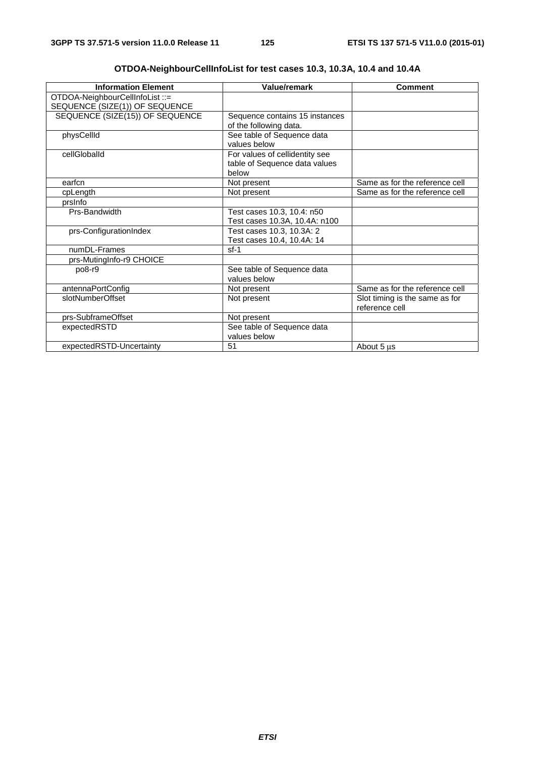**OTDOA-NeighbourCellInfoList for test cases 10.3, 10.3A, 10.4 and 10.4A**

| Information Element | Value/remark | Comment |
|---|---|---|
| OTDOA-NeighbourCellInfoList ::= SEQUENCE (SIZE(1)) OF SEQUENCE | | |
| SEQUENCE (SIZE(15)) OF SEQUENCE | Sequence contains 15 instances of the following data. | |
| physCellId | See table of Sequence data values below | |
| cellGlobalId | For values of cellidentity see table of Sequence data values below | |
| earfcn | Not present | Same as for the reference cell |
| cpLength | Not present | Same as for the reference cell |
| prsInfo | | |
| Prs-Bandwidth | Test cases 10.3, 10.4: n50<br>Test cases 10.3A, 10.4A: n100 | |
| prs-ConfigurationIndex | Test cases 10.3, 10.3A: 2<br>Test cases 10.4, 10.4A: 14 | |
| numDL-Frames | sf-1 | |
| prs-MutingInfo-r9 CHOICE | | |
| po8-r9 | See table of Sequence data values below | |
| antennaPortConfig | Not present | Same as for the reference cell |
| slotNumberOffset | Not present | Slot timing is the same as for reference cell |
| prs-SubframeOffset | Not present | |
| expectedRSTD | See table of Sequence data values below | |
| expectedRSTD-Uncertainty | 51 | About 5 µs |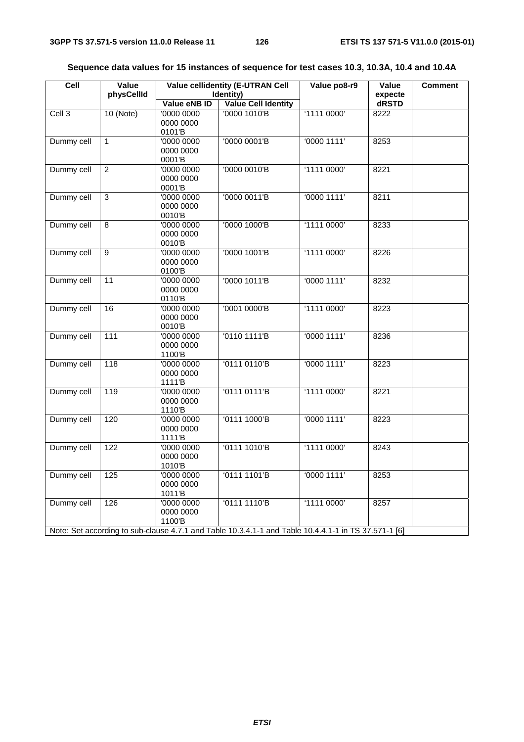**Sequence data values for 15 instances of sequence for test cases 10.3, 10.3A, 10.4 and 10.4A**

| Cell | Value physCellId | Value cellidentity (E-UTRAN Cell Identity) | | Value po8-r9 | Value expected RSTD | Comment |
|---|---|---|---|---|---|---|
| | | Value eNB ID | Value Cell Identity | | | |
| Cell 3 | 10 (Note) | '0000 0000 0000 0000 0101'B | '0000 1010'B | '1111 0000' | 8222 | |
| Dummy cell | 1 | '0000 0000 0000 0000 0001'B | '0000 0001'B | '0000 1111' | 8253 | |
| Dummy cell | 2 | '0000 0000 0000 0000 0001'B | '0000 0010'B | '1111 0000' | 8221 | |
| Dummy cell | 3 | '0000 0000 0000 0000 0010'B | '0000 0011'B | '0000 1111' | 8211 | |
| Dummy cell | 8 | '0000 0000 0000 0000 0010'B | '0000 1000'B | '1111 0000' | 8233 | |
| Dummy cell | 9 | '0000 0000 0000 0000 0100'B | '0000 1001'B | '1111 0000' | 8226 | |
| Dummy cell | 11 | '0000 0000 0000 0000 0110'B | '0000 1011'B | '0000 1111' | 8232 | |
| Dummy cell | 16 | '0000 0000 0000 0000 0010'B | '0001 0000'B | '1111 0000' | 8223 | |
| Dummy cell | 111 | '0000 0000 0000 0000 1100'B | '0110 1111'B | '0000 1111' | 8236 | |
| Dummy cell | 118 | '0000 0000 0000 0000 1111'B | '0111 0110'B | '0000 1111' | 8223 | |
| Dummy cell | 119 | '0000 0000 0000 0000 1110'B | '0111 0111'B | '1111 0000' | 8221 | |
| Dummy cell | 120 | '0000 0000 0000 0000 1111'B | '0111 1000'B | '0000 1111' | 8223 | |
| Dummy cell | 122 | '0000 0000 0000 0000 1010'B | '0111 1010'B | '1111 0000' | 8243 | |
| Dummy cell | 125 | '0000 0000 0000 0000 1011'B | '0111 1101'B | '0000 1111' | 8253 | |
| Dummy cell | 126 | '0000 0000 0000 0000 1100'B | '0111 1110'B | '1111 0000' | 8257 | |
| Note: Set according to sub-clause 4.7.1 and Table 10.3.4.1-1 and Table 10.4.4.1-1 in TS 37.571-1 [6] | | | | | | |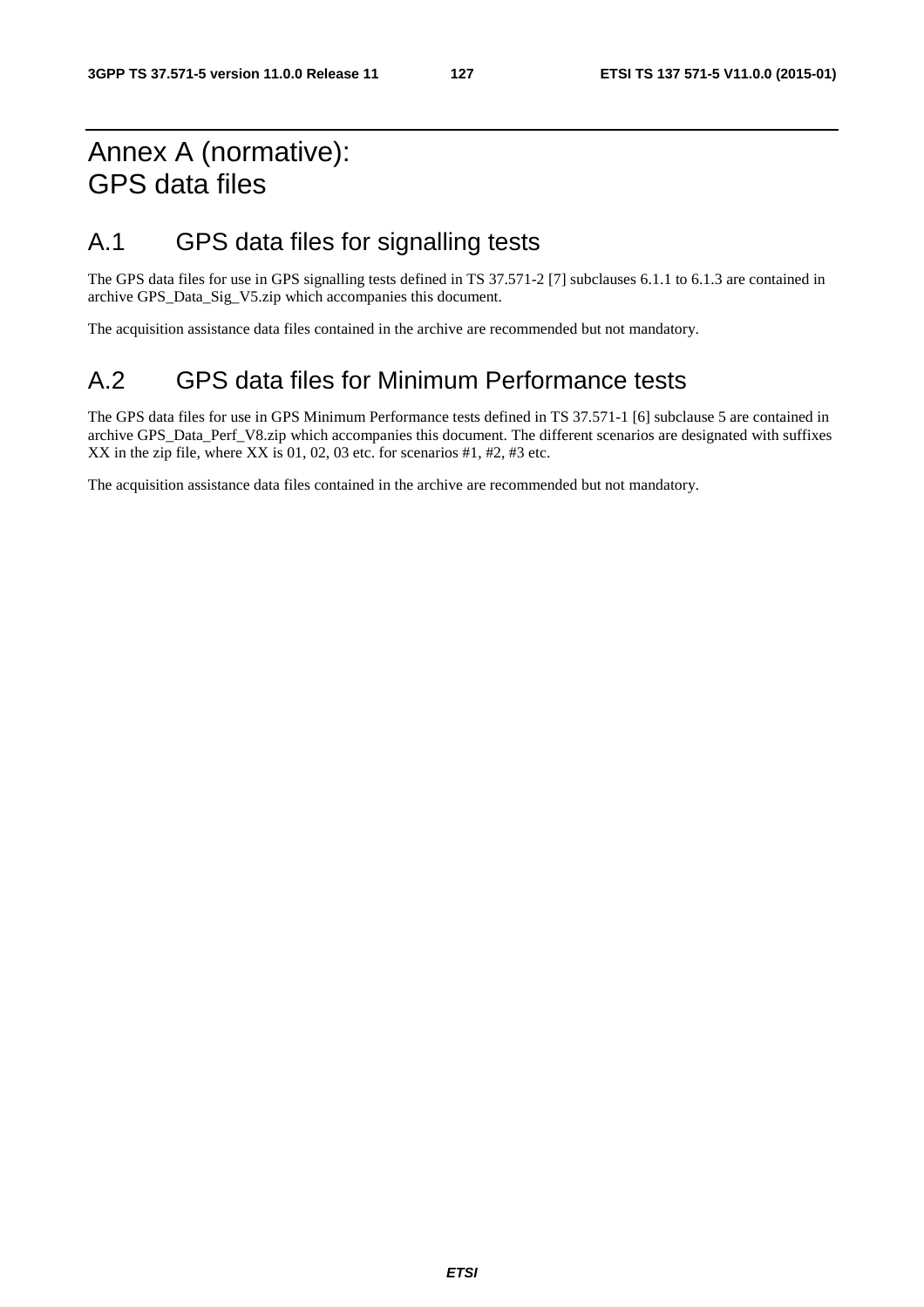# Annex A (normative): GPS data files

## A.1 GPS data files for signalling tests

The GPS data files for use in GPS signalling tests defined in TS 37.571-2 [7] subclauses 6.1.1 to 6.1.3 are contained in archive GPS_Data_Sig_V5.zip which accompanies this document.

The acquisition assistance data files contained in the archive are recommended but not mandatory.

## A.2 GPS data files for Minimum Performance tests

The GPS data files for use in GPS Minimum Performance tests defined in TS 37.571-1 [6] subclause 5 are contained in archive GPS_Data_Perf_V8.zip which accompanies this document. The different scenarios are designated with suffixes XX in the zip file, where XX is 01, 02, 03 etc. for scenarios #1, #2, #3 etc.

The acquisition assistance data files contained in the archive are recommended but not mandatory.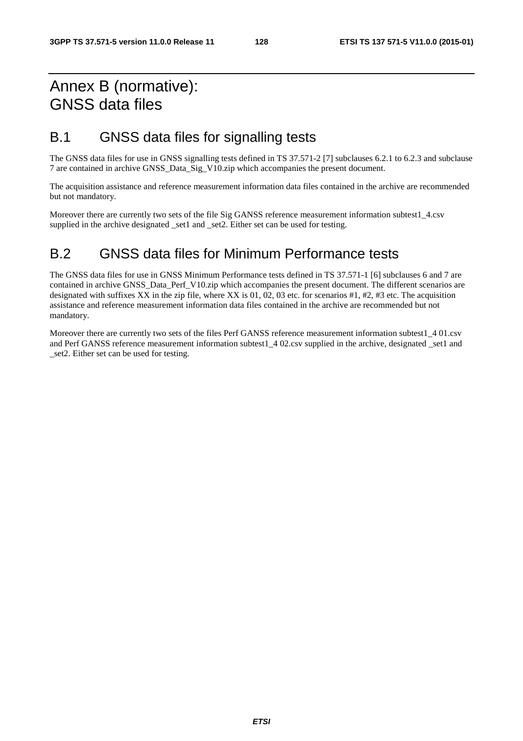# Annex B (normative): GNSS data files

## B.1 GNSS data files for signalling tests

The GNSS data files for use in GNSS signalling tests defined in TS 37.571-2 [7] subclauses 6.2.1 to 6.2.3 and subclause 7 are contained in archive GNSS_Data_Sig_V10.zip which accompanies the present document.

The acquisition assistance and reference measurement information data files contained in the archive are recommended but not mandatory.

Moreover there are currently two sets of the file Sig GANSS reference measurement information subtest1_4.csv supplied in the archive designated _set1 and _set2. Either set can be used for testing.

## B.2 GNSS data files for Minimum Performance tests

The GNSS data files for use in GNSS Minimum Performance tests defined in TS 37.571-1 [6] subclauses 6 and 7 are contained in archive GNSS_Data_Perf_V10.zip which accompanies the present document. The different scenarios are designated with suffixes XX in the zip file, where XX is 01, 02, 03 etc. for scenarios #1, #2, #3 etc. The acquisition assistance and reference measurement information data files contained in the archive are recommended but not mandatory.

Moreover there are currently two sets of the files Perf GANSS reference measurement information subtest1_4 01.csv and Perf GANSS reference measurement information subtest1_4 02.csv supplied in the archive, designated _set1 and _set2. Either set can be used for testing.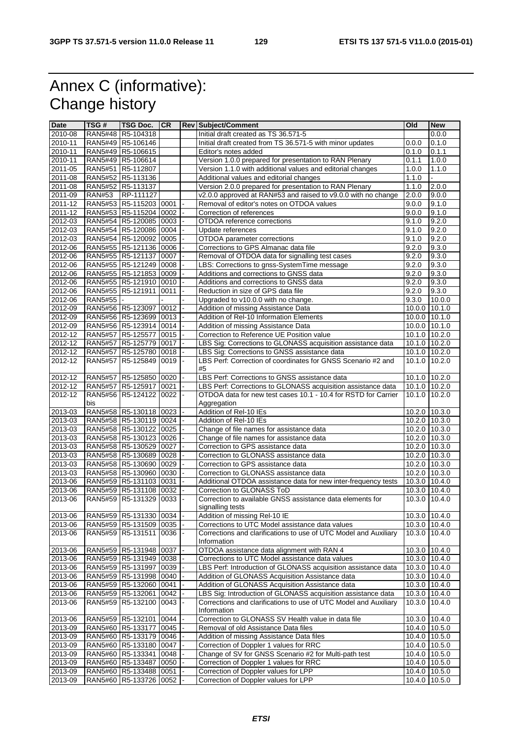# Annex C (informative): Change history

| Date | TSG # | TSG Doc. | CR | Rev | Subject/Comment | Old | New |
|---|---|---|---|---|---|---|---|
| 2010-08 | RAN5#48 | R5-104318 | | | Initial draft created as TS 36.571-5 | | 0.0.0 |
| 2010-11 | RAN5#49 | R5-106146 | | | Initial draft created from TS 36.571-5 with minor updates | 0.0.0 | 0.1.0 |
| 2010-11 | RAN5#49 | R5-106615 | | | Editor's notes added | 0.1.0 | 0.1.1 |
| 2010-11 | RAN5#49 | R5-106614 | | | Version 1.0.0 prepared for presentation to RAN Plenary | 0.1.1 | 1.0.0 |
| 2011-05 | RAN5#51 | R5-112807 | | | Version 1.1.0 with additional values and editorial changes | 1.0.0 | 1.1.0 |
| 2011-08 | RAN5#52 | R5-113136 | | | Additional values and editorial changes | 1.1.0 | - |
| 2011-08 | RAN5#52 | R5-113137 | | | Version 2.0.0 prepared for presentation to RAN Plenary | 1.1.0 | 2.0.0 |
| 2011-09 | RAN#53 | RP-111127 | | | v2.0.0 approved at RAN#53 and raised to v9.0.0 with no change | 2.0.0 | 9.0.0 |
| 2011-12 | RAN5#53 | R5-115203 | 0001 | - | Removal of editor's notes on OTDOA values | 9.0.0 | 9.1.0 |
| 2011-12 | RAN5#53 | R5-115204 | 0002 | - | Correction of references | 9.0.0 | 9.1.0 |
| 2012-03 | RAN5#54 | R5-120085 | 0003 | - | OTDOA reference corrections | 9.1.0 | 9.2.0 |
| 2012-03 | RAN5#54 | R5-120086 | 0004 | - | Update references | 9.1.0 | 9.2.0 |
| 2012-03 | RAN5#54 | R5-120092 | 0005 | - | OTDOA parameter corrections | 9.1.0 | 9.2.0 |
| 2012-06 | RAN5#55 | R5-121136 | 0006 | - | Corrections to GPS Almanac data file | 9.2.0 | 9.3.0 |
| 2012-06 | RAN5#55 | R5-121137 | 0007 | - | Removal of OTDOA data for signalling test cases | 9.2.0 | 9.3.0 |
| 2012-06 | RAN5#55 | R5-121249 | 0008 | - | LBS: Corrections to gnss-SystemTime message | 9.2.0 | 9.3.0 |
| 2012-06 | RAN5#55 | R5-121853 | 0009 | - | Additions and corrections to GNSS data | 9.2.0 | 9.3.0 |
| 2012-06 | RAN5#55 | R5-121910 | 0010 | - | Additions and corrections to GNSS data | 9.2.0 | 9.3.0 |
| 2012-06 | RAN5#55 | R5-121911 | 0011 | - | Reduction in size of GPS data file | 9.2.0 | 9.3.0 |
| 2012-06 | RAN5#55 | - | - | - | Upgraded to v10.0.0 with no change. | 9.3.0 | 10.0.0 |
| 2012-09 | RAN5#56 | R5-123097 | 0012 | - | Addition of missing Assistance Data | 10.0.0 | 10.1.0 |
| 2012-09 | RAN5#56 | R5-123699 | 0013 | - | Addition of Rel-10 Information Elements | 10.0.0 | 10.1.0 |
| 2012-09 | RAN5#56 | R5-123914 | 0014 | - | Addition of missing Assistance Data | 10.0.0 | 10.1.0 |
| 2012-12 | RAN5#57 | R5-125577 | 0015 | - | Correction to Reference UE Position value | 10.1.0 | 10.2.0 |
| 2012-12 | RAN5#57 | R5-125779 | 0017 | - | LBS Sig: Corrections to GLONASS acquisition assistance data | 10.1.0 | 10.2.0 |
| 2012-12 | RAN5#57 | R5-125780 | 0018 | - | LBS Sig: Corrections to GNSS assistance data | 10.1.0 | 10.2.0 |
| 2012-12 | RAN5#57 | R5-125849 | 0019 | - | LBS Perf: Correction of coordinates for GNSS Scenario #2 and #5 | 10.1.0 | 10.2.0 |
| 2012-12 | RAN5#57 | R5-125850 | 0020 | - | LBS Perf: Corrections to GNSS assistance data | 10.1.0 | 10.2.0 |
| 2012-12 | RAN5#57 | R5-125917 | 0021 | - | LBS Perf: Corrections to GLONASS acquisition assistance data | 10.1.0 | 10.2.0 |
| 2012-12 | RAN5#56 bis | R5-124122 | 0022 | - | OTDOA data for new test cases 10.1 - 10.4 for RSTD for Carrier Aggregation | 10.1.0 | 10.2.0 |
| 2013-03 | RAN5#58 | R5-130118 | 0023 | - | Addition of Rel-10 IEs | 10.2.0 | 10.3.0 |
| 2013-03 | RAN5#58 | R5-130119 | 0024 | - | Addition of Rel-10 IEs | 10.2.0 | 10.3.0 |
| 2013-03 | RAN5#58 | R5-130122 | 0025 | - | Change of file names for assistance data | 10.2.0 | 10.3.0 |
| 2013-03 | RAN5#58 | R5-130123 | 0026 | - | Change of file names for assistance data | 10.2.0 | 10.3.0 |
| 2013-03 | RAN5#58 | R5-130529 | 0027 | - | Correction to GPS assistance data | 10.2.0 | 10.3.0 |
| 2013-03 | RAN5#58 | R5-130689 | 0028 | - | Correction to GLONASS assistance data | 10.2.0 | 10.3.0 |
| 2013-03 | RAN5#58 | R5-130690 | 0029 | - | Correction to GPS assistance data | 10.2.0 | 10.3.0 |
| 2013-03 | RAN5#58 | R5-130960 | 0030 | - | Correction to GLONASS assistance data | 10.2.0 | 10.3.0 |
| 2013-06 | RAN5#59 | R5-131103 | 0031 | - | Additional OTDOA assistance data for new inter-frequency tests | 10.3.0 | 10.4.0 |
| 2013-06 | RAN5#59 | R5-131108 | 0032 | - | Correction to GLONASS ToD | 10.3.0 | 10.4.0 |
| 2013-06 | RAN5#59 | R5-131329 | 0033 | - | Correction to available GNSS assistance data elements for signalling tests | 10.3.0 | 10.4.0 |
| 2013-06 | RAN5#59 | R5-131330 | 0034 | - | Addition of missing Rel-10 IE | 10.3.0 | 10.4.0 |
| 2013-06 | RAN5#59 | R5-131509 | 0035 | - | Corrections to UTC Model assistance data values | 10.3.0 | 10.4.0 |
| 2013-06 | RAN5#59 | R5-131511 | 0036 | - | Corrections and clarifications to use of UTC Model and Auxiliary Information | 10.3.0 | 10.4.0 |
| 2013-06 | RAN5#59 | R5-131948 | 0037 | - | OTDOA assistance data alignment with RAN 4 | 10.3.0 | 10.4.0 |
| 2013-06 | RAN5#59 | R5-131949 | 0038 | - | Corrections to UTC Model assistance data values | 10.3.0 | 10.4.0 |
| 2013-06 | RAN5#59 | R5-131997 | 0039 | - | LBS Perf: Introduction of GLONASS acquisition assistance data | 10.3.0 | 10.4.0 |
| 2013-06 | RAN5#59 | R5-131998 | 0040 | - | Addition of GLONASS Acquisition Assistance data | 10.3.0 | 10.4.0 |
| 2013-06 | RAN5#59 | R5-132060 | 0041 | - | Addition of GLONASS Acquisition Assistance data | 10.3.0 | 10.4.0 |
| 2013-06 | RAN5#59 | R5-132061 | 0042 | - | LBS Sig: Introduction of GLONASS acquisition assistance data | 10.3.0 | 10.4.0 |
| 2013-06 | RAN5#59 | R5-132100 | 0043 | - | Corrections and clarifications to use of UTC Model and Auxiliary Information | 10.3.0 | 10.4.0 |
| 2013-06 | RAN5#59 | R5-132101 | 0044 | - | Correction to GLONASS SV Health value in data file | 10.3.0 | 10.4.0 |
| 2013-09 | RAN5#60 | R5-133177 | 0045 | - | Removal of old Assistance Data files | 10.4.0 | 10.5.0 |
| 2013-09 | RAN5#60 | R5-133179 | 0046 | - | Addition of missing Assistance Data files | 10.4.0 | 10.5.0 |
| 2013-09 | RAN5#60 | R5-133180 | 0047 | - | Correction of Doppler 1 values for RRC | 10.4.0 | 10.5.0 |
| 2013-09 | RAN5#60 | R5-133341 | 0048 | - | Change of SV for GNSS Scenario #2 for Multi-path test | 10.4.0 | 10.5.0 |
| 2013-09 | RAN5#60 | R5-133487 | 0050 | - | Correction of Doppler 1 values for RRC | 10.4.0 | 10.5.0 |
| 2013-09 | RAN5#60 | R5-133488 | 0051 | - | Correction of Doppler values for LPP | 10.4.0 | 10.5.0 |
| 2013-09 | RAN5#60 | R5-133726 | 0052 | - | Correction of Doppler values for LPP | 10.4.0 | 10.5.0 |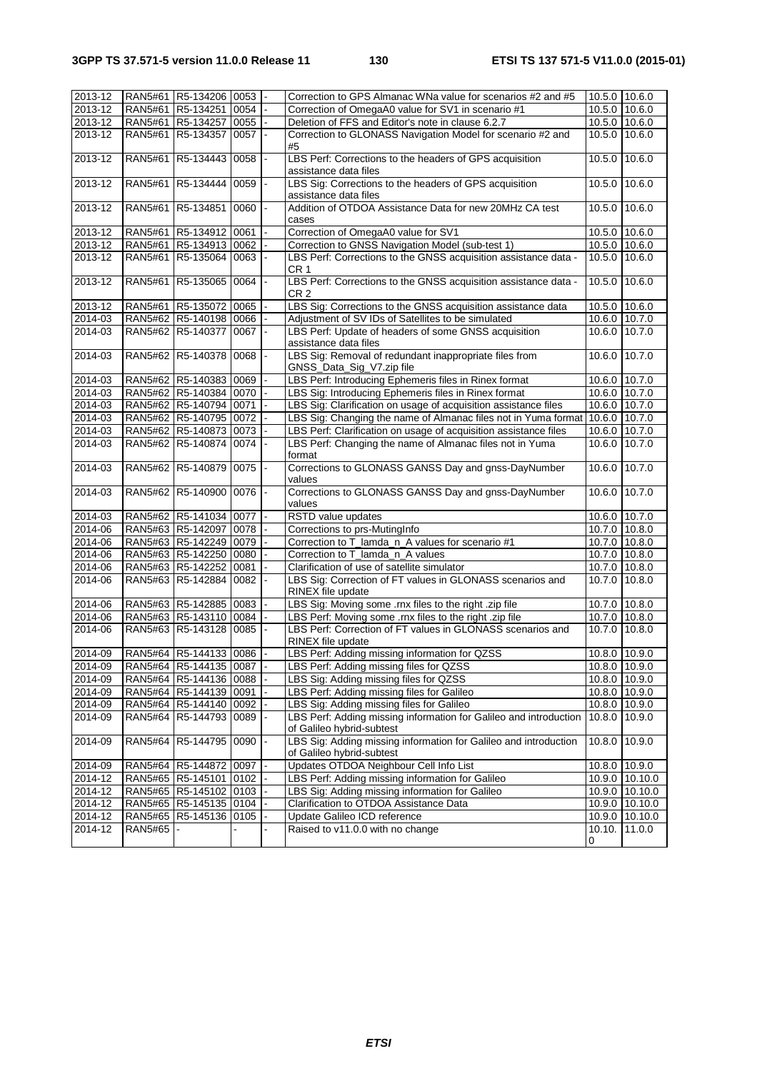| 2013-12 | RAN5#61 | R5-134206 | 0053 | - | Correction to GPS Almanac WNa value for scenarios #2 and #5 | 10.5.0 | 10.6.0 |
|---|---|---|---|---|---|---|---|
| 2013-12 | RAN5#61 | R5-134251 | 0054 | - | Correction of OmegaA0 value for SV1 in scenario #1 | 10.5.0 | 10.6.0 |
| 2013-12 | RAN5#61 | R5-134257 | 0055 | - | Deletion of FFS and Editor's note in clause 6.2.7 | 10.5.0 | 10.6.0 |
| 2013-12 | RAN5#61 | R5-134357 | 0057 | - | Correction to GLONASS Navigation Model for scenario #2 and #5 | 10.5.0 | 10.6.0 |
| 2013-12 | RAN5#61 | R5-134443 | 0058 | - | LBS Perf: Corrections to the headers of GPS acquisition assistance data files | 10.5.0 | 10.6.0 |
| 2013-12 | RAN5#61 | R5-134444 | 0059 | - | LBS Sig: Corrections to the headers of GPS acquisition assistance data files | 10.5.0 | 10.6.0 |
| 2013-12 | RAN5#61 | R5-134851 | 0060 | - | Addition of OTDOA Assistance Data for new 20MHz CA test cases | 10.5.0 | 10.6.0 |
| 2013-12 | RAN5#61 | R5-134912 | 0061 | - | Correction of OmegaA0 value for SV1 | 10.5.0 | 10.6.0 |
| 2013-12 | RAN5#61 | R5-134913 | 0062 | - | Correction to GNSS Navigation Model (sub-test 1) | 10.5.0 | 10.6.0 |
| 2013-12 | RAN5#61 | R5-135064 | 0063 | - | LBS Perf: Corrections to the GNSS acquisition assistance data - CR 1 | 10.5.0 | 10.6.0 |
| 2013-12 | RAN5#61 | R5-135065 | 0064 | - | LBS Perf: Corrections to the GNSS acquisition assistance data - CR 2 | 10.5.0 | 10.6.0 |
| 2013-12 | RAN5#61 | R5-135072 | 0065 | - | LBS Sig: Corrections to the GNSS acquisition assistance data | 10.5.0 | 10.6.0 |
| 2014-03 | RAN5#62 | R5-140198 | 0066 | - | Adjustment of SV IDs of Satellites to be simulated | 10.6.0 | 10.7.0 |
| 2014-03 | RAN5#62 | R5-140377 | 0067 | - | LBS Perf: Update of headers of some GNSS acquisition assistance data files | 10.6.0 | 10.7.0 |
| 2014-03 | RAN5#62 | R5-140378 | 0068 | - | LBS Sig: Removal of redundant inappropriate files from GNSS_Data_Sig_V7.zip file | 10.6.0 | 10.7.0 |
| 2014-03 | RAN5#62 | R5-140383 | 0069 | - | LBS Perf: Introducing Ephemeris files in Rinex format | 10.6.0 | 10.7.0 |
| 2014-03 | RAN5#62 | R5-140384 | 0070 | - | LBS Sig: Introducing Ephemeris files in Rinex format | 10.6.0 | 10.7.0 |
| 2014-03 | RAN5#62 | R5-140794 | 0071 | - | LBS Sig: Clarification on usage of acquisition assistance files | 10.6.0 | 10.7.0 |
| 2014-03 | RAN5#62 | R5-140795 | 0072 | - | LBS Sig: Changing the name of Almanac files not in Yuma format | 10.6.0 | 10.7.0 |
| 2014-03 | RAN5#62 | R5-140873 | 0073 | - | LBS Perf: Clarification on usage of acquisition assistance files | 10.6.0 | 10.7.0 |
| 2014-03 | RAN5#62 | R5-140874 | 0074 | - | LBS Perf: Changing the name of Almanac files not in Yuma format | 10.6.0 | 10.7.0 |
| 2014-03 | RAN5#62 | R5-140879 | 0075 | - | Corrections to GLONASS GANSS Day and gnss-DayNumber values | 10.6.0 | 10.7.0 |
| 2014-03 | RAN5#62 | R5-140900 | 0076 | - | Corrections to GLONASS GANSS Day and gnss-DayNumber values | 10.6.0 | 10.7.0 |
| 2014-03 | RAN5#62 | R5-141034 | 0077 | - | RSTD value updates | 10.6.0 | 10.7.0 |
| 2014-06 | RAN5#63 | R5-142097 | 0078 | - | Corrections to prs-MutingInfo | 10.7.0 | 10.8.0 |
| 2014-06 | RAN5#63 | R5-142249 | 0079 | - | Correction to T_lamda_n_A values for scenario #1 | 10.7.0 | 10.8.0 |
| 2014-06 | RAN5#63 | R5-142250 | 0080 | - | Correction to T_lamda_n_A values | 10.7.0 | 10.8.0 |
| 2014-06 | RAN5#63 | R5-142252 | 0081 | - | Clarification of use of satellite simulator | 10.7.0 | 10.8.0 |
| 2014-06 | RAN5#63 | R5-142884 | 0082 | - | LBS Sig: Correction of FT values in GLONASS scenarios and RINEX file update | 10.7.0 | 10.8.0 |
| 2014-06 | RAN5#63 | R5-142885 | 0083 | - | LBS Sig: Moving some .rnx files to the right .zip file | 10.7.0 | 10.8.0 |
| 2014-06 | RAN5#63 | R5-143110 | 0084 | - | LBS Perf: Moving some .rnx files to the right .zip file | 10.7.0 | 10.8.0 |
| 2014-06 | RAN5#63 | R5-143128 | 0085 | - | LBS Perf: Correction of FT values in GLONASS scenarios and RINEX file update | 10.7.0 | 10.8.0 |
| 2014-09 | RAN5#64 | R5-144133 | 0086 | - | LBS Perf: Adding missing information for QZSS | 10.8.0 | 10.9.0 |
| 2014-09 | RAN5#64 | R5-144135 | 0087 | - | LBS Perf: Adding missing files for QZSS | 10.8.0 | 10.9.0 |
| 2014-09 | RAN5#64 | R5-144136 | 0088 | - | LBS Sig: Adding missing files for QZSS | 10.8.0 | 10.9.0 |
| 2014-09 | RAN5#64 | R5-144139 | 0091 | - | LBS Perf: Adding missing files for Galileo | 10.8.0 | 10.9.0 |
| 2014-09 | RAN5#64 | R5-144140 | 0092 | - | LBS Sig: Adding missing files for Galileo | 10.8.0 | 10.9.0 |
| 2014-09 | RAN5#64 | R5-144793 | 0089 | - | LBS Perf: Adding missing information for Galileo and introduction of Galileo hybrid-subtest | 10.8.0 | 10.9.0 |
| 2014-09 | RAN5#64 | R5-144795 | 0090 | - | LBS Sig: Adding missing information for Galileo and introduction of Galileo hybrid-subtest | 10.8.0 | 10.9.0 |
| 2014-09 | RAN5#64 | R5-144872 | 0097 | - | Updates OTDOA Neighbour Cell Info List | 10.8.0 | 10.9.0 |
| 2014-12 | RAN5#65 | R5-145101 | 0102 | - | LBS Perf: Adding missing information for Galileo | 10.9.0 | 10.10.0 |
| 2014-12 | RAN5#65 | R5-145102 | 0103 | - | LBS Sig: Adding missing information for Galileo | 10.9.0 | 10.10.0 |
| 2014-12 | RAN5#65 | R5-145135 | 0104 | - | Clarification to OTDOA Assistance Data | 10.9.0 | 10.10.0 |
| 2014-12 | RAN5#65 | R5-145136 | 0105 | - | Update Galileo ICD reference | 10.9.0 | 10.10.0 |
| 2014-12 | RAN5#65 | - | - | - | Raised to v11.0.0 with no change | 10.10.0 | 11.0.0 |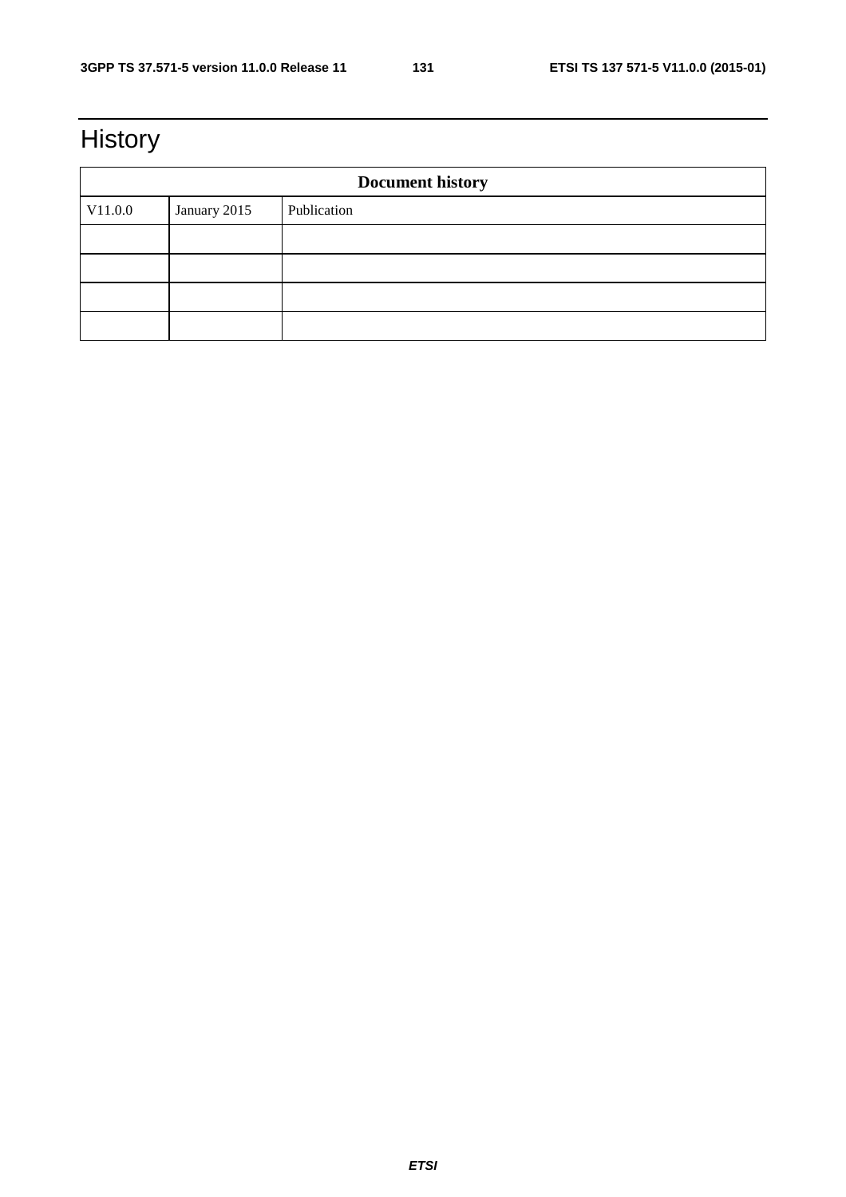# History

| Document history | | |
|---|---|---|
| V11.0.0 | January 2015 | Publication |
| | | |
| | | |
| | | |
| | | |